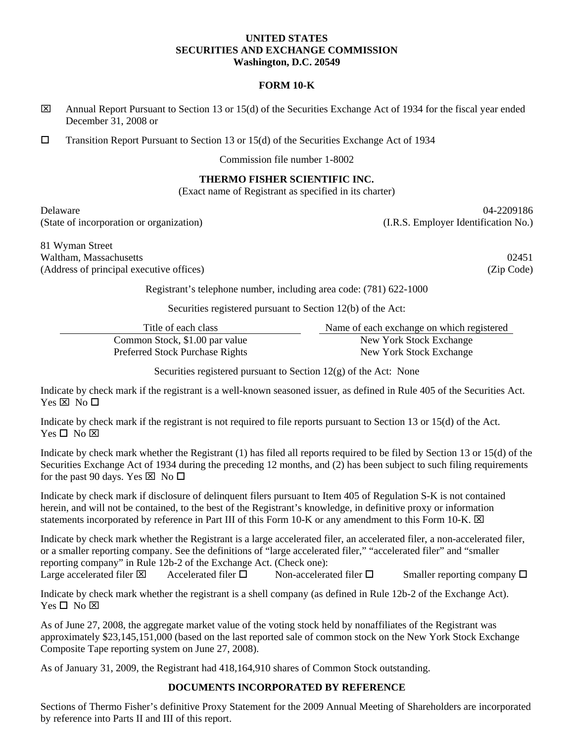**UNITED STATES**
**SECURITIES AND EXCHANGE COMMISSION**
**Washington, D.C. 20549**

**FORM 10-K**

☒ Annual Report Pursuant to Section 13 or 15(d) of the Securities Exchange Act of 1934 for the fiscal year ended December 31, 2008 or

☐ Transition Report Pursuant to Section 13 or 15(d) of the Securities Exchange Act of 1934

Commission file number 1-8002

**THERMO FISHER SCIENTIFIC INC.**
(Exact name of Registrant as specified in its charter)

| | |
|---|---|
| Delaware | 04-2209186 |
| (State of incorporation or organization) | (I.R.S. Employer Identification No.) |

| | |
|---|---|
| 81 Wyman Street | |
| Waltham, Massachusetts | 02451 |
| (Address of principal executive offices) | (Zip Code) |

Registrant's telephone number, including area code: (781) 622-1000

Securities registered pursuant to Section 12(b) of the Act:

| Title of each class | Name of each exchange on which registered |
|---|---|
| Common Stock, $1.00 par value | New York Stock Exchange |
| Preferred Stock Purchase Rights | New York Stock Exchange |

Securities registered pursuant to Section 12(g) of the Act: None

Indicate by check mark if the registrant is a well-known seasoned issuer, as defined in Rule 405 of the Securities Act. Yes ☒ No ☐

Indicate by check mark if the registrant is not required to file reports pursuant to Section 13 or 15(d) of the Act. Yes ☐ No ☒

Indicate by check mark whether the Registrant (1) has filed all reports required to be filed by Section 13 or 15(d) of the Securities Exchange Act of 1934 during the preceding 12 months, and (2) has been subject to such filing requirements for the past 90 days. Yes ☒ No ☐

Indicate by check mark if disclosure of delinquent filers pursuant to Item 405 of Regulation S-K is not contained herein, and will not be contained, to the best of the Registrant's knowledge, in definitive proxy or information statements incorporated by reference in Part III of this Form 10-K or any amendment to this Form 10-K. ☒

Indicate by check mark whether the Registrant is a large accelerated filer, an accelerated filer, a non-accelerated filer, or a smaller reporting company. See the definitions of "large accelerated filer," "accelerated filer" and "smaller reporting company" in Rule 12b-2 of the Exchange Act. (Check one):
Large accelerated filer ☒ Accelerated filer ☐ Non-accelerated filer ☐ Smaller reporting company ☐

Indicate by check mark whether the registrant is a shell company (as defined in Rule 12b-2 of the Exchange Act). Yes ☐ No ☒

As of June 27, 2008, the aggregate market value of the voting stock held by nonaffiliates of the Registrant was approximately $23,145,151,000 (based on the last reported sale of common stock on the New York Stock Exchange Composite Tape reporting system on June 27, 2008).

As of January 31, 2009, the Registrant had 418,164,910 shares of Common Stock outstanding.

**DOCUMENTS INCORPORATED BY REFERENCE**

Sections of Thermo Fisher's definitive Proxy Statement for the 2009 Annual Meeting of Shareholders are incorporated by reference into Parts II and III of this report.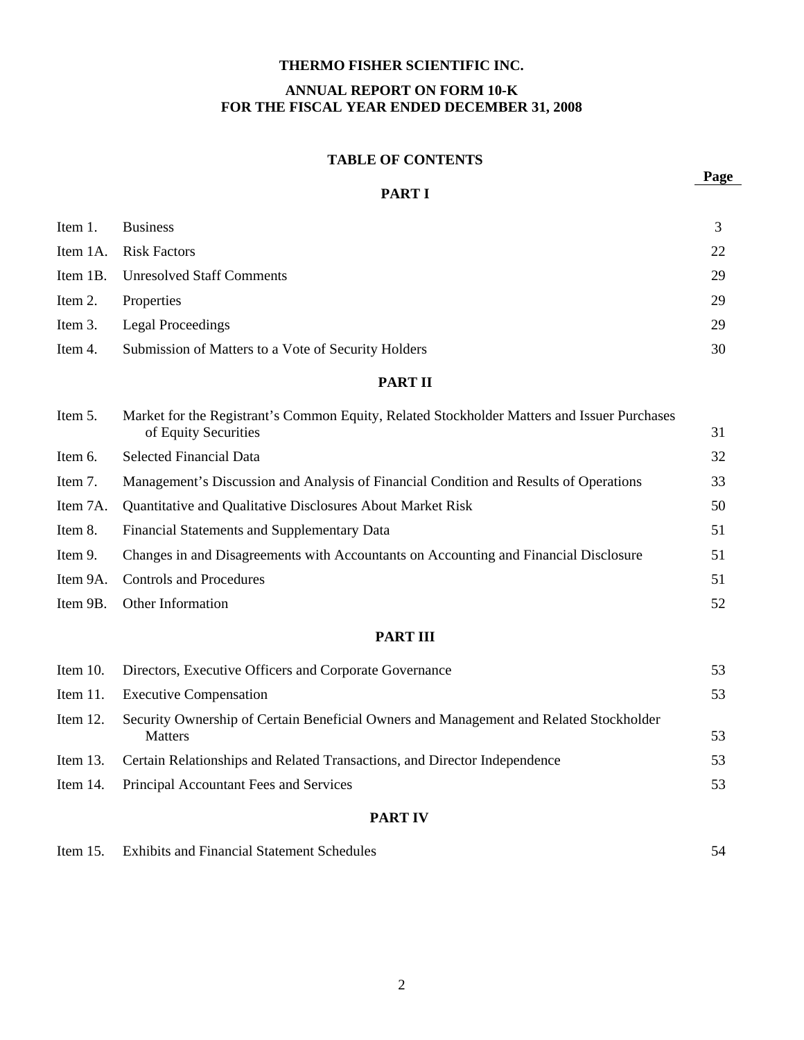**THERMO FISHER SCIENTIFIC INC.**

**ANNUAL REPORT ON FORM 10-K**
**FOR THE FISCAL YEAR ENDED DECEMBER 31, 2008**

**TABLE OF CONTENTS**

| | | Page |
|---|---|---|
| | **PART I** | |
| Item 1. | Business | 3 |
| Item 1A. | Risk Factors | 22 |
| Item 1B. | Unresolved Staff Comments | 29 |
| Item 2. | Properties | 29 |
| Item 3. | Legal Proceedings | 29 |
| Item 4. | Submission of Matters to a Vote of Security Holders | 30 |
| | **PART II** | |
| Item 5. | Market for the Registrant's Common Equity, Related Stockholder Matters and Issuer Purchases of Equity Securities | 31 |
| Item 6. | Selected Financial Data | 32 |
| Item 7. | Management's Discussion and Analysis of Financial Condition and Results of Operations | 33 |
| Item 7A. | Quantitative and Qualitative Disclosures About Market Risk | 50 |
| Item 8. | Financial Statements and Supplementary Data | 51 |
| Item 9. | Changes in and Disagreements with Accountants on Accounting and Financial Disclosure | 51 |
| Item 9A. | Controls and Procedures | 51 |
| Item 9B. | Other Information | 52 |
| | **PART III** | |
| Item 10. | Directors, Executive Officers and Corporate Governance | 53 |
| Item 11. | Executive Compensation | 53 |
| Item 12. | Security Ownership of Certain Beneficial Owners and Management and Related Stockholder Matters | 53 |
| Item 13. | Certain Relationships and Related Transactions, and Director Independence | 53 |
| Item 14. | Principal Accountant Fees and Services | 53 |
| | **PART IV** | |
| Item 15. | Exhibits and Financial Statement Schedules | 54 |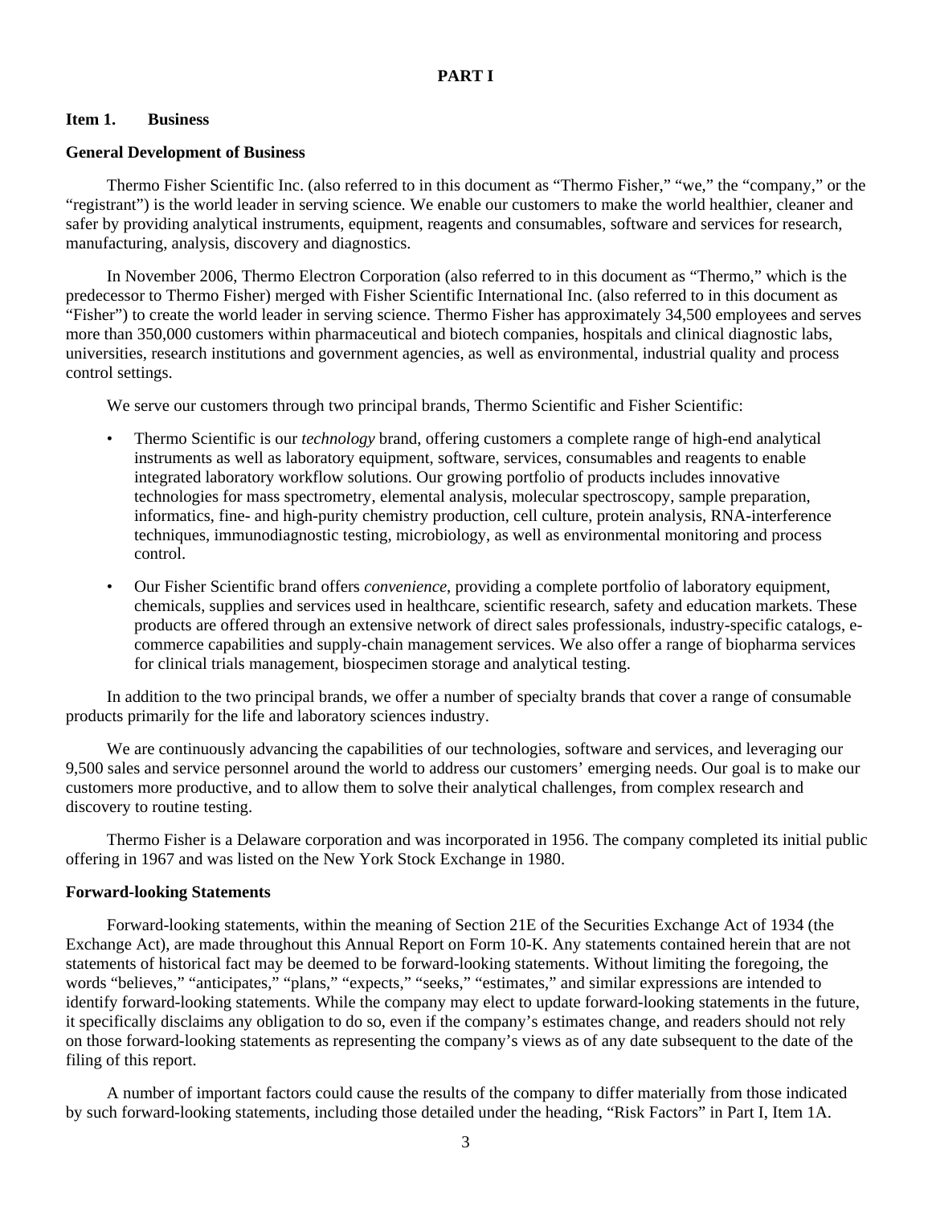# PART I

## Item 1. Business

### General Development of Business

Thermo Fisher Scientific Inc. (also referred to in this document as "Thermo Fisher," "we," the "company," or the "registrant") is the world leader in serving science. We enable our customers to make the world healthier, cleaner and safer by providing analytical instruments, equipment, reagents and consumables, software and services for research, manufacturing, analysis, discovery and diagnostics.

In November 2006, Thermo Electron Corporation (also referred to in this document as "Thermo," which is the predecessor to Thermo Fisher) merged with Fisher Scientific International Inc. (also referred to in this document as "Fisher") to create the world leader in serving science. Thermo Fisher has approximately 34,500 employees and serves more than 350,000 customers within pharmaceutical and biotech companies, hospitals and clinical diagnostic labs, universities, research institutions and government agencies, as well as environmental, industrial quality and process control settings.

We serve our customers through two principal brands, Thermo Scientific and Fisher Scientific:

- Thermo Scientific is our *technology* brand, offering customers a complete range of high-end analytical instruments as well as laboratory equipment, software, services, consumables and reagents to enable integrated laboratory workflow solutions. Our growing portfolio of products includes innovative technologies for mass spectrometry, elemental analysis, molecular spectroscopy, sample preparation, informatics, fine- and high-purity chemistry production, cell culture, protein analysis, RNA-interference techniques, immunodiagnostic testing, microbiology, as well as environmental monitoring and process control.
- Our Fisher Scientific brand offers *convenience*, providing a complete portfolio of laboratory equipment, chemicals, supplies and services used in healthcare, scientific research, safety and education markets. These products are offered through an extensive network of direct sales professionals, industry-specific catalogs, e-commerce capabilities and supply-chain management services. We also offer a range of biopharma services for clinical trials management, biospecimen storage and analytical testing.

In addition to the two principal brands, we offer a number of specialty brands that cover a range of consumable products primarily for the life and laboratory sciences industry.

We are continuously advancing the capabilities of our technologies, software and services, and leveraging our 9,500 sales and service personnel around the world to address our customers' emerging needs. Our goal is to make our customers more productive, and to allow them to solve their analytical challenges, from complex research and discovery to routine testing.

Thermo Fisher is a Delaware corporation and was incorporated in 1956. The company completed its initial public offering in 1967 and was listed on the New York Stock Exchange in 1980.

### Forward-looking Statements

Forward-looking statements, within the meaning of Section 21E of the Securities Exchange Act of 1934 (the Exchange Act), are made throughout this Annual Report on Form 10-K. Any statements contained herein that are not statements of historical fact may be deemed to be forward-looking statements. Without limiting the foregoing, the words "believes," "anticipates," "plans," "expects," "seeks," "estimates," and similar expressions are intended to identify forward-looking statements. While the company may elect to update forward-looking statements in the future, it specifically disclaims any obligation to do so, even if the company's estimates change, and readers should not rely on those forward-looking statements as representing the company's views as of any date subsequent to the date of the filing of this report.

A number of important factors could cause the results of the company to differ materially from those indicated by such forward-looking statements, including those detailed under the heading, "Risk Factors" in Part I, Item 1A.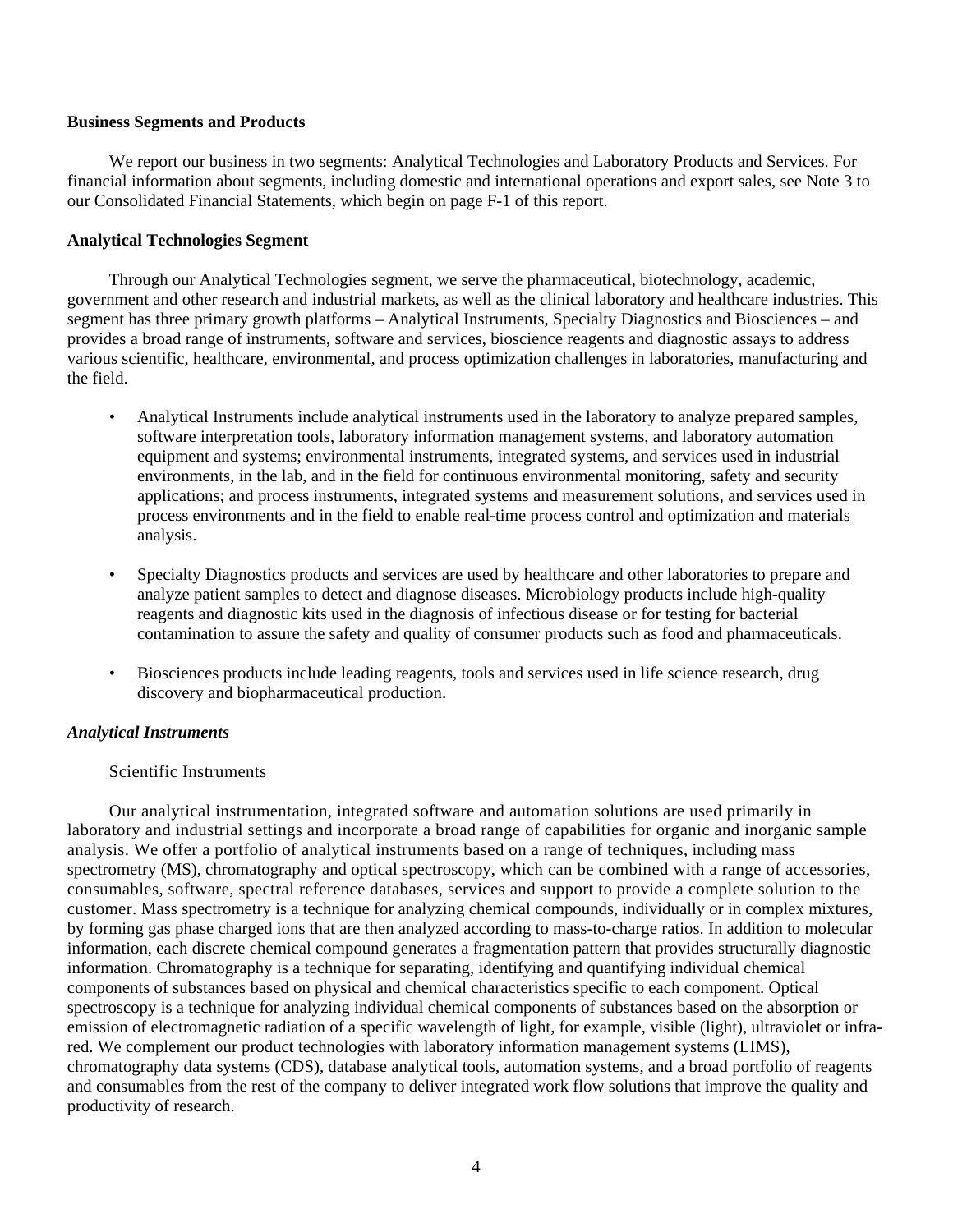**Business Segments and Products**

We report our business in two segments: Analytical Technologies and Laboratory Products and Services. For financial information about segments, including domestic and international operations and export sales, see Note 3 to our Consolidated Financial Statements, which begin on page F-1 of this report.

**Analytical Technologies Segment**

Through our Analytical Technologies segment, we serve the pharmaceutical, biotechnology, academic, government and other research and industrial markets, as well as the clinical laboratory and healthcare industries. This segment has three primary growth platforms – Analytical Instruments, Specialty Diagnostics and Biosciences – and provides a broad range of instruments, software and services, bioscience reagents and diagnostic assays to address various scientific, healthcare, environmental, and process optimization challenges in laboratories, manufacturing and the field.

- Analytical Instruments include analytical instruments used in the laboratory to analyze prepared samples, software interpretation tools, laboratory information management systems, and laboratory automation equipment and systems; environmental instruments, integrated systems, and services used in industrial environments, in the lab, and in the field for continuous environmental monitoring, safety and security applications; and process instruments, integrated systems and measurement solutions, and services used in process environments and in the field to enable real-time process control and optimization and materials analysis.

- Specialty Diagnostics products and services are used by healthcare and other laboratories to prepare and analyze patient samples to detect and diagnose diseases. Microbiology products include high-quality reagents and diagnostic kits used in the diagnosis of infectious disease or for testing for bacterial contamination to assure the safety and quality of consumer products such as food and pharmaceuticals.

- Biosciences products include leading reagents, tools and services used in life science research, drug discovery and biopharmaceutical production.

***Analytical Instruments***

Scientific Instruments

Our analytical instrumentation, integrated software and automation solutions are used primarily in laboratory and industrial settings and incorporate a broad range of capabilities for organic and inorganic sample analysis. We offer a portfolio of analytical instruments based on a range of techniques, including mass spectrometry (MS), chromatography and optical spectroscopy, which can be combined with a range of accessories, consumables, software, spectral reference databases, services and support to provide a complete solution to the customer. Mass spectrometry is a technique for analyzing chemical compounds, individually or in complex mixtures, by forming gas phase charged ions that are then analyzed according to mass-to-charge ratios. In addition to molecular information, each discrete chemical compound generates a fragmentation pattern that provides structurally diagnostic information. Chromatography is a technique for separating, identifying and quantifying individual chemical components of substances based on physical and chemical characteristics specific to each component. Optical spectroscopy is a technique for analyzing individual chemical components of substances based on the absorption or emission of electromagnetic radiation of a specific wavelength of light, for example, visible (light), ultraviolet or infra-red. We complement our product technologies with laboratory information management systems (LIMS), chromatography data systems (CDS), database analytical tools, automation systems, and a broad portfolio of reagents and consumables from the rest of the company to deliver integrated work flow solutions that improve the quality and productivity of research.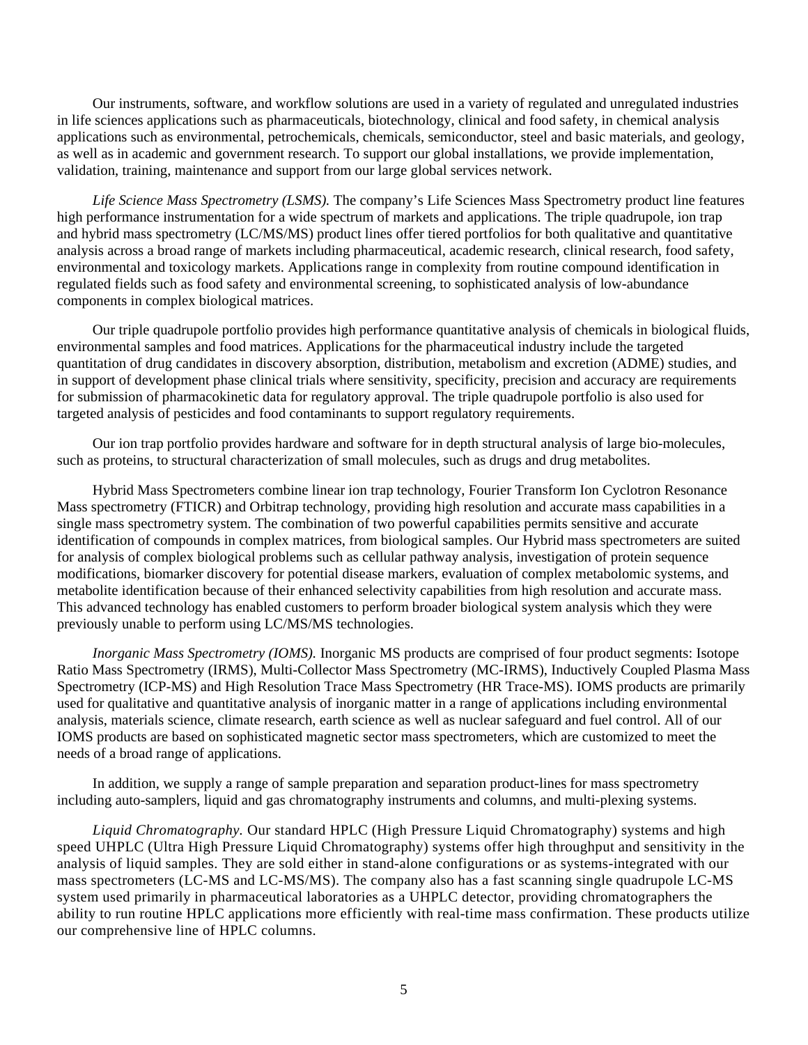Our instruments, software, and workflow solutions are used in a variety of regulated and unregulated industries in life sciences applications such as pharmaceuticals, biotechnology, clinical and food safety, in chemical analysis applications such as environmental, petrochemicals, chemicals, semiconductor, steel and basic materials, and geology, as well as in academic and government research. To support our global installations, we provide implementation, validation, training, maintenance and support from our large global services network.

*Life Science Mass Spectrometry (LSMS).* The company's Life Sciences Mass Spectrometry product line features high performance instrumentation for a wide spectrum of markets and applications. The triple quadrupole, ion trap and hybrid mass spectrometry (LC/MS/MS) product lines offer tiered portfolios for both qualitative and quantitative analysis across a broad range of markets including pharmaceutical, academic research, clinical research, food safety, environmental and toxicology markets. Applications range in complexity from routine compound identification in regulated fields such as food safety and environmental screening, to sophisticated analysis of low-abundance components in complex biological matrices.

Our triple quadrupole portfolio provides high performance quantitative analysis of chemicals in biological fluids, environmental samples and food matrices. Applications for the pharmaceutical industry include the targeted quantitation of drug candidates in discovery absorption, distribution, metabolism and excretion (ADME) studies, and in support of development phase clinical trials where sensitivity, specificity, precision and accuracy are requirements for submission of pharmacokinetic data for regulatory approval. The triple quadrupole portfolio is also used for targeted analysis of pesticides and food contaminants to support regulatory requirements.

Our ion trap portfolio provides hardware and software for in depth structural analysis of large bio-molecules, such as proteins, to structural characterization of small molecules, such as drugs and drug metabolites.

Hybrid Mass Spectrometers combine linear ion trap technology, Fourier Transform Ion Cyclotron Resonance Mass spectrometry (FTICR) and Orbitrap technology, providing high resolution and accurate mass capabilities in a single mass spectrometry system. The combination of two powerful capabilities permits sensitive and accurate identification of compounds in complex matrices, from biological samples. Our Hybrid mass spectrometers are suited for analysis of complex biological problems such as cellular pathway analysis, investigation of protein sequence modifications, biomarker discovery for potential disease markers, evaluation of complex metabolomic systems, and metabolite identification because of their enhanced selectivity capabilities from high resolution and accurate mass. This advanced technology has enabled customers to perform broader biological system analysis which they were previously unable to perform using LC/MS/MS technologies.

*Inorganic Mass Spectrometry (IOMS).* Inorganic MS products are comprised of four product segments: Isotope Ratio Mass Spectrometry (IRMS), Multi-Collector Mass Spectrometry (MC-IRMS), Inductively Coupled Plasma Mass Spectrometry (ICP-MS) and High Resolution Trace Mass Spectrometry (HR Trace-MS). IOMS products are primarily used for qualitative and quantitative analysis of inorganic matter in a range of applications including environmental analysis, materials science, climate research, earth science as well as nuclear safeguard and fuel control. All of our IOMS products are based on sophisticated magnetic sector mass spectrometers, which are customized to meet the needs of a broad range of applications.

In addition, we supply a range of sample preparation and separation product-lines for mass spectrometry including auto-samplers, liquid and gas chromatography instruments and columns, and multi-plexing systems.

*Liquid Chromatography.* Our standard HPLC (High Pressure Liquid Chromatography) systems and high speed UHPLC (Ultra High Pressure Liquid Chromatography) systems offer high throughput and sensitivity in the analysis of liquid samples. They are sold either in stand-alone configurations or as systems-integrated with our mass spectrometers (LC-MS and LC-MS/MS). The company also has a fast scanning single quadrupole LC-MS system used primarily in pharmaceutical laboratories as a UHPLC detector, providing chromatographers the ability to run routine HPLC applications more efficiently with real-time mass confirmation. These products utilize our comprehensive line of HPLC columns.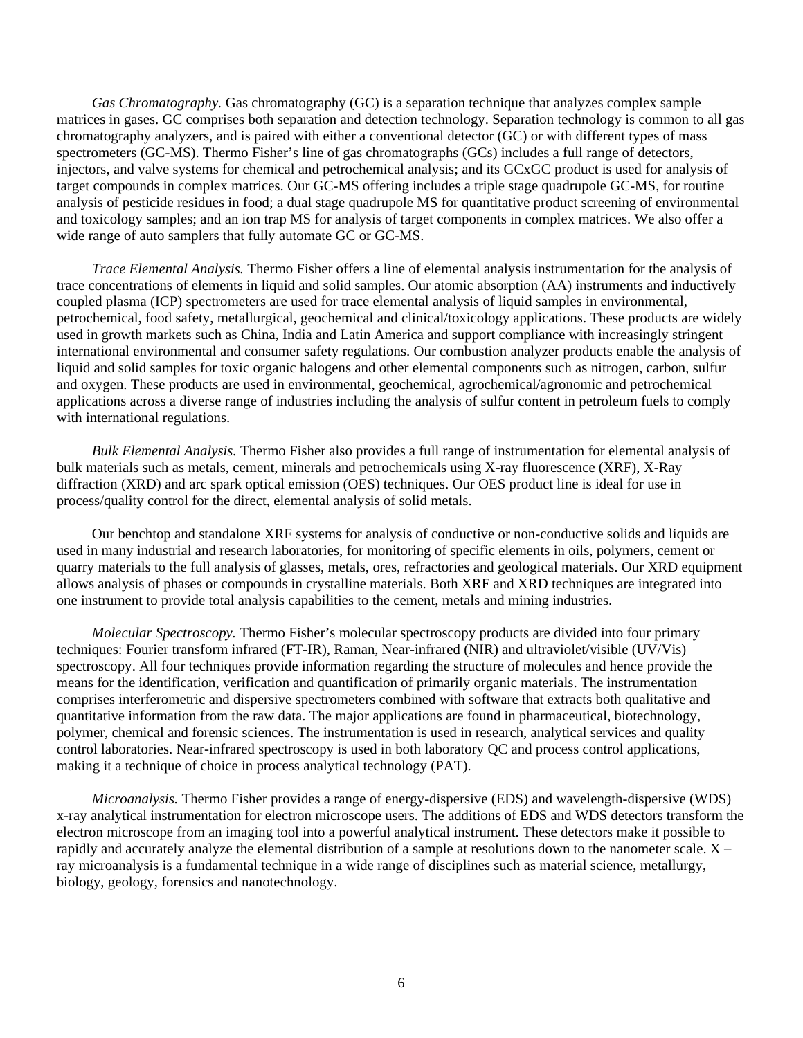*Gas Chromatography.* Gas chromatography (GC) is a separation technique that analyzes complex sample matrices in gases. GC comprises both separation and detection technology. Separation technology is common to all gas chromatography analyzers, and is paired with either a conventional detector (GC) or with different types of mass spectrometers (GC-MS). Thermo Fisher's line of gas chromatographs (GCs) includes a full range of detectors, injectors, and valve systems for chemical and petrochemical analysis; and its GCxGC product is used for analysis of target compounds in complex matrices. Our GC-MS offering includes a triple stage quadrupole GC-MS, for routine analysis of pesticide residues in food; a dual stage quadrupole MS for quantitative product screening of environmental and toxicology samples; and an ion trap MS for analysis of target components in complex matrices. We also offer a wide range of auto samplers that fully automate GC or GC-MS.

*Trace Elemental Analysis.* Thermo Fisher offers a line of elemental analysis instrumentation for the analysis of trace concentrations of elements in liquid and solid samples. Our atomic absorption (AA) instruments and inductively coupled plasma (ICP) spectrometers are used for trace elemental analysis of liquid samples in environmental, petrochemical, food safety, metallurgical, geochemical and clinical/toxicology applications. These products are widely used in growth markets such as China, India and Latin America and support compliance with increasingly stringent international environmental and consumer safety regulations. Our combustion analyzer products enable the analysis of liquid and solid samples for toxic organic halogens and other elemental components such as nitrogen, carbon, sulfur and oxygen. These products are used in environmental, geochemical, agrochemical/agronomic and petrochemical applications across a diverse range of industries including the analysis of sulfur content in petroleum fuels to comply with international regulations.

*Bulk Elemental Analysis.* Thermo Fisher also provides a full range of instrumentation for elemental analysis of bulk materials such as metals, cement, minerals and petrochemicals using X-ray fluorescence (XRF), X-Ray diffraction (XRD) and arc spark optical emission (OES) techniques. Our OES product line is ideal for use in process/quality control for the direct, elemental analysis of solid metals.

Our benchtop and standalone XRF systems for analysis of conductive or non-conductive solids and liquids are used in many industrial and research laboratories, for monitoring of specific elements in oils, polymers, cement or quarry materials to the full analysis of glasses, metals, ores, refractories and geological materials. Our XRD equipment allows analysis of phases or compounds in crystalline materials. Both XRF and XRD techniques are integrated into one instrument to provide total analysis capabilities to the cement, metals and mining industries.

*Molecular Spectroscopy.* Thermo Fisher's molecular spectroscopy products are divided into four primary techniques: Fourier transform infrared (FT-IR), Raman, Near-infrared (NIR) and ultraviolet/visible (UV/Vis) spectroscopy. All four techniques provide information regarding the structure of molecules and hence provide the means for the identification, verification and quantification of primarily organic materials. The instrumentation comprises interferometric and dispersive spectrometers combined with software that extracts both qualitative and quantitative information from the raw data. The major applications are found in pharmaceutical, biotechnology, polymer, chemical and forensic sciences. The instrumentation is used in research, analytical services and quality control laboratories. Near-infrared spectroscopy is used in both laboratory QC and process control applications, making it a technique of choice in process analytical technology (PAT).

*Microanalysis.* Thermo Fisher provides a range of energy-dispersive (EDS) and wavelength-dispersive (WDS) x-ray analytical instrumentation for electron microscope users. The additions of EDS and WDS detectors transform the electron microscope from an imaging tool into a powerful analytical instrument. These detectors make it possible to rapidly and accurately analyze the elemental distribution of a sample at resolutions down to the nanometer scale. X – ray microanalysis is a fundamental technique in a wide range of disciplines such as material science, metallurgy, biology, geology, forensics and nanotechnology.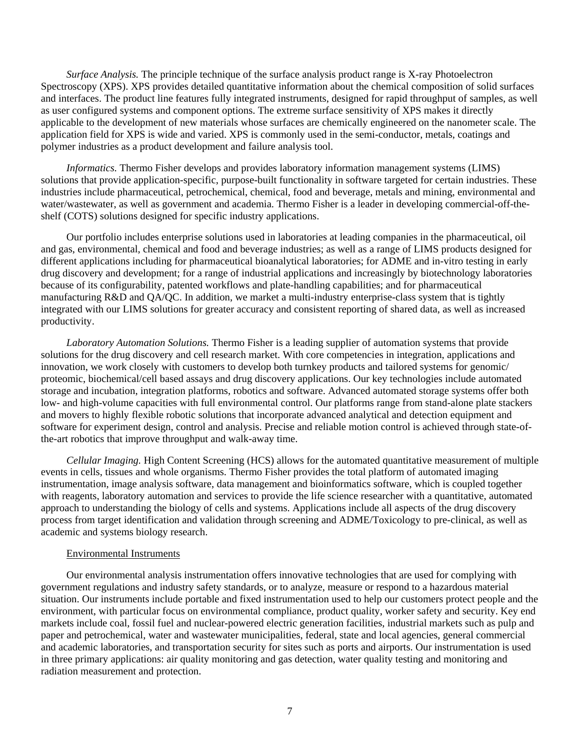*Surface Analysis.* The principle technique of the surface analysis product range is X-ray Photoelectron Spectroscopy (XPS). XPS provides detailed quantitative information about the chemical composition of solid surfaces and interfaces. The product line features fully integrated instruments, designed for rapid throughput of samples, as well as user configured systems and component options. The extreme surface sensitivity of XPS makes it directly applicable to the development of new materials whose surfaces are chemically engineered on the nanometer scale. The application field for XPS is wide and varied. XPS is commonly used in the semi-conductor, metals, coatings and polymer industries as a product development and failure analysis tool.

*Informatics.* Thermo Fisher develops and provides laboratory information management systems (LIMS) solutions that provide application-specific, purpose-built functionality in software targeted for certain industries. These industries include pharmaceutical, petrochemical, chemical, food and beverage, metals and mining, environmental and water/wastewater, as well as government and academia. Thermo Fisher is a leader in developing commercial-off-the-shelf (COTS) solutions designed for specific industry applications.

Our portfolio includes enterprise solutions used in laboratories at leading companies in the pharmaceutical, oil and gas, environmental, chemical and food and beverage industries; as well as a range of LIMS products designed for different applications including for pharmaceutical bioanalytical laboratories; for ADME and in-vitro testing in early drug discovery and development; for a range of industrial applications and increasingly by biotechnology laboratories because of its configurability, patented workflows and plate-handling capabilities; and for pharmaceutical manufacturing R&D and QA/QC. In addition, we market a multi-industry enterprise-class system that is tightly integrated with our LIMS solutions for greater accuracy and consistent reporting of shared data, as well as increased productivity.

*Laboratory Automation Solutions.* Thermo Fisher is a leading supplier of automation systems that provide solutions for the drug discovery and cell research market. With core competencies in integration, applications and innovation, we work closely with customers to develop both turnkey products and tailored systems for genomic/proteomic, biochemical/cell based assays and drug discovery applications. Our key technologies include automated storage and incubation, integration platforms, robotics and software. Advanced automated storage systems offer both low- and high-volume capacities with full environmental control. Our platforms range from stand-alone plate stackers and movers to highly flexible robotic solutions that incorporate advanced analytical and detection equipment and software for experiment design, control and analysis. Precise and reliable motion control is achieved through state-of-the-art robotics that improve throughput and walk-away time.

*Cellular Imaging.* High Content Screening (HCS) allows for the automated quantitative measurement of multiple events in cells, tissues and whole organisms. Thermo Fisher provides the total platform of automated imaging instrumentation, image analysis software, data management and bioinformatics software, which is coupled together with reagents, laboratory automation and services to provide the life science researcher with a quantitative, automated approach to understanding the biology of cells and systems. Applications include all aspects of the drug discovery process from target identification and validation through screening and ADME/Toxicology to pre-clinical, as well as academic and systems biology research.

Environmental Instruments

Our environmental analysis instrumentation offers innovative technologies that are used for complying with government regulations and industry safety standards, or to analyze, measure or respond to a hazardous material situation. Our instruments include portable and fixed instrumentation used to help our customers protect people and the environment, with particular focus on environmental compliance, product quality, worker safety and security. Key end markets include coal, fossil fuel and nuclear-powered electric generation facilities, industrial markets such as pulp and paper and petrochemical, water and wastewater municipalities, federal, state and local agencies, general commercial and academic laboratories, and transportation security for sites such as ports and airports. Our instrumentation is used in three primary applications: air quality monitoring and gas detection, water quality testing and monitoring and radiation measurement and protection.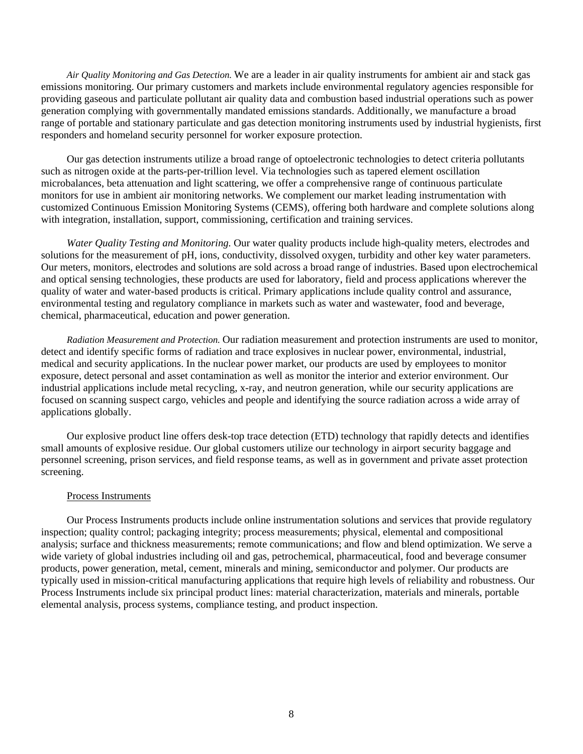*Air Quality Monitoring and Gas Detection.* We are a leader in air quality instruments for ambient air and stack gas emissions monitoring. Our primary customers and markets include environmental regulatory agencies responsible for providing gaseous and particulate pollutant air quality data and combustion based industrial operations such as power generation complying with governmentally mandated emissions standards. Additionally, we manufacture a broad range of portable and stationary particulate and gas detection monitoring instruments used by industrial hygienists, first responders and homeland security personnel for worker exposure protection.

Our gas detection instruments utilize a broad range of optoelectronic technologies to detect criteria pollutants such as nitrogen oxide at the parts-per-trillion level. Via technologies such as tapered element oscillation microbalances, beta attenuation and light scattering, we offer a comprehensive range of continuous particulate monitors for use in ambient air monitoring networks. We complement our market leading instrumentation with customized Continuous Emission Monitoring Systems (CEMS), offering both hardware and complete solutions along with integration, installation, support, commissioning, certification and training services.

*Water Quality Testing and Monitoring.* Our water quality products include high-quality meters, electrodes and solutions for the measurement of pH, ions, conductivity, dissolved oxygen, turbidity and other key water parameters. Our meters, monitors, electrodes and solutions are sold across a broad range of industries. Based upon electrochemical and optical sensing technologies, these products are used for laboratory, field and process applications wherever the quality of water and water-based products is critical. Primary applications include quality control and assurance, environmental testing and regulatory compliance in markets such as water and wastewater, food and beverage, chemical, pharmaceutical, education and power generation.

*Radiation Measurement and Protection.* Our radiation measurement and protection instruments are used to monitor, detect and identify specific forms of radiation and trace explosives in nuclear power, environmental, industrial, medical and security applications. In the nuclear power market, our products are used by employees to monitor exposure, detect personal and asset contamination as well as monitor the interior and exterior environment. Our industrial applications include metal recycling, x-ray, and neutron generation, while our security applications are focused on scanning suspect cargo, vehicles and people and identifying the source radiation across a wide array of applications globally.

Our explosive product line offers desk-top trace detection (ETD) technology that rapidly detects and identifies small amounts of explosive residue. Our global customers utilize our technology in airport security baggage and personnel screening, prison services, and field response teams, as well as in government and private asset protection screening.

Process Instruments

Our Process Instruments products include online instrumentation solutions and services that provide regulatory inspection; quality control; packaging integrity; process measurements; physical, elemental and compositional analysis; surface and thickness measurements; remote communications; and flow and blend optimization. We serve a wide variety of global industries including oil and gas, petrochemical, pharmaceutical, food and beverage consumer products, power generation, metal, cement, minerals and mining, semiconductor and polymer. Our products are typically used in mission-critical manufacturing applications that require high levels of reliability and robustness. Our Process Instruments include six principal product lines: material characterization, materials and minerals, portable elemental analysis, process systems, compliance testing, and product inspection.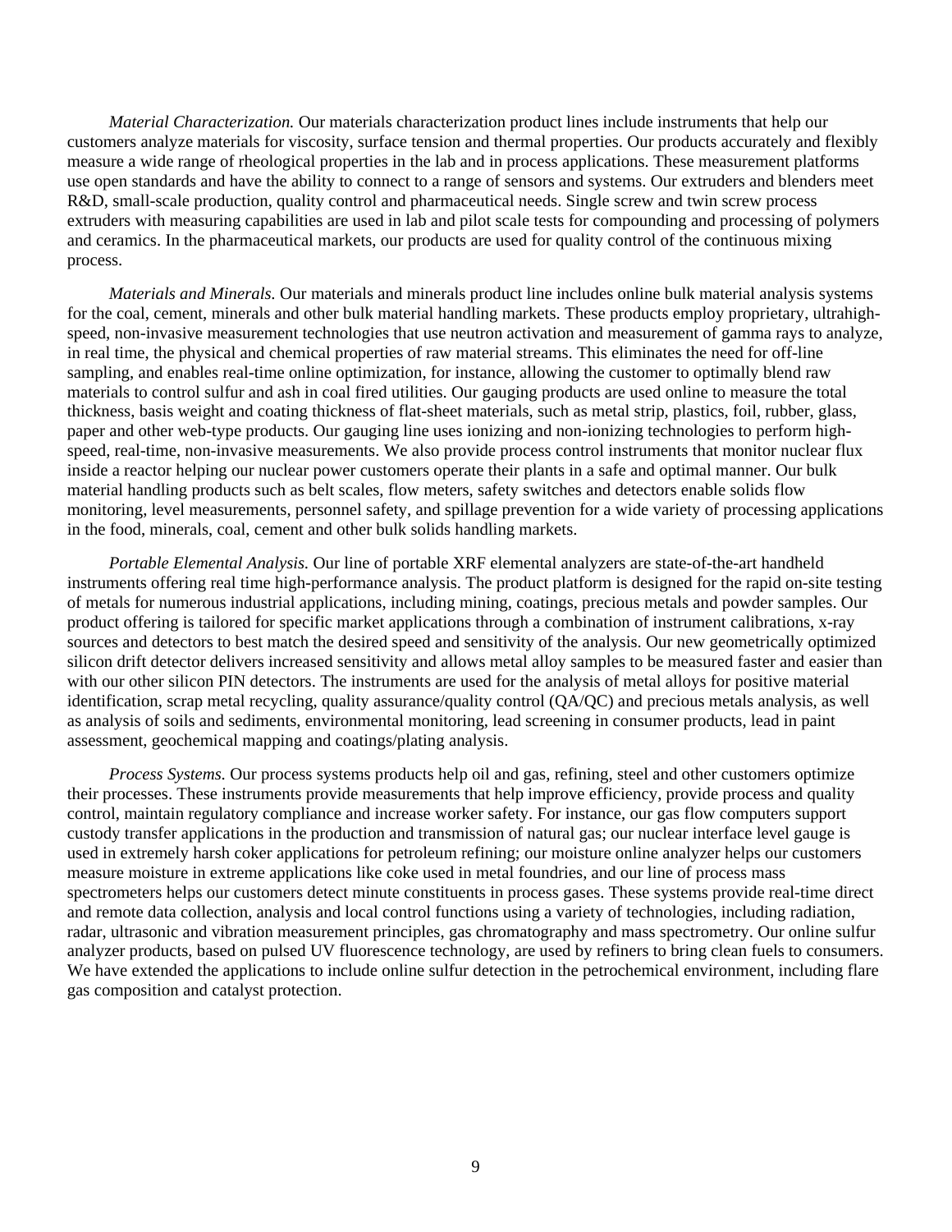*Material Characterization.* Our materials characterization product lines include instruments that help our customers analyze materials for viscosity, surface tension and thermal properties. Our products accurately and flexibly measure a wide range of rheological properties in the lab and in process applications. These measurement platforms use open standards and have the ability to connect to a range of sensors and systems. Our extruders and blenders meet R&D, small-scale production, quality control and pharmaceutical needs. Single screw and twin screw process extruders with measuring capabilities are used in lab and pilot scale tests for compounding and processing of polymers and ceramics. In the pharmaceutical markets, our products are used for quality control of the continuous mixing process.

*Materials and Minerals.* Our materials and minerals product line includes online bulk material analysis systems for the coal, cement, minerals and other bulk material handling markets. These products employ proprietary, ultrahigh-speed, non-invasive measurement technologies that use neutron activation and measurement of gamma rays to analyze, in real time, the physical and chemical properties of raw material streams. This eliminates the need for off-line sampling, and enables real-time online optimization, for instance, allowing the customer to optimally blend raw materials to control sulfur and ash in coal fired utilities. Our gauging products are used online to measure the total thickness, basis weight and coating thickness of flat-sheet materials, such as metal strip, plastics, foil, rubber, glass, paper and other web-type products. Our gauging line uses ionizing and non-ionizing technologies to perform high-speed, real-time, non-invasive measurements. We also provide process control instruments that monitor nuclear flux inside a reactor helping our nuclear power customers operate their plants in a safe and optimal manner. Our bulk material handling products such as belt scales, flow meters, safety switches and detectors enable solids flow monitoring, level measurements, personnel safety, and spillage prevention for a wide variety of processing applications in the food, minerals, coal, cement and other bulk solids handling markets.

*Portable Elemental Analysis.* Our line of portable XRF elemental analyzers are state-of-the-art handheld instruments offering real time high-performance analysis. The product platform is designed for the rapid on-site testing of metals for numerous industrial applications, including mining, coatings, precious metals and powder samples. Our product offering is tailored for specific market applications through a combination of instrument calibrations, x-ray sources and detectors to best match the desired speed and sensitivity of the analysis. Our new geometrically optimized silicon drift detector delivers increased sensitivity and allows metal alloy samples to be measured faster and easier than with our other silicon PIN detectors. The instruments are used for the analysis of metal alloys for positive material identification, scrap metal recycling, quality assurance/quality control (QA/QC) and precious metals analysis, as well as analysis of soils and sediments, environmental monitoring, lead screening in consumer products, lead in paint assessment, geochemical mapping and coatings/plating analysis.

*Process Systems.* Our process systems products help oil and gas, refining, steel and other customers optimize their processes. These instruments provide measurements that help improve efficiency, provide process and quality control, maintain regulatory compliance and increase worker safety. For instance, our gas flow computers support custody transfer applications in the production and transmission of natural gas; our nuclear interface level gauge is used in extremely harsh coker applications for petroleum refining; our moisture online analyzer helps our customers measure moisture in extreme applications like coke used in metal foundries, and our line of process mass spectrometers helps our customers detect minute constituents in process gases. These systems provide real-time direct and remote data collection, analysis and local control functions using a variety of technologies, including radiation, radar, ultrasonic and vibration measurement principles, gas chromatography and mass spectrometry. Our online sulfur analyzer products, based on pulsed UV fluorescence technology, are used by refiners to bring clean fuels to consumers. We have extended the applications to include online sulfur detection in the petrochemical environment, including flare gas composition and catalyst protection.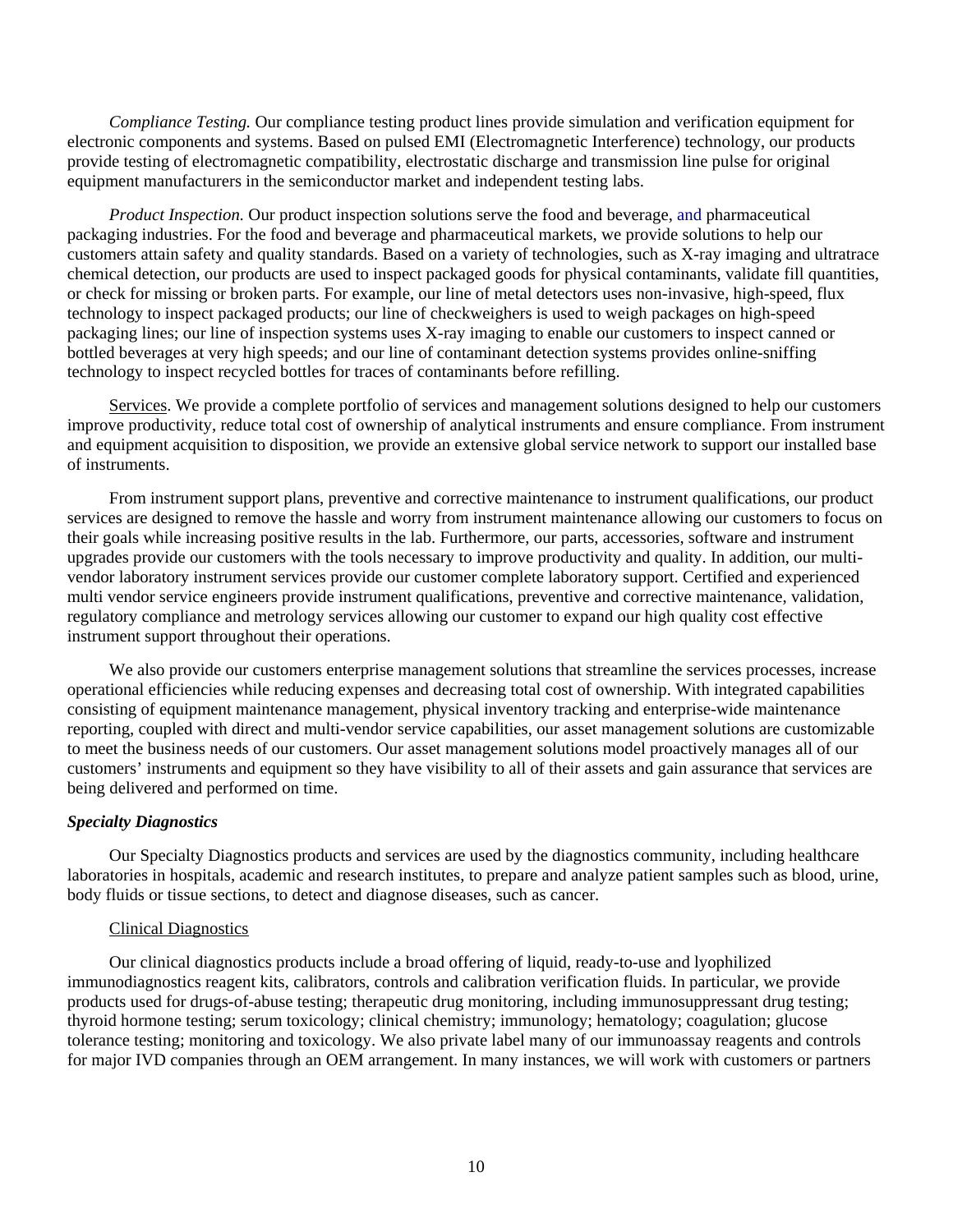*Compliance Testing.* Our compliance testing product lines provide simulation and verification equipment for electronic components and systems. Based on pulsed EMI (Electromagnetic Interference) technology, our products provide testing of electromagnetic compatibility, electrostatic discharge and transmission line pulse for original equipment manufacturers in the semiconductor market and independent testing labs.

*Product Inspection.* Our product inspection solutions serve the food and beverage, and pharmaceutical packaging industries. For the food and beverage and pharmaceutical markets, we provide solutions to help our customers attain safety and quality standards. Based on a variety of technologies, such as X-ray imaging and ultratrace chemical detection, our products are used to inspect packaged goods for physical contaminants, validate fill quantities, or check for missing or broken parts. For example, our line of metal detectors uses non-invasive, high-speed, flux technology to inspect packaged products; our line of checkweighers is used to weigh packages on high-speed packaging lines; our line of inspection systems uses X-ray imaging to enable our customers to inspect canned or bottled beverages at very high speeds; and our line of contaminant detection systems provides online-sniffing technology to inspect recycled bottles for traces of contaminants before refilling.

Services. We provide a complete portfolio of services and management solutions designed to help our customers improve productivity, reduce total cost of ownership of analytical instruments and ensure compliance. From instrument and equipment acquisition to disposition, we provide an extensive global service network to support our installed base of instruments.

From instrument support plans, preventive and corrective maintenance to instrument qualifications, our product services are designed to remove the hassle and worry from instrument maintenance allowing our customers to focus on their goals while increasing positive results in the lab. Furthermore, our parts, accessories, software and instrument upgrades provide our customers with the tools necessary to improve productivity and quality. In addition, our multi-vendor laboratory instrument services provide our customer complete laboratory support. Certified and experienced multi vendor service engineers provide instrument qualifications, preventive and corrective maintenance, validation, regulatory compliance and metrology services allowing our customer to expand our high quality cost effective instrument support throughout their operations.

We also provide our customers enterprise management solutions that streamline the services processes, increase operational efficiencies while reducing expenses and decreasing total cost of ownership. With integrated capabilities consisting of equipment maintenance management, physical inventory tracking and enterprise-wide maintenance reporting, coupled with direct and multi-vendor service capabilities, our asset management solutions are customizable to meet the business needs of our customers. Our asset management solutions model proactively manages all of our customers' instruments and equipment so they have visibility to all of their assets and gain assurance that services are being delivered and performed on time.

***Specialty Diagnostics***

Our Specialty Diagnostics products and services are used by the diagnostics community, including healthcare laboratories in hospitals, academic and research institutes, to prepare and analyze patient samples such as blood, urine, body fluids or tissue sections, to detect and diagnose diseases, such as cancer.

Clinical Diagnostics

Our clinical diagnostics products include a broad offering of liquid, ready-to-use and lyophilized immunodiagnostics reagent kits, calibrators, controls and calibration verification fluids. In particular, we provide products used for drugs-of-abuse testing; therapeutic drug monitoring, including immunosuppressant drug testing; thyroid hormone testing; serum toxicology; clinical chemistry; immunology; hematology; coagulation; glucose tolerance testing; monitoring and toxicology. We also private label many of our immunoassay reagents and controls for major IVD companies through an OEM arrangement. In many instances, we will work with customers or partners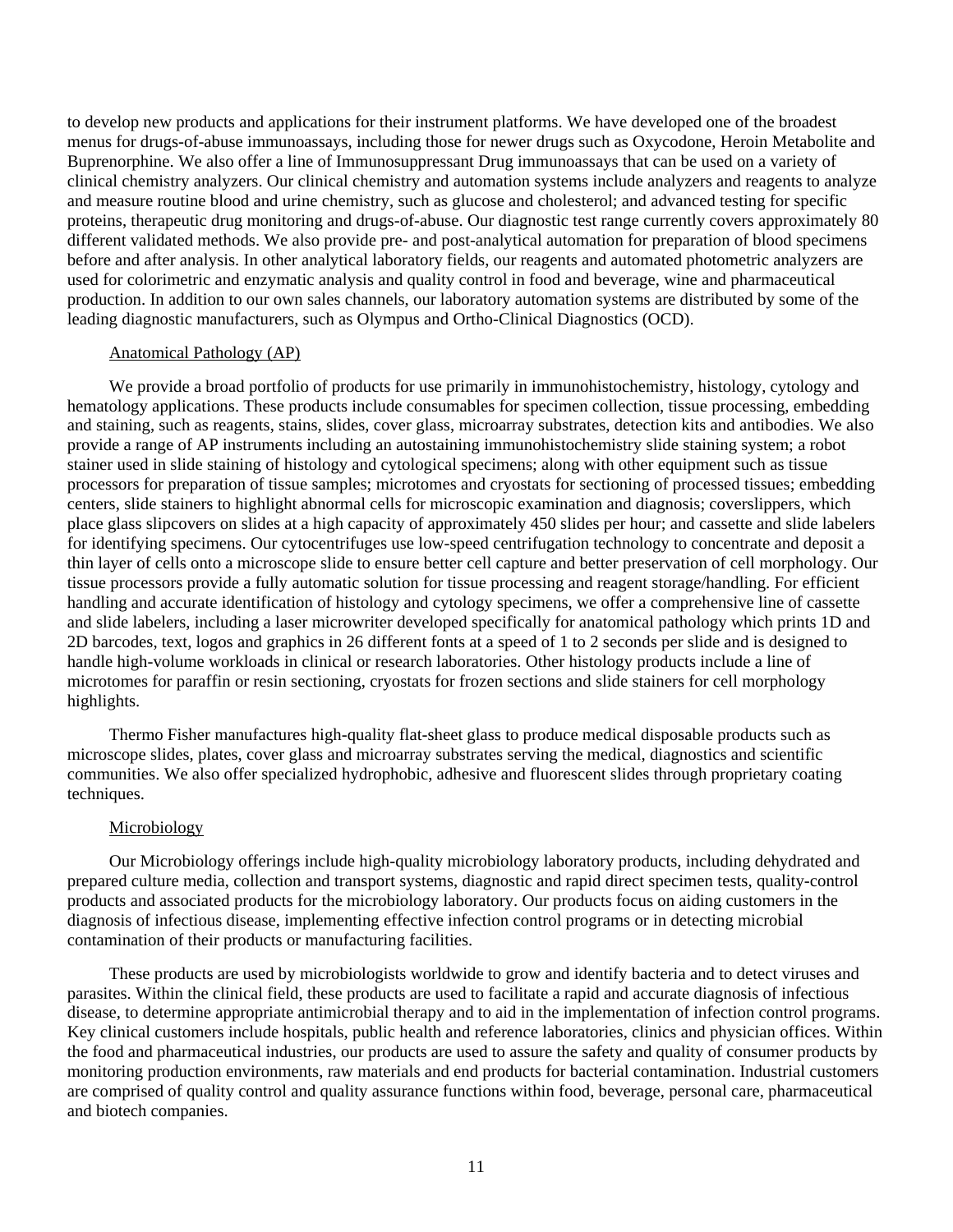to develop new products and applications for their instrument platforms. We have developed one of the broadest menus for drugs-of-abuse immunoassays, including those for newer drugs such as Oxycodone, Heroin Metabolite and Buprenorphine. We also offer a line of Immunosuppressant Drug immunoassays that can be used on a variety of clinical chemistry analyzers. Our clinical chemistry and automation systems include analyzers and reagents to analyze and measure routine blood and urine chemistry, such as glucose and cholesterol; and advanced testing for specific proteins, therapeutic drug monitoring and drugs-of-abuse. Our diagnostic test range currently covers approximately 80 different validated methods. We also provide pre- and post-analytical automation for preparation of blood specimens before and after analysis. In other analytical laboratory fields, our reagents and automated photometric analyzers are used for colorimetric and enzymatic analysis and quality control in food and beverage, wine and pharmaceutical production. In addition to our own sales channels, our laboratory automation systems are distributed by some of the leading diagnostic manufacturers, such as Olympus and Ortho-Clinical Diagnostics (OCD).

Anatomical Pathology (AP)

We provide a broad portfolio of products for use primarily in immunohistochemistry, histology, cytology and hematology applications. These products include consumables for specimen collection, tissue processing, embedding and staining, such as reagents, stains, slides, cover glass, microarray substrates, detection kits and antibodies. We also provide a range of AP instruments including an autostaining immunohistochemistry slide staining system; a robot stainer used in slide staining of histology and cytological specimens; along with other equipment such as tissue processors for preparation of tissue samples; microtomes and cryostats for sectioning of processed tissues; embedding centers, slide stainers to highlight abnormal cells for microscopic examination and diagnosis; coverslippers, which place glass slipcovers on slides at a high capacity of approximately 450 slides per hour; and cassette and slide labelers for identifying specimens. Our cytocentrifuges use low-speed centrifugation technology to concentrate and deposit a thin layer of cells onto a microscope slide to ensure better cell capture and better preservation of cell morphology. Our tissue processors provide a fully automatic solution for tissue processing and reagent storage/handling. For efficient handling and accurate identification of histology and cytology specimens, we offer a comprehensive line of cassette and slide labelers, including a laser microwriter developed specifically for anatomical pathology which prints 1D and 2D barcodes, text, logos and graphics in 26 different fonts at a speed of 1 to 2 seconds per slide and is designed to handle high-volume workloads in clinical or research laboratories. Other histology products include a line of microtomes for paraffin or resin sectioning, cryostats for frozen sections and slide stainers for cell morphology highlights.

Thermo Fisher manufactures high-quality flat-sheet glass to produce medical disposable products such as microscope slides, plates, cover glass and microarray substrates serving the medical, diagnostics and scientific communities. We also offer specialized hydrophobic, adhesive and fluorescent slides through proprietary coating techniques.

Microbiology

Our Microbiology offerings include high-quality microbiology laboratory products, including dehydrated and prepared culture media, collection and transport systems, diagnostic and rapid direct specimen tests, quality-control products and associated products for the microbiology laboratory. Our products focus on aiding customers in the diagnosis of infectious disease, implementing effective infection control programs or in detecting microbial contamination of their products or manufacturing facilities.

These products are used by microbiologists worldwide to grow and identify bacteria and to detect viruses and parasites. Within the clinical field, these products are used to facilitate a rapid and accurate diagnosis of infectious disease, to determine appropriate antimicrobial therapy and to aid in the implementation of infection control programs. Key clinical customers include hospitals, public health and reference laboratories, clinics and physician offices. Within the food and pharmaceutical industries, our products are used to assure the safety and quality of consumer products by monitoring production environments, raw materials and end products for bacterial contamination. Industrial customers are comprised of quality control and quality assurance functions within food, beverage, personal care, pharmaceutical and biotech companies.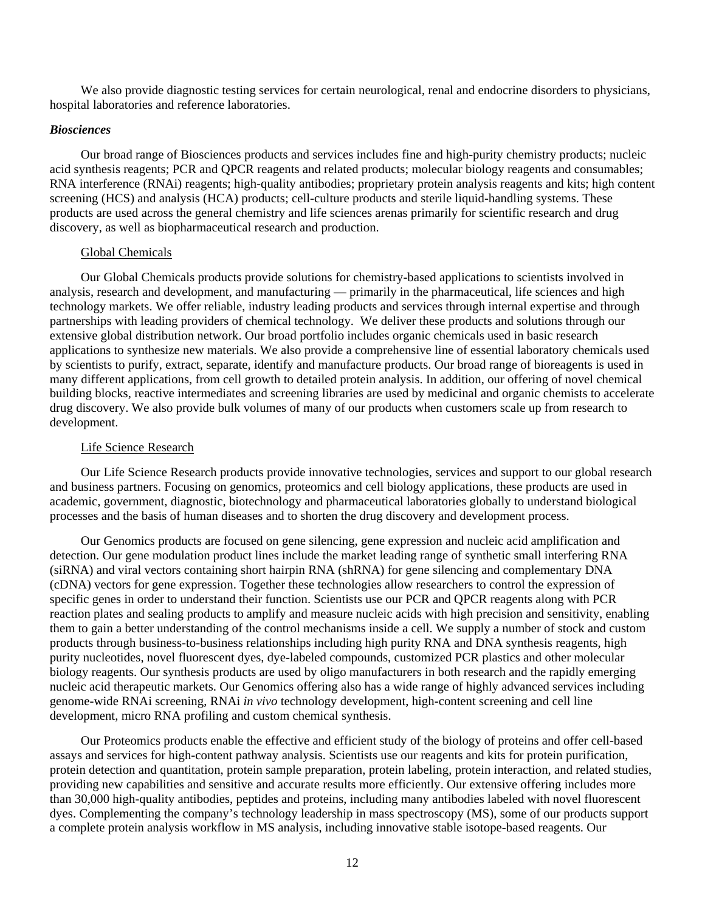We also provide diagnostic testing services for certain neurological, renal and endocrine disorders to physicians, hospital laboratories and reference laboratories.

***Biosciences***

Our broad range of Biosciences products and services includes fine and high-purity chemistry products; nucleic acid synthesis reagents; PCR and QPCR reagents and related products; molecular biology reagents and consumables; RNA interference (RNAi) reagents; high-quality antibodies; proprietary protein analysis reagents and kits; high content screening (HCS) and analysis (HCA) products; cell-culture products and sterile liquid-handling systems. These products are used across the general chemistry and life sciences arenas primarily for scientific research and drug discovery, as well as biopharmaceutical research and production.

Global Chemicals

Our Global Chemicals products provide solutions for chemistry-based applications to scientists involved in analysis, research and development, and manufacturing — primarily in the pharmaceutical, life sciences and high technology markets. We offer reliable, industry leading products and services through internal expertise and through partnerships with leading providers of chemical technology. We deliver these products and solutions through our extensive global distribution network. Our broad portfolio includes organic chemicals used in basic research applications to synthesize new materials. We also provide a comprehensive line of essential laboratory chemicals used by scientists to purify, extract, separate, identify and manufacture products. Our broad range of bioreagents is used in many different applications, from cell growth to detailed protein analysis. In addition, our offering of novel chemical building blocks, reactive intermediates and screening libraries are used by medicinal and organic chemists to accelerate drug discovery. We also provide bulk volumes of many of our products when customers scale up from research to development.

Life Science Research

Our Life Science Research products provide innovative technologies, services and support to our global research and business partners. Focusing on genomics, proteomics and cell biology applications, these products are used in academic, government, diagnostic, biotechnology and pharmaceutical laboratories globally to understand biological processes and the basis of human diseases and to shorten the drug discovery and development process.

Our Genomics products are focused on gene silencing, gene expression and nucleic acid amplification and detection. Our gene modulation product lines include the market leading range of synthetic small interfering RNA (siRNA) and viral vectors containing short hairpin RNA (shRNA) for gene silencing and complementary DNA (cDNA) vectors for gene expression. Together these technologies allow researchers to control the expression of specific genes in order to understand their function. Scientists use our PCR and QPCR reagents along with PCR reaction plates and sealing products to amplify and measure nucleic acids with high precision and sensitivity, enabling them to gain a better understanding of the control mechanisms inside a cell. We supply a number of stock and custom products through business-to-business relationships including high purity RNA and DNA synthesis reagents, high purity nucleotides, novel fluorescent dyes, dye-labeled compounds, customized PCR plastics and other molecular biology reagents. Our synthesis products are used by oligo manufacturers in both research and the rapidly emerging nucleic acid therapeutic markets. Our Genomics offering also has a wide range of highly advanced services including genome-wide RNAi screening, RNAi *in vivo* technology development, high-content screening and cell line development, micro RNA profiling and custom chemical synthesis.

Our Proteomics products enable the effective and efficient study of the biology of proteins and offer cell-based assays and services for high-content pathway analysis. Scientists use our reagents and kits for protein purification, protein detection and quantitation, protein sample preparation, protein labeling, protein interaction, and related studies, providing new capabilities and sensitive and accurate results more efficiently. Our extensive offering includes more than 30,000 high-quality antibodies, peptides and proteins, including many antibodies labeled with novel fluorescent dyes. Complementing the company's technology leadership in mass spectroscopy (MS), some of our products support a complete protein analysis workflow in MS analysis, including innovative stable isotope-based reagents. Our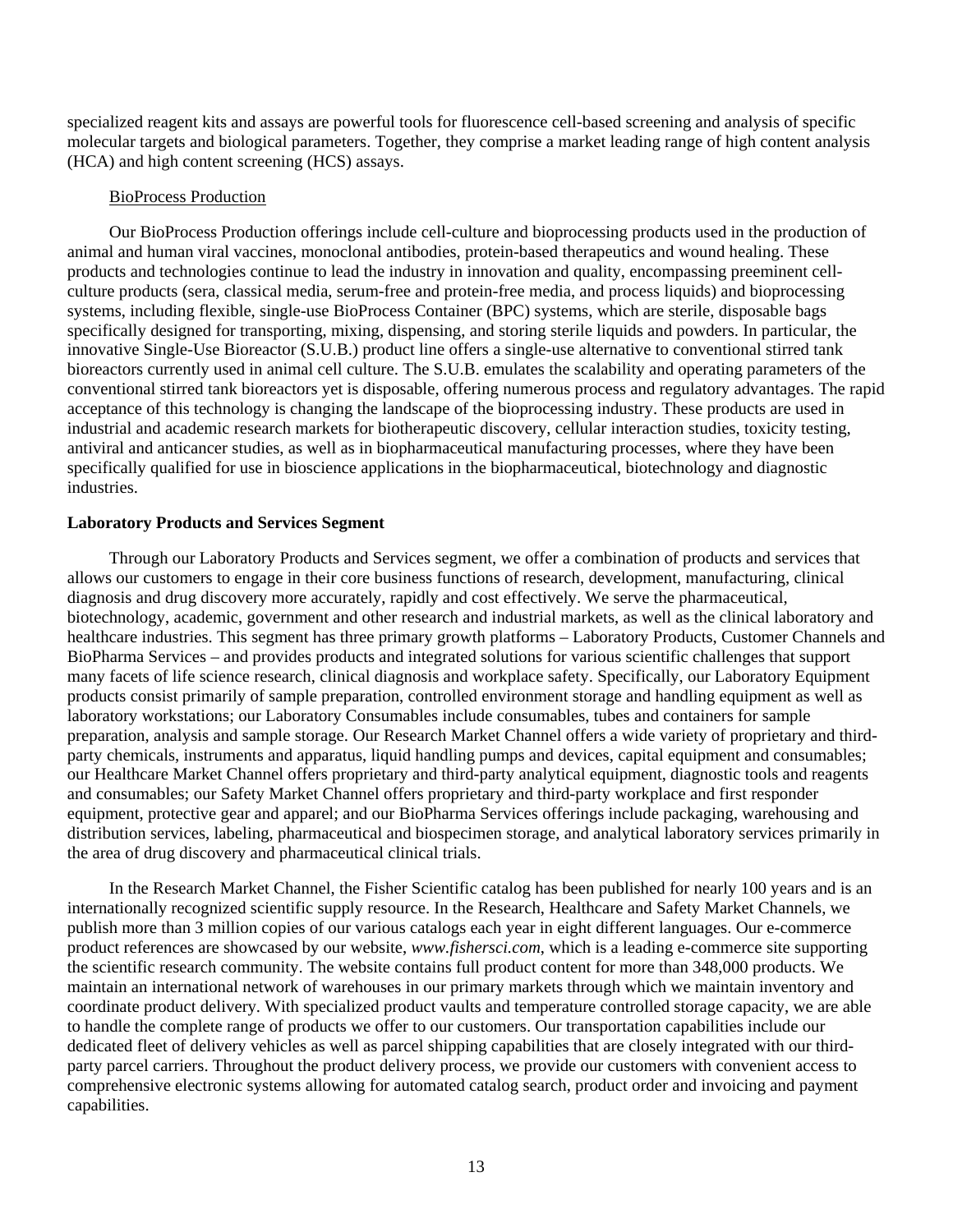specialized reagent kits and assays are powerful tools for fluorescence cell-based screening and analysis of specific molecular targets and biological parameters. Together, they comprise a market leading range of high content analysis (HCA) and high content screening (HCS) assays.

BioProcess Production

Our BioProcess Production offerings include cell-culture and bioprocessing products used in the production of animal and human viral vaccines, monoclonal antibodies, protein-based therapeutics and wound healing. These products and technologies continue to lead the industry in innovation and quality, encompassing preeminent cell-culture products (sera, classical media, serum-free and protein-free media, and process liquids) and bioprocessing systems, including flexible, single-use BioProcess Container (BPC) systems, which are sterile, disposable bags specifically designed for transporting, mixing, dispensing, and storing sterile liquids and powders. In particular, the innovative Single-Use Bioreactor (S.U.B.) product line offers a single-use alternative to conventional stirred tank bioreactors currently used in animal cell culture. The S.U.B. emulates the scalability and operating parameters of the conventional stirred tank bioreactors yet is disposable, offering numerous process and regulatory advantages. The rapid acceptance of this technology is changing the landscape of the bioprocessing industry. These products are used in industrial and academic research markets for biotherapeutic discovery, cellular interaction studies, toxicity testing, antiviral and anticancer studies, as well as in biopharmaceutical manufacturing processes, where they have been specifically qualified for use in bioscience applications in the biopharmaceutical, biotechnology and diagnostic industries.

**Laboratory Products and Services Segment**

Through our Laboratory Products and Services segment, we offer a combination of products and services that allows our customers to engage in their core business functions of research, development, manufacturing, clinical diagnosis and drug discovery more accurately, rapidly and cost effectively. We serve the pharmaceutical, biotechnology, academic, government and other research and industrial markets, as well as the clinical laboratory and healthcare industries. This segment has three primary growth platforms – Laboratory Products, Customer Channels and BioPharma Services – and provides products and integrated solutions for various scientific challenges that support many facets of life science research, clinical diagnosis and workplace safety. Specifically, our Laboratory Equipment products consist primarily of sample preparation, controlled environment storage and handling equipment as well as laboratory workstations; our Laboratory Consumables include consumables, tubes and containers for sample preparation, analysis and sample storage. Our Research Market Channel offers a wide variety of proprietary and third-party chemicals, instruments and apparatus, liquid handling pumps and devices, capital equipment and consumables; our Healthcare Market Channel offers proprietary and third-party analytical equipment, diagnostic tools and reagents and consumables; our Safety Market Channel offers proprietary and third-party workplace and first responder equipment, protective gear and apparel; and our BioPharma Services offerings include packaging, warehousing and distribution services, labeling, pharmaceutical and biospecimen storage, and analytical laboratory services primarily in the area of drug discovery and pharmaceutical clinical trials.

In the Research Market Channel, the Fisher Scientific catalog has been published for nearly 100 years and is an internationally recognized scientific supply resource. In the Research, Healthcare and Safety Market Channels, we publish more than 3 million copies of our various catalogs each year in eight different languages. Our e-commerce product references are showcased by our website, *www.fishersci.com*, which is a leading e-commerce site supporting the scientific research community. The website contains full product content for more than 348,000 products. We maintain an international network of warehouses in our primary markets through which we maintain inventory and coordinate product delivery. With specialized product vaults and temperature controlled storage capacity, we are able to handle the complete range of products we offer to our customers. Our transportation capabilities include our dedicated fleet of delivery vehicles as well as parcel shipping capabilities that are closely integrated with our third-party parcel carriers. Throughout the product delivery process, we provide our customers with convenient access to comprehensive electronic systems allowing for automated catalog search, product order and invoicing and payment capabilities.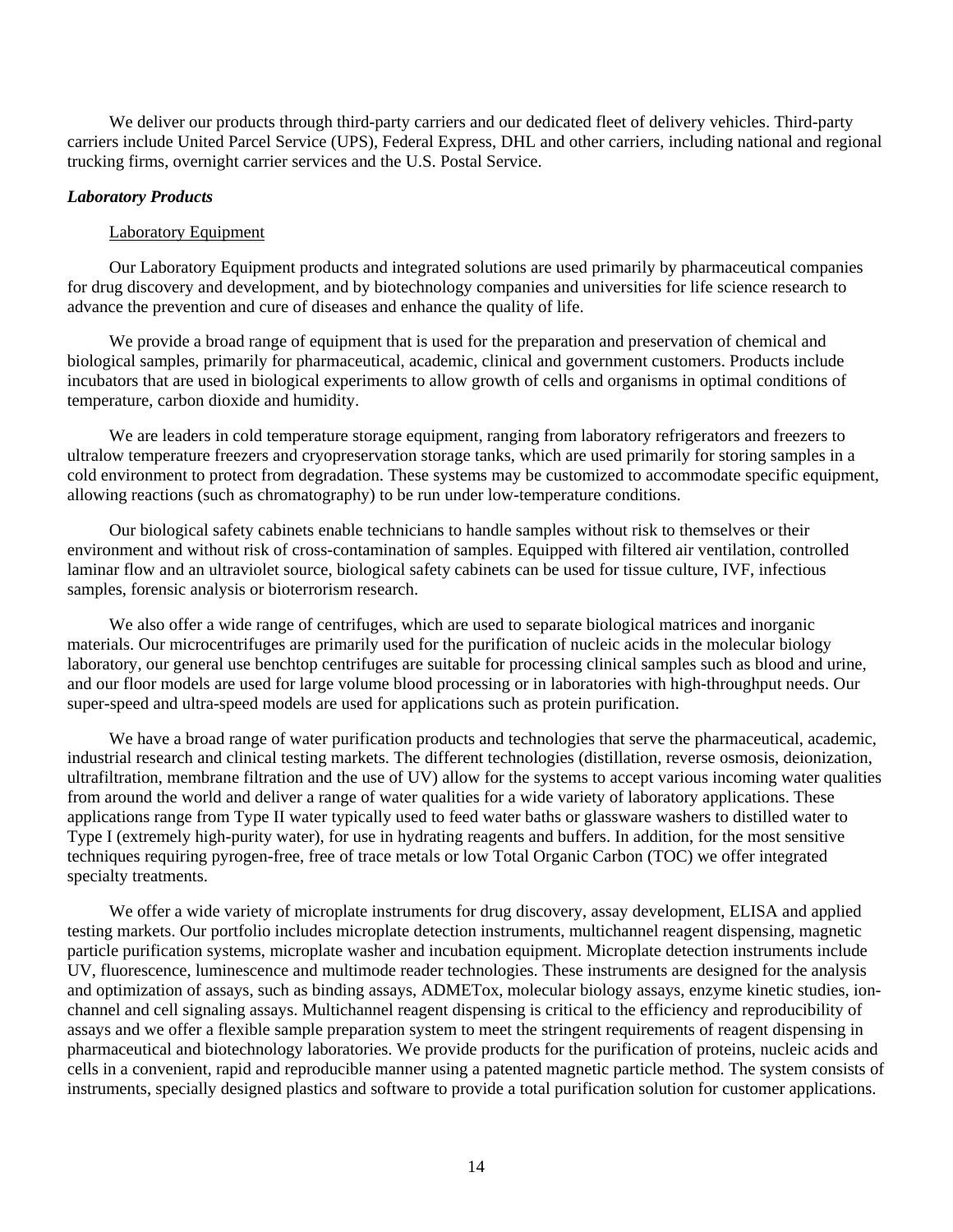We deliver our products through third-party carriers and our dedicated fleet of delivery vehicles. Third-party carriers include United Parcel Service (UPS), Federal Express, DHL and other carriers, including national and regional trucking firms, overnight carrier services and the U.S. Postal Service.

***Laboratory Products***

Laboratory Equipment

Our Laboratory Equipment products and integrated solutions are used primarily by pharmaceutical companies for drug discovery and development, and by biotechnology companies and universities for life science research to advance the prevention and cure of diseases and enhance the quality of life.

We provide a broad range of equipment that is used for the preparation and preservation of chemical and biological samples, primarily for pharmaceutical, academic, clinical and government customers. Products include incubators that are used in biological experiments to allow growth of cells and organisms in optimal conditions of temperature, carbon dioxide and humidity.

We are leaders in cold temperature storage equipment, ranging from laboratory refrigerators and freezers to ultralow temperature freezers and cryopreservation storage tanks, which are used primarily for storing samples in a cold environment to protect from degradation. These systems may be customized to accommodate specific equipment, allowing reactions (such as chromatography) to be run under low-temperature conditions.

Our biological safety cabinets enable technicians to handle samples without risk to themselves or their environment and without risk of cross-contamination of samples. Equipped with filtered air ventilation, controlled laminar flow and an ultraviolet source, biological safety cabinets can be used for tissue culture, IVF, infectious samples, forensic analysis or bioterrorism research.

We also offer a wide range of centrifuges, which are used to separate biological matrices and inorganic materials. Our microcentrifuges are primarily used for the purification of nucleic acids in the molecular biology laboratory, our general use benchtop centrifuges are suitable for processing clinical samples such as blood and urine, and our floor models are used for large volume blood processing or in laboratories with high-throughput needs. Our super-speed and ultra-speed models are used for applications such as protein purification.

We have a broad range of water purification products and technologies that serve the pharmaceutical, academic, industrial research and clinical testing markets. The different technologies (distillation, reverse osmosis, deionization, ultrafiltration, membrane filtration and the use of UV) allow for the systems to accept various incoming water qualities from around the world and deliver a range of water qualities for a wide variety of laboratory applications. These applications range from Type II water typically used to feed water baths or glassware washers to distilled water to Type I (extremely high-purity water), for use in hydrating reagents and buffers. In addition, for the most sensitive techniques requiring pyrogen-free, free of trace metals or low Total Organic Carbon (TOC) we offer integrated specialty treatments.

We offer a wide variety of microplate instruments for drug discovery, assay development, ELISA and applied testing markets. Our portfolio includes microplate detection instruments, multichannel reagent dispensing, magnetic particle purification systems, microplate washer and incubation equipment. Microplate detection instruments include UV, fluorescence, luminescence and multimode reader technologies. These instruments are designed for the analysis and optimization of assays, such as binding assays, ADMETox, molecular biology assays, enzyme kinetic studies, ion-channel and cell signaling assays. Multichannel reagent dispensing is critical to the efficiency and reproducibility of assays and we offer a flexible sample preparation system to meet the stringent requirements of reagent dispensing in pharmaceutical and biotechnology laboratories. We provide products for the purification of proteins, nucleic acids and cells in a convenient, rapid and reproducible manner using a patented magnetic particle method. The system consists of instruments, specially designed plastics and software to provide a total purification solution for customer applications.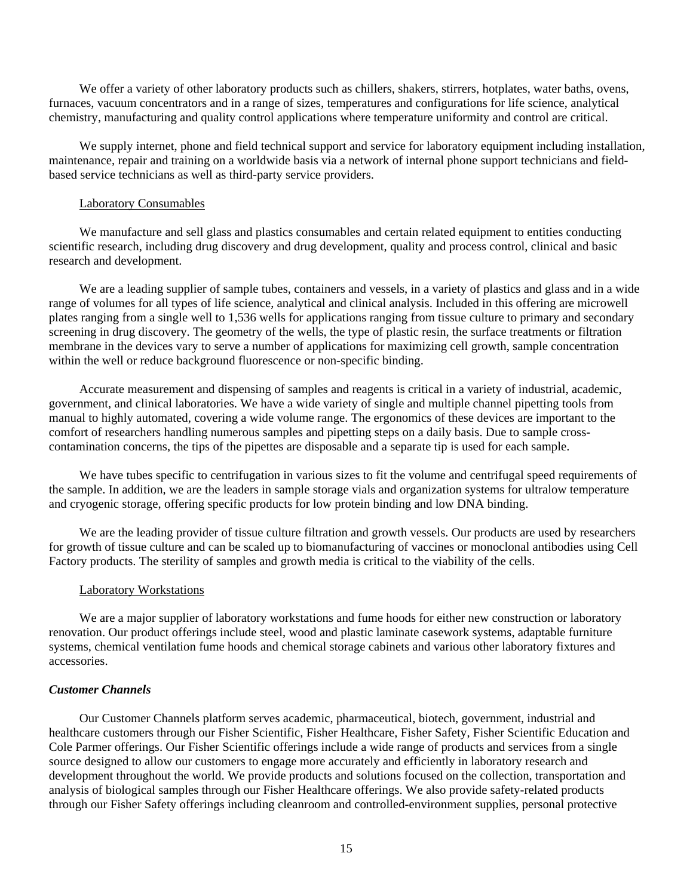We offer a variety of other laboratory products such as chillers, shakers, stirrers, hotplates, water baths, ovens, furnaces, vacuum concentrators and in a range of sizes, temperatures and configurations for life science, analytical chemistry, manufacturing and quality control applications where temperature uniformity and control are critical.

We supply internet, phone and field technical support and service for laboratory equipment including installation, maintenance, repair and training on a worldwide basis via a network of internal phone support technicians and field-based service technicians as well as third-party service providers.

Laboratory Consumables

We manufacture and sell glass and plastics consumables and certain related equipment to entities conducting scientific research, including drug discovery and drug development, quality and process control, clinical and basic research and development.

We are a leading supplier of sample tubes, containers and vessels, in a variety of plastics and glass and in a wide range of volumes for all types of life science, analytical and clinical analysis. Included in this offering are microwell plates ranging from a single well to 1,536 wells for applications ranging from tissue culture to primary and secondary screening in drug discovery. The geometry of the wells, the type of plastic resin, the surface treatments or filtration membrane in the devices vary to serve a number of applications for maximizing cell growth, sample concentration within the well or reduce background fluorescence or non-specific binding.

Accurate measurement and dispensing of samples and reagents is critical in a variety of industrial, academic, government, and clinical laboratories. We have a wide variety of single and multiple channel pipetting tools from manual to highly automated, covering a wide volume range. The ergonomics of these devices are important to the comfort of researchers handling numerous samples and pipetting steps on a daily basis. Due to sample cross-contamination concerns, the tips of the pipettes are disposable and a separate tip is used for each sample.

We have tubes specific to centrifugation in various sizes to fit the volume and centrifugal speed requirements of the sample. In addition, we are the leaders in sample storage vials and organization systems for ultralow temperature and cryogenic storage, offering specific products for low protein binding and low DNA binding.

We are the leading provider of tissue culture filtration and growth vessels. Our products are used by researchers for growth of tissue culture and can be scaled up to biomanufacturing of vaccines or monoclonal antibodies using Cell Factory products. The sterility of samples and growth media is critical to the viability of the cells.

Laboratory Workstations

We are a major supplier of laboratory workstations and fume hoods for either new construction or laboratory renovation. Our product offerings include steel, wood and plastic laminate casework systems, adaptable furniture systems, chemical ventilation fume hoods and chemical storage cabinets and various other laboratory fixtures and accessories.

***Customer Channels***

Our Customer Channels platform serves academic, pharmaceutical, biotech, government, industrial and healthcare customers through our Fisher Scientific, Fisher Healthcare, Fisher Safety, Fisher Scientific Education and Cole Parmer offerings. Our Fisher Scientific offerings include a wide range of products and services from a single source designed to allow our customers to engage more accurately and efficiently in laboratory research and development throughout the world. We provide products and solutions focused on the collection, transportation and analysis of biological samples through our Fisher Healthcare offerings. We also provide safety-related products through our Fisher Safety offerings including cleanroom and controlled-environment supplies, personal protective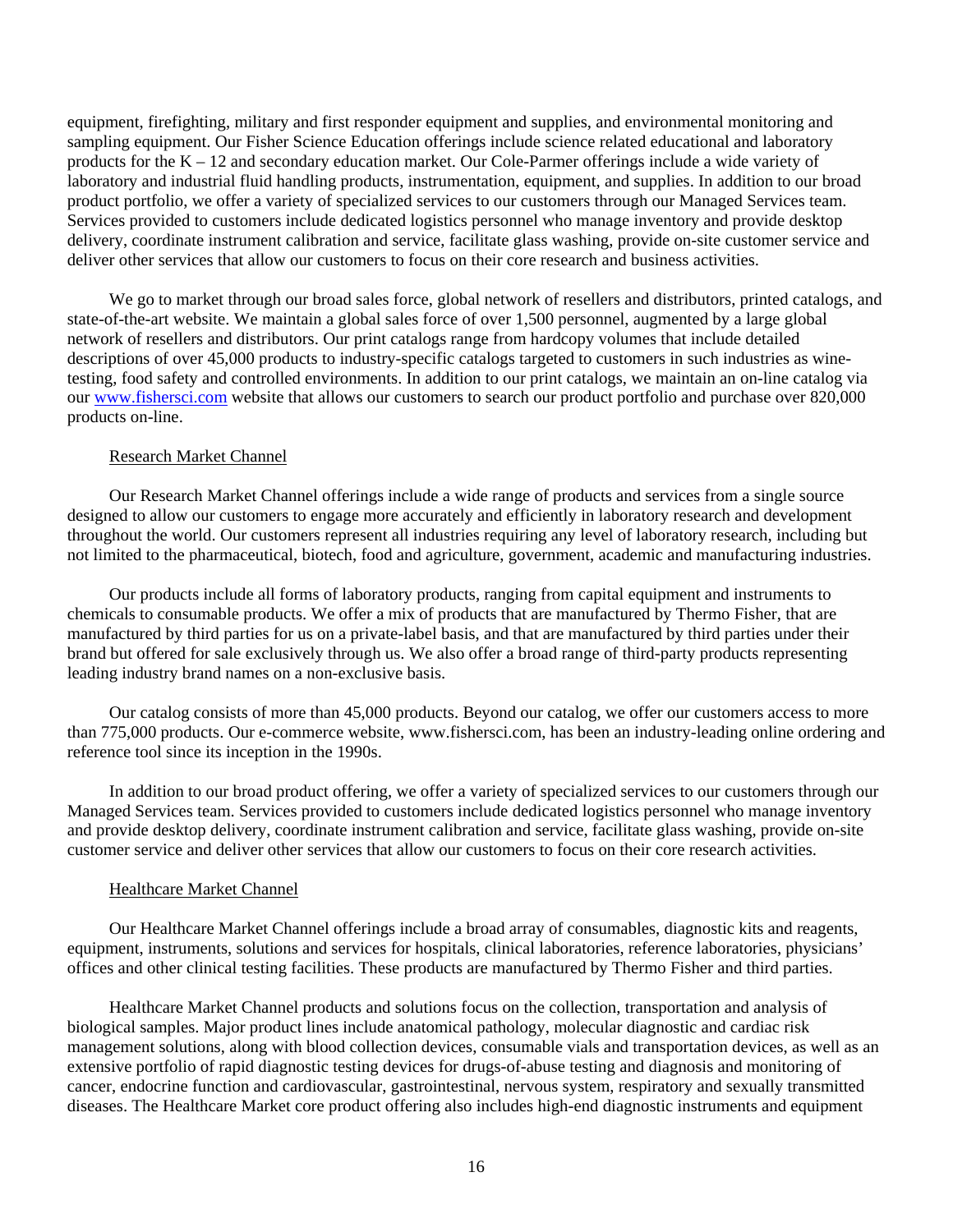equipment, firefighting, military and first responder equipment and supplies, and environmental monitoring and sampling equipment. Our Fisher Science Education offerings include science related educational and laboratory products for the K – 12 and secondary education market. Our Cole-Parmer offerings include a wide variety of laboratory and industrial fluid handling products, instrumentation, equipment, and supplies. In addition to our broad product portfolio, we offer a variety of specialized services to our customers through our Managed Services team. Services provided to customers include dedicated logistics personnel who manage inventory and provide desktop delivery, coordinate instrument calibration and service, facilitate glass washing, provide on-site customer service and deliver other services that allow our customers to focus on their core research and business activities.

We go to market through our broad sales force, global network of resellers and distributors, printed catalogs, and state-of-the-art website. We maintain a global sales force of over 1,500 personnel, augmented by a large global network of resellers and distributors. Our print catalogs range from hardcopy volumes that include detailed descriptions of over 45,000 products to industry-specific catalogs targeted to customers in such industries as wine-testing, food safety and controlled environments. In addition to our print catalogs, we maintain an on-line catalog via our www.fishersci.com website that allows our customers to search our product portfolio and purchase over 820,000 products on-line.

Research Market Channel

Our Research Market Channel offerings include a wide range of products and services from a single source designed to allow our customers to engage more accurately and efficiently in laboratory research and development throughout the world. Our customers represent all industries requiring any level of laboratory research, including but not limited to the pharmaceutical, biotech, food and agriculture, government, academic and manufacturing industries.

Our products include all forms of laboratory products, ranging from capital equipment and instruments to chemicals to consumable products. We offer a mix of products that are manufactured by Thermo Fisher, that are manufactured by third parties for us on a private-label basis, and that are manufactured by third parties under their brand but offered for sale exclusively through us. We also offer a broad range of third-party products representing leading industry brand names on a non-exclusive basis.

Our catalog consists of more than 45,000 products. Beyond our catalog, we offer our customers access to more than 775,000 products. Our e-commerce website, www.fishersci.com, has been an industry-leading online ordering and reference tool since its inception in the 1990s.

In addition to our broad product offering, we offer a variety of specialized services to our customers through our Managed Services team. Services provided to customers include dedicated logistics personnel who manage inventory and provide desktop delivery, coordinate instrument calibration and service, facilitate glass washing, provide on-site customer service and deliver other services that allow our customers to focus on their core research activities.

Healthcare Market Channel

Our Healthcare Market Channel offerings include a broad array of consumables, diagnostic kits and reagents, equipment, instruments, solutions and services for hospitals, clinical laboratories, reference laboratories, physicians' offices and other clinical testing facilities. These products are manufactured by Thermo Fisher and third parties.

Healthcare Market Channel products and solutions focus on the collection, transportation and analysis of biological samples. Major product lines include anatomical pathology, molecular diagnostic and cardiac risk management solutions, along with blood collection devices, consumable vials and transportation devices, as well as an extensive portfolio of rapid diagnostic testing devices for drugs-of-abuse testing and diagnosis and monitoring of cancer, endocrine function and cardiovascular, gastrointestinal, nervous system, respiratory and sexually transmitted diseases. The Healthcare Market core product offering also includes high-end diagnostic instruments and equipment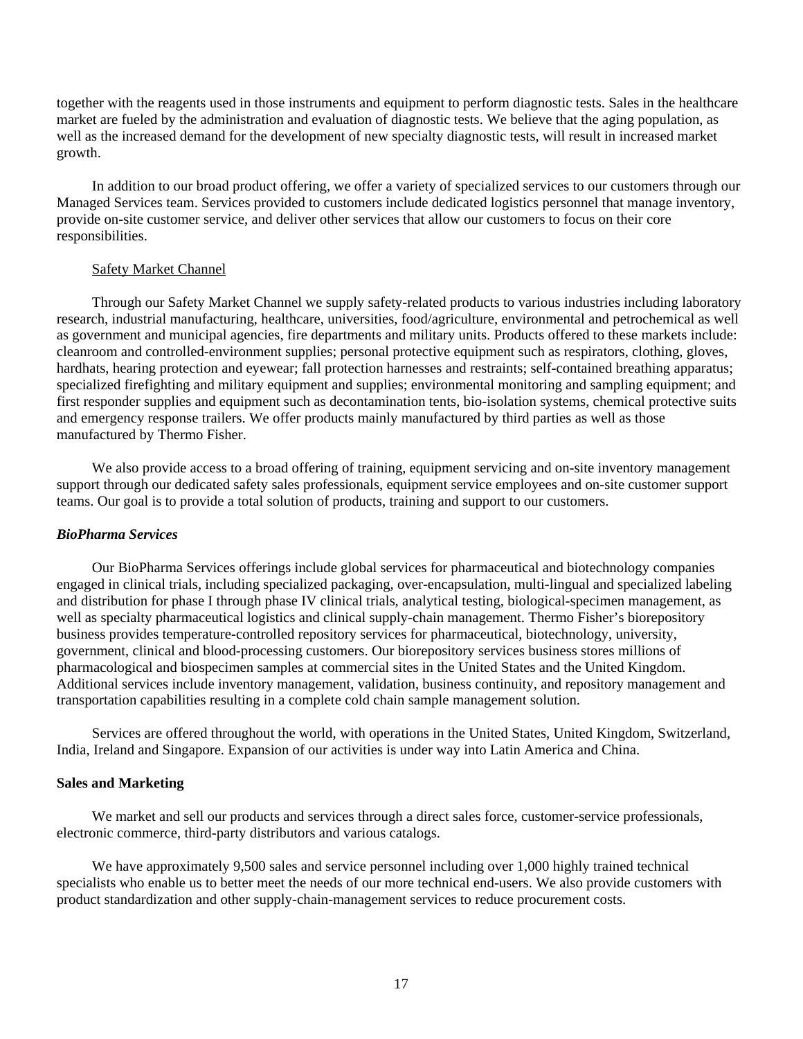together with the reagents used in those instruments and equipment to perform diagnostic tests. Sales in the healthcare market are fueled by the administration and evaluation of diagnostic tests. We believe that the aging population, as well as the increased demand for the development of new specialty diagnostic tests, will result in increased market growth.

In addition to our broad product offering, we offer a variety of specialized services to our customers through our Managed Services team. Services provided to customers include dedicated logistics personnel that manage inventory, provide on-site customer service, and deliver other services that allow our customers to focus on their core responsibilities.

Safety Market Channel

Through our Safety Market Channel we supply safety-related products to various industries including laboratory research, industrial manufacturing, healthcare, universities, food/agriculture, environmental and petrochemical as well as government and municipal agencies, fire departments and military units. Products offered to these markets include: cleanroom and controlled-environment supplies; personal protective equipment such as respirators, clothing, gloves, hardhats, hearing protection and eyewear; fall protection harnesses and restraints; self-contained breathing apparatus; specialized firefighting and military equipment and supplies; environmental monitoring and sampling equipment; and first responder supplies and equipment such as decontamination tents, bio-isolation systems, chemical protective suits and emergency response trailers. We offer products mainly manufactured by third parties as well as those manufactured by Thermo Fisher.

We also provide access to a broad offering of training, equipment servicing and on-site inventory management support through our dedicated safety sales professionals, equipment service employees and on-site customer support teams. Our goal is to provide a total solution of products, training and support to our customers.

***BioPharma Services***

Our BioPharma Services offerings include global services for pharmaceutical and biotechnology companies engaged in clinical trials, including specialized packaging, over-encapsulation, multi-lingual and specialized labeling and distribution for phase I through phase IV clinical trials, analytical testing, biological-specimen management, as well as specialty pharmaceutical logistics and clinical supply-chain management. Thermo Fisher's biorepository business provides temperature-controlled repository services for pharmaceutical, biotechnology, university, government, clinical and blood-processing customers. Our biorepository services business stores millions of pharmacological and biospecimen samples at commercial sites in the United States and the United Kingdom. Additional services include inventory management, validation, business continuity, and repository management and transportation capabilities resulting in a complete cold chain sample management solution.

Services are offered throughout the world, with operations in the United States, United Kingdom, Switzerland, India, Ireland and Singapore. Expansion of our activities is under way into Latin America and China.

**Sales and Marketing**

We market and sell our products and services through a direct sales force, customer-service professionals, electronic commerce, third-party distributors and various catalogs.

We have approximately 9,500 sales and service personnel including over 1,000 highly trained technical specialists who enable us to better meet the needs of our more technical end-users. We also provide customers with product standardization and other supply-chain-management services to reduce procurement costs.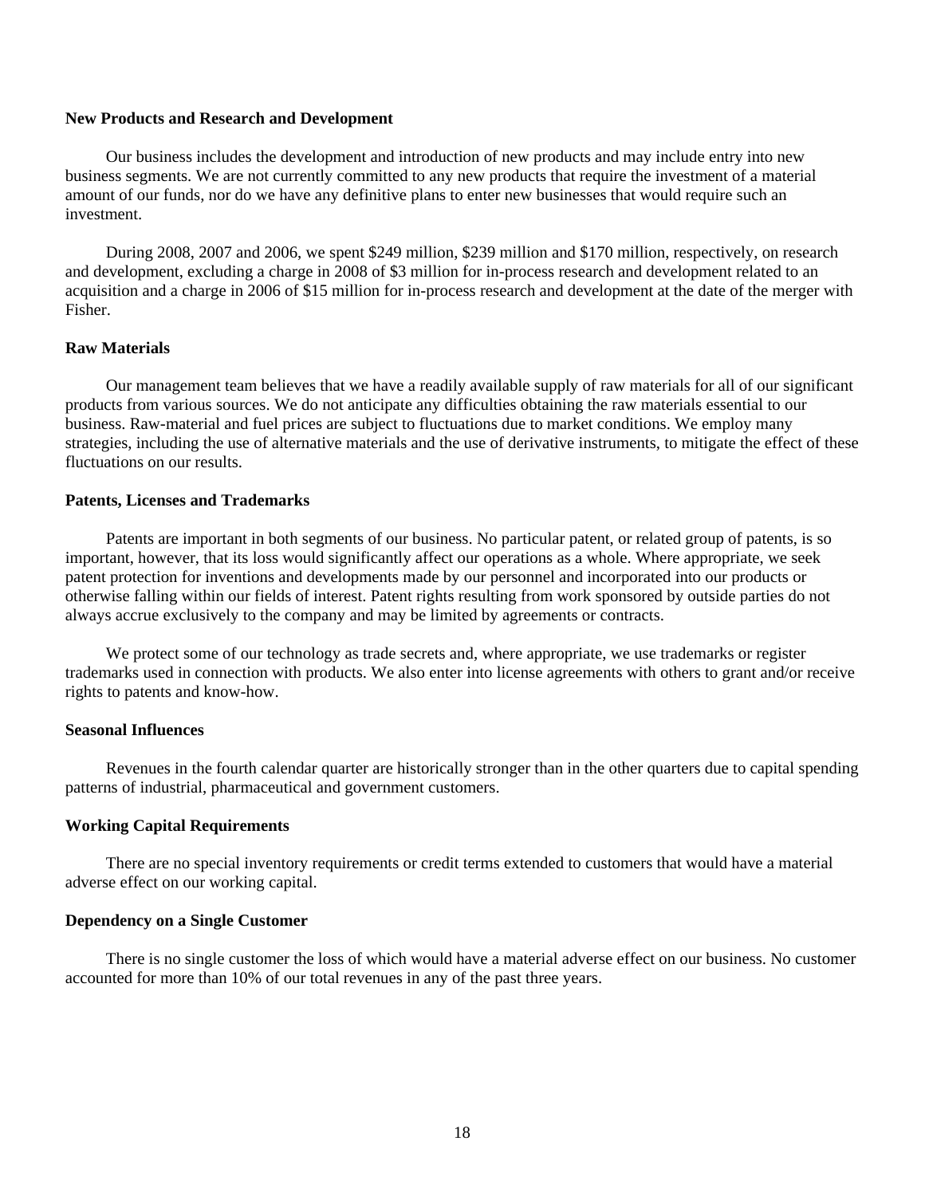**New Products and Research and Development**

Our business includes the development and introduction of new products and may include entry into new business segments. We are not currently committed to any new products that require the investment of a material amount of our funds, nor do we have any definitive plans to enter new businesses that would require such an investment.

During 2008, 2007 and 2006, we spent $249 million, $239 million and $170 million, respectively, on research and development, excluding a charge in 2008 of $3 million for in-process research and development related to an acquisition and a charge in 2006 of $15 million for in-process research and development at the date of the merger with Fisher.

**Raw Materials**

Our management team believes that we have a readily available supply of raw materials for all of our significant products from various sources. We do not anticipate any difficulties obtaining the raw materials essential to our business. Raw-material and fuel prices are subject to fluctuations due to market conditions. We employ many strategies, including the use of alternative materials and the use of derivative instruments, to mitigate the effect of these fluctuations on our results.

**Patents, Licenses and Trademarks**

Patents are important in both segments of our business. No particular patent, or related group of patents, is so important, however, that its loss would significantly affect our operations as a whole. Where appropriate, we seek patent protection for inventions and developments made by our personnel and incorporated into our products or otherwise falling within our fields of interest. Patent rights resulting from work sponsored by outside parties do not always accrue exclusively to the company and may be limited by agreements or contracts.

We protect some of our technology as trade secrets and, where appropriate, we use trademarks or register trademarks used in connection with products. We also enter into license agreements with others to grant and/or receive rights to patents and know-how.

**Seasonal Influences**

Revenues in the fourth calendar quarter are historically stronger than in the other quarters due to capital spending patterns of industrial, pharmaceutical and government customers.

**Working Capital Requirements**

There are no special inventory requirements or credit terms extended to customers that would have a material adverse effect on our working capital.

**Dependency on a Single Customer**

There is no single customer the loss of which would have a material adverse effect on our business. No customer accounted for more than 10% of our total revenues in any of the past three years.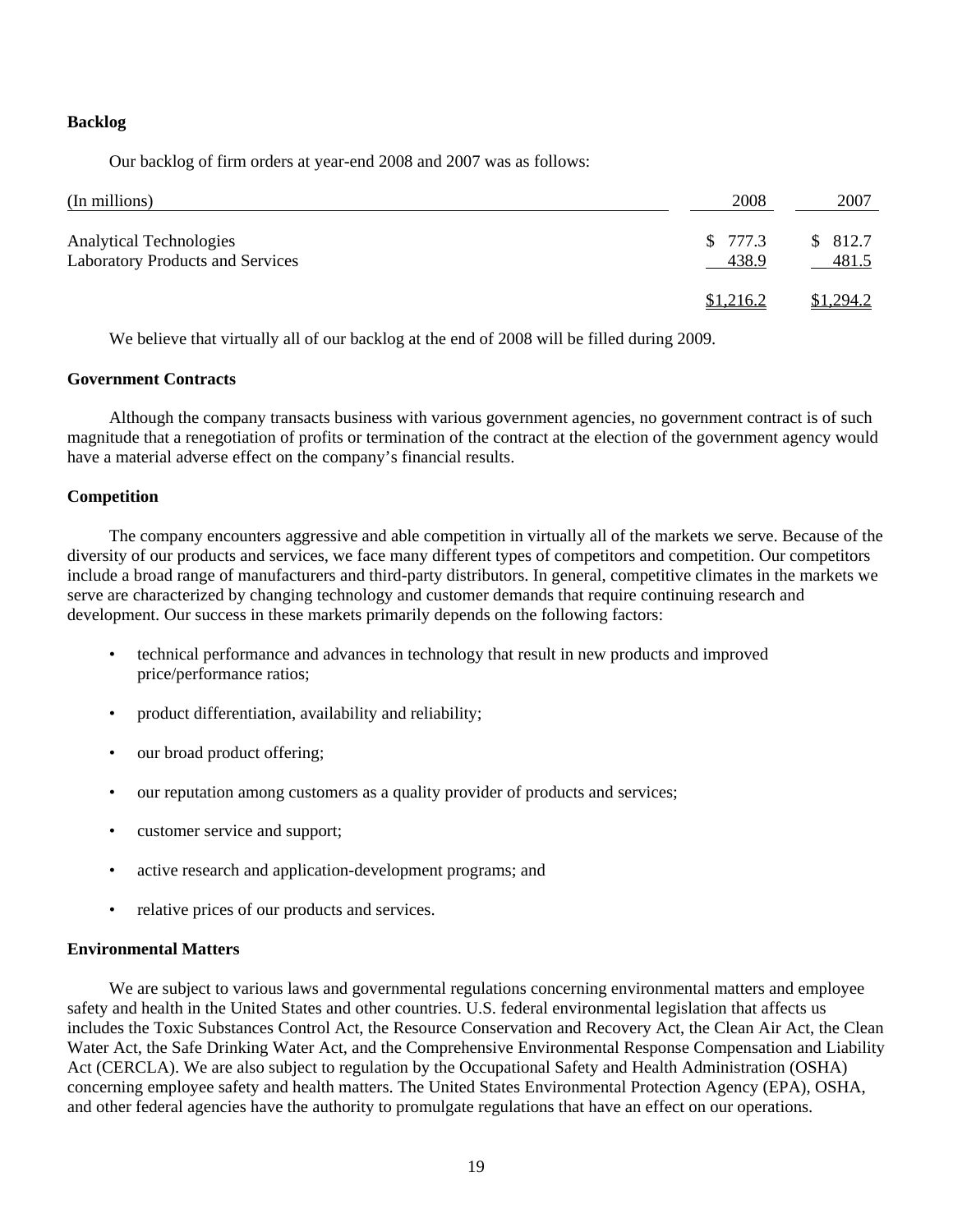**Backlog**

Our backlog of firm orders at year-end 2008 and 2007 was as follows:

| (In millions) | 2008 | 2007 |
| --- | --- | --- |
| Analytical Technologies | $ 777.3 | $ 812.7 |
| Laboratory Products and Services | 438.9 | 481.5 |
| | $1,216.2 | $1,294.2 |

We believe that virtually all of our backlog at the end of 2008 will be filled during 2009.

**Government Contracts**

Although the company transacts business with various government agencies, no government contract is of such magnitude that a renegotiation of profits or termination of the contract at the election of the government agency would have a material adverse effect on the company's financial results.

**Competition**

The company encounters aggressive and able competition in virtually all of the markets we serve. Because of the diversity of our products and services, we face many different types of competitors and competition. Our competitors include a broad range of manufacturers and third-party distributors. In general, competitive climates in the markets we serve are characterized by changing technology and customer demands that require continuing research and development. Our success in these markets primarily depends on the following factors:

- technical performance and advances in technology that result in new products and improved price/performance ratios;
- product differentiation, availability and reliability;
- our broad product offering;
- our reputation among customers as a quality provider of products and services;
- customer service and support;
- active research and application-development programs; and
- relative prices of our products and services.

**Environmental Matters**

We are subject to various laws and governmental regulations concerning environmental matters and employee safety and health in the United States and other countries. U.S. federal environmental legislation that affects us includes the Toxic Substances Control Act, the Resource Conservation and Recovery Act, the Clean Air Act, the Clean Water Act, the Safe Drinking Water Act, and the Comprehensive Environmental Response Compensation and Liability Act (CERCLA). We are also subject to regulation by the Occupational Safety and Health Administration (OSHA) concerning employee safety and health matters. The United States Environmental Protection Agency (EPA), OSHA, and other federal agencies have the authority to promulgate regulations that have an effect on our operations.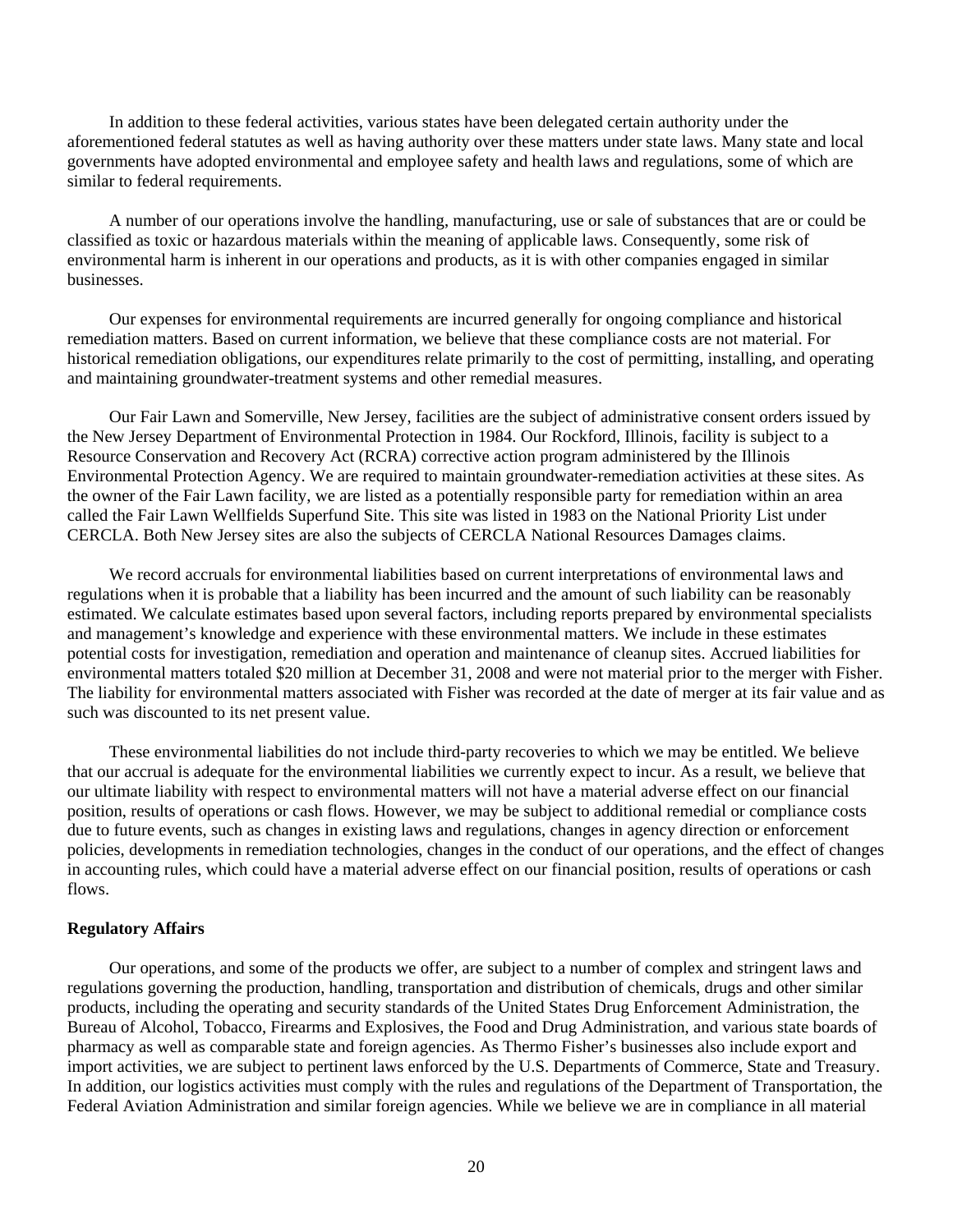In addition to these federal activities, various states have been delegated certain authority under the aforementioned federal statutes as well as having authority over these matters under state laws. Many state and local governments have adopted environmental and employee safety and health laws and regulations, some of which are similar to federal requirements.

A number of our operations involve the handling, manufacturing, use or sale of substances that are or could be classified as toxic or hazardous materials within the meaning of applicable laws. Consequently, some risk of environmental harm is inherent in our operations and products, as it is with other companies engaged in similar businesses.

Our expenses for environmental requirements are incurred generally for ongoing compliance and historical remediation matters. Based on current information, we believe that these compliance costs are not material. For historical remediation obligations, our expenditures relate primarily to the cost of permitting, installing, and operating and maintaining groundwater-treatment systems and other remedial measures.

Our Fair Lawn and Somerville, New Jersey, facilities are the subject of administrative consent orders issued by the New Jersey Department of Environmental Protection in 1984. Our Rockford, Illinois, facility is subject to a Resource Conservation and Recovery Act (RCRA) corrective action program administered by the Illinois Environmental Protection Agency. We are required to maintain groundwater-remediation activities at these sites. As the owner of the Fair Lawn facility, we are listed as a potentially responsible party for remediation within an area called the Fair Lawn Wellfields Superfund Site. This site was listed in 1983 on the National Priority List under CERCLA. Both New Jersey sites are also the subjects of CERCLA National Resources Damages claims.

We record accruals for environmental liabilities based on current interpretations of environmental laws and regulations when it is probable that a liability has been incurred and the amount of such liability can be reasonably estimated. We calculate estimates based upon several factors, including reports prepared by environmental specialists and management's knowledge and experience with these environmental matters. We include in these estimates potential costs for investigation, remediation and operation and maintenance of cleanup sites. Accrued liabilities for environmental matters totaled $20 million at December 31, 2008 and were not material prior to the merger with Fisher. The liability for environmental matters associated with Fisher was recorded at the date of merger at its fair value and as such was discounted to its net present value.

These environmental liabilities do not include third-party recoveries to which we may be entitled. We believe that our accrual is adequate for the environmental liabilities we currently expect to incur. As a result, we believe that our ultimate liability with respect to environmental matters will not have a material adverse effect on our financial position, results of operations or cash flows. However, we may be subject to additional remedial or compliance costs due to future events, such as changes in existing laws and regulations, changes in agency direction or enforcement policies, developments in remediation technologies, changes in the conduct of our operations, and the effect of changes in accounting rules, which could have a material adverse effect on our financial position, results of operations or cash flows.

**Regulatory Affairs**

Our operations, and some of the products we offer, are subject to a number of complex and stringent laws and regulations governing the production, handling, transportation and distribution of chemicals, drugs and other similar products, including the operating and security standards of the United States Drug Enforcement Administration, the Bureau of Alcohol, Tobacco, Firearms and Explosives, the Food and Drug Administration, and various state boards of pharmacy as well as comparable state and foreign agencies. As Thermo Fisher's businesses also include export and import activities, we are subject to pertinent laws enforced by the U.S. Departments of Commerce, State and Treasury. In addition, our logistics activities must comply with the rules and regulations of the Department of Transportation, the Federal Aviation Administration and similar foreign agencies. While we believe we are in compliance in all material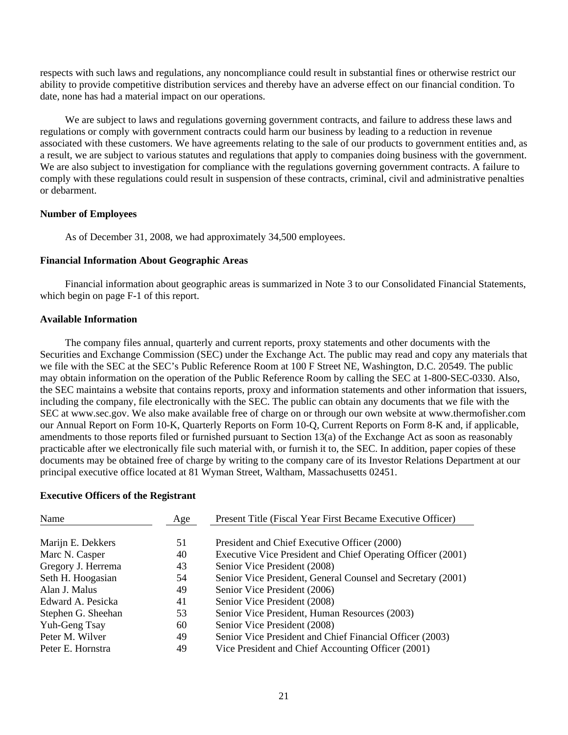respects with such laws and regulations, any noncompliance could result in substantial fines or otherwise restrict our ability to provide competitive distribution services and thereby have an adverse effect on our financial condition. To date, none has had a material impact on our operations.

We are subject to laws and regulations governing government contracts, and failure to address these laws and regulations or comply with government contracts could harm our business by leading to a reduction in revenue associated with these customers. We have agreements relating to the sale of our products to government entities and, as a result, we are subject to various statutes and regulations that apply to companies doing business with the government. We are also subject to investigation for compliance with the regulations governing government contracts. A failure to comply with these regulations could result in suspension of these contracts, criminal, civil and administrative penalties or debarment.

**Number of Employees**

As of December 31, 2008, we had approximately 34,500 employees.

**Financial Information About Geographic Areas**

Financial information about geographic areas is summarized in Note 3 to our Consolidated Financial Statements, which begin on page F-1 of this report.

**Available Information**

The company files annual, quarterly and current reports, proxy statements and other documents with the Securities and Exchange Commission (SEC) under the Exchange Act. The public may read and copy any materials that we file with the SEC at the SEC's Public Reference Room at 100 F Street NE, Washington, D.C. 20549. The public may obtain information on the operation of the Public Reference Room by calling the SEC at 1-800-SEC-0330. Also, the SEC maintains a website that contains reports, proxy and information statements and other information that issuers, including the company, file electronically with the SEC. The public can obtain any documents that we file with the SEC at www.sec.gov. We also make available free of charge on or through our own website at www.thermofisher.com our Annual Report on Form 10-K, Quarterly Reports on Form 10-Q, Current Reports on Form 8-K and, if applicable, amendments to those reports filed or furnished pursuant to Section 13(a) of the Exchange Act as soon as reasonably practicable after we electronically file such material with, or furnish it to, the SEC. In addition, paper copies of these documents may be obtained free of charge by writing to the company care of its Investor Relations Department at our principal executive office located at 81 Wyman Street, Waltham, Massachusetts 02451.

**Executive Officers of the Registrant**

| Name | Age | Present Title (Fiscal Year First Became Executive Officer) |
|---|---|---|
| Marijn E. Dekkers | 51 | President and Chief Executive Officer (2000) |
| Marc N. Casper | 40 | Executive Vice President and Chief Operating Officer (2001) |
| Gregory J. Herrema | 43 | Senior Vice President (2008) |
| Seth H. Hoogasian | 54 | Senior Vice President, General Counsel and Secretary (2001) |
| Alan J. Malus | 49 | Senior Vice President (2006) |
| Edward A. Pesicka | 41 | Senior Vice President (2008) |
| Stephen G. Sheehan | 53 | Senior Vice President, Human Resources (2003) |
| Yuh-Geng Tsay | 60 | Senior Vice President (2008) |
| Peter M. Wilver | 49 | Senior Vice President and Chief Financial Officer (2003) |
| Peter E. Hornstra | 49 | Vice President and Chief Accounting Officer (2001) |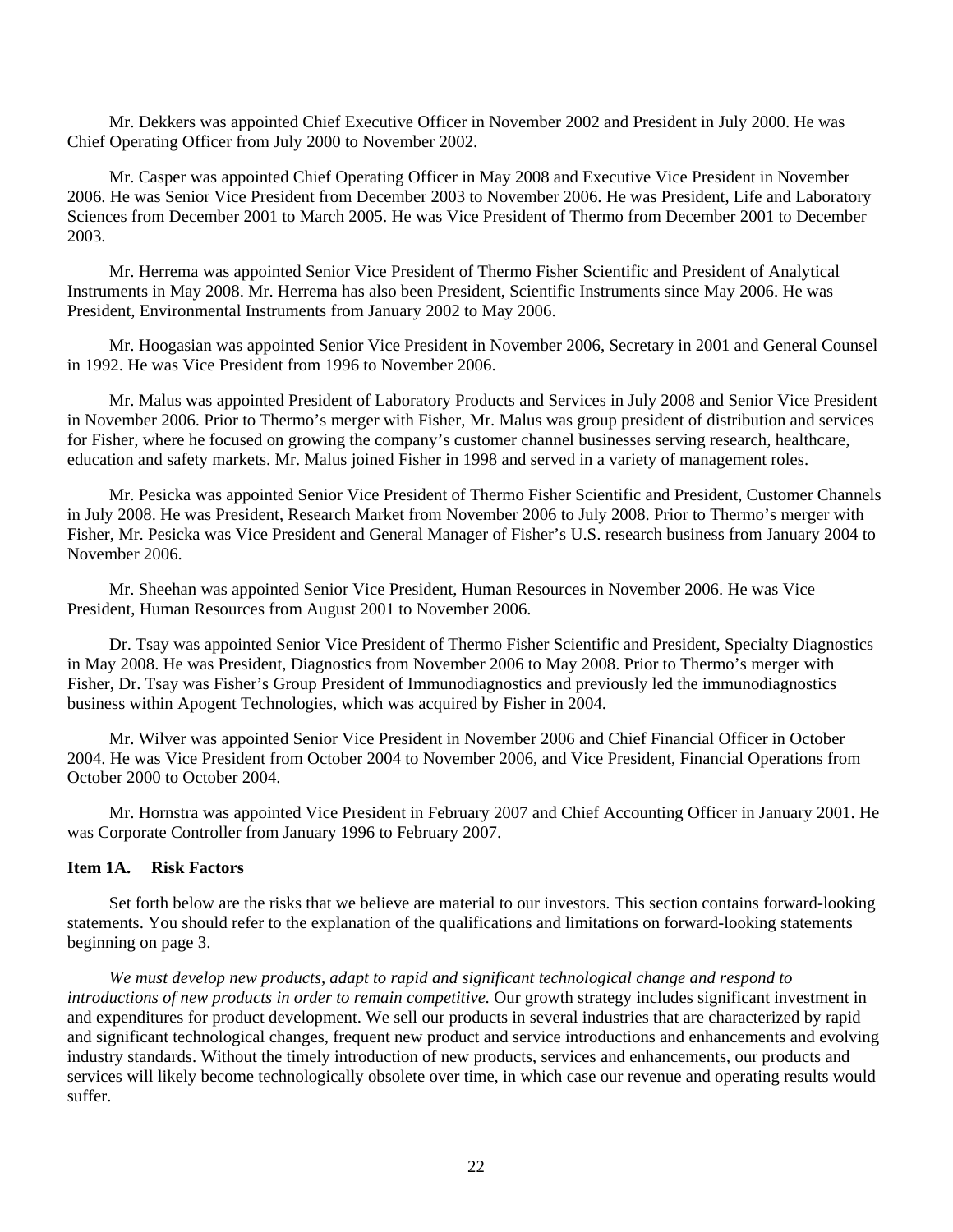Mr. Dekkers was appointed Chief Executive Officer in November 2002 and President in July 2000. He was Chief Operating Officer from July 2000 to November 2002.

Mr. Casper was appointed Chief Operating Officer in May 2008 and Executive Vice President in November 2006. He was Senior Vice President from December 2003 to November 2006. He was President, Life and Laboratory Sciences from December 2001 to March 2005. He was Vice President of Thermo from December 2001 to December 2003.

Mr. Herrema was appointed Senior Vice President of Thermo Fisher Scientific and President of Analytical Instruments in May 2008. Mr. Herrema has also been President, Scientific Instruments since May 2006. He was President, Environmental Instruments from January 2002 to May 2006.

Mr. Hoogasian was appointed Senior Vice President in November 2006, Secretary in 2001 and General Counsel in 1992. He was Vice President from 1996 to November 2006.

Mr. Malus was appointed President of Laboratory Products and Services in July 2008 and Senior Vice President in November 2006. Prior to Thermo's merger with Fisher, Mr. Malus was group president of distribution and services for Fisher, where he focused on growing the company's customer channel businesses serving research, healthcare, education and safety markets. Mr. Malus joined Fisher in 1998 and served in a variety of management roles.

Mr. Pesicka was appointed Senior Vice President of Thermo Fisher Scientific and President, Customer Channels in July 2008. He was President, Research Market from November 2006 to July 2008. Prior to Thermo's merger with Fisher, Mr. Pesicka was Vice President and General Manager of Fisher's U.S. research business from January 2004 to November 2006.

Mr. Sheehan was appointed Senior Vice President, Human Resources in November 2006. He was Vice President, Human Resources from August 2001 to November 2006.

Dr. Tsay was appointed Senior Vice President of Thermo Fisher Scientific and President, Specialty Diagnostics in May 2008. He was President, Diagnostics from November 2006 to May 2008. Prior to Thermo's merger with Fisher, Dr. Tsay was Fisher's Group President of Immunodiagnostics and previously led the immunodiagnostics business within Apogent Technologies, which was acquired by Fisher in 2004.

Mr. Wilver was appointed Senior Vice President in November 2006 and Chief Financial Officer in October 2004. He was Vice President from October 2004 to November 2006, and Vice President, Financial Operations from October 2000 to October 2004.

Mr. Hornstra was appointed Vice President in February 2007 and Chief Accounting Officer in January 2001. He was Corporate Controller from January 1996 to February 2007.

### Item 1A. Risk Factors

Set forth below are the risks that we believe are material to our investors. This section contains forward-looking statements. You should refer to the explanation of the qualifications and limitations on forward-looking statements beginning on page 3.

*We must develop new products, adapt to rapid and significant technological change and respond to introductions of new products in order to remain competitive.* Our growth strategy includes significant investment in and expenditures for product development. We sell our products in several industries that are characterized by rapid and significant technological changes, frequent new product and service introductions and enhancements and evolving industry standards. Without the timely introduction of new products, services and enhancements, our products and services will likely become technologically obsolete over time, in which case our revenue and operating results would suffer.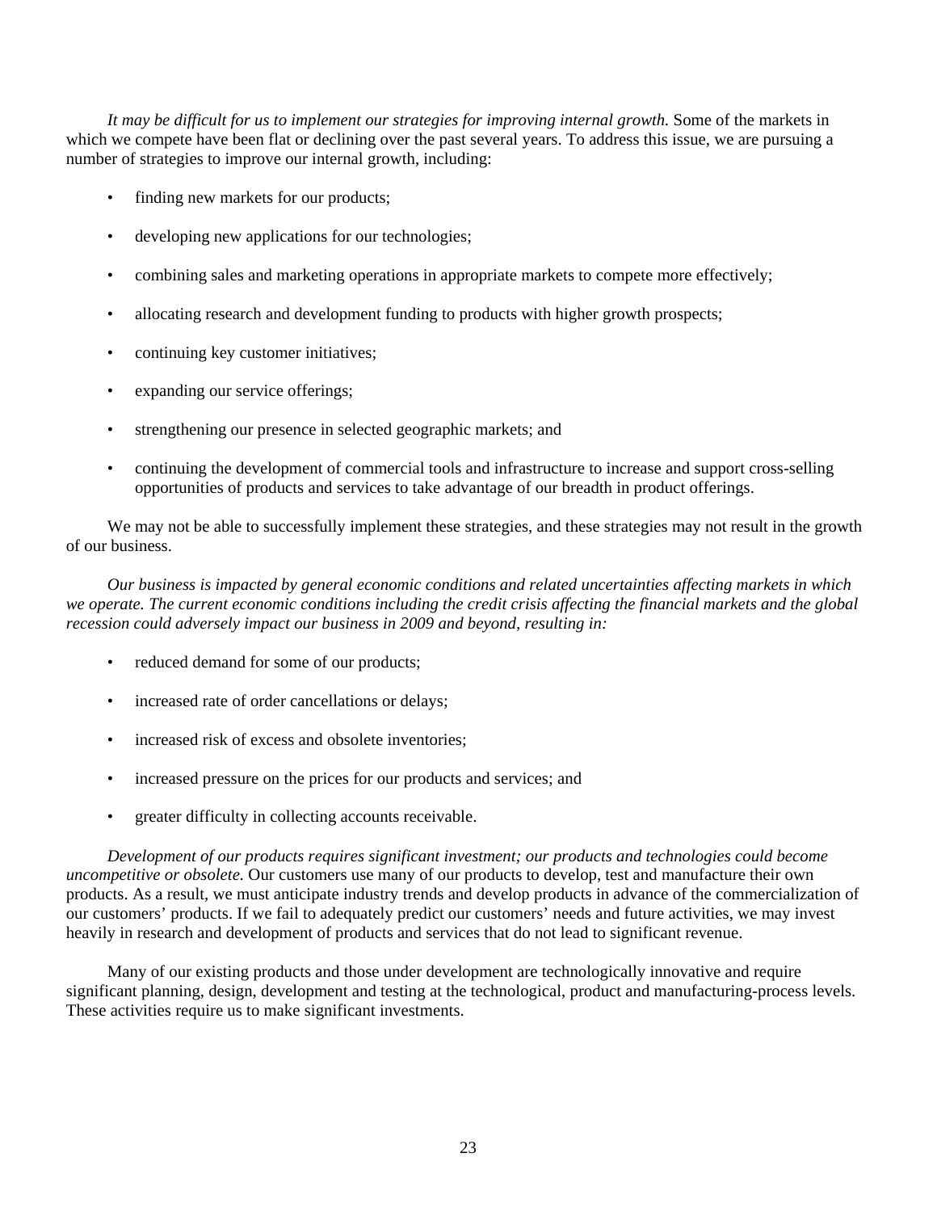*It may be difficult for us to implement our strategies for improving internal growth.* Some of the markets in which we compete have been flat or declining over the past several years. To address this issue, we are pursuing a number of strategies to improve our internal growth, including:

- finding new markets for our products;
- developing new applications for our technologies;
- combining sales and marketing operations in appropriate markets to compete more effectively;
- allocating research and development funding to products with higher growth prospects;
- continuing key customer initiatives;
- expanding our service offerings;
- strengthening our presence in selected geographic markets; and
- continuing the development of commercial tools and infrastructure to increase and support cross-selling opportunities of products and services to take advantage of our breadth in product offerings.

We may not be able to successfully implement these strategies, and these strategies may not result in the growth of our business.

*Our business is impacted by general economic conditions and related uncertainties affecting markets in which we operate. The current economic conditions including the credit crisis affecting the financial markets and the global recession could adversely impact our business in 2009 and beyond, resulting in:*

- reduced demand for some of our products;
- increased rate of order cancellations or delays;
- increased risk of excess and obsolete inventories;
- increased pressure on the prices for our products and services; and
- greater difficulty in collecting accounts receivable.

*Development of our products requires significant investment; our products and technologies could become uncompetitive or obsolete.* Our customers use many of our products to develop, test and manufacture their own products. As a result, we must anticipate industry trends and develop products in advance of the commercialization of our customers' products. If we fail to adequately predict our customers' needs and future activities, we may invest heavily in research and development of products and services that do not lead to significant revenue.

Many of our existing products and those under development are technologically innovative and require significant planning, design, development and testing at the technological, product and manufacturing-process levels. These activities require us to make significant investments.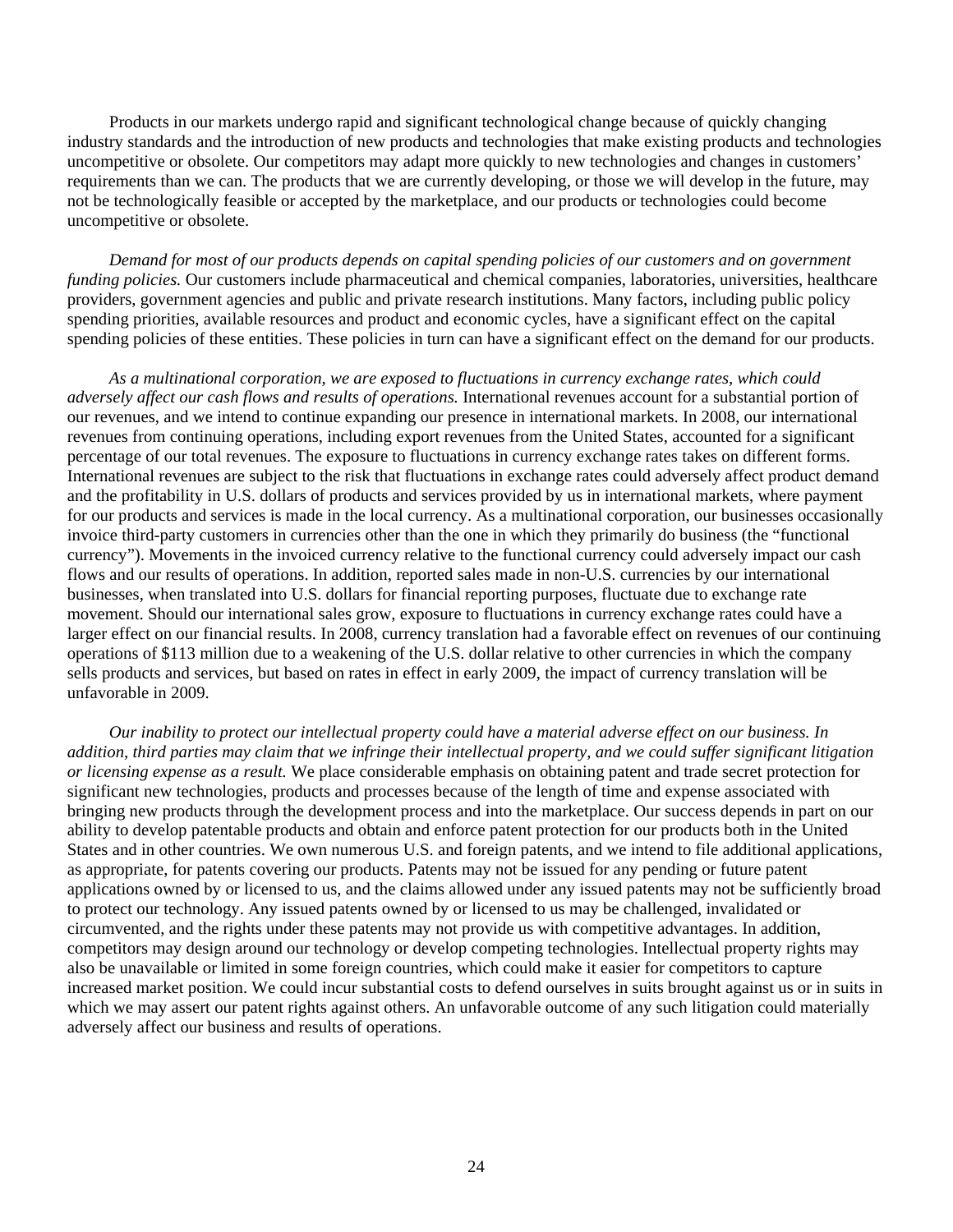Products in our markets undergo rapid and significant technological change because of quickly changing industry standards and the introduction of new products and technologies that make existing products and technologies uncompetitive or obsolete. Our competitors may adapt more quickly to new technologies and changes in customers' requirements than we can. The products that we are currently developing, or those we will develop in the future, may not be technologically feasible or accepted by the marketplace, and our products or technologies could become uncompetitive or obsolete.

*Demand for most of our products depends on capital spending policies of our customers and on government funding policies.* Our customers include pharmaceutical and chemical companies, laboratories, universities, healthcare providers, government agencies and public and private research institutions. Many factors, including public policy spending priorities, available resources and product and economic cycles, have a significant effect on the capital spending policies of these entities. These policies in turn can have a significant effect on the demand for our products.

*As a multinational corporation, we are exposed to fluctuations in currency exchange rates, which could adversely affect our cash flows and results of operations.* International revenues account for a substantial portion of our revenues, and we intend to continue expanding our presence in international markets. In 2008, our international revenues from continuing operations, including export revenues from the United States, accounted for a significant percentage of our total revenues. The exposure to fluctuations in currency exchange rates takes on different forms. International revenues are subject to the risk that fluctuations in exchange rates could adversely affect product demand and the profitability in U.S. dollars of products and services provided by us in international markets, where payment for our products and services is made in the local currency. As a multinational corporation, our businesses occasionally invoice third-party customers in currencies other than the one in which they primarily do business (the "functional currency"). Movements in the invoiced currency relative to the functional currency could adversely impact our cash flows and our results of operations. In addition, reported sales made in non-U.S. currencies by our international businesses, when translated into U.S. dollars for financial reporting purposes, fluctuate due to exchange rate movement. Should our international sales grow, exposure to fluctuations in currency exchange rates could have a larger effect on our financial results. In 2008, currency translation had a favorable effect on revenues of our continuing operations of $113 million due to a weakening of the U.S. dollar relative to other currencies in which the company sells products and services, but based on rates in effect in early 2009, the impact of currency translation will be unfavorable in 2009.

*Our inability to protect our intellectual property could have a material adverse effect on our business. In addition, third parties may claim that we infringe their intellectual property, and we could suffer significant litigation or licensing expense as a result.* We place considerable emphasis on obtaining patent and trade secret protection for significant new technologies, products and processes because of the length of time and expense associated with bringing new products through the development process and into the marketplace. Our success depends in part on our ability to develop patentable products and obtain and enforce patent protection for our products both in the United States and in other countries. We own numerous U.S. and foreign patents, and we intend to file additional applications, as appropriate, for patents covering our products. Patents may not be issued for any pending or future patent applications owned by or licensed to us, and the claims allowed under any issued patents may not be sufficiently broad to protect our technology. Any issued patents owned by or licensed to us may be challenged, invalidated or circumvented, and the rights under these patents may not provide us with competitive advantages. In addition, competitors may design around our technology or develop competing technologies. Intellectual property rights may also be unavailable or limited in some foreign countries, which could make it easier for competitors to capture increased market position. We could incur substantial costs to defend ourselves in suits brought against us or in suits in which we may assert our patent rights against others. An unfavorable outcome of any such litigation could materially adversely affect our business and results of operations.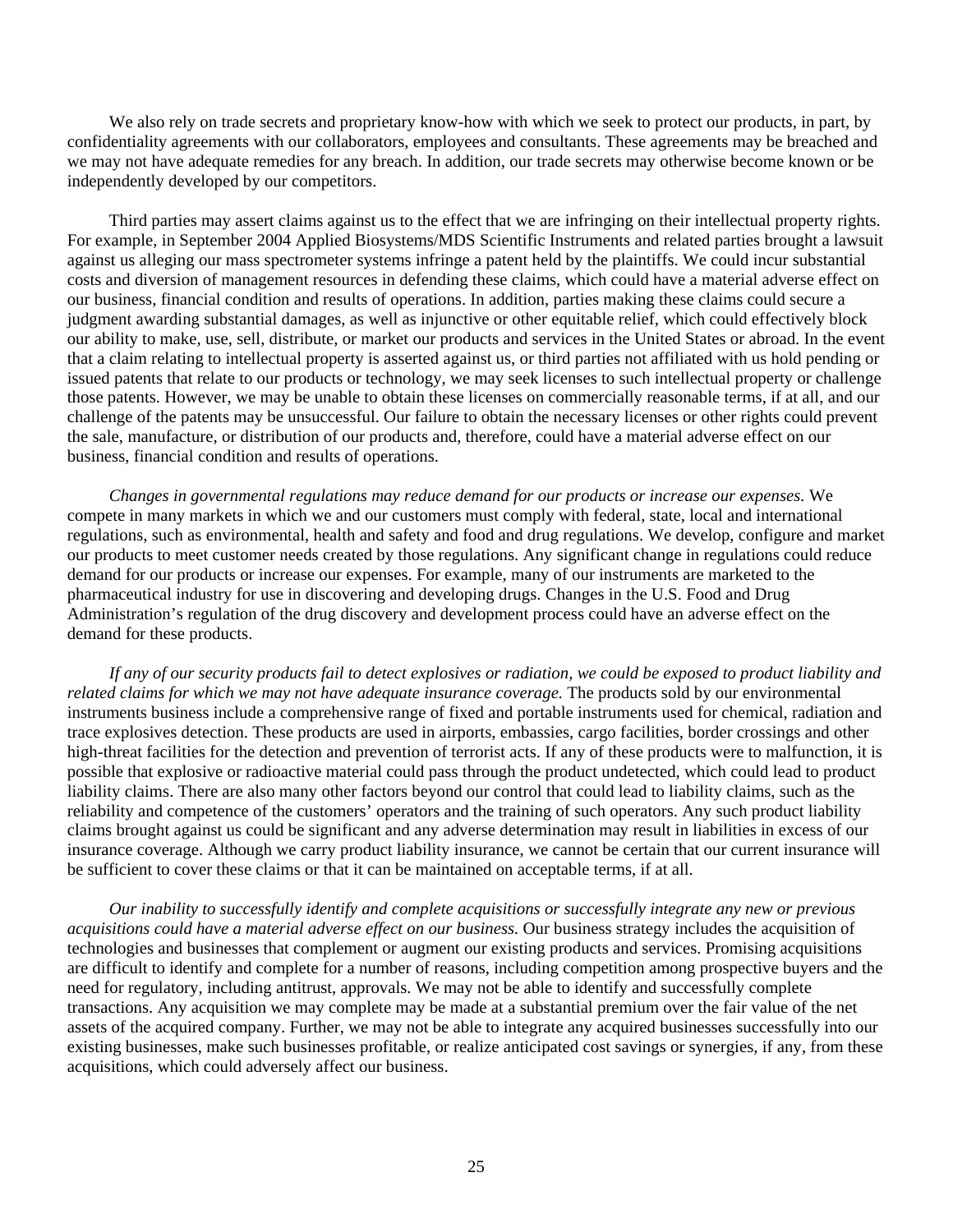We also rely on trade secrets and proprietary know-how with which we seek to protect our products, in part, by confidentiality agreements with our collaborators, employees and consultants. These agreements may be breached and we may not have adequate remedies for any breach. In addition, our trade secrets may otherwise become known or be independently developed by our competitors.

Third parties may assert claims against us to the effect that we are infringing on their intellectual property rights. For example, in September 2004 Applied Biosystems/MDS Scientific Instruments and related parties brought a lawsuit against us alleging our mass spectrometer systems infringe a patent held by the plaintiffs. We could incur substantial costs and diversion of management resources in defending these claims, which could have a material adverse effect on our business, financial condition and results of operations. In addition, parties making these claims could secure a judgment awarding substantial damages, as well as injunctive or other equitable relief, which could effectively block our ability to make, use, sell, distribute, or market our products and services in the United States or abroad. In the event that a claim relating to intellectual property is asserted against us, or third parties not affiliated with us hold pending or issued patents that relate to our products or technology, we may seek licenses to such intellectual property or challenge those patents. However, we may be unable to obtain these licenses on commercially reasonable terms, if at all, and our challenge of the patents may be unsuccessful. Our failure to obtain the necessary licenses or other rights could prevent the sale, manufacture, or distribution of our products and, therefore, could have a material adverse effect on our business, financial condition and results of operations.

*Changes in governmental regulations may reduce demand for our products or increase our expenses.* We compete in many markets in which we and our customers must comply with federal, state, local and international regulations, such as environmental, health and safety and food and drug regulations. We develop, configure and market our products to meet customer needs created by those regulations. Any significant change in regulations could reduce demand for our products or increase our expenses. For example, many of our instruments are marketed to the pharmaceutical industry for use in discovering and developing drugs. Changes in the U.S. Food and Drug Administration's regulation of the drug discovery and development process could have an adverse effect on the demand for these products.

*If any of our security products fail to detect explosives or radiation, we could be exposed to product liability and related claims for which we may not have adequate insurance coverage.* The products sold by our environmental instruments business include a comprehensive range of fixed and portable instruments used for chemical, radiation and trace explosives detection. These products are used in airports, embassies, cargo facilities, border crossings and other high-threat facilities for the detection and prevention of terrorist acts. If any of these products were to malfunction, it is possible that explosive or radioactive material could pass through the product undetected, which could lead to product liability claims. There are also many other factors beyond our control that could lead to liability claims, such as the reliability and competence of the customers' operators and the training of such operators. Any such product liability claims brought against us could be significant and any adverse determination may result in liabilities in excess of our insurance coverage. Although we carry product liability insurance, we cannot be certain that our current insurance will be sufficient to cover these claims or that it can be maintained on acceptable terms, if at all.

*Our inability to successfully identify and complete acquisitions or successfully integrate any new or previous acquisitions could have a material adverse effect on our business.* Our business strategy includes the acquisition of technologies and businesses that complement or augment our existing products and services. Promising acquisitions are difficult to identify and complete for a number of reasons, including competition among prospective buyers and the need for regulatory, including antitrust, approvals. We may not be able to identify and successfully complete transactions. Any acquisition we may complete may be made at a substantial premium over the fair value of the net assets of the acquired company. Further, we may not be able to integrate any acquired businesses successfully into our existing businesses, make such businesses profitable, or realize anticipated cost savings or synergies, if any, from these acquisitions, which could adversely affect our business.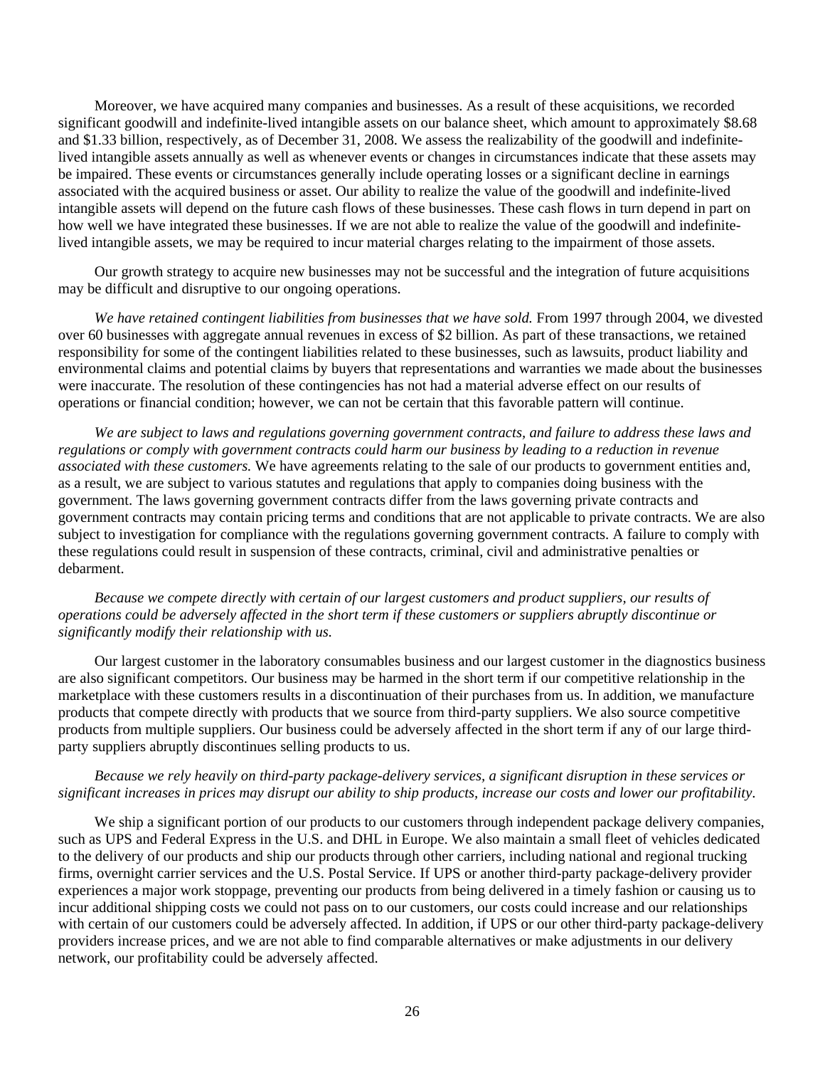Moreover, we have acquired many companies and businesses. As a result of these acquisitions, we recorded significant goodwill and indefinite-lived intangible assets on our balance sheet, which amount to approximately $8.68 and $1.33 billion, respectively, as of December 31, 2008. We assess the realizability of the goodwill and indefinite-lived intangible assets annually as well as whenever events or changes in circumstances indicate that these assets may be impaired. These events or circumstances generally include operating losses or a significant decline in earnings associated with the acquired business or asset. Our ability to realize the value of the goodwill and indefinite-lived intangible assets will depend on the future cash flows of these businesses. These cash flows in turn depend in part on how well we have integrated these businesses. If we are not able to realize the value of the goodwill and indefinite-lived intangible assets, we may be required to incur material charges relating to the impairment of those assets.

Our growth strategy to acquire new businesses may not be successful and the integration of future acquisitions may be difficult and disruptive to our ongoing operations.

*We have retained contingent liabilities from businesses that we have sold.* From 1997 through 2004, we divested over 60 businesses with aggregate annual revenues in excess of $2 billion. As part of these transactions, we retained responsibility for some of the contingent liabilities related to these businesses, such as lawsuits, product liability and environmental claims and potential claims by buyers that representations and warranties we made about the businesses were inaccurate. The resolution of these contingencies has not had a material adverse effect on our results of operations or financial condition; however, we can not be certain that this favorable pattern will continue.

*We are subject to laws and regulations governing government contracts, and failure to address these laws and regulations or comply with government contracts could harm our business by leading to a reduction in revenue associated with these customers.* We have agreements relating to the sale of our products to government entities and, as a result, we are subject to various statutes and regulations that apply to companies doing business with the government. The laws governing government contracts differ from the laws governing private contracts and government contracts may contain pricing terms and conditions that are not applicable to private contracts. We are also subject to investigation for compliance with the regulations governing government contracts. A failure to comply with these regulations could result in suspension of these contracts, criminal, civil and administrative penalties or debarment.

*Because we compete directly with certain of our largest customers and product suppliers, our results of operations could be adversely affected in the short term if these customers or suppliers abruptly discontinue or significantly modify their relationship with us.*

Our largest customer in the laboratory consumables business and our largest customer in the diagnostics business are also significant competitors. Our business may be harmed in the short term if our competitive relationship in the marketplace with these customers results in a discontinuation of their purchases from us. In addition, we manufacture products that compete directly with products that we source from third-party suppliers. We also source competitive products from multiple suppliers. Our business could be adversely affected in the short term if any of our large third-party suppliers abruptly discontinues selling products to us.

*Because we rely heavily on third-party package-delivery services, a significant disruption in these services or significant increases in prices may disrupt our ability to ship products, increase our costs and lower our profitability.*

We ship a significant portion of our products to our customers through independent package delivery companies, such as UPS and Federal Express in the U.S. and DHL in Europe. We also maintain a small fleet of vehicles dedicated to the delivery of our products and ship our products through other carriers, including national and regional trucking firms, overnight carrier services and the U.S. Postal Service. If UPS or another third-party package-delivery provider experiences a major work stoppage, preventing our products from being delivered in a timely fashion or causing us to incur additional shipping costs we could not pass on to our customers, our costs could increase and our relationships with certain of our customers could be adversely affected. In addition, if UPS or our other third-party package-delivery providers increase prices, and we are not able to find comparable alternatives or make adjustments in our delivery network, our profitability could be adversely affected.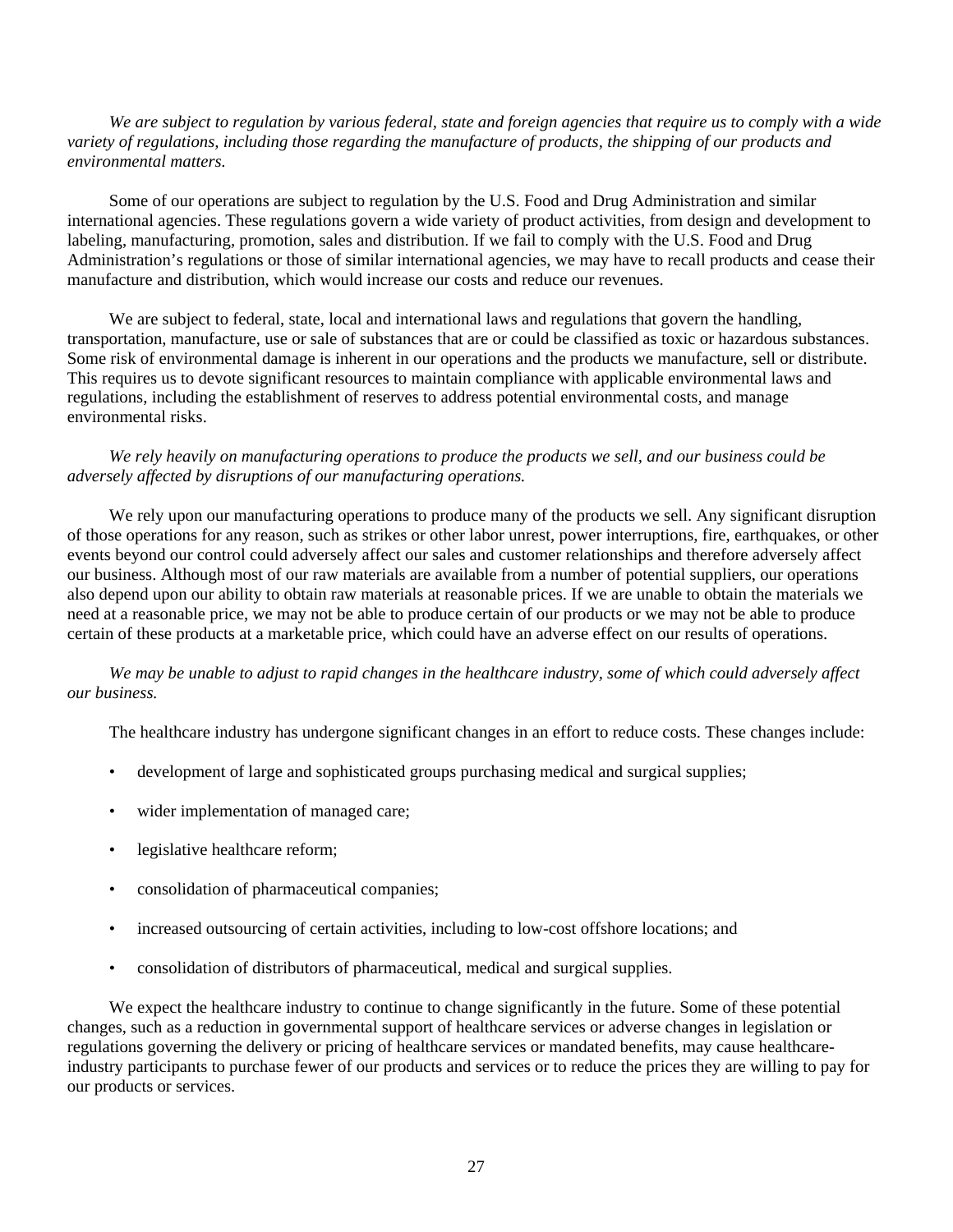*We are subject to regulation by various federal, state and foreign agencies that require us to comply with a wide variety of regulations, including those regarding the manufacture of products, the shipping of our products and environmental matters.*

Some of our operations are subject to regulation by the U.S. Food and Drug Administration and similar international agencies. These regulations govern a wide variety of product activities, from design and development to labeling, manufacturing, promotion, sales and distribution. If we fail to comply with the U.S. Food and Drug Administration's regulations or those of similar international agencies, we may have to recall products and cease their manufacture and distribution, which would increase our costs and reduce our revenues.

We are subject to federal, state, local and international laws and regulations that govern the handling, transportation, manufacture, use or sale of substances that are or could be classified as toxic or hazardous substances. Some risk of environmental damage is inherent in our operations and the products we manufacture, sell or distribute. This requires us to devote significant resources to maintain compliance with applicable environmental laws and regulations, including the establishment of reserves to address potential environmental costs, and manage environmental risks.

*We rely heavily on manufacturing operations to produce the products we sell, and our business could be adversely affected by disruptions of our manufacturing operations.*

We rely upon our manufacturing operations to produce many of the products we sell. Any significant disruption of those operations for any reason, such as strikes or other labor unrest, power interruptions, fire, earthquakes, or other events beyond our control could adversely affect our sales and customer relationships and therefore adversely affect our business. Although most of our raw materials are available from a number of potential suppliers, our operations also depend upon our ability to obtain raw materials at reasonable prices. If we are unable to obtain the materials we need at a reasonable price, we may not be able to produce certain of our products or we may not be able to produce certain of these products at a marketable price, which could have an adverse effect on our results of operations.

*We may be unable to adjust to rapid changes in the healthcare industry, some of which could adversely affect our business.*

The healthcare industry has undergone significant changes in an effort to reduce costs. These changes include:

- development of large and sophisticated groups purchasing medical and surgical supplies;
- wider implementation of managed care;
- legislative healthcare reform;
- consolidation of pharmaceutical companies;
- increased outsourcing of certain activities, including to low-cost offshore locations; and
- consolidation of distributors of pharmaceutical, medical and surgical supplies.

We expect the healthcare industry to continue to change significantly in the future. Some of these potential changes, such as a reduction in governmental support of healthcare services or adverse changes in legislation or regulations governing the delivery or pricing of healthcare services or mandated benefits, may cause healthcare-industry participants to purchase fewer of our products and services or to reduce the prices they are willing to pay for our products or services.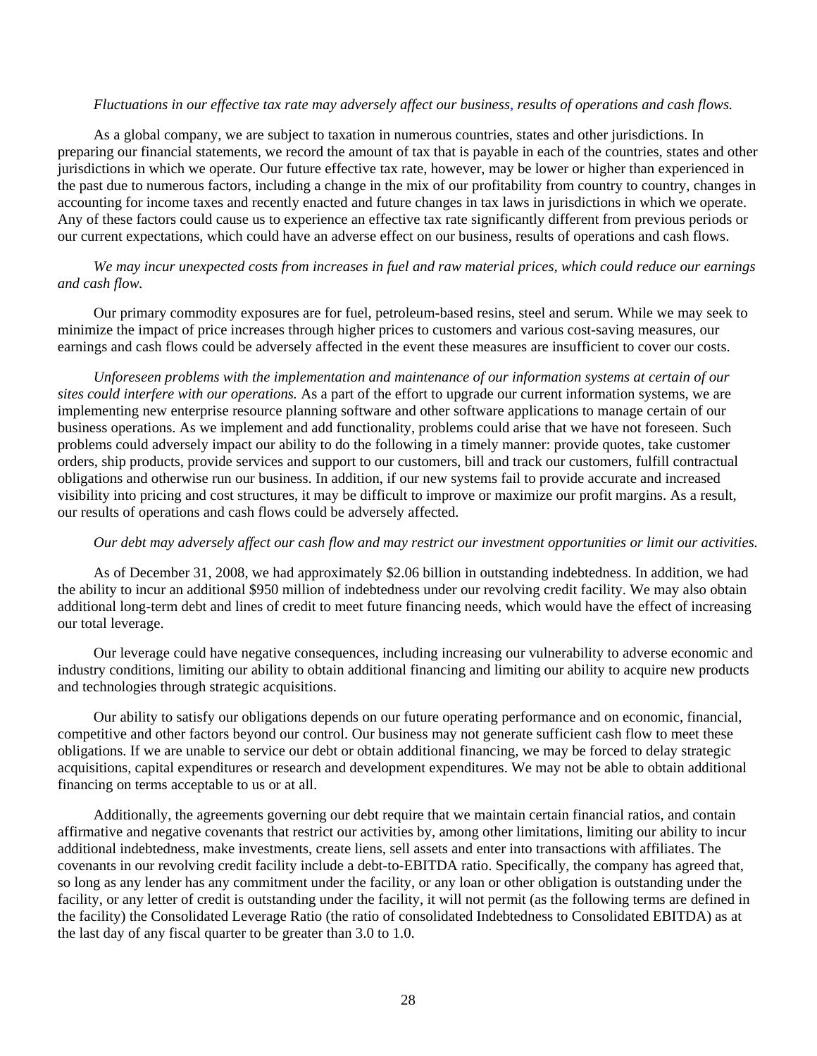*Fluctuations in our effective tax rate may adversely affect our business, results of operations and cash flows.*

As a global company, we are subject to taxation in numerous countries, states and other jurisdictions. In preparing our financial statements, we record the amount of tax that is payable in each of the countries, states and other jurisdictions in which we operate. Our future effective tax rate, however, may be lower or higher than experienced in the past due to numerous factors, including a change in the mix of our profitability from country to country, changes in accounting for income taxes and recently enacted and future changes in tax laws in jurisdictions in which we operate. Any of these factors could cause us to experience an effective tax rate significantly different from previous periods or our current expectations, which could have an adverse effect on our business, results of operations and cash flows.

*We may incur unexpected costs from increases in fuel and raw material prices, which could reduce our earnings and cash flow.*

Our primary commodity exposures are for fuel, petroleum-based resins, steel and serum. While we may seek to minimize the impact of price increases through higher prices to customers and various cost-saving measures, our earnings and cash flows could be adversely affected in the event these measures are insufficient to cover our costs.

*Unforeseen problems with the implementation and maintenance of our information systems at certain of our sites could interfere with our operations.* As a part of the effort to upgrade our current information systems, we are implementing new enterprise resource planning software and other software applications to manage certain of our business operations. As we implement and add functionality, problems could arise that we have not foreseen. Such problems could adversely impact our ability to do the following in a timely manner: provide quotes, take customer orders, ship products, provide services and support to our customers, bill and track our customers, fulfill contractual obligations and otherwise run our business. In addition, if our new systems fail to provide accurate and increased visibility into pricing and cost structures, it may be difficult to improve or maximize our profit margins. As a result, our results of operations and cash flows could be adversely affected.

*Our debt may adversely affect our cash flow and may restrict our investment opportunities or limit our activities.*

As of December 31, 2008, we had approximately $2.06 billion in outstanding indebtedness. In addition, we had the ability to incur an additional $950 million of indebtedness under our revolving credit facility. We may also obtain additional long-term debt and lines of credit to meet future financing needs, which would have the effect of increasing our total leverage.

Our leverage could have negative consequences, including increasing our vulnerability to adverse economic and industry conditions, limiting our ability to obtain additional financing and limiting our ability to acquire new products and technologies through strategic acquisitions.

Our ability to satisfy our obligations depends on our future operating performance and on economic, financial, competitive and other factors beyond our control. Our business may not generate sufficient cash flow to meet these obligations. If we are unable to service our debt or obtain additional financing, we may be forced to delay strategic acquisitions, capital expenditures or research and development expenditures. We may not be able to obtain additional financing on terms acceptable to us or at all.

Additionally, the agreements governing our debt require that we maintain certain financial ratios, and contain affirmative and negative covenants that restrict our activities by, among other limitations, limiting our ability to incur additional indebtedness, make investments, create liens, sell assets and enter into transactions with affiliates. The covenants in our revolving credit facility include a debt-to-EBITDA ratio. Specifically, the company has agreed that, so long as any lender has any commitment under the facility, or any loan or other obligation is outstanding under the facility, or any letter of credit is outstanding under the facility, it will not permit (as the following terms are defined in the facility) the Consolidated Leverage Ratio (the ratio of consolidated Indebtedness to Consolidated EBITDA) as at the last day of any fiscal quarter to be greater than 3.0 to 1.0.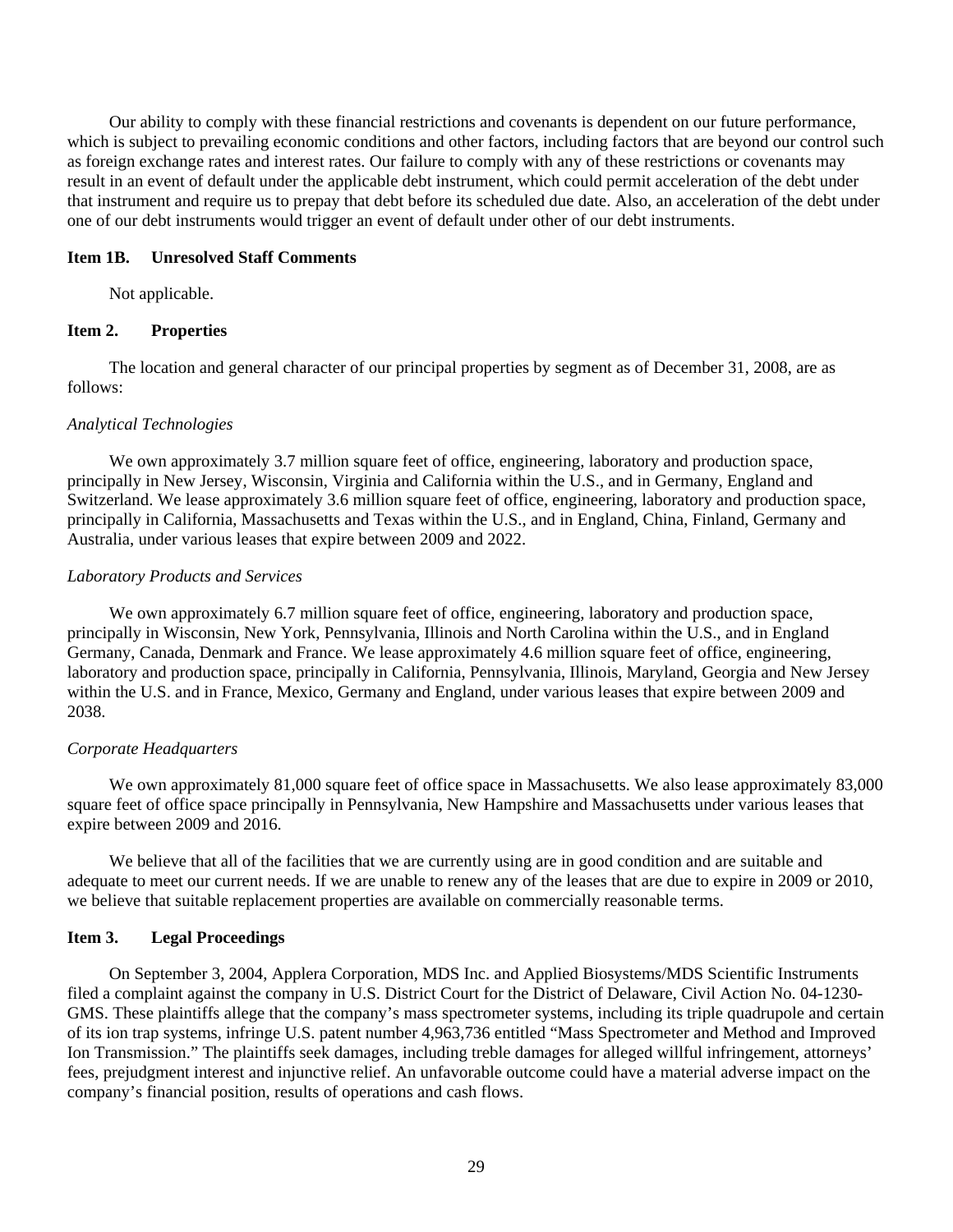Our ability to comply with these financial restrictions and covenants is dependent on our future performance, which is subject to prevailing economic conditions and other factors, including factors that are beyond our control such as foreign exchange rates and interest rates. Our failure to comply with any of these restrictions or covenants may result in an event of default under the applicable debt instrument, which could permit acceleration of the debt under that instrument and require us to prepay that debt before its scheduled due date. Also, an acceleration of the debt under one of our debt instruments would trigger an event of default under other of our debt instruments.

### Item 1B. Unresolved Staff Comments

Not applicable.

### Item 2. Properties

The location and general character of our principal properties by segment as of December 31, 2008, are as follows:

*Analytical Technologies*

We own approximately 3.7 million square feet of office, engineering, laboratory and production space, principally in New Jersey, Wisconsin, Virginia and California within the U.S., and in Germany, England and Switzerland. We lease approximately 3.6 million square feet of office, engineering, laboratory and production space, principally in California, Massachusetts and Texas within the U.S., and in England, China, Finland, Germany and Australia, under various leases that expire between 2009 and 2022.

*Laboratory Products and Services*

We own approximately 6.7 million square feet of office, engineering, laboratory and production space, principally in Wisconsin, New York, Pennsylvania, Illinois and North Carolina within the U.S., and in England Germany, Canada, Denmark and France. We lease approximately 4.6 million square feet of office, engineering, laboratory and production space, principally in California, Pennsylvania, Illinois, Maryland, Georgia and New Jersey within the U.S. and in France, Mexico, Germany and England, under various leases that expire between 2009 and 2038.

*Corporate Headquarters*

We own approximately 81,000 square feet of office space in Massachusetts. We also lease approximately 83,000 square feet of office space principally in Pennsylvania, New Hampshire and Massachusetts under various leases that expire between 2009 and 2016.

We believe that all of the facilities that we are currently using are in good condition and are suitable and adequate to meet our current needs. If we are unable to renew any of the leases that are due to expire in 2009 or 2010, we believe that suitable replacement properties are available on commercially reasonable terms.

### Item 3. Legal Proceedings

On September 3, 2004, Applera Corporation, MDS Inc. and Applied Biosystems/MDS Scientific Instruments filed a complaint against the company in U.S. District Court for the District of Delaware, Civil Action No. 04-1230-GMS. These plaintiffs allege that the company's mass spectrometer systems, including its triple quadrupole and certain of its ion trap systems, infringe U.S. patent number 4,963,736 entitled "Mass Spectrometer and Method and Improved Ion Transmission." The plaintiffs seek damages, including treble damages for alleged willful infringement, attorneys' fees, prejudgment interest and injunctive relief. An unfavorable outcome could have a material adverse impact on the company's financial position, results of operations and cash flows.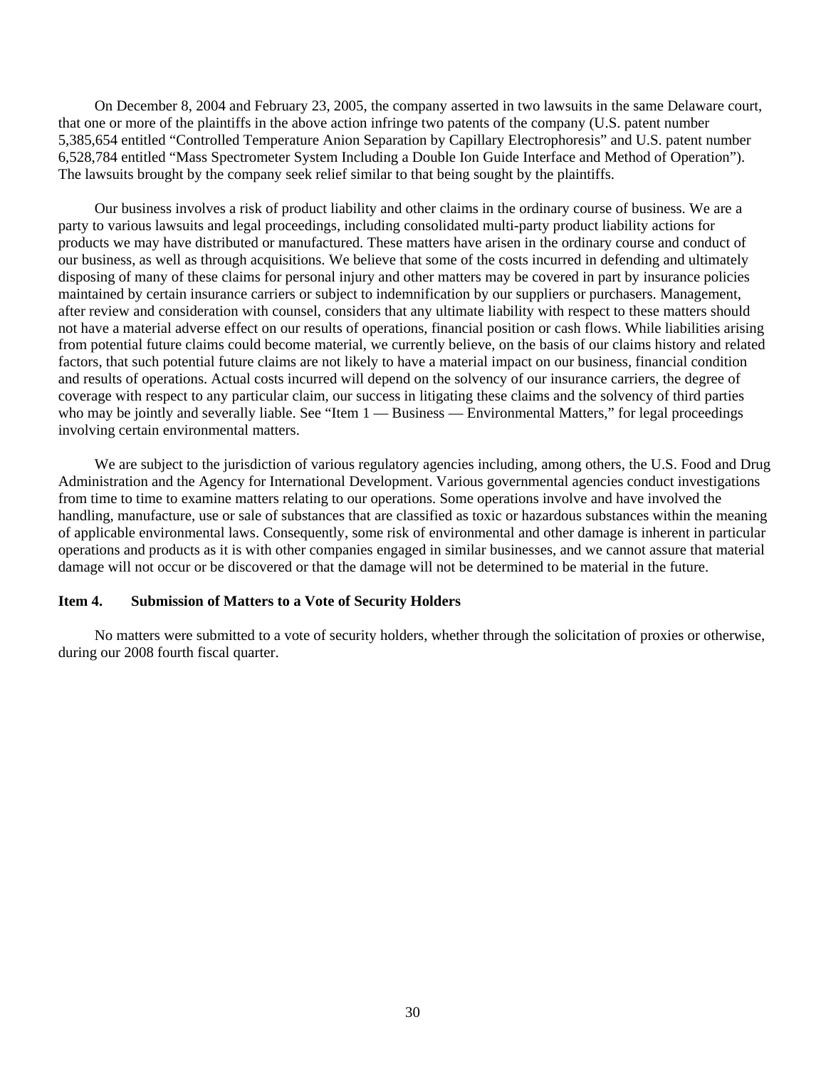On December 8, 2004 and February 23, 2005, the company asserted in two lawsuits in the same Delaware court, that one or more of the plaintiffs in the above action infringe two patents of the company (U.S. patent number 5,385,654 entitled "Controlled Temperature Anion Separation by Capillary Electrophoresis" and U.S. patent number 6,528,784 entitled "Mass Spectrometer System Including a Double Ion Guide Interface and Method of Operation"). The lawsuits brought by the company seek relief similar to that being sought by the plaintiffs.

Our business involves a risk of product liability and other claims in the ordinary course of business. We are a party to various lawsuits and legal proceedings, including consolidated multi-party product liability actions for products we may have distributed or manufactured. These matters have arisen in the ordinary course and conduct of our business, as well as through acquisitions. We believe that some of the costs incurred in defending and ultimately disposing of many of these claims for personal injury and other matters may be covered in part by insurance policies maintained by certain insurance carriers or subject to indemnification by our suppliers or purchasers. Management, after review and consideration with counsel, considers that any ultimate liability with respect to these matters should not have a material adverse effect on our results of operations, financial position or cash flows. While liabilities arising from potential future claims could become material, we currently believe, on the basis of our claims history and related factors, that such potential future claims are not likely to have a material impact on our business, financial condition and results of operations. Actual costs incurred will depend on the solvency of our insurance carriers, the degree of coverage with respect to any particular claim, our success in litigating these claims and the solvency of third parties who may be jointly and severally liable. See "Item 1 — Business — Environmental Matters," for legal proceedings involving certain environmental matters.

We are subject to the jurisdiction of various regulatory agencies including, among others, the U.S. Food and Drug Administration and the Agency for International Development. Various governmental agencies conduct investigations from time to time to examine matters relating to our operations. Some operations involve and have involved the handling, manufacture, use or sale of substances that are classified as toxic or hazardous substances within the meaning of applicable environmental laws. Consequently, some risk of environmental and other damage is inherent in particular operations and products as it is with other companies engaged in similar businesses, and we cannot assure that material damage will not occur or be discovered or that the damage will not be determined to be material in the future.

**Item 4. Submission of Matters to a Vote of Security Holders**

No matters were submitted to a vote of security holders, whether through the solicitation of proxies or otherwise, during our 2008 fourth fiscal quarter.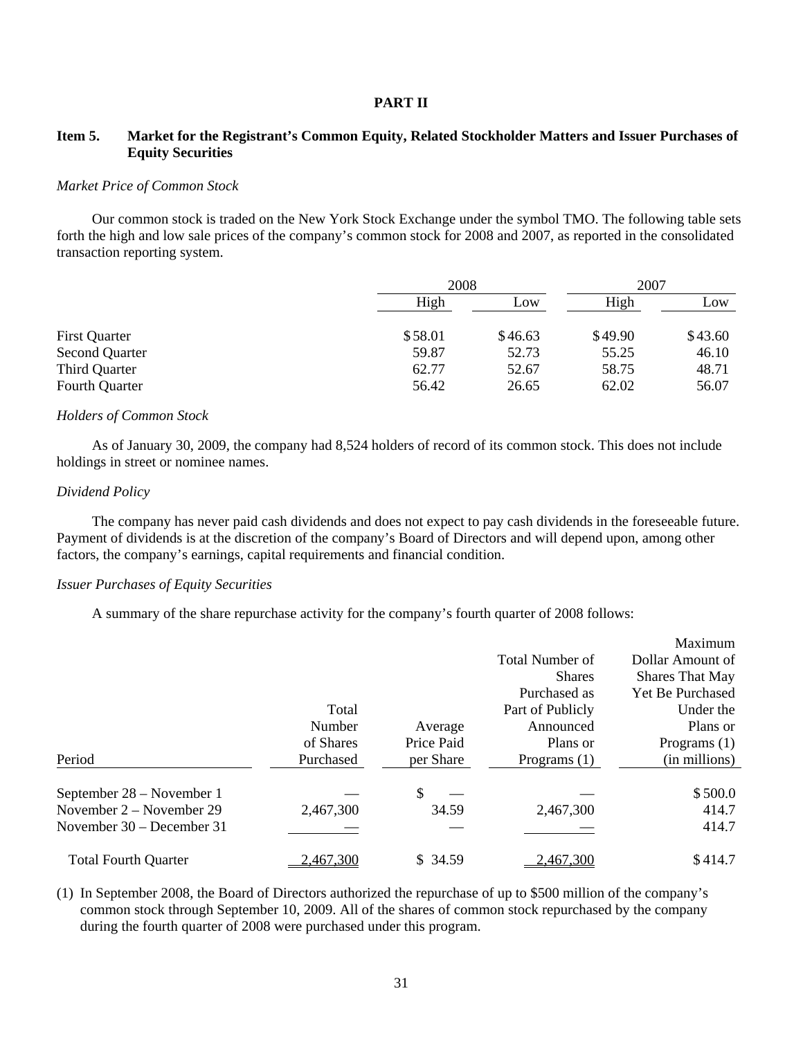# PART II

## Item 5. Market for the Registrant's Common Equity, Related Stockholder Matters and Issuer Purchases of Equity Securities

*Market Price of Common Stock*

Our common stock is traded on the New York Stock Exchange under the symbol TMO. The following table sets forth the high and low sale prices of the company's common stock for 2008 and 2007, as reported in the consolidated transaction reporting system.

| | 2008 | | 2007 | |
|---|---|---|---|---|
| | High | Low | High | Low |
| First Quarter | $58.01 | $46.63 | $49.90 | $43.60 |
| Second Quarter | 59.87 | 52.73 | 55.25 | 46.10 |
| Third Quarter | 62.77 | 52.67 | 58.75 | 48.71 |
| Fourth Quarter | 56.42 | 26.65 | 62.02 | 56.07 |

*Holders of Common Stock*

As of January 30, 2009, the company had 8,524 holders of record of its common stock. This does not include holdings in street or nominee names.

*Dividend Policy*

The company has never paid cash dividends and does not expect to pay cash dividends in the foreseeable future. Payment of dividends is at the discretion of the company's Board of Directors and will depend upon, among other factors, the company's earnings, capital requirements and financial condition.

*Issuer Purchases of Equity Securities*

A summary of the share repurchase activity for the company's fourth quarter of 2008 follows:

| Period | Total Number of Shares Purchased | Average Price Paid per Share | Total Number of Shares Purchased as Part of Publicly Announced Plans or Programs (1) | Maximum Dollar Amount of Shares That May Yet Be Purchased Under the Plans or Programs (1) (in millions) |
|---|---|---|---|---|
| September 28 – November 1 | — | $ — | — | $500.0 |
| November 2 – November 29 | 2,467,300 | 34.59 | 2,467,300 | 414.7 |
| November 30 – December 31 | — | — | — | 414.7 |
| Total Fourth Quarter | 2,467,300 | $ 34.59 | 2,467,300 | $414.7 |

(1) In September 2008, the Board of Directors authorized the repurchase of up to $500 million of the company's common stock through September 10, 2009. All of the shares of common stock repurchased by the company during the fourth quarter of 2008 were purchased under this program.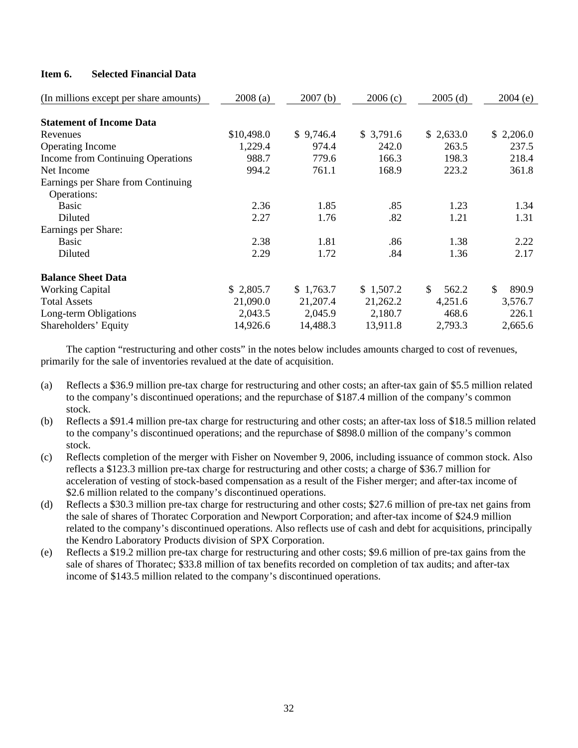## Item 6. Selected Financial Data

| (In millions except per share amounts) | 2008 (a) | 2007 (b) | 2006 (c) | 2005 (d) | 2004 (e) |
|---|---|---|---|---|---|
| **Statement of Income Data** | | | | | |
| Revenues | $10,498.0 | $ 9,746.4 | $ 3,791.6 | $ 2,633.0 | $ 2,206.0 |
| Operating Income | 1,229.4 | 974.4 | 242.0 | 263.5 | 237.5 |
| Income from Continuing Operations | 988.7 | 779.6 | 166.3 | 198.3 | 218.4 |
| Net Income | 994.2 | 761.1 | 168.9 | 223.2 | 361.8 |
| Earnings per Share from Continuing Operations: | | | | | |
| Basic | 2.36 | 1.85 | .85 | 1.23 | 1.34 |
| Diluted | 2.27 | 1.76 | .82 | 1.21 | 1.31 |
| Earnings per Share: | | | | | |
| Basic | 2.38 | 1.81 | .86 | 1.38 | 2.22 |
| Diluted | 2.29 | 1.72 | .84 | 1.36 | 2.17 |
| **Balance Sheet Data** | | | | | |
| Working Capital | $ 2,805.7 | $ 1,763.7 | $ 1,507.2 | $ 562.2 | $ 890.9 |
| Total Assets | 21,090.0 | 21,207.4 | 21,262.2 | 4,251.6 | 3,576.7 |
| Long-term Obligations | 2,043.5 | 2,045.9 | 2,180.7 | 468.6 | 226.1 |
| Shareholders' Equity | 14,926.6 | 14,488.3 | 13,911.8 | 2,793.3 | 2,665.6 |

The caption "restructuring and other costs" in the notes below includes amounts charged to cost of revenues, primarily for the sale of inventories revalued at the date of acquisition.

(a) Reflects a $36.9 million pre-tax charge for restructuring and other costs; an after-tax gain of $5.5 million related to the company's discontinued operations; and the repurchase of $187.4 million of the company's common stock.

(b) Reflects a $91.4 million pre-tax charge for restructuring and other costs; an after-tax loss of $18.5 million related to the company's discontinued operations; and the repurchase of $898.0 million of the company's common stock.

(c) Reflects completion of the merger with Fisher on November 9, 2006, including issuance of common stock. Also reflects a $123.3 million pre-tax charge for restructuring and other costs; a charge of $36.7 million for acceleration of vesting of stock-based compensation as a result of the Fisher merger; and after-tax income of $2.6 million related to the company's discontinued operations.

(d) Reflects a $30.3 million pre-tax charge for restructuring and other costs; $27.6 million of pre-tax net gains from the sale of shares of Thoratec Corporation and Newport Corporation; and after-tax income of $24.9 million related to the company's discontinued operations. Also reflects use of cash and debt for acquisitions, principally the Kendro Laboratory Products division of SPX Corporation.

(e) Reflects a $19.2 million pre-tax charge for restructuring and other costs; $9.6 million of pre-tax gains from the sale of shares of Thoratec; $33.8 million of tax benefits recorded on completion of tax audits; and after-tax income of $143.5 million related to the company's discontinued operations.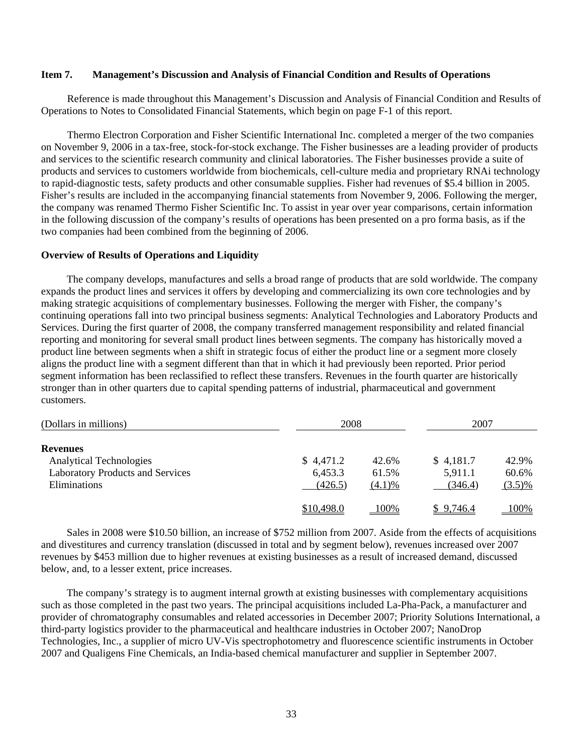## Item 7. Management's Discussion and Analysis of Financial Condition and Results of Operations

Reference is made throughout this Management's Discussion and Analysis of Financial Condition and Results of Operations to Notes to Consolidated Financial Statements, which begin on page F-1 of this report.

Thermo Electron Corporation and Fisher Scientific International Inc. completed a merger of the two companies on November 9, 2006 in a tax-free, stock-for-stock exchange. The Fisher businesses are a leading provider of products and services to the scientific research community and clinical laboratories. The Fisher businesses provide a suite of products and services to customers worldwide from biochemicals, cell-culture media and proprietary RNAi technology to rapid-diagnostic tests, safety products and other consumable supplies. Fisher had revenues of $5.4 billion in 2005. Fisher's results are included in the accompanying financial statements from November 9, 2006. Following the merger, the company was renamed Thermo Fisher Scientific Inc. To assist in year over year comparisons, certain information in the following discussion of the company's results of operations has been presented on a pro forma basis, as if the two companies had been combined from the beginning of 2006.

### Overview of Results of Operations and Liquidity

The company develops, manufactures and sells a broad range of products that are sold worldwide. The company expands the product lines and services it offers by developing and commercializing its own core technologies and by making strategic acquisitions of complementary businesses. Following the merger with Fisher, the company's continuing operations fall into two principal business segments: Analytical Technologies and Laboratory Products and Services. During the first quarter of 2008, the company transferred management responsibility and related financial reporting and monitoring for several small product lines between segments. The company has historically moved a product line between segments when a shift in strategic focus of either the product line or a segment more closely aligns the product line with a segment different than that in which it had previously been reported. Prior period segment information has been reclassified to reflect these transfers. Revenues in the fourth quarter are historically stronger than in other quarters due to capital spending patterns of industrial, pharmaceutical and government customers.

| (Dollars in millions) | 2008 | | 2007 | |
|---|---|---|---|---|
| **Revenues** | | | | |
| Analytical Technologies | $ 4,471.2 | 42.6% | $ 4,181.7 | 42.9% |
| Laboratory Products and Services | 6,453.3 | 61.5% | 5,911.1 | 60.6% |
| Eliminations | (426.5) | (4.1)% | (346.4) | (3.5)% |
| | $10,498.0 | 100% | $ 9,746.4 | 100% |

Sales in 2008 were $10.50 billion, an increase of $752 million from 2007. Aside from the effects of acquisitions and divestitures and currency translation (discussed in total and by segment below), revenues increased over 2007 revenues by $453 million due to higher revenues at existing businesses as a result of increased demand, discussed below, and, to a lesser extent, price increases.

The company's strategy is to augment internal growth at existing businesses with complementary acquisitions such as those completed in the past two years. The principal acquisitions included La-Pha-Pack, a manufacturer and provider of chromatography consumables and related accessories in December 2007; Priority Solutions International, a third-party logistics provider to the pharmaceutical and healthcare industries in October 2007; NanoDrop Technologies, Inc., a supplier of micro UV-Vis spectrophotometry and fluorescence scientific instruments in October 2007 and Qualigens Fine Chemicals, an India-based chemical manufacturer and supplier in September 2007.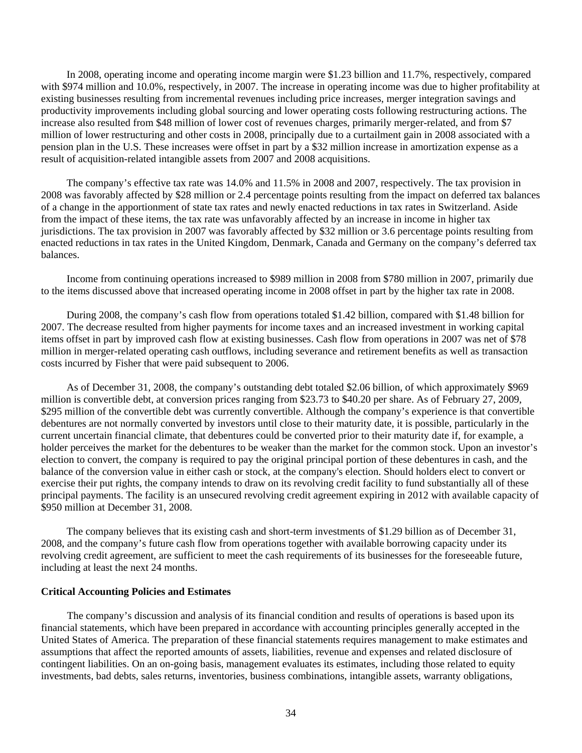In 2008, operating income and operating income margin were $1.23 billion and 11.7%, respectively, compared with $974 million and 10.0%, respectively, in 2007. The increase in operating income was due to higher profitability at existing businesses resulting from incremental revenues including price increases, merger integration savings and productivity improvements including global sourcing and lower operating costs following restructuring actions. The increase also resulted from $48 million of lower cost of revenues charges, primarily merger-related, and from $7 million of lower restructuring and other costs in 2008, principally due to a curtailment gain in 2008 associated with a pension plan in the U.S. These increases were offset in part by a $32 million increase in amortization expense as a result of acquisition-related intangible assets from 2007 and 2008 acquisitions.

The company's effective tax rate was 14.0% and 11.5% in 2008 and 2007, respectively. The tax provision in 2008 was favorably affected by $28 million or 2.4 percentage points resulting from the impact on deferred tax balances of a change in the apportionment of state tax rates and newly enacted reductions in tax rates in Switzerland. Aside from the impact of these items, the tax rate was unfavorably affected by an increase in income in higher tax jurisdictions. The tax provision in 2007 was favorably affected by $32 million or 3.6 percentage points resulting from enacted reductions in tax rates in the United Kingdom, Denmark, Canada and Germany on the company's deferred tax balances.

Income from continuing operations increased to $989 million in 2008 from $780 million in 2007, primarily due to the items discussed above that increased operating income in 2008 offset in part by the higher tax rate in 2008.

During 2008, the company's cash flow from operations totaled $1.42 billion, compared with $1.48 billion for 2007. The decrease resulted from higher payments for income taxes and an increased investment in working capital items offset in part by improved cash flow at existing businesses. Cash flow from operations in 2007 was net of $78 million in merger-related operating cash outflows, including severance and retirement benefits as well as transaction costs incurred by Fisher that were paid subsequent to 2006.

As of December 31, 2008, the company's outstanding debt totaled $2.06 billion, of which approximately $969 million is convertible debt, at conversion prices ranging from $23.73 to $40.20 per share. As of February 27, 2009, $295 million of the convertible debt was currently convertible. Although the company's experience is that convertible debentures are not normally converted by investors until close to their maturity date, it is possible, particularly in the current uncertain financial climate, that debentures could be converted prior to their maturity date if, for example, a holder perceives the market for the debentures to be weaker than the market for the common stock. Upon an investor's election to convert, the company is required to pay the original principal portion of these debentures in cash, and the balance of the conversion value in either cash or stock, at the company's election. Should holders elect to convert or exercise their put rights, the company intends to draw on its revolving credit facility to fund substantially all of these principal payments. The facility is an unsecured revolving credit agreement expiring in 2012 with available capacity of $950 million at December 31, 2008.

The company believes that its existing cash and short-term investments of $1.29 billion as of December 31, 2008, and the company's future cash flow from operations together with available borrowing capacity under its revolving credit agreement, are sufficient to meet the cash requirements of its businesses for the foreseeable future, including at least the next 24 months.

### Critical Accounting Policies and Estimates

The company's discussion and analysis of its financial condition and results of operations is based upon its financial statements, which have been prepared in accordance with accounting principles generally accepted in the United States of America. The preparation of these financial statements requires management to make estimates and assumptions that affect the reported amounts of assets, liabilities, revenue and expenses and related disclosure of contingent liabilities. On an on-going basis, management evaluates its estimates, including those related to equity investments, bad debts, sales returns, inventories, business combinations, intangible assets, warranty obligations,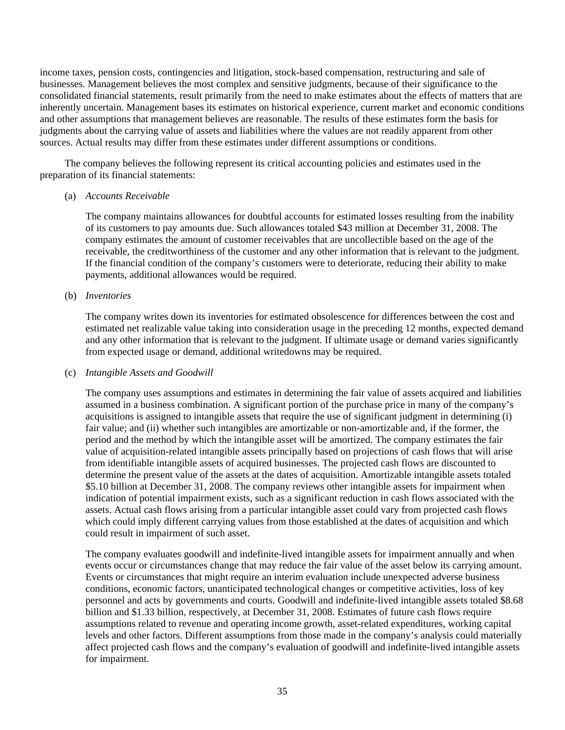income taxes, pension costs, contingencies and litigation, stock-based compensation, restructuring and sale of businesses. Management believes the most complex and sensitive judgments, because of their significance to the consolidated financial statements, result primarily from the need to make estimates about the effects of matters that are inherently uncertain. Management bases its estimates on historical experience, current market and economic conditions and other assumptions that management believes are reasonable. The results of these estimates form the basis for judgments about the carrying value of assets and liabilities where the values are not readily apparent from other sources. Actual results may differ from these estimates under different assumptions or conditions.

The company believes the following represent its critical accounting policies and estimates used in the preparation of its financial statements:

(a) *Accounts Receivable*

The company maintains allowances for doubtful accounts for estimated losses resulting from the inability of its customers to pay amounts due. Such allowances totaled $43 million at December 31, 2008. The company estimates the amount of customer receivables that are uncollectible based on the age of the receivable, the creditworthiness of the customer and any other information that is relevant to the judgment. If the financial condition of the company's customers were to deteriorate, reducing their ability to make payments, additional allowances would be required.

(b) *Inventories*

The company writes down its inventories for estimated obsolescence for differences between the cost and estimated net realizable value taking into consideration usage in the preceding 12 months, expected demand and any other information that is relevant to the judgment. If ultimate usage or demand varies significantly from expected usage or demand, additional writedowns may be required.

(c) *Intangible Assets and Goodwill*

The company uses assumptions and estimates in determining the fair value of assets acquired and liabilities assumed in a business combination. A significant portion of the purchase price in many of the company's acquisitions is assigned to intangible assets that require the use of significant judgment in determining (i) fair value; and (ii) whether such intangibles are amortizable or non-amortizable and, if the former, the period and the method by which the intangible asset will be amortized. The company estimates the fair value of acquisition-related intangible assets principally based on projections of cash flows that will arise from identifiable intangible assets of acquired businesses. The projected cash flows are discounted to determine the present value of the assets at the dates of acquisition. Amortizable intangible assets totaled $5.10 billion at December 31, 2008. The company reviews other intangible assets for impairment when indication of potential impairment exists, such as a significant reduction in cash flows associated with the assets. Actual cash flows arising from a particular intangible asset could vary from projected cash flows which could imply different carrying values from those established at the dates of acquisition and which could result in impairment of such asset.

The company evaluates goodwill and indefinite-lived intangible assets for impairment annually and when events occur or circumstances change that may reduce the fair value of the asset below its carrying amount. Events or circumstances that might require an interim evaluation include unexpected adverse business conditions, economic factors, unanticipated technological changes or competitive activities, loss of key personnel and acts by governments and courts. Goodwill and indefinite-lived intangible assets totaled $8.68 billion and $1.33 billion, respectively, at December 31, 2008. Estimates of future cash flows require assumptions related to revenue and operating income growth, asset-related expenditures, working capital levels and other factors. Different assumptions from those made in the company's analysis could materially affect projected cash flows and the company's evaluation of goodwill and indefinite-lived intangible assets for impairment.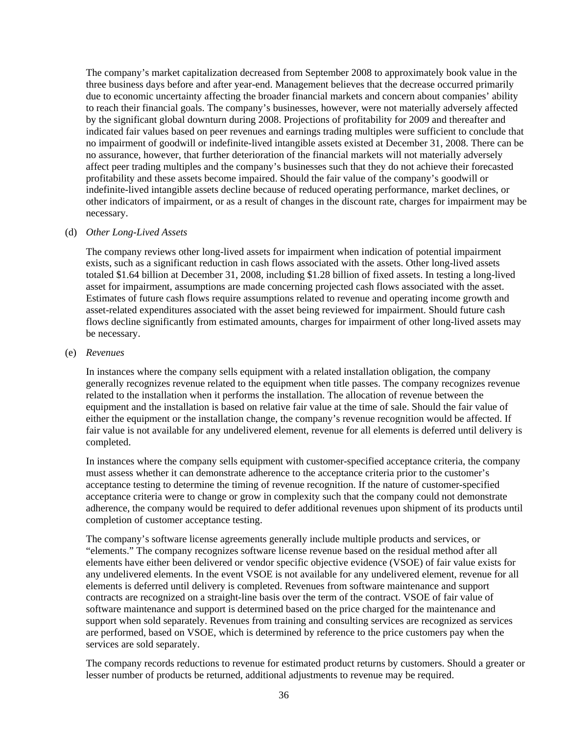The company's market capitalization decreased from September 2008 to approximately book value in the three business days before and after year-end. Management believes that the decrease occurred primarily due to economic uncertainty affecting the broader financial markets and concern about companies' ability to reach their financial goals. The company's businesses, however, were not materially adversely affected by the significant global downturn during 2008. Projections of profitability for 2009 and thereafter and indicated fair values based on peer revenues and earnings trading multiples were sufficient to conclude that no impairment of goodwill or indefinite-lived intangible assets existed at December 31, 2008. There can be no assurance, however, that further deterioration of the financial markets will not materially adversely affect peer trading multiples and the company's businesses such that they do not achieve their forecasted profitability and these assets become impaired. Should the fair value of the company's goodwill or indefinite-lived intangible assets decline because of reduced operating performance, market declines, or other indicators of impairment, or as a result of changes in the discount rate, charges for impairment may be necessary.

(d) *Other Long-Lived Assets*

The company reviews other long-lived assets for impairment when indication of potential impairment exists, such as a significant reduction in cash flows associated with the assets. Other long-lived assets totaled $1.64 billion at December 31, 2008, including $1.28 billion of fixed assets. In testing a long-lived asset for impairment, assumptions are made concerning projected cash flows associated with the asset. Estimates of future cash flows require assumptions related to revenue and operating income growth and asset-related expenditures associated with the asset being reviewed for impairment. Should future cash flows decline significantly from estimated amounts, charges for impairment of other long-lived assets may be necessary.

(e) *Revenues*

In instances where the company sells equipment with a related installation obligation, the company generally recognizes revenue related to the equipment when title passes. The company recognizes revenue related to the installation when it performs the installation. The allocation of revenue between the equipment and the installation is based on relative fair value at the time of sale. Should the fair value of either the equipment or the installation change, the company's revenue recognition would be affected. If fair value is not available for any undelivered element, revenue for all elements is deferred until delivery is completed.

In instances where the company sells equipment with customer-specified acceptance criteria, the company must assess whether it can demonstrate adherence to the acceptance criteria prior to the customer's acceptance testing to determine the timing of revenue recognition. If the nature of customer-specified acceptance criteria were to change or grow in complexity such that the company could not demonstrate adherence, the company would be required to defer additional revenues upon shipment of its products until completion of customer acceptance testing.

The company's software license agreements generally include multiple products and services, or "elements." The company recognizes software license revenue based on the residual method after all elements have either been delivered or vendor specific objective evidence (VSOE) of fair value exists for any undelivered elements. In the event VSOE is not available for any undelivered element, revenue for all elements is deferred until delivery is completed. Revenues from software maintenance and support contracts are recognized on a straight-line basis over the term of the contract. VSOE of fair value of software maintenance and support is determined based on the price charged for the maintenance and support when sold separately. Revenues from training and consulting services are recognized as services are performed, based on VSOE, which is determined by reference to the price customers pay when the services are sold separately.

The company records reductions to revenue for estimated product returns by customers. Should a greater or lesser number of products be returned, additional adjustments to revenue may be required.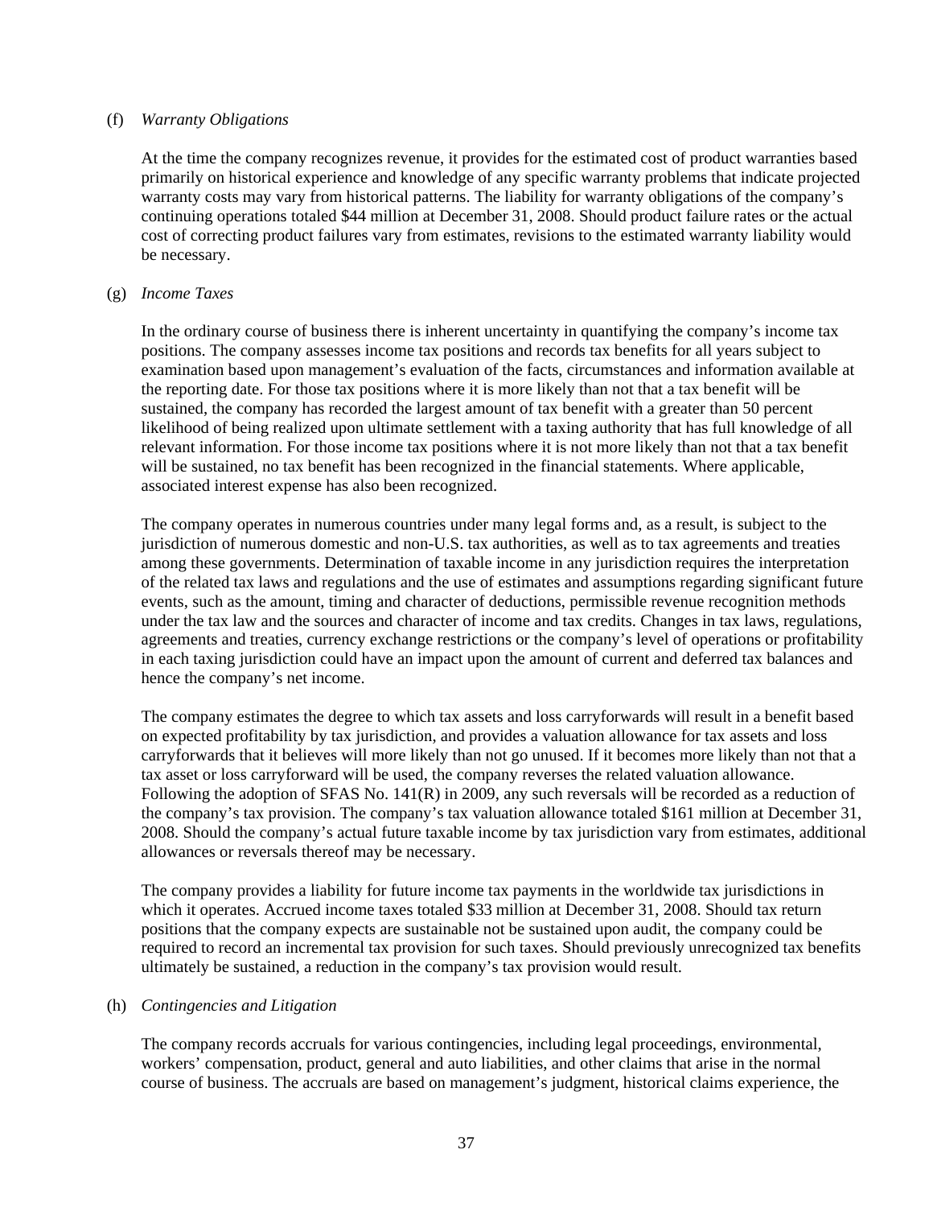(f) *Warranty Obligations*

At the time the company recognizes revenue, it provides for the estimated cost of product warranties based primarily on historical experience and knowledge of any specific warranty problems that indicate projected warranty costs may vary from historical patterns. The liability for warranty obligations of the company's continuing operations totaled $44 million at December 31, 2008. Should product failure rates or the actual cost of correcting product failures vary from estimates, revisions to the estimated warranty liability would be necessary.

(g) *Income Taxes*

In the ordinary course of business there is inherent uncertainty in quantifying the company's income tax positions. The company assesses income tax positions and records tax benefits for all years subject to examination based upon management's evaluation of the facts, circumstances and information available at the reporting date. For those tax positions where it is more likely than not that a tax benefit will be sustained, the company has recorded the largest amount of tax benefit with a greater than 50 percent likelihood of being realized upon ultimate settlement with a taxing authority that has full knowledge of all relevant information. For those income tax positions where it is not more likely than not that a tax benefit will be sustained, no tax benefit has been recognized in the financial statements. Where applicable, associated interest expense has also been recognized.

The company operates in numerous countries under many legal forms and, as a result, is subject to the jurisdiction of numerous domestic and non-U.S. tax authorities, as well as to tax agreements and treaties among these governments. Determination of taxable income in any jurisdiction requires the interpretation of the related tax laws and regulations and the use of estimates and assumptions regarding significant future events, such as the amount, timing and character of deductions, permissible revenue recognition methods under the tax law and the sources and character of income and tax credits. Changes in tax laws, regulations, agreements and treaties, currency exchange restrictions or the company's level of operations or profitability in each taxing jurisdiction could have an impact upon the amount of current and deferred tax balances and hence the company's net income.

The company estimates the degree to which tax assets and loss carryforwards will result in a benefit based on expected profitability by tax jurisdiction, and provides a valuation allowance for tax assets and loss carryforwards that it believes will more likely than not go unused. If it becomes more likely than not that a tax asset or loss carryforward will be used, the company reverses the related valuation allowance. Following the adoption of SFAS No. 141(R) in 2009, any such reversals will be recorded as a reduction of the company's tax provision. The company's tax valuation allowance totaled $161 million at December 31, 2008. Should the company's actual future taxable income by tax jurisdiction vary from estimates, additional allowances or reversals thereof may be necessary.

The company provides a liability for future income tax payments in the worldwide tax jurisdictions in which it operates. Accrued income taxes totaled $33 million at December 31, 2008. Should tax return positions that the company expects are sustainable not be sustained upon audit, the company could be required to record an incremental tax provision for such taxes. Should previously unrecognized tax benefits ultimately be sustained, a reduction in the company's tax provision would result.

(h) *Contingencies and Litigation*

The company records accruals for various contingencies, including legal proceedings, environmental, workers' compensation, product, general and auto liabilities, and other claims that arise in the normal course of business. The accruals are based on management's judgment, historical claims experience, the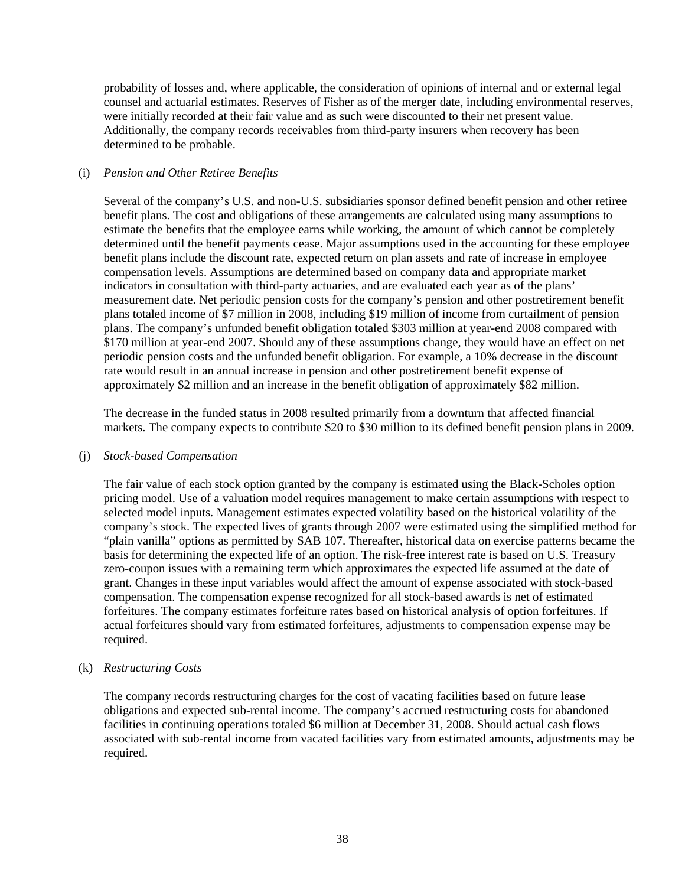probability of losses and, where applicable, the consideration of opinions of internal and or external legal counsel and actuarial estimates. Reserves of Fisher as of the merger date, including environmental reserves, were initially recorded at their fair value and as such were discounted to their net present value. Additionally, the company records receivables from third-party insurers when recovery has been determined to be probable.

(i) *Pension and Other Retiree Benefits*

Several of the company's U.S. and non-U.S. subsidiaries sponsor defined benefit pension and other retiree benefit plans. The cost and obligations of these arrangements are calculated using many assumptions to estimate the benefits that the employee earns while working, the amount of which cannot be completely determined until the benefit payments cease. Major assumptions used in the accounting for these employee benefit plans include the discount rate, expected return on plan assets and rate of increase in employee compensation levels. Assumptions are determined based on company data and appropriate market indicators in consultation with third-party actuaries, and are evaluated each year as of the plans' measurement date. Net periodic pension costs for the company's pension and other postretirement benefit plans totaled income of $7 million in 2008, including $19 million of income from curtailment of pension plans. The company's unfunded benefit obligation totaled $303 million at year-end 2008 compared with $170 million at year-end 2007. Should any of these assumptions change, they would have an effect on net periodic pension costs and the unfunded benefit obligation. For example, a 10% decrease in the discount rate would result in an annual increase in pension and other postretirement benefit expense of approximately $2 million and an increase in the benefit obligation of approximately $82 million.

The decrease in the funded status in 2008 resulted primarily from a downturn that affected financial markets. The company expects to contribute $20 to $30 million to its defined benefit pension plans in 2009.

(j) *Stock-based Compensation*

The fair value of each stock option granted by the company is estimated using the Black-Scholes option pricing model. Use of a valuation model requires management to make certain assumptions with respect to selected model inputs. Management estimates expected volatility based on the historical volatility of the company's stock. The expected lives of grants through 2007 were estimated using the simplified method for "plain vanilla" options as permitted by SAB 107. Thereafter, historical data on exercise patterns became the basis for determining the expected life of an option. The risk-free interest rate is based on U.S. Treasury zero-coupon issues with a remaining term which approximates the expected life assumed at the date of grant. Changes in these input variables would affect the amount of expense associated with stock-based compensation. The compensation expense recognized for all stock-based awards is net of estimated forfeitures. The company estimates forfeiture rates based on historical analysis of option forfeitures. If actual forfeitures should vary from estimated forfeitures, adjustments to compensation expense may be required.

(k) *Restructuring Costs*

The company records restructuring charges for the cost of vacating facilities based on future lease obligations and expected sub-rental income. The company's accrued restructuring costs for abandoned facilities in continuing operations totaled $6 million at December 31, 2008. Should actual cash flows associated with sub-rental income from vacated facilities vary from estimated amounts, adjustments may be required.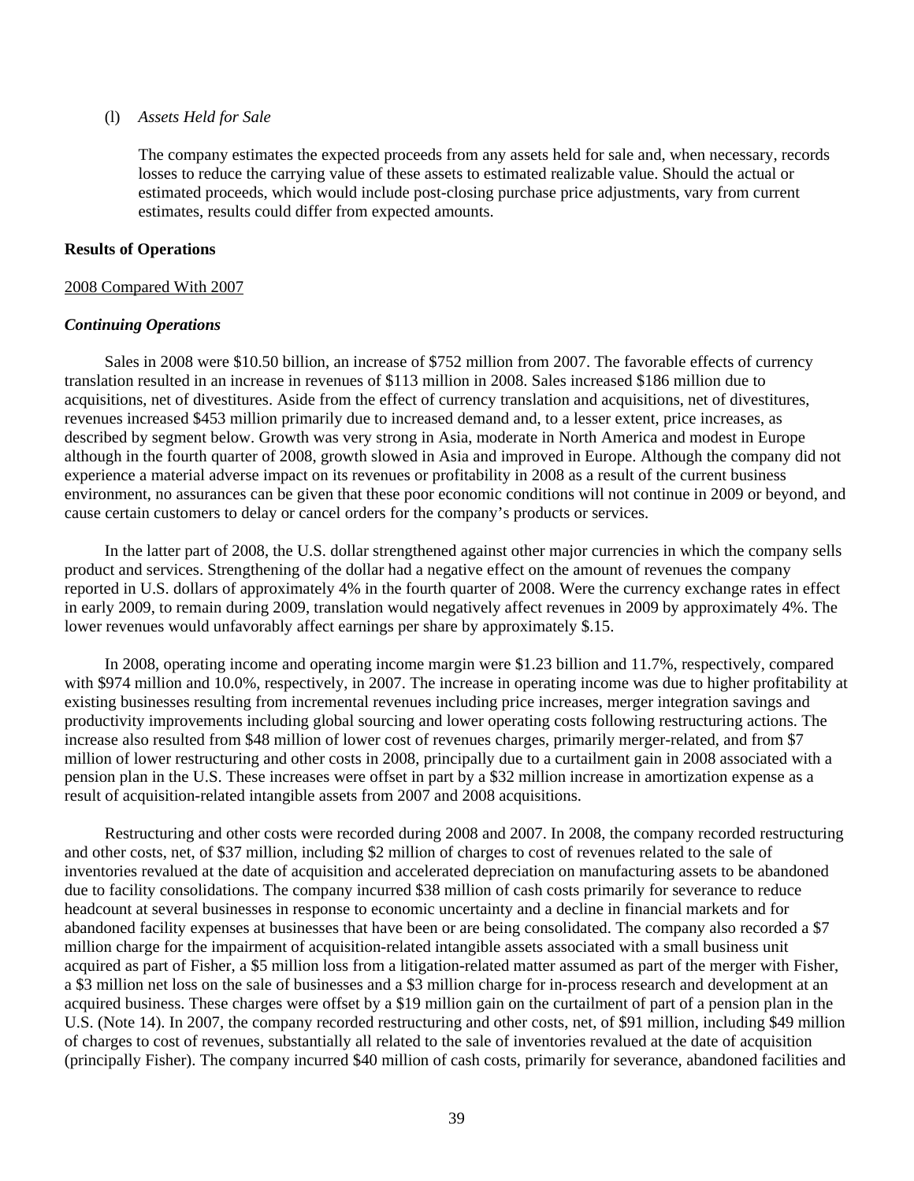(l) *Assets Held for Sale*

The company estimates the expected proceeds from any assets held for sale and, when necessary, records losses to reduce the carrying value of these assets to estimated realizable value. Should the actual or estimated proceeds, which would include post-closing purchase price adjustments, vary from current estimates, results could differ from expected amounts.

**Results of Operations**

2008 Compared With 2007

***Continuing Operations***

Sales in 2008 were $10.50 billion, an increase of $752 million from 2007. The favorable effects of currency translation resulted in an increase in revenues of $113 million in 2008. Sales increased $186 million due to acquisitions, net of divestitures. Aside from the effect of currency translation and acquisitions, net of divestitures, revenues increased $453 million primarily due to increased demand and, to a lesser extent, price increases, as described by segment below. Growth was very strong in Asia, moderate in North America and modest in Europe although in the fourth quarter of 2008, growth slowed in Asia and improved in Europe. Although the company did not experience a material adverse impact on its revenues or profitability in 2008 as a result of the current business environment, no assurances can be given that these poor economic conditions will not continue in 2009 or beyond, and cause certain customers to delay or cancel orders for the company's products or services.

In the latter part of 2008, the U.S. dollar strengthened against other major currencies in which the company sells product and services. Strengthening of the dollar had a negative effect on the amount of revenues the company reported in U.S. dollars of approximately 4% in the fourth quarter of 2008. Were the currency exchange rates in effect in early 2009, to remain during 2009, translation would negatively affect revenues in 2009 by approximately 4%. The lower revenues would unfavorably affect earnings per share by approximately $.15.

In 2008, operating income and operating income margin were $1.23 billion and 11.7%, respectively, compared with $974 million and 10.0%, respectively, in 2007. The increase in operating income was due to higher profitability at existing businesses resulting from incremental revenues including price increases, merger integration savings and productivity improvements including global sourcing and lower operating costs following restructuring actions. The increase also resulted from $48 million of lower cost of revenues charges, primarily merger-related, and from $7 million of lower restructuring and other costs in 2008, principally due to a curtailment gain in 2008 associated with a pension plan in the U.S. These increases were offset in part by a $32 million increase in amortization expense as a result of acquisition-related intangible assets from 2007 and 2008 acquisitions.

Restructuring and other costs were recorded during 2008 and 2007. In 2008, the company recorded restructuring and other costs, net, of $37 million, including $2 million of charges to cost of revenues related to the sale of inventories revalued at the date of acquisition and accelerated depreciation on manufacturing assets to be abandoned due to facility consolidations. The company incurred $38 million of cash costs primarily for severance to reduce headcount at several businesses in response to economic uncertainty and a decline in financial markets and for abandoned facility expenses at businesses that have been or are being consolidated. The company also recorded a $7 million charge for the impairment of acquisition-related intangible assets associated with a small business unit acquired as part of Fisher, a $5 million loss from a litigation-related matter assumed as part of the merger with Fisher, a $3 million net loss on the sale of businesses and a $3 million charge for in-process research and development at an acquired business. These charges were offset by a $19 million gain on the curtailment of part of a pension plan in the U.S. (Note 14). In 2007, the company recorded restructuring and other costs, net, of $91 million, including $49 million of charges to cost of revenues, substantially all related to the sale of inventories revalued at the date of acquisition (principally Fisher). The company incurred $40 million of cash costs, primarily for severance, abandoned facilities and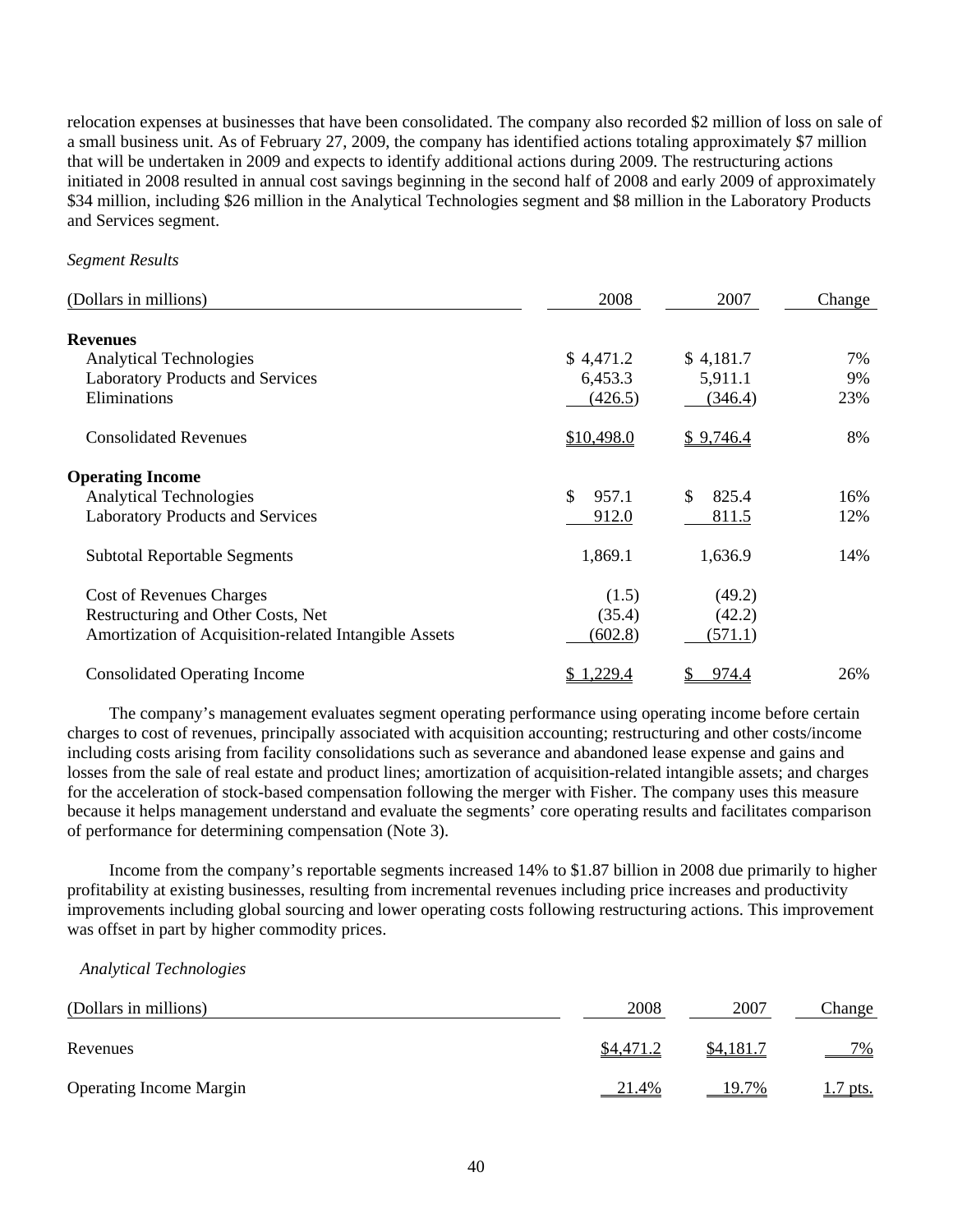relocation expenses at businesses that have been consolidated. The company also recorded $2 million of loss on sale of a small business unit. As of February 27, 2009, the company has identified actions totaling approximately $7 million that will be undertaken in 2009 and expects to identify additional actions during 2009. The restructuring actions initiated in 2008 resulted in annual cost savings beginning in the second half of 2008 and early 2009 of approximately $34 million, including $26 million in the Analytical Technologies segment and $8 million in the Laboratory Products and Services segment.

*Segment Results*

| (Dollars in millions) | 2008 | 2007 | Change |
|---|---|---|---|
| **Revenues** | | | |
| Analytical Technologies | $ 4,471.2 | $ 4,181.7 | 7% |
| Laboratory Products and Services | 6,453.3 | 5,911.1 | 9% |
| Eliminations | (426.5) | (346.4) | 23% |
| Consolidated Revenues | $10,498.0 | $ 9,746.4 | 8% |
| **Operating Income** | | | |
| Analytical Technologies | $ 957.1 | $ 825.4 | 16% |
| Laboratory Products and Services | 912.0 | 811.5 | 12% |
| Subtotal Reportable Segments | 1,869.1 | 1,636.9 | 14% |
| Cost of Revenues Charges | (1.5) | (49.2) | |
| Restructuring and Other Costs, Net | (35.4) | (42.2) | |
| Amortization of Acquisition-related Intangible Assets | (602.8) | (571.1) | |
| Consolidated Operating Income | $ 1,229.4 | $ 974.4 | 26% |

The company's management evaluates segment operating performance using operating income before certain charges to cost of revenues, principally associated with acquisition accounting; restructuring and other costs/income including costs arising from facility consolidations such as severance and abandoned lease expense and gains and losses from the sale of real estate and product lines; amortization of acquisition-related intangible assets; and charges for the acceleration of stock-based compensation following the merger with Fisher. The company uses this measure because it helps management understand and evaluate the segments' core operating results and facilitates comparison of performance for determining compensation (Note 3).

Income from the company's reportable segments increased 14% to $1.87 billion in 2008 due primarily to higher profitability at existing businesses, resulting from incremental revenues including price increases and productivity improvements including global sourcing and lower operating costs following restructuring actions. This improvement was offset in part by higher commodity prices.

*Analytical Technologies*

| (Dollars in millions) | 2008 | 2007 | Change |
|---|---|---|---|
| Revenues | $4,471.2 | $4,181.7 | 7% |
| Operating Income Margin | 21.4% | 19.7% | 1.7 pts. |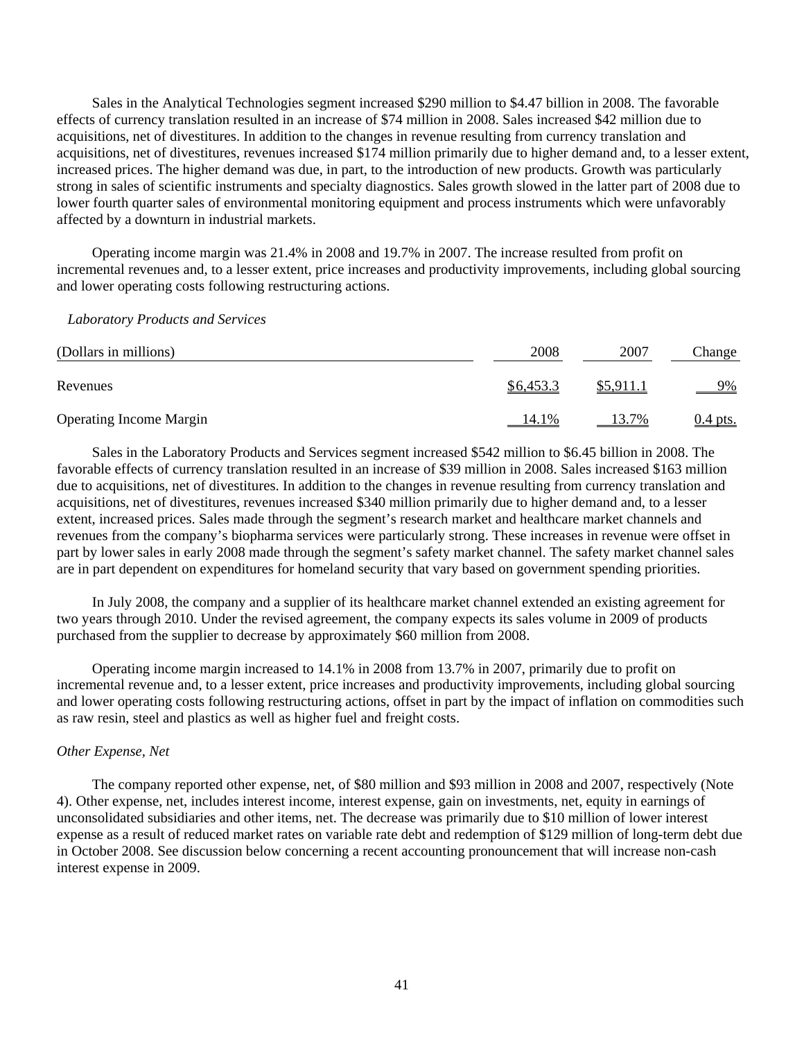Sales in the Analytical Technologies segment increased $290 million to $4.47 billion in 2008. The favorable effects of currency translation resulted in an increase of $74 million in 2008. Sales increased $42 million due to acquisitions, net of divestitures. In addition to the changes in revenue resulting from currency translation and acquisitions, net of divestitures, revenues increased $174 million primarily due to higher demand and, to a lesser extent, increased prices. The higher demand was due, in part, to the introduction of new products. Growth was particularly strong in sales of scientific instruments and specialty diagnostics. Sales growth slowed in the latter part of 2008 due to lower fourth quarter sales of environmental monitoring equipment and process instruments which were unfavorably affected by a downturn in industrial markets.

Operating income margin was 21.4% in 2008 and 19.7% in 2007. The increase resulted from profit on incremental revenues and, to a lesser extent, price increases and productivity improvements, including global sourcing and lower operating costs following restructuring actions.

*Laboratory Products and Services*

| (Dollars in millions) | 2008 | 2007 | Change |
| --- | --- | --- | --- |
| Revenues | $6,453.3 | $5,911.1 | 9% |
| Operating Income Margin | 14.1% | 13.7% | 0.4 pts. |

Sales in the Laboratory Products and Services segment increased $542 million to $6.45 billion in 2008. The favorable effects of currency translation resulted in an increase of $39 million in 2008. Sales increased $163 million due to acquisitions, net of divestitures. In addition to the changes in revenue resulting from currency translation and acquisitions, net of divestitures, revenues increased $340 million primarily due to higher demand and, to a lesser extent, increased prices. Sales made through the segment's research market and healthcare market channels and revenues from the company's biopharma services were particularly strong. These increases in revenue were offset in part by lower sales in early 2008 made through the segment's safety market channel. The safety market channel sales are in part dependent on expenditures for homeland security that vary based on government spending priorities.

In July 2008, the company and a supplier of its healthcare market channel extended an existing agreement for two years through 2010. Under the revised agreement, the company expects its sales volume in 2009 of products purchased from the supplier to decrease by approximately $60 million from 2008.

Operating income margin increased to 14.1% in 2008 from 13.7% in 2007, primarily due to profit on incremental revenue and, to a lesser extent, price increases and productivity improvements, including global sourcing and lower operating costs following restructuring actions, offset in part by the impact of inflation on commodities such as raw resin, steel and plastics as well as higher fuel and freight costs.

*Other Expense, Net*

The company reported other expense, net, of $80 million and $93 million in 2008 and 2007, respectively (Note 4). Other expense, net, includes interest income, interest expense, gain on investments, net, equity in earnings of unconsolidated subsidiaries and other items, net. The decrease was primarily due to $10 million of lower interest expense as a result of reduced market rates on variable rate debt and redemption of $129 million of long-term debt due in October 2008. See discussion below concerning a recent accounting pronouncement that will increase non-cash interest expense in 2009.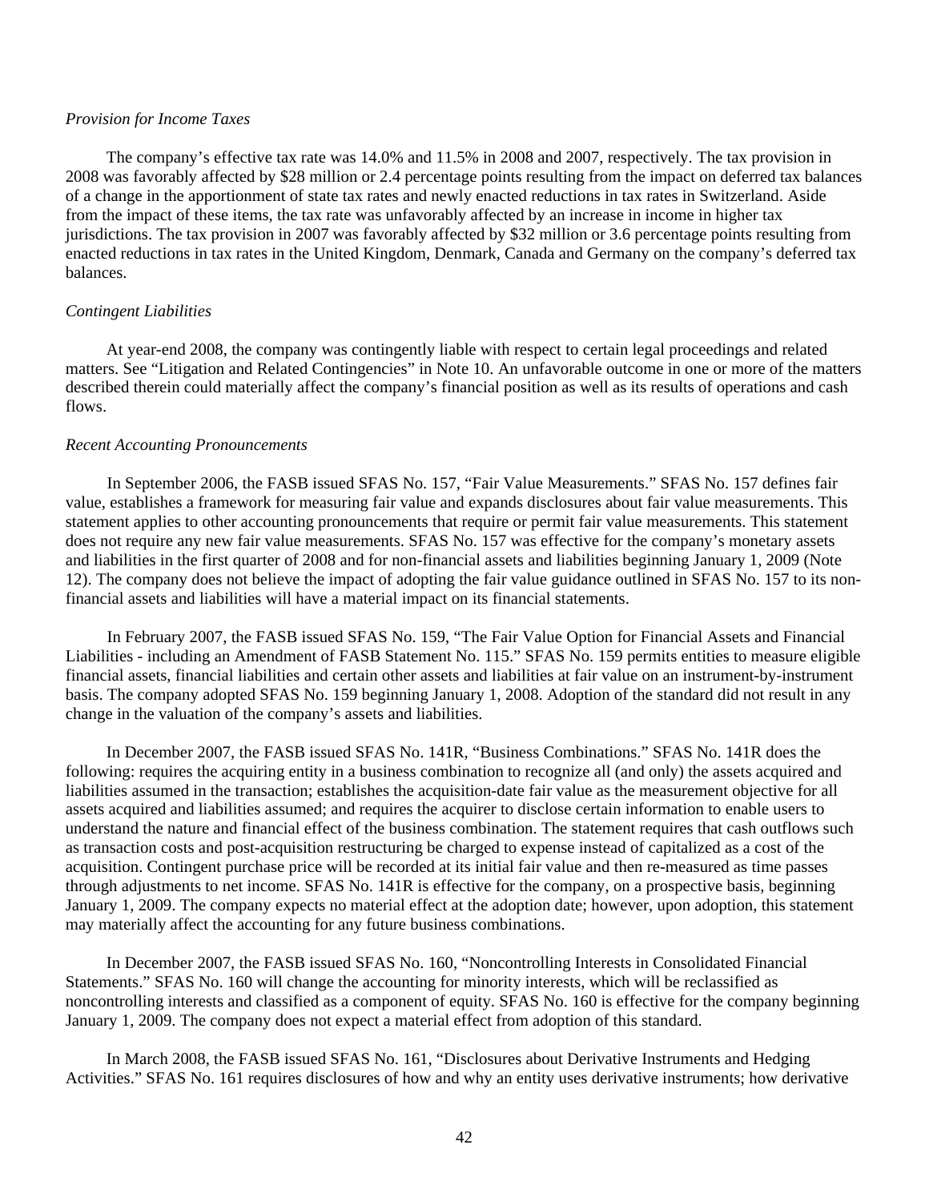*Provision for Income Taxes*

The company's effective tax rate was 14.0% and 11.5% in 2008 and 2007, respectively. The tax provision in 2008 was favorably affected by $28 million or 2.4 percentage points resulting from the impact on deferred tax balances of a change in the apportionment of state tax rates and newly enacted reductions in tax rates in Switzerland. Aside from the impact of these items, the tax rate was unfavorably affected by an increase in income in higher tax jurisdictions. The tax provision in 2007 was favorably affected by $32 million or 3.6 percentage points resulting from enacted reductions in tax rates in the United Kingdom, Denmark, Canada and Germany on the company's deferred tax balances.

*Contingent Liabilities*

At year-end 2008, the company was contingently liable with respect to certain legal proceedings and related matters. See "Litigation and Related Contingencies" in Note 10. An unfavorable outcome in one or more of the matters described therein could materially affect the company's financial position as well as its results of operations and cash flows.

*Recent Accounting Pronouncements*

In September 2006, the FASB issued SFAS No. 157, "Fair Value Measurements." SFAS No. 157 defines fair value, establishes a framework for measuring fair value and expands disclosures about fair value measurements. This statement applies to other accounting pronouncements that require or permit fair value measurements. This statement does not require any new fair value measurements. SFAS No. 157 was effective for the company's monetary assets and liabilities in the first quarter of 2008 and for non-financial assets and liabilities beginning January 1, 2009 (Note 12). The company does not believe the impact of adopting the fair value guidance outlined in SFAS No. 157 to its non-financial assets and liabilities will have a material impact on its financial statements.

In February 2007, the FASB issued SFAS No. 159, "The Fair Value Option for Financial Assets and Financial Liabilities - including an Amendment of FASB Statement No. 115." SFAS No. 159 permits entities to measure eligible financial assets, financial liabilities and certain other assets and liabilities at fair value on an instrument-by-instrument basis. The company adopted SFAS No. 159 beginning January 1, 2008. Adoption of the standard did not result in any change in the valuation of the company's assets and liabilities.

In December 2007, the FASB issued SFAS No. 141R, "Business Combinations." SFAS No. 141R does the following: requires the acquiring entity in a business combination to recognize all (and only) the assets acquired and liabilities assumed in the transaction; establishes the acquisition-date fair value as the measurement objective for all assets acquired and liabilities assumed; and requires the acquirer to disclose certain information to enable users to understand the nature and financial effect of the business combination. The statement requires that cash outflows such as transaction costs and post-acquisition restructuring be charged to expense instead of capitalized as a cost of the acquisition. Contingent purchase price will be recorded at its initial fair value and then re-measured as time passes through adjustments to net income. SFAS No. 141R is effective for the company, on a prospective basis, beginning January 1, 2009. The company expects no material effect at the adoption date; however, upon adoption, this statement may materially affect the accounting for any future business combinations.

In December 2007, the FASB issued SFAS No. 160, "Noncontrolling Interests in Consolidated Financial Statements." SFAS No. 160 will change the accounting for minority interests, which will be reclassified as noncontrolling interests and classified as a component of equity. SFAS No. 160 is effective for the company beginning January 1, 2009. The company does not expect a material effect from adoption of this standard.

In March 2008, the FASB issued SFAS No. 161, "Disclosures about Derivative Instruments and Hedging Activities." SFAS No. 161 requires disclosures of how and why an entity uses derivative instruments; how derivative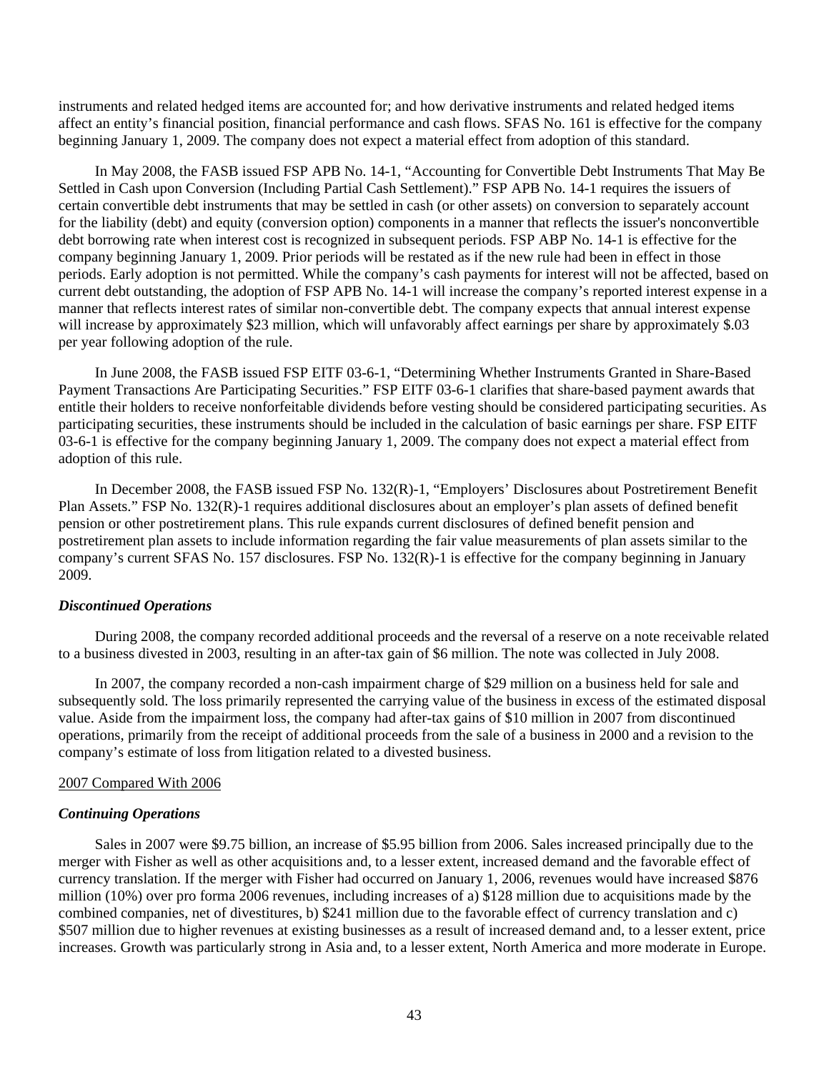instruments and related hedged items are accounted for; and how derivative instruments and related hedged items affect an entity's financial position, financial performance and cash flows. SFAS No. 161 is effective for the company beginning January 1, 2009. The company does not expect a material effect from adoption of this standard.

In May 2008, the FASB issued FSP APB No. 14-1, "Accounting for Convertible Debt Instruments That May Be Settled in Cash upon Conversion (Including Partial Cash Settlement)." FSP APB No. 14-1 requires the issuers of certain convertible debt instruments that may be settled in cash (or other assets) on conversion to separately account for the liability (debt) and equity (conversion option) components in a manner that reflects the issuer's nonconvertible debt borrowing rate when interest cost is recognized in subsequent periods. FSP ABP No. 14-1 is effective for the company beginning January 1, 2009. Prior periods will be restated as if the new rule had been in effect in those periods. Early adoption is not permitted. While the company's cash payments for interest will not be affected, based on current debt outstanding, the adoption of FSP APB No. 14-1 will increase the company's reported interest expense in a manner that reflects interest rates of similar non-convertible debt. The company expects that annual interest expense will increase by approximately $23 million, which will unfavorably affect earnings per share by approximately $.03 per year following adoption of the rule.

In June 2008, the FASB issued FSP EITF 03-6-1, "Determining Whether Instruments Granted in Share-Based Payment Transactions Are Participating Securities." FSP EITF 03-6-1 clarifies that share-based payment awards that entitle their holders to receive nonforfeitable dividends before vesting should be considered participating securities. As participating securities, these instruments should be included in the calculation of basic earnings per share. FSP EITF 03-6-1 is effective for the company beginning January 1, 2009. The company does not expect a material effect from adoption of this rule.

In December 2008, the FASB issued FSP No. 132(R)-1, "Employers' Disclosures about Postretirement Benefit Plan Assets." FSP No. 132(R)-1 requires additional disclosures about an employer's plan assets of defined benefit pension or other postretirement plans. This rule expands current disclosures of defined benefit pension and postretirement plan assets to include information regarding the fair value measurements of plan assets similar to the company's current SFAS No. 157 disclosures. FSP No. 132(R)-1 is effective for the company beginning in January 2009.

***Discontinued Operations***

During 2008, the company recorded additional proceeds and the reversal of a reserve on a note receivable related to a business divested in 2003, resulting in an after-tax gain of $6 million. The note was collected in July 2008.

In 2007, the company recorded a non-cash impairment charge of $29 million on a business held for sale and subsequently sold. The loss primarily represented the carrying value of the business in excess of the estimated disposal value. Aside from the impairment loss, the company had after-tax gains of $10 million in 2007 from discontinued operations, primarily from the receipt of additional proceeds from the sale of a business in 2000 and a revision to the company's estimate of loss from litigation related to a divested business.

2007 Compared With 2006

***Continuing Operations***

Sales in 2007 were $9.75 billion, an increase of $5.95 billion from 2006. Sales increased principally due to the merger with Fisher as well as other acquisitions and, to a lesser extent, increased demand and the favorable effect of currency translation. If the merger with Fisher had occurred on January 1, 2006, revenues would have increased $876 million (10%) over pro forma 2006 revenues, including increases of a) $128 million due to acquisitions made by the combined companies, net of divestitures, b) $241 million due to the favorable effect of currency translation and c) $507 million due to higher revenues at existing businesses as a result of increased demand and, to a lesser extent, price increases. Growth was particularly strong in Asia and, to a lesser extent, North America and more moderate in Europe.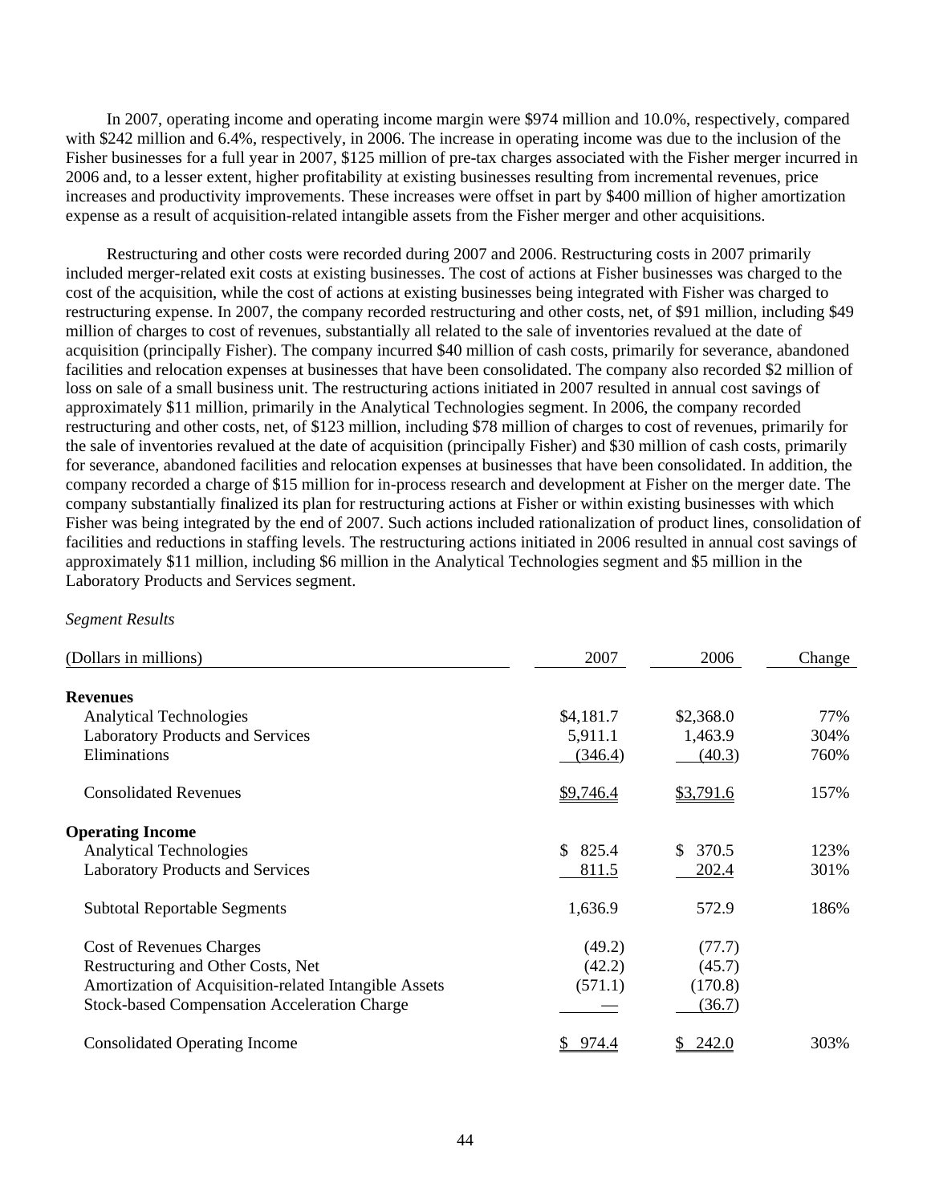In 2007, operating income and operating income margin were $974 million and 10.0%, respectively, compared with $242 million and 6.4%, respectively, in 2006. The increase in operating income was due to the inclusion of the Fisher businesses for a full year in 2007, $125 million of pre-tax charges associated with the Fisher merger incurred in 2006 and, to a lesser extent, higher profitability at existing businesses resulting from incremental revenues, price increases and productivity improvements. These increases were offset in part by $400 million of higher amortization expense as a result of acquisition-related intangible assets from the Fisher merger and other acquisitions.

Restructuring and other costs were recorded during 2007 and 2006. Restructuring costs in 2007 primarily included merger-related exit costs at existing businesses. The cost of actions at Fisher businesses was charged to the cost of the acquisition, while the cost of actions at existing businesses being integrated with Fisher was charged to restructuring expense. In 2007, the company recorded restructuring and other costs, net, of $91 million, including $49 million of charges to cost of revenues, substantially all related to the sale of inventories revalued at the date of acquisition (principally Fisher). The company incurred $40 million of cash costs, primarily for severance, abandoned facilities and relocation expenses at businesses that have been consolidated. The company also recorded $2 million of loss on sale of a small business unit. The restructuring actions initiated in 2007 resulted in annual cost savings of approximately $11 million, primarily in the Analytical Technologies segment. In 2006, the company recorded restructuring and other costs, net, of $123 million, including $78 million of charges to cost of revenues, primarily for the sale of inventories revalued at the date of acquisition (principally Fisher) and $30 million of cash costs, primarily for severance, abandoned facilities and relocation expenses at businesses that have been consolidated. In addition, the company recorded a charge of $15 million for in-process research and development at Fisher on the merger date. The company substantially finalized its plan for restructuring actions at Fisher or within existing businesses with which Fisher was being integrated by the end of 2007. Such actions included rationalization of product lines, consolidation of facilities and reductions in staffing levels. The restructuring actions initiated in 2006 resulted in annual cost savings of approximately $11 million, including $6 million in the Analytical Technologies segment and $5 million in the Laboratory Products and Services segment.

*Segment Results*

| (Dollars in millions) | 2007 | 2006 | Change |
|---|---|---|---|
| **Revenues** | | | |
| Analytical Technologies | $4,181.7 | $2,368.0 | 77% |
| Laboratory Products and Services | 5,911.1 | 1,463.9 | 304% |
| Eliminations | (346.4) | (40.3) | 760% |
| Consolidated Revenues | $9,746.4 | $3,791.6 | 157% |
| **Operating Income** | | | |
| Analytical Technologies | $ 825.4 | $ 370.5 | 123% |
| Laboratory Products and Services | 811.5 | 202.4 | 301% |
| Subtotal Reportable Segments | 1,636.9 | 572.9 | 186% |
| Cost of Revenues Charges | (49.2) | (77.7) | |
| Restructuring and Other Costs, Net | (42.2) | (45.7) | |
| Amortization of Acquisition-related Intangible Assets | (571.1) | (170.8) | |
| Stock-based Compensation Acceleration Charge | — | (36.7) | |
| Consolidated Operating Income | $ 974.4 | $ 242.0 | 303% |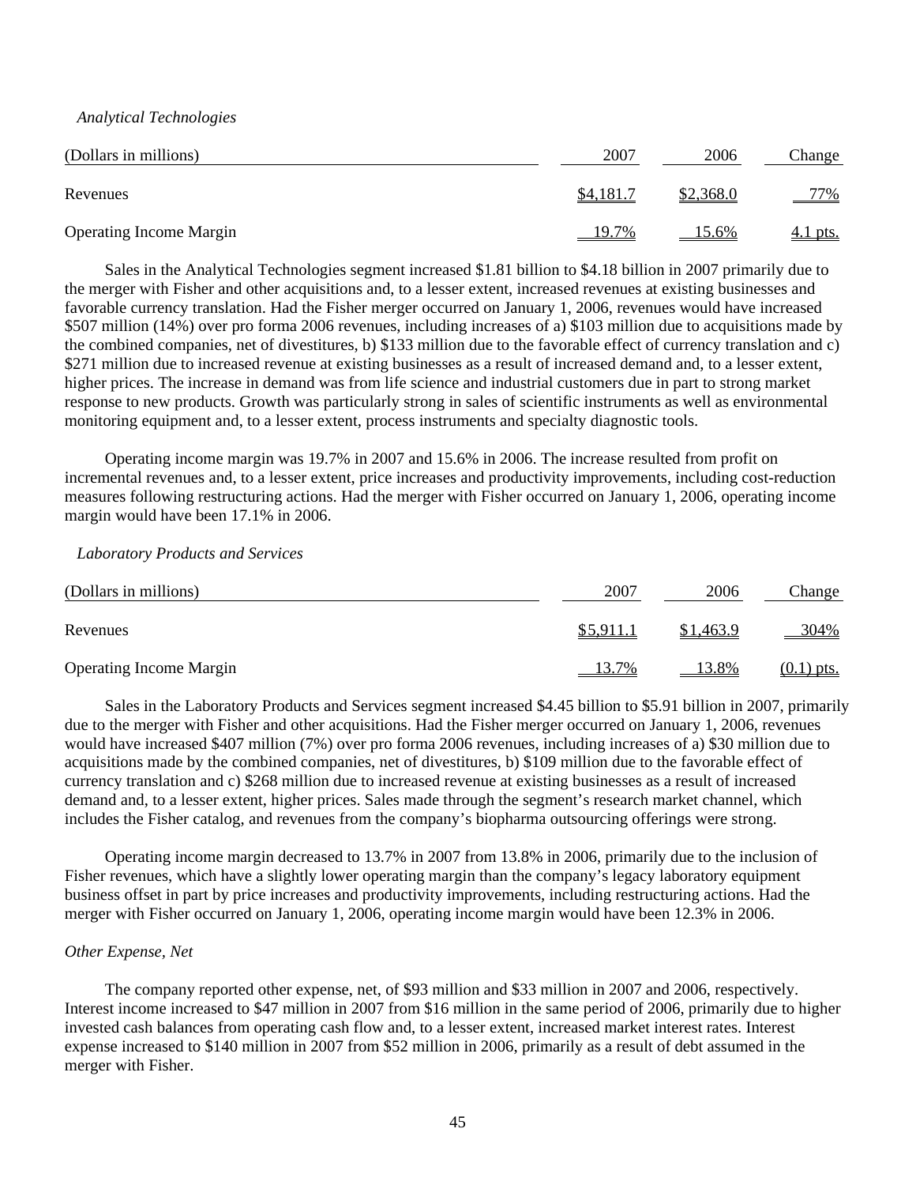*Analytical Technologies*

| (Dollars in millions) | 2007 | 2006 | Change |
| --- | --- | --- | --- |
| Revenues | $4,181.7 | $2,368.0 | 77% |
| Operating Income Margin | 19.7% | 15.6% | 4.1 pts. |

Sales in the Analytical Technologies segment increased $1.81 billion to $4.18 billion in 2007 primarily due to the merger with Fisher and other acquisitions and, to a lesser extent, increased revenues at existing businesses and favorable currency translation. Had the Fisher merger occurred on January 1, 2006, revenues would have increased $507 million (14%) over pro forma 2006 revenues, including increases of a) $103 million due to acquisitions made by the combined companies, net of divestitures, b) $133 million due to the favorable effect of currency translation and c) $271 million due to increased revenue at existing businesses as a result of increased demand and, to a lesser extent, higher prices. The increase in demand was from life science and industrial customers due in part to strong market response to new products. Growth was particularly strong in sales of scientific instruments as well as environmental monitoring equipment and, to a lesser extent, process instruments and specialty diagnostic tools.

Operating income margin was 19.7% in 2007 and 15.6% in 2006. The increase resulted from profit on incremental revenues and, to a lesser extent, price increases and productivity improvements, including cost-reduction measures following restructuring actions. Had the merger with Fisher occurred on January 1, 2006, operating income margin would have been 17.1% in 2006.

*Laboratory Products and Services*

| (Dollars in millions) | 2007 | 2006 | Change |
| --- | --- | --- | --- |
| Revenues | $5,911.1 | $1,463.9 | 304% |
| Operating Income Margin | 13.7% | 13.8% | (0.1) pts. |

Sales in the Laboratory Products and Services segment increased $4.45 billion to $5.91 billion in 2007, primarily due to the merger with Fisher and other acquisitions. Had the Fisher merger occurred on January 1, 2006, revenues would have increased $407 million (7%) over pro forma 2006 revenues, including increases of a) $30 million due to acquisitions made by the combined companies, net of divestitures, b) $109 million due to the favorable effect of currency translation and c) $268 million due to increased revenue at existing businesses as a result of increased demand and, to a lesser extent, higher prices. Sales made through the segment's research market channel, which includes the Fisher catalog, and revenues from the company's biopharma outsourcing offerings were strong.

Operating income margin decreased to 13.7% in 2007 from 13.8% in 2006, primarily due to the inclusion of Fisher revenues, which have a slightly lower operating margin than the company's legacy laboratory equipment business offset in part by price increases and productivity improvements, including restructuring actions. Had the merger with Fisher occurred on January 1, 2006, operating income margin would have been 12.3% in 2006.

*Other Expense, Net*

The company reported other expense, net, of $93 million and $33 million in 2007 and 2006, respectively. Interest income increased to $47 million in 2007 from $16 million in the same period of 2006, primarily due to higher invested cash balances from operating cash flow and, to a lesser extent, increased market interest rates. Interest expense increased to $140 million in 2007 from $52 million in 2006, primarily as a result of debt assumed in the merger with Fisher.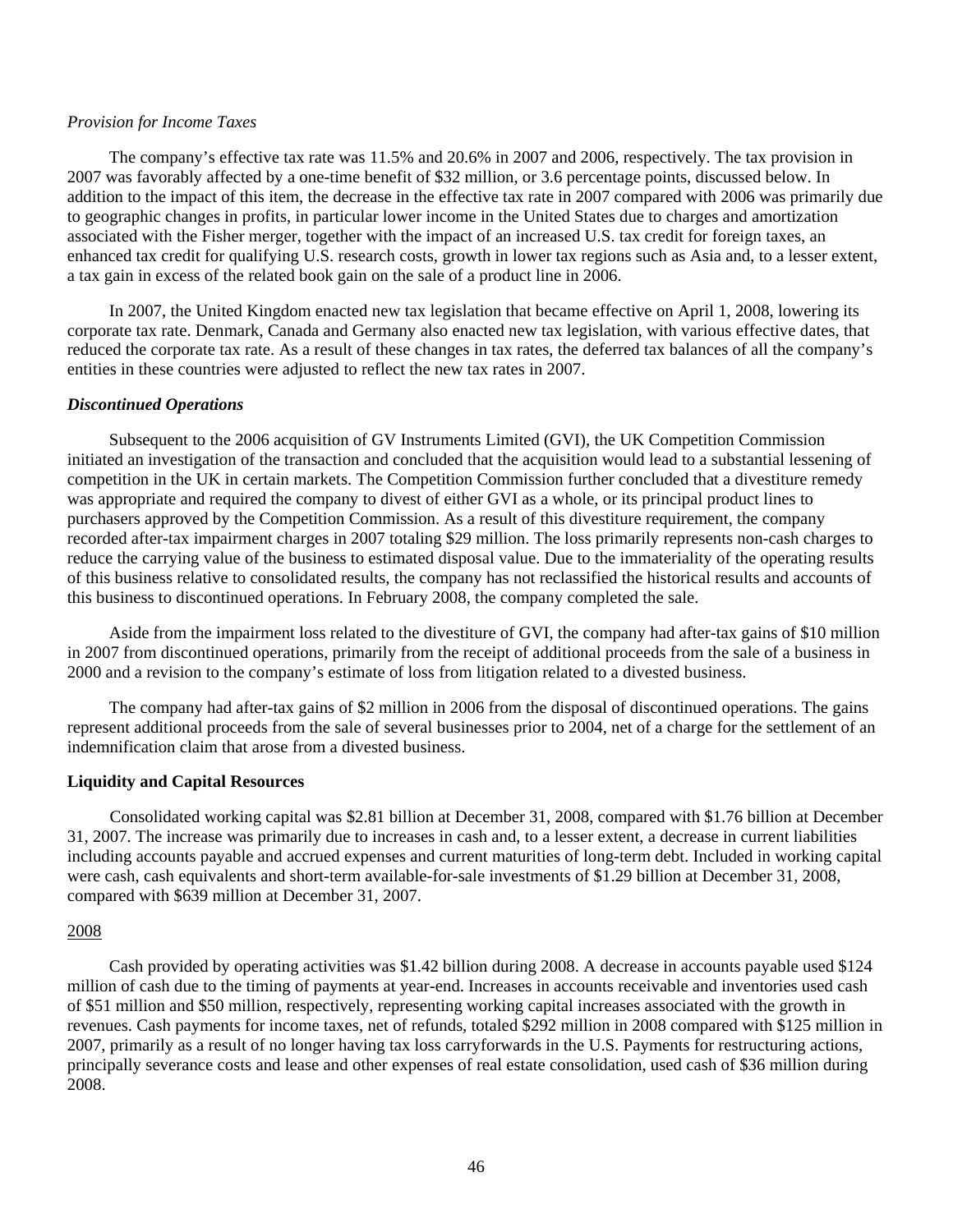*Provision for Income Taxes*

The company's effective tax rate was 11.5% and 20.6% in 2007 and 2006, respectively. The tax provision in 2007 was favorably affected by a one-time benefit of $32 million, or 3.6 percentage points, discussed below. In addition to the impact of this item, the decrease in the effective tax rate in 2007 compared with 2006 was primarily due to geographic changes in profits, in particular lower income in the United States due to charges and amortization associated with the Fisher merger, together with the impact of an increased U.S. tax credit for foreign taxes, an enhanced tax credit for qualifying U.S. research costs, growth in lower tax regions such as Asia and, to a lesser extent, a tax gain in excess of the related book gain on the sale of a product line in 2006.

In 2007, the United Kingdom enacted new tax legislation that became effective on April 1, 2008, lowering its corporate tax rate. Denmark, Canada and Germany also enacted new tax legislation, with various effective dates, that reduced the corporate tax rate. As a result of these changes in tax rates, the deferred tax balances of all the company's entities in these countries were adjusted to reflect the new tax rates in 2007.

***Discontinued Operations***

Subsequent to the 2006 acquisition of GV Instruments Limited (GVI), the UK Competition Commission initiated an investigation of the transaction and concluded that the acquisition would lead to a substantial lessening of competition in the UK in certain markets. The Competition Commission further concluded that a divestiture remedy was appropriate and required the company to divest of either GVI as a whole, or its principal product lines to purchasers approved by the Competition Commission. As a result of this divestiture requirement, the company recorded after-tax impairment charges in 2007 totaling $29 million. The loss primarily represents non-cash charges to reduce the carrying value of the business to estimated disposal value. Due to the immateriality of the operating results of this business relative to consolidated results, the company has not reclassified the historical results and accounts of this business to discontinued operations. In February 2008, the company completed the sale.

Aside from the impairment loss related to the divestiture of GVI, the company had after-tax gains of $10 million in 2007 from discontinued operations, primarily from the receipt of additional proceeds from the sale of a business in 2000 and a revision to the company's estimate of loss from litigation related to a divested business.

The company had after-tax gains of $2 million in 2006 from the disposal of discontinued operations. The gains represent additional proceeds from the sale of several businesses prior to 2004, net of a charge for the settlement of an indemnification claim that arose from a divested business.

**Liquidity and Capital Resources**

Consolidated working capital was $2.81 billion at December 31, 2008, compared with $1.76 billion at December 31, 2007. The increase was primarily due to increases in cash and, to a lesser extent, a decrease in current liabilities including accounts payable and accrued expenses and current maturities of long-term debt. Included in working capital were cash, cash equivalents and short-term available-for-sale investments of $1.29 billion at December 31, 2008, compared with $639 million at December 31, 2007.

2008

Cash provided by operating activities was $1.42 billion during 2008. A decrease in accounts payable used $124 million of cash due to the timing of payments at year-end. Increases in accounts receivable and inventories used cash of $51 million and $50 million, respectively, representing working capital increases associated with the growth in revenues. Cash payments for income taxes, net of refunds, totaled $292 million in 2008 compared with $125 million in 2007, primarily as a result of no longer having tax loss carryforwards in the U.S. Payments for restructuring actions, principally severance costs and lease and other expenses of real estate consolidation, used cash of $36 million during 2008.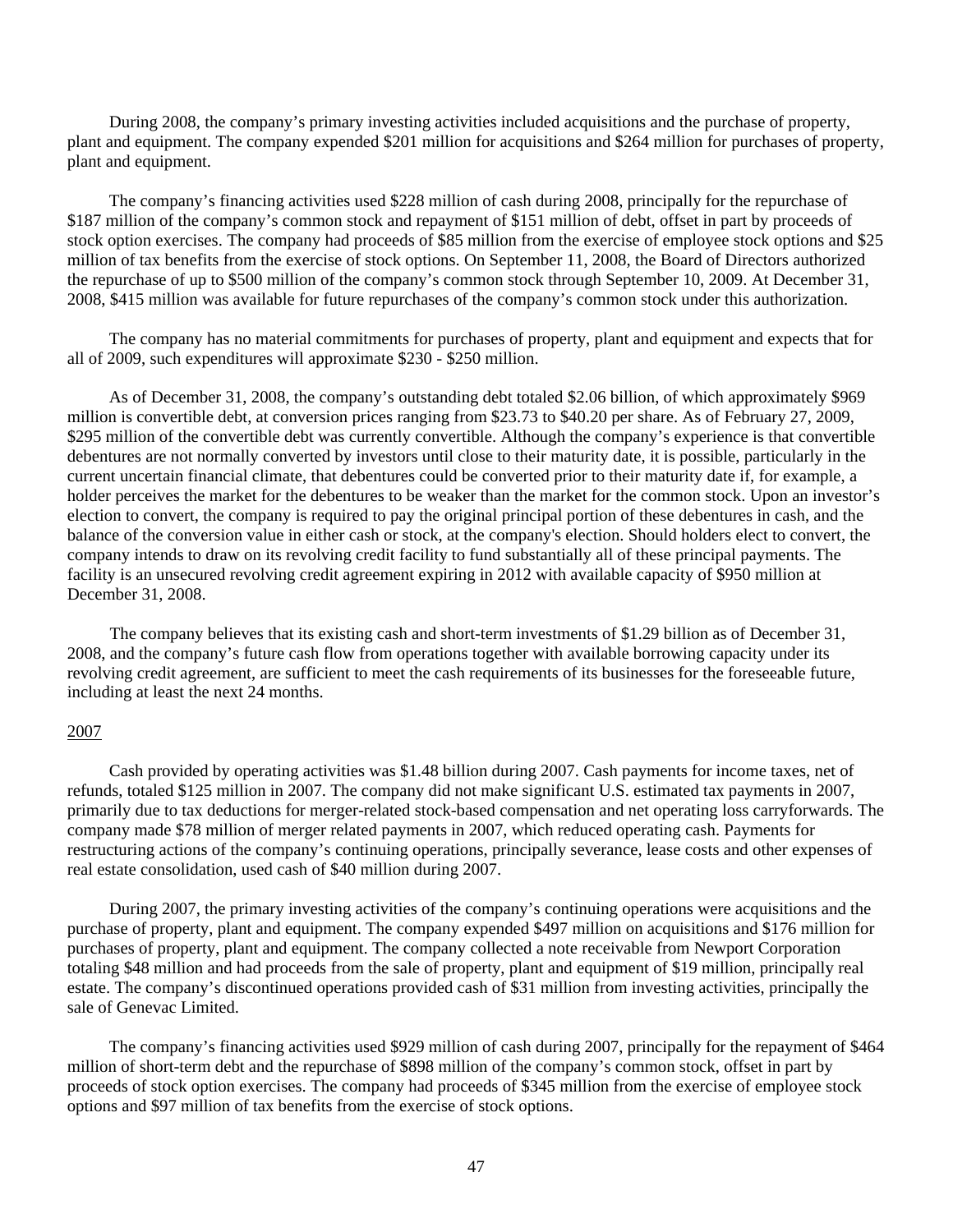During 2008, the company's primary investing activities included acquisitions and the purchase of property, plant and equipment. The company expended $201 million for acquisitions and $264 million for purchases of property, plant and equipment.

The company's financing activities used $228 million of cash during 2008, principally for the repurchase of $187 million of the company's common stock and repayment of $151 million of debt, offset in part by proceeds of stock option exercises. The company had proceeds of $85 million from the exercise of employee stock options and $25 million of tax benefits from the exercise of stock options. On September 11, 2008, the Board of Directors authorized the repurchase of up to $500 million of the company's common stock through September 10, 2009. At December 31, 2008, $415 million was available for future repurchases of the company's common stock under this authorization.

The company has no material commitments for purchases of property, plant and equipment and expects that for all of 2009, such expenditures will approximate $230 - $250 million.

As of December 31, 2008, the company's outstanding debt totaled $2.06 billion, of which approximately $969 million is convertible debt, at conversion prices ranging from $23.73 to $40.20 per share. As of February 27, 2009, $295 million of the convertible debt was currently convertible. Although the company's experience is that convertible debentures are not normally converted by investors until close to their maturity date, it is possible, particularly in the current uncertain financial climate, that debentures could be converted prior to their maturity date if, for example, a holder perceives the market for the debentures to be weaker than the market for the common stock. Upon an investor's election to convert, the company is required to pay the original principal portion of these debentures in cash, and the balance of the conversion value in either cash or stock, at the company's election. Should holders elect to convert, the company intends to draw on its revolving credit facility to fund substantially all of these principal payments. The facility is an unsecured revolving credit agreement expiring in 2012 with available capacity of $950 million at December 31, 2008.

The company believes that its existing cash and short-term investments of $1.29 billion as of December 31, 2008, and the company's future cash flow from operations together with available borrowing capacity under its revolving credit agreement, are sufficient to meet the cash requirements of its businesses for the foreseeable future, including at least the next 24 months.

2007

Cash provided by operating activities was $1.48 billion during 2007. Cash payments for income taxes, net of refunds, totaled $125 million in 2007. The company did not make significant U.S. estimated tax payments in 2007, primarily due to tax deductions for merger-related stock-based compensation and net operating loss carryforwards. The company made $78 million of merger related payments in 2007, which reduced operating cash. Payments for restructuring actions of the company's continuing operations, principally severance, lease costs and other expenses of real estate consolidation, used cash of $40 million during 2007.

During 2007, the primary investing activities of the company's continuing operations were acquisitions and the purchase of property, plant and equipment. The company expended $497 million on acquisitions and $176 million for purchases of property, plant and equipment. The company collected a note receivable from Newport Corporation totaling $48 million and had proceeds from the sale of property, plant and equipment of $19 million, principally real estate. The company's discontinued operations provided cash of $31 million from investing activities, principally the sale of Genevac Limited.

The company's financing activities used $929 million of cash during 2007, principally for the repayment of $464 million of short-term debt and the repurchase of $898 million of the company's common stock, offset in part by proceeds of stock option exercises. The company had proceeds of $345 million from the exercise of employee stock options and $97 million of tax benefits from the exercise of stock options.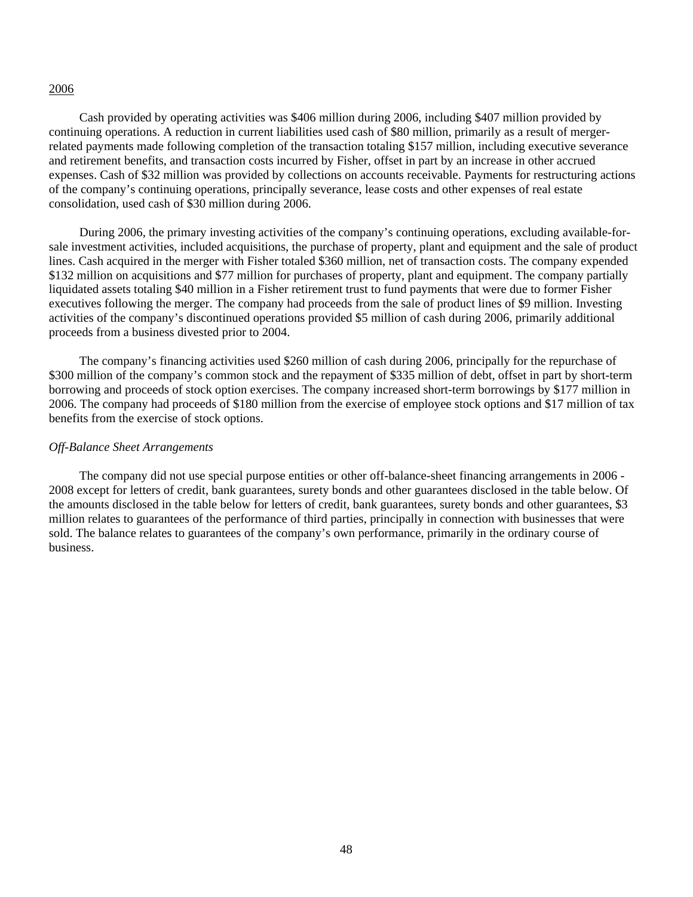2006

Cash provided by operating activities was $406 million during 2006, including $407 million provided by continuing operations. A reduction in current liabilities used cash of $80 million, primarily as a result of merger-related payments made following completion of the transaction totaling $157 million, including executive severance and retirement benefits, and transaction costs incurred by Fisher, offset in part by an increase in other accrued expenses. Cash of $32 million was provided by collections on accounts receivable. Payments for restructuring actions of the company's continuing operations, principally severance, lease costs and other expenses of real estate consolidation, used cash of $30 million during 2006.

During 2006, the primary investing activities of the company's continuing operations, excluding available-for-sale investment activities, included acquisitions, the purchase of property, plant and equipment and the sale of product lines. Cash acquired in the merger with Fisher totaled $360 million, net of transaction costs. The company expended $132 million on acquisitions and $77 million for purchases of property, plant and equipment. The company partially liquidated assets totaling $40 million in a Fisher retirement trust to fund payments that were due to former Fisher executives following the merger. The company had proceeds from the sale of product lines of $9 million. Investing activities of the company's discontinued operations provided $5 million of cash during 2006, primarily additional proceeds from a business divested prior to 2004.

The company's financing activities used $260 million of cash during 2006, principally for the repurchase of $300 million of the company's common stock and the repayment of $335 million of debt, offset in part by short-term borrowing and proceeds of stock option exercises. The company increased short-term borrowings by $177 million in 2006. The company had proceeds of $180 million from the exercise of employee stock options and $17 million of tax benefits from the exercise of stock options.

*Off-Balance Sheet Arrangements*

The company did not use special purpose entities or other off-balance-sheet financing arrangements in 2006 - 2008 except for letters of credit, bank guarantees, surety bonds and other guarantees disclosed in the table below. Of the amounts disclosed in the table below for letters of credit, bank guarantees, surety bonds and other guarantees, $3 million relates to guarantees of the performance of third parties, principally in connection with businesses that were sold. The balance relates to guarantees of the company's own performance, primarily in the ordinary course of business.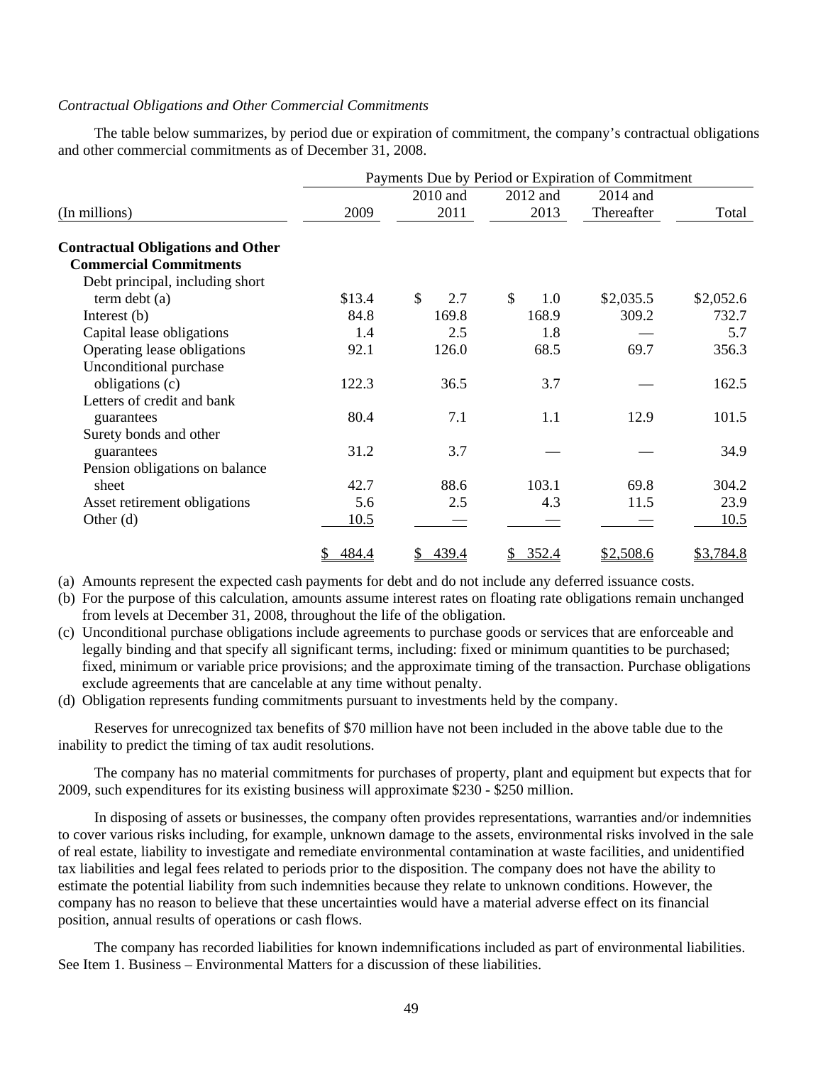*Contractual Obligations and Other Commercial Commitments*

The table below summarizes, by period due or expiration of commitment, the company's contractual obligations and other commercial commitments as of December 31, 2008.

| | Payments Due by Period or Expiration of Commitment | | | | |
|---|---|---|---|---|---|
| (In millions) | 2009 | 2010 and 2011 | 2012 and 2013 | 2014 and Thereafter | Total |
| **Contractual Obligations and Other Commercial Commitments** | | | | | |
| Debt principal, including short term debt (a) | $13.4 | $ 2.7 | $ 1.0 | $2,035.5 | $2,052.6 |
| Interest (b) | 84.8 | 169.8 | 168.9 | 309.2 | 732.7 |
| Capital lease obligations | 1.4 | 2.5 | 1.8 | — | 5.7 |
| Operating lease obligations | 92.1 | 126.0 | 68.5 | 69.7 | 356.3 |
| Unconditional purchase obligations (c) | 122.3 | 36.5 | 3.7 | — | 162.5 |
| Letters of credit and bank guarantees | 80.4 | 7.1 | 1.1 | 12.9 | 101.5 |
| Surety bonds and other guarantees | 31.2 | 3.7 | — | — | 34.9 |
| Pension obligations on balance sheet | 42.7 | 88.6 | 103.1 | 69.8 | 304.2 |
| Asset retirement obligations | 5.6 | 2.5 | 4.3 | 11.5 | 23.9 |
| Other (d) | 10.5 | — | — | — | 10.5 |
| | $ 484.4 | $ 439.4 | $ 352.4 | $2,508.6 | $3,784.8 |

(a) Amounts represent the expected cash payments for debt and do not include any deferred issuance costs.

(b) For the purpose of this calculation, amounts assume interest rates on floating rate obligations remain unchanged from levels at December 31, 2008, throughout the life of the obligation.

(c) Unconditional purchase obligations include agreements to purchase goods or services that are enforceable and legally binding and that specify all significant terms, including: fixed or minimum quantities to be purchased; fixed, minimum or variable price provisions; and the approximate timing of the transaction. Purchase obligations exclude agreements that are cancelable at any time without penalty.

(d) Obligation represents funding commitments pursuant to investments held by the company.

Reserves for unrecognized tax benefits of $70 million have not been included in the above table due to the inability to predict the timing of tax audit resolutions.

The company has no material commitments for purchases of property, plant and equipment but expects that for 2009, such expenditures for its existing business will approximate $230 - $250 million.

In disposing of assets or businesses, the company often provides representations, warranties and/or indemnities to cover various risks including, for example, unknown damage to the assets, environmental risks involved in the sale of real estate, liability to investigate and remediate environmental contamination at waste facilities, and unidentified tax liabilities and legal fees related to periods prior to the disposition. The company does not have the ability to estimate the potential liability from such indemnities because they relate to unknown conditions. However, the company has no reason to believe that these uncertainties would have a material adverse effect on its financial position, annual results of operations or cash flows.

The company has recorded liabilities for known indemnifications included as part of environmental liabilities. See Item 1. Business – Environmental Matters for a discussion of these liabilities.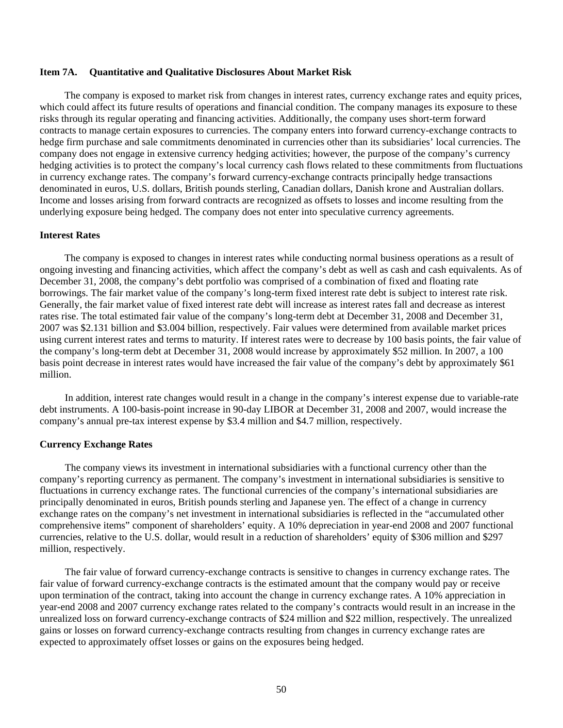### Item 7A. Quantitative and Qualitative Disclosures About Market Risk

The company is exposed to market risk from changes in interest rates, currency exchange rates and equity prices, which could affect its future results of operations and financial condition. The company manages its exposure to these risks through its regular operating and financing activities. Additionally, the company uses short-term forward contracts to manage certain exposures to currencies. The company enters into forward currency-exchange contracts to hedge firm purchase and sale commitments denominated in currencies other than its subsidiaries' local currencies. The company does not engage in extensive currency hedging activities; however, the purpose of the company's currency hedging activities is to protect the company's local currency cash flows related to these commitments from fluctuations in currency exchange rates. The company's forward currency-exchange contracts principally hedge transactions denominated in euros, U.S. dollars, British pounds sterling, Canadian dollars, Danish krone and Australian dollars. Income and losses arising from forward contracts are recognized as offsets to losses and income resulting from the underlying exposure being hedged. The company does not enter into speculative currency agreements.

#### Interest Rates

The company is exposed to changes in interest rates while conducting normal business operations as a result of ongoing investing and financing activities, which affect the company's debt as well as cash and cash equivalents. As of December 31, 2008, the company's debt portfolio was comprised of a combination of fixed and floating rate borrowings. The fair market value of the company's long-term fixed interest rate debt is subject to interest rate risk. Generally, the fair market value of fixed interest rate debt will increase as interest rates fall and decrease as interest rates rise. The total estimated fair value of the company's long-term debt at December 31, 2008 and December 31, 2007 was $2.131 billion and $3.004 billion, respectively. Fair values were determined from available market prices using current interest rates and terms to maturity. If interest rates were to decrease by 100 basis points, the fair value of the company's long-term debt at December 31, 2008 would increase by approximately $52 million. In 2007, a 100 basis point decrease in interest rates would have increased the fair value of the company's debt by approximately $61 million.

In addition, interest rate changes would result in a change in the company's interest expense due to variable-rate debt instruments. A 100-basis-point increase in 90-day LIBOR at December 31, 2008 and 2007, would increase the company's annual pre-tax interest expense by $3.4 million and $4.7 million, respectively.

#### Currency Exchange Rates

The company views its investment in international subsidiaries with a functional currency other than the company's reporting currency as permanent. The company's investment in international subsidiaries is sensitive to fluctuations in currency exchange rates. The functional currencies of the company's international subsidiaries are principally denominated in euros, British pounds sterling and Japanese yen. The effect of a change in currency exchange rates on the company's net investment in international subsidiaries is reflected in the "accumulated other comprehensive items" component of shareholders' equity. A 10% depreciation in year-end 2008 and 2007 functional currencies, relative to the U.S. dollar, would result in a reduction of shareholders' equity of $306 million and $297 million, respectively.

The fair value of forward currency-exchange contracts is sensitive to changes in currency exchange rates. The fair value of forward currency-exchange contracts is the estimated amount that the company would pay or receive upon termination of the contract, taking into account the change in currency exchange rates. A 10% appreciation in year-end 2008 and 2007 currency exchange rates related to the company's contracts would result in an increase in the unrealized loss on forward currency-exchange contracts of $24 million and $22 million, respectively. The unrealized gains or losses on forward currency-exchange contracts resulting from changes in currency exchange rates are expected to approximately offset losses or gains on the exposures being hedged.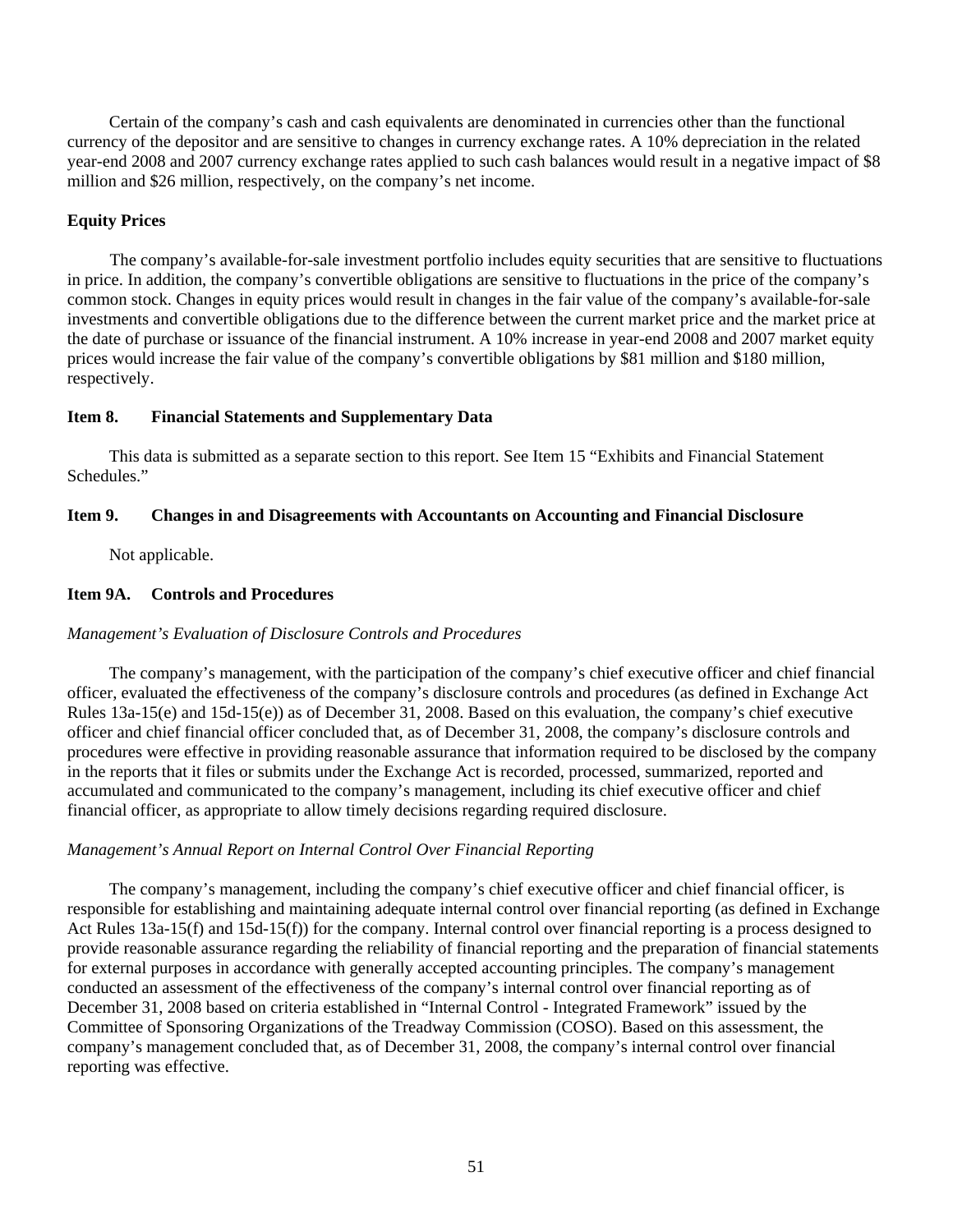Certain of the company's cash and cash equivalents are denominated in currencies other than the functional currency of the depositor and are sensitive to changes in currency exchange rates. A 10% depreciation in the related year-end 2008 and 2007 currency exchange rates applied to such cash balances would result in a negative impact of $8 million and $26 million, respectively, on the company's net income.

### Equity Prices

The company's available-for-sale investment portfolio includes equity securities that are sensitive to fluctuations in price. In addition, the company's convertible obligations are sensitive to fluctuations in the price of the company's common stock. Changes in equity prices would result in changes in the fair value of the company's available-for-sale investments and convertible obligations due to the difference between the current market price and the market price at the date of purchase or issuance of the financial instrument. A 10% increase in year-end 2008 and 2007 market equity prices would increase the fair value of the company's convertible obligations by $81 million and $180 million, respectively.

## Item 8. Financial Statements and Supplementary Data

This data is submitted as a separate section to this report. See Item 15 "Exhibits and Financial Statement Schedules."

## Item 9. Changes in and Disagreements with Accountants on Accounting and Financial Disclosure

Not applicable.

## Item 9A. Controls and Procedures

*Management's Evaluation of Disclosure Controls and Procedures*

The company's management, with the participation of the company's chief executive officer and chief financial officer, evaluated the effectiveness of the company's disclosure controls and procedures (as defined in Exchange Act Rules 13a-15(e) and 15d-15(e)) as of December 31, 2008. Based on this evaluation, the company's chief executive officer and chief financial officer concluded that, as of December 31, 2008, the company's disclosure controls and procedures were effective in providing reasonable assurance that information required to be disclosed by the company in the reports that it files or submits under the Exchange Act is recorded, processed, summarized, reported and accumulated and communicated to the company's management, including its chief executive officer and chief financial officer, as appropriate to allow timely decisions regarding required disclosure.

*Management's Annual Report on Internal Control Over Financial Reporting*

The company's management, including the company's chief executive officer and chief financial officer, is responsible for establishing and maintaining adequate internal control over financial reporting (as defined in Exchange Act Rules 13a-15(f) and 15d-15(f)) for the company. Internal control over financial reporting is a process designed to provide reasonable assurance regarding the reliability of financial reporting and the preparation of financial statements for external purposes in accordance with generally accepted accounting principles. The company's management conducted an assessment of the effectiveness of the company's internal control over financial reporting as of December 31, 2008 based on criteria established in "Internal Control - Integrated Framework" issued by the Committee of Sponsoring Organizations of the Treadway Commission (COSO). Based on this assessment, the company's management concluded that, as of December 31, 2008, the company's internal control over financial reporting was effective.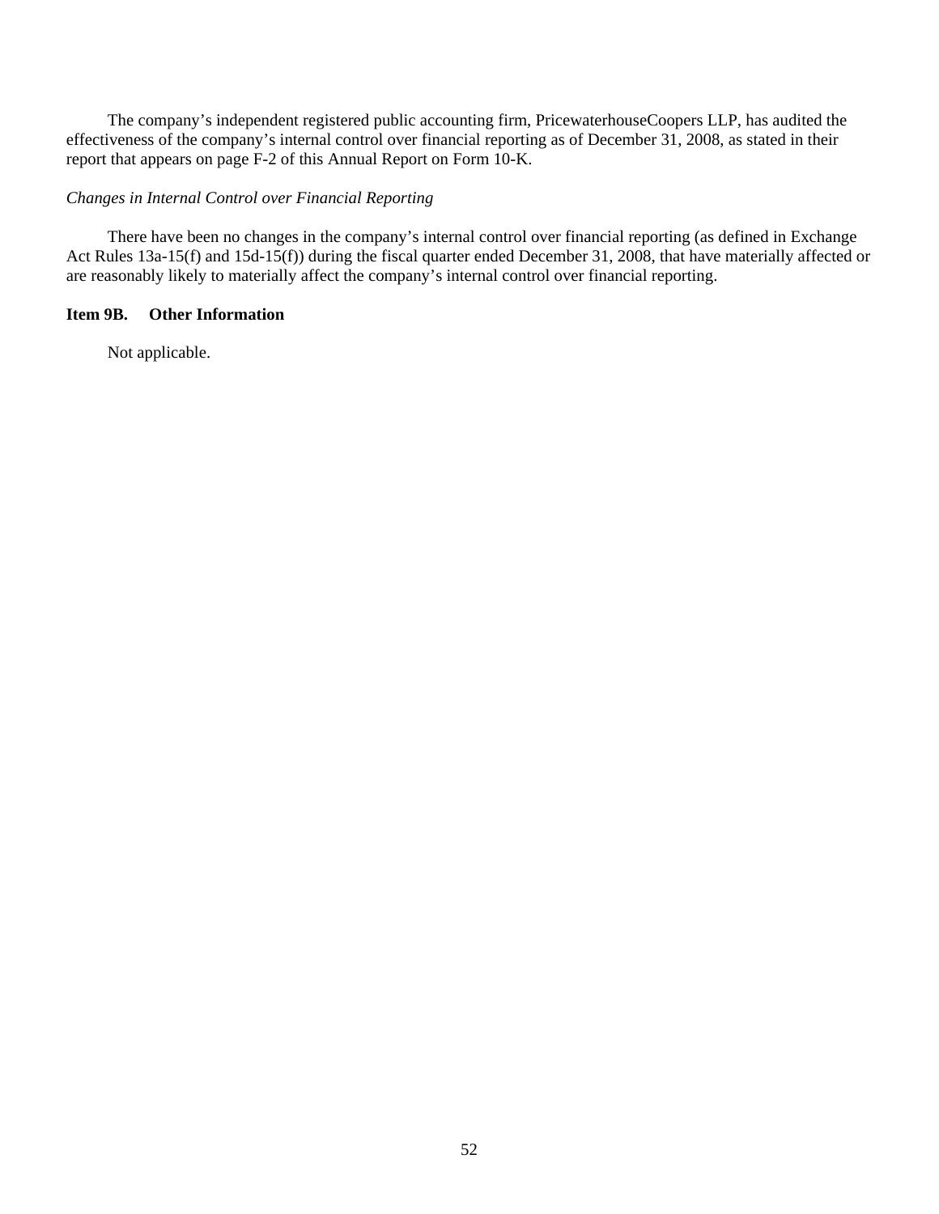The company's independent registered public accounting firm, PricewaterhouseCoopers LLP, has audited the effectiveness of the company's internal control over financial reporting as of December 31, 2008, as stated in their report that appears on page F-2 of this Annual Report on Form 10-K.

*Changes in Internal Control over Financial Reporting*

There have been no changes in the company's internal control over financial reporting (as defined in Exchange Act Rules 13a-15(f) and 15d-15(f)) during the fiscal quarter ended December 31, 2008, that have materially affected or are reasonably likely to materially affect the company's internal control over financial reporting.

**Item 9B. Other Information**

Not applicable.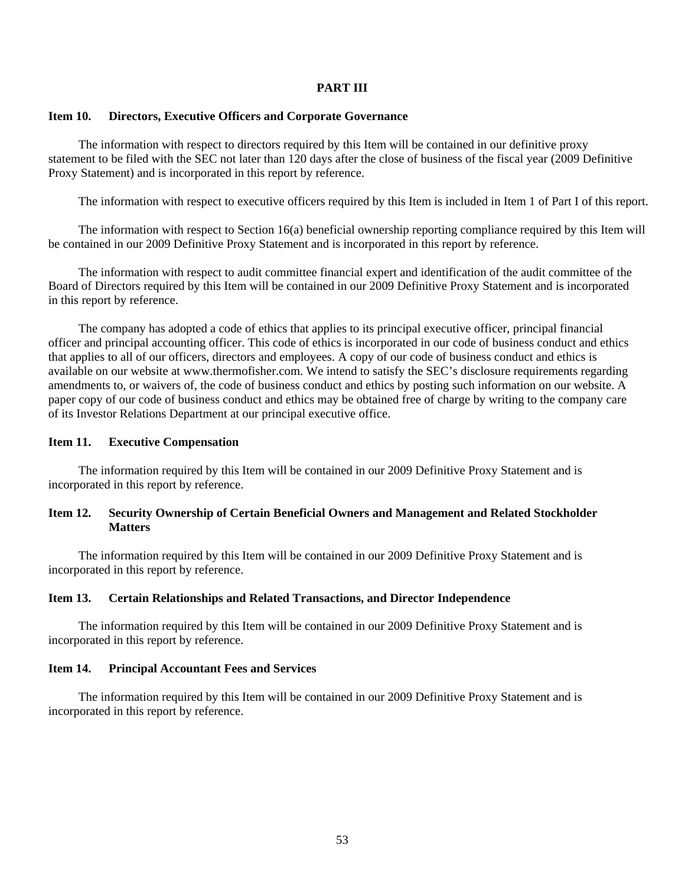## PART III

### Item 10. Directors, Executive Officers and Corporate Governance

The information with respect to directors required by this Item will be contained in our definitive proxy statement to be filed with the SEC not later than 120 days after the close of business of the fiscal year (2009 Definitive Proxy Statement) and is incorporated in this report by reference.

The information with respect to executive officers required by this Item is included in Item 1 of Part I of this report.

The information with respect to Section 16(a) beneficial ownership reporting compliance required by this Item will be contained in our 2009 Definitive Proxy Statement and is incorporated in this report by reference.

The information with respect to audit committee financial expert and identification of the audit committee of the Board of Directors required by this Item will be contained in our 2009 Definitive Proxy Statement and is incorporated in this report by reference.

The company has adopted a code of ethics that applies to its principal executive officer, principal financial officer and principal accounting officer. This code of ethics is incorporated in our code of business conduct and ethics that applies to all of our officers, directors and employees. A copy of our code of business conduct and ethics is available on our website at www.thermofisher.com. We intend to satisfy the SEC's disclosure requirements regarding amendments to, or waivers of, the code of business conduct and ethics by posting such information on our website. A paper copy of our code of business conduct and ethics may be obtained free of charge by writing to the company care of its Investor Relations Department at our principal executive office.

### Item 11. Executive Compensation

The information required by this Item will be contained in our 2009 Definitive Proxy Statement and is incorporated in this report by reference.

### Item 12. Security Ownership of Certain Beneficial Owners and Management and Related Stockholder Matters

The information required by this Item will be contained in our 2009 Definitive Proxy Statement and is incorporated in this report by reference.

### Item 13. Certain Relationships and Related Transactions, and Director Independence

The information required by this Item will be contained in our 2009 Definitive Proxy Statement and is incorporated in this report by reference.

### Item 14. Principal Accountant Fees and Services

The information required by this Item will be contained in our 2009 Definitive Proxy Statement and is incorporated in this report by reference.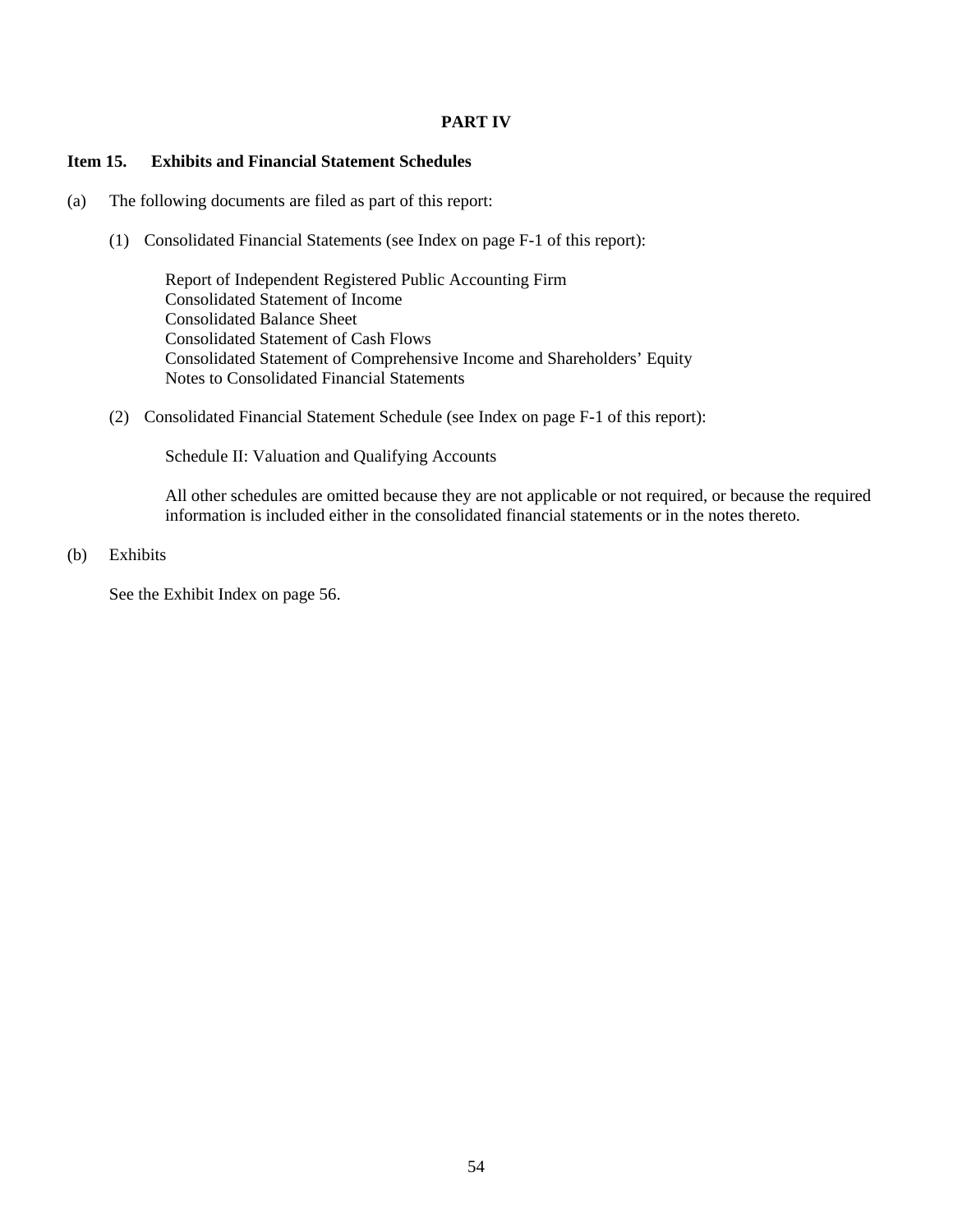## PART IV

### Item 15. Exhibits and Financial Statement Schedules

(a) The following documents are filed as part of this report:

(1) Consolidated Financial Statements (see Index on page F-1 of this report):

Report of Independent Registered Public Accounting Firm
Consolidated Statement of Income
Consolidated Balance Sheet
Consolidated Statement of Cash Flows
Consolidated Statement of Comprehensive Income and Shareholders' Equity
Notes to Consolidated Financial Statements

(2) Consolidated Financial Statement Schedule (see Index on page F-1 of this report):

Schedule II: Valuation and Qualifying Accounts

All other schedules are omitted because they are not applicable or not required, or because the required information is included either in the consolidated financial statements or in the notes thereto.

(b) Exhibits

See the Exhibit Index on page 56.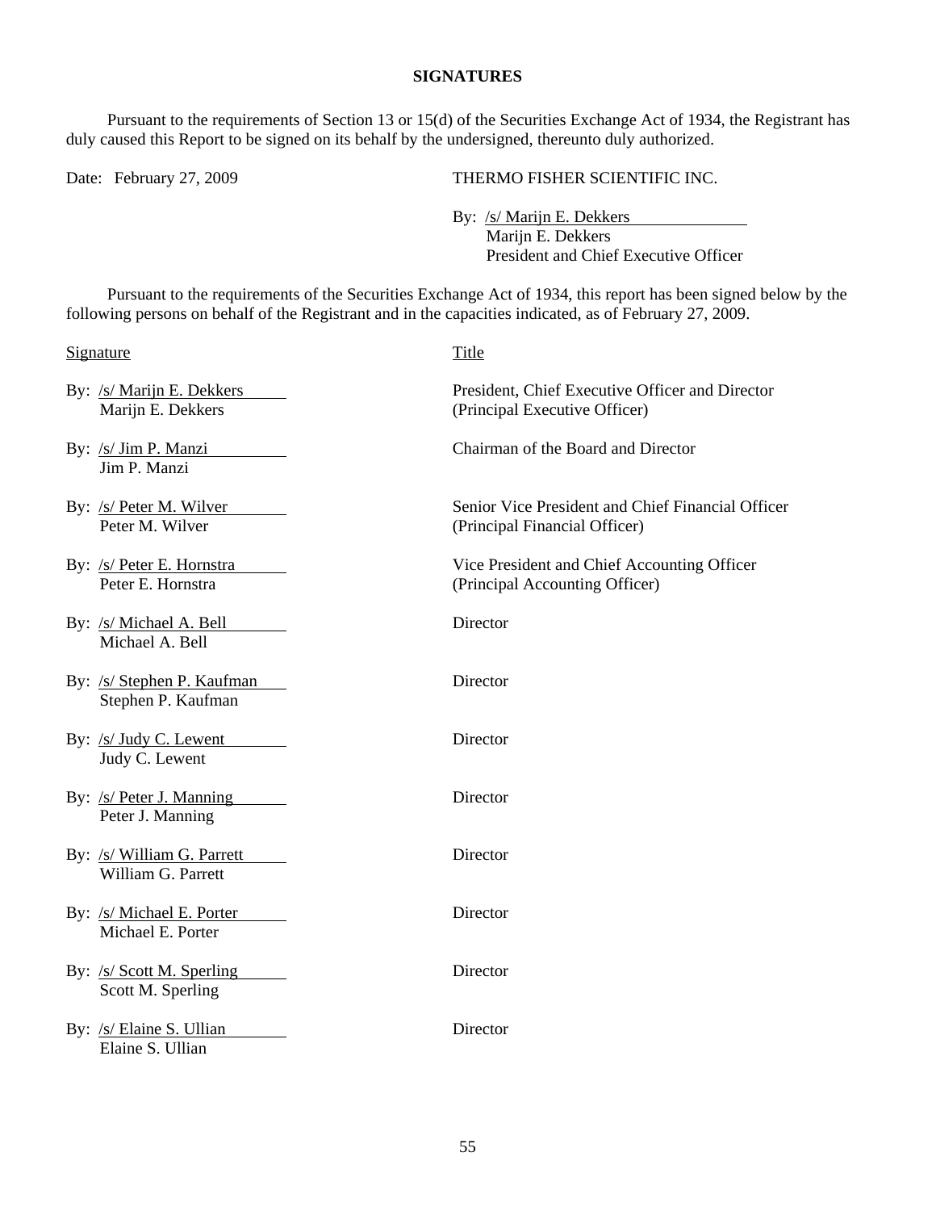## SIGNATURES

Pursuant to the requirements of Section 13 or 15(d) of the Securities Exchange Act of 1934, the Registrant has duly caused this Report to be signed on its behalf by the undersigned, thereunto duly authorized.

Date: February 27, 2009

THERMO FISHER SCIENTIFIC INC.

By: /s/ Marijn E. Dekkers
Marijn E. Dekkers
President and Chief Executive Officer

Pursuant to the requirements of the Securities Exchange Act of 1934, this report has been signed below by the following persons on behalf of the Registrant and in the capacities indicated, as of February 27, 2009.

| Signature | Title |
|---|---|
| By: /s/ Marijn E. Dekkers<br>Marijn E. Dekkers | President, Chief Executive Officer and Director<br>(Principal Executive Officer) |
| By: /s/ Jim P. Manzi<br>Jim P. Manzi | Chairman of the Board and Director |
| By: /s/ Peter M. Wilver<br>Peter M. Wilver | Senior Vice President and Chief Financial Officer<br>(Principal Financial Officer) |
| By: /s/ Peter E. Hornstra<br>Peter E. Hornstra | Vice President and Chief Accounting Officer<br>(Principal Accounting Officer) |
| By: /s/ Michael A. Bell<br>Michael A. Bell | Director |
| By: /s/ Stephen P. Kaufman<br>Stephen P. Kaufman | Director |
| By: /s/ Judy C. Lewent<br>Judy C. Lewent | Director |
| By: /s/ Peter J. Manning<br>Peter J. Manning | Director |
| By: /s/ William G. Parrett<br>William G. Parrett | Director |
| By: /s/ Michael E. Porter<br>Michael E. Porter | Director |
| By: /s/ Scott M. Sperling<br>Scott M. Sperling | Director |
| By: /s/ Elaine S. Ullian<br>Elaine S. Ullian | Director |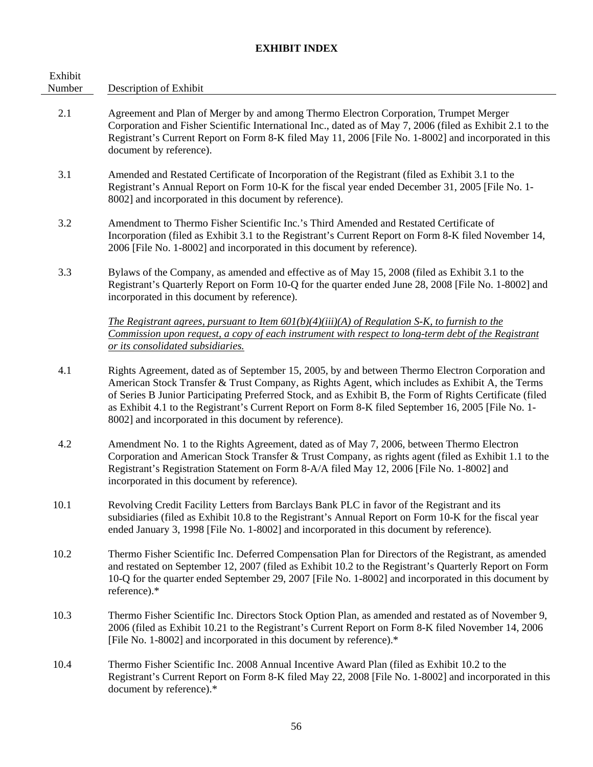# EXHIBIT INDEX

| Exhibit Number | Description of Exhibit |
| --- | --- |
| 2.1 | Agreement and Plan of Merger by and among Thermo Electron Corporation, Trumpet Merger Corporation and Fisher Scientific International Inc., dated as of May 7, 2006 (filed as Exhibit 2.1 to the Registrant's Current Report on Form 8-K filed May 11, 2006 [File No. 1-8002] and incorporated in this document by reference). |
| 3.1 | Amended and Restated Certificate of Incorporation of the Registrant (filed as Exhibit 3.1 to the Registrant's Annual Report on Form 10-K for the fiscal year ended December 31, 2005 [File No. 1-8002] and incorporated in this document by reference). |
| 3.2 | Amendment to Thermo Fisher Scientific Inc.'s Third Amended and Restated Certificate of Incorporation (filed as Exhibit 3.1 to the Registrant's Current Report on Form 8-K filed November 14, 2006 [File No. 1-8002] and incorporated in this document by reference). |
| 3.3 | Bylaws of the Company, as amended and effective as of May 15, 2008 (filed as Exhibit 3.1 to the Registrant's Quarterly Report on Form 10-Q for the quarter ended June 28, 2008 [File No. 1-8002] and incorporated in this document by reference). |
| | *The Registrant agrees, pursuant to Item 601(b)(4)(iii)(A) of Regulation S-K, to furnish to the Commission upon request, a copy of each instrument with respect to long-term debt of the Registrant or its consolidated subsidiaries.* |
| 4.1 | Rights Agreement, dated as of September 15, 2005, by and between Thermo Electron Corporation and American Stock Transfer & Trust Company, as Rights Agent, which includes as Exhibit A, the Terms of Series B Junior Participating Preferred Stock, and as Exhibit B, the Form of Rights Certificate (filed as Exhibit 4.1 to the Registrant's Current Report on Form 8-K filed September 16, 2005 [File No. 1-8002] and incorporated in this document by reference). |
| 4.2 | Amendment No. 1 to the Rights Agreement, dated as of May 7, 2006, between Thermo Electron Corporation and American Stock Transfer & Trust Company, as rights agent (filed as Exhibit 1.1 to the Registrant's Registration Statement on Form 8-A/A filed May 12, 2006 [File No. 1-8002] and incorporated in this document by reference). |
| 10.1 | Revolving Credit Facility Letters from Barclays Bank PLC in favor of the Registrant and its subsidiaries (filed as Exhibit 10.8 to the Registrant's Annual Report on Form 10-K for the fiscal year ended January 3, 1998 [File No. 1-8002] and incorporated in this document by reference). |
| 10.2 | Thermo Fisher Scientific Inc. Deferred Compensation Plan for Directors of the Registrant, as amended and restated on September 12, 2007 (filed as Exhibit 10.2 to the Registrant's Quarterly Report on Form 10-Q for the quarter ended September 29, 2007 [File No. 1-8002] and incorporated in this document by reference).* |
| 10.3 | Thermo Fisher Scientific Inc. Directors Stock Option Plan, as amended and restated as of November 9, 2006 (filed as Exhibit 10.21 to the Registrant's Current Report on Form 8-K filed November 14, 2006 [File No. 1-8002] and incorporated in this document by reference).* |
| 10.4 | Thermo Fisher Scientific Inc. 2008 Annual Incentive Award Plan (filed as Exhibit 10.2 to the Registrant's Current Report on Form 8-K filed May 22, 2008 [File No. 1-8002] and incorporated in this document by reference).* |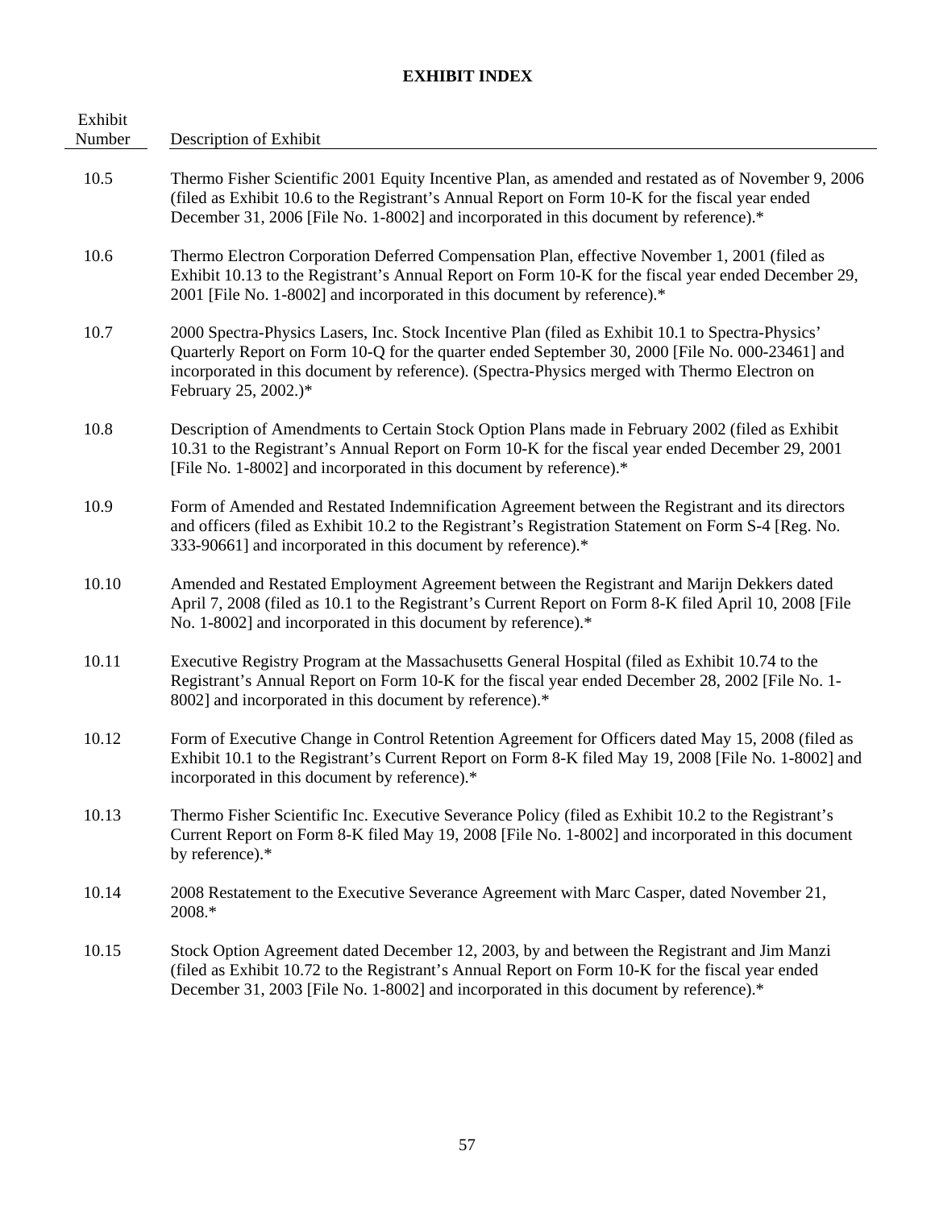## EXHIBIT INDEX

| Exhibit Number | Description of Exhibit |
|---|---|
| 10.5 | Thermo Fisher Scientific 2001 Equity Incentive Plan, as amended and restated as of November 9, 2006 (filed as Exhibit 10.6 to the Registrant's Annual Report on Form 10-K for the fiscal year ended December 31, 2006 [File No. 1-8002] and incorporated in this document by reference).* |
| 10.6 | Thermo Electron Corporation Deferred Compensation Plan, effective November 1, 2001 (filed as Exhibit 10.13 to the Registrant's Annual Report on Form 10-K for the fiscal year ended December 29, 2001 [File No. 1-8002] and incorporated in this document by reference).* |
| 10.7 | 2000 Spectra-Physics Lasers, Inc. Stock Incentive Plan (filed as Exhibit 10.1 to Spectra-Physics' Quarterly Report on Form 10-Q for the quarter ended September 30, 2000 [File No. 000-23461] and incorporated in this document by reference). (Spectra-Physics merged with Thermo Electron on February 25, 2002.)* |
| 10.8 | Description of Amendments to Certain Stock Option Plans made in February 2002 (filed as Exhibit 10.31 to the Registrant's Annual Report on Form 10-K for the fiscal year ended December 29, 2001 [File No. 1-8002] and incorporated in this document by reference).* |
| 10.9 | Form of Amended and Restated Indemnification Agreement between the Registrant and its directors and officers (filed as Exhibit 10.2 to the Registrant's Registration Statement on Form S-4 [Reg. No. 333-90661] and incorporated in this document by reference).* |
| 10.10 | Amended and Restated Employment Agreement between the Registrant and Marijn Dekkers dated April 7, 2008 (filed as 10.1 to the Registrant's Current Report on Form 8-K filed April 10, 2008 [File No. 1-8002] and incorporated in this document by reference).* |
| 10.11 | Executive Registry Program at the Massachusetts General Hospital (filed as Exhibit 10.74 to the Registrant's Annual Report on Form 10-K for the fiscal year ended December 28, 2002 [File No. 1-8002] and incorporated in this document by reference).* |
| 10.12 | Form of Executive Change in Control Retention Agreement for Officers dated May 15, 2008 (filed as Exhibit 10.1 to the Registrant's Current Report on Form 8-K filed May 19, 2008 [File No. 1-8002] and incorporated in this document by reference).* |
| 10.13 | Thermo Fisher Scientific Inc. Executive Severance Policy (filed as Exhibit 10.2 to the Registrant's Current Report on Form 8-K filed May 19, 2008 [File No. 1-8002] and incorporated in this document by reference).* |
| 10.14 | 2008 Restatement to the Executive Severance Agreement with Marc Casper, dated November 21, 2008.* |
| 10.15 | Stock Option Agreement dated December 12, 2003, by and between the Registrant and Jim Manzi (filed as Exhibit 10.72 to the Registrant's Annual Report on Form 10-K for the fiscal year ended December 31, 2003 [File No. 1-8002] and incorporated in this document by reference).* |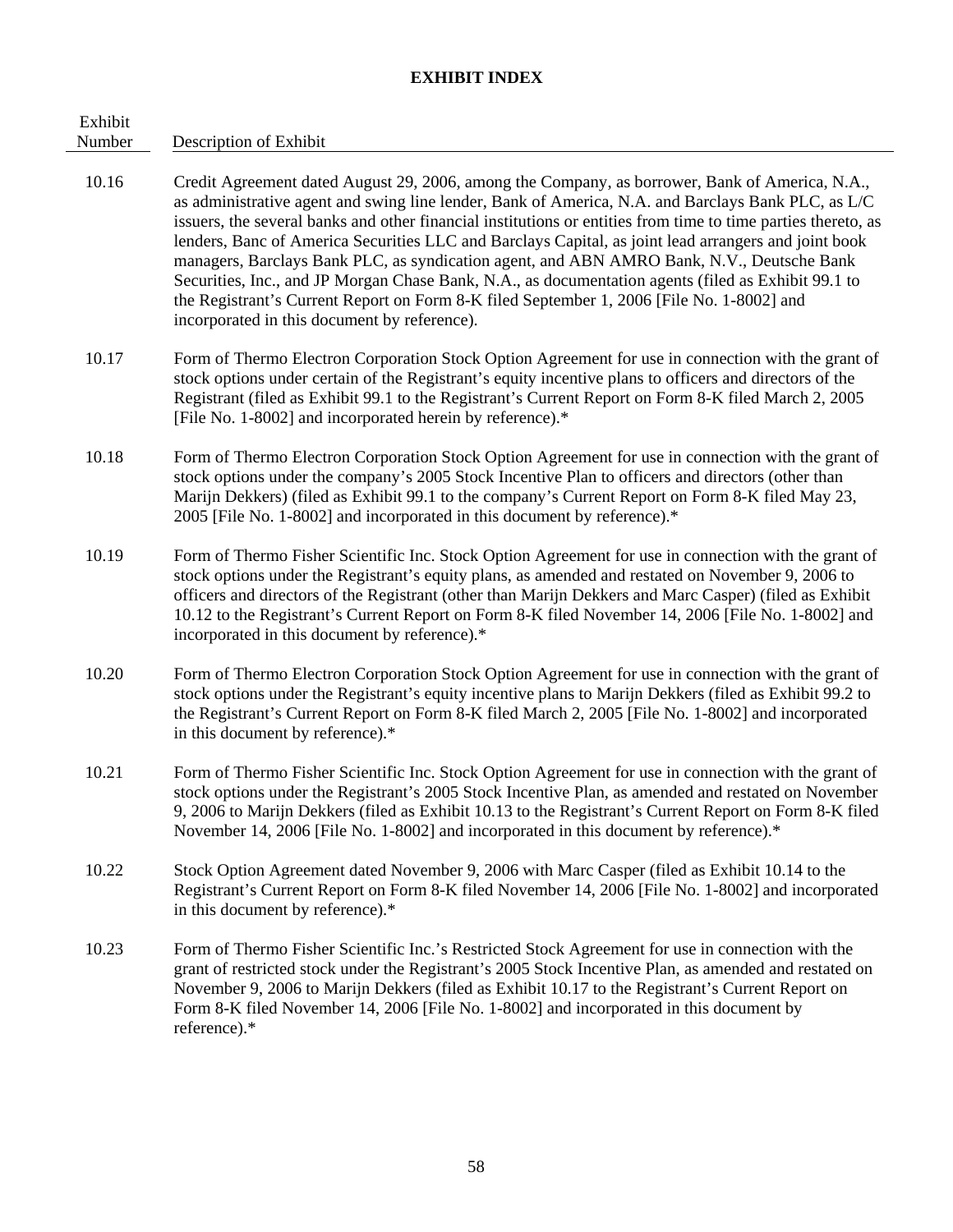## EXHIBIT INDEX

| Exhibit Number | Description of Exhibit |
|---|---|
| 10.16 | Credit Agreement dated August 29, 2006, among the Company, as borrower, Bank of America, N.A., as administrative agent and swing line lender, Bank of America, N.A. and Barclays Bank PLC, as L/C issuers, the several banks and other financial institutions or entities from time to time parties thereto, as lenders, Banc of America Securities LLC and Barclays Capital, as joint lead arrangers and joint book managers, Barclays Bank PLC, as syndication agent, and ABN AMRO Bank, N.V., Deutsche Bank Securities, Inc., and JP Morgan Chase Bank, N.A., as documentation agents (filed as Exhibit 99.1 to the Registrant's Current Report on Form 8-K filed September 1, 2006 [File No. 1-8002] and incorporated in this document by reference). |
| 10.17 | Form of Thermo Electron Corporation Stock Option Agreement for use in connection with the grant of stock options under certain of the Registrant's equity incentive plans to officers and directors of the Registrant (filed as Exhibit 99.1 to the Registrant's Current Report on Form 8-K filed March 2, 2005 [File No. 1-8002] and incorporated herein by reference).* |
| 10.18 | Form of Thermo Electron Corporation Stock Option Agreement for use in connection with the grant of stock options under the company's 2005 Stock Incentive Plan to officers and directors (other than Marijn Dekkers) (filed as Exhibit 99.1 to the company's Current Report on Form 8-K filed May 23, 2005 [File No. 1-8002] and incorporated in this document by reference).* |
| 10.19 | Form of Thermo Fisher Scientific Inc. Stock Option Agreement for use in connection with the grant of stock options under the Registrant's equity plans, as amended and restated on November 9, 2006 to officers and directors of the Registrant (other than Marijn Dekkers and Marc Casper) (filed as Exhibit 10.12 to the Registrant's Current Report on Form 8-K filed November 14, 2006 [File No. 1-8002] and incorporated in this document by reference).* |
| 10.20 | Form of Thermo Electron Corporation Stock Option Agreement for use in connection with the grant of stock options under the Registrant's equity incentive plans to Marijn Dekkers (filed as Exhibit 99.2 to the Registrant's Current Report on Form 8-K filed March 2, 2005 [File No. 1-8002] and incorporated in this document by reference).* |
| 10.21 | Form of Thermo Fisher Scientific Inc. Stock Option Agreement for use in connection with the grant of stock options under the Registrant's 2005 Stock Incentive Plan, as amended and restated on November 9, 2006 to Marijn Dekkers (filed as Exhibit 10.13 to the Registrant's Current Report on Form 8-K filed November 14, 2006 [File No. 1-8002] and incorporated in this document by reference).* |
| 10.22 | Stock Option Agreement dated November 9, 2006 with Marc Casper (filed as Exhibit 10.14 to the Registrant's Current Report on Form 8-K filed November 14, 2006 [File No. 1-8002] and incorporated in this document by reference).* |
| 10.23 | Form of Thermo Fisher Scientific Inc.'s Restricted Stock Agreement for use in connection with the grant of restricted stock under the Registrant's 2005 Stock Incentive Plan, as amended and restated on November 9, 2006 to Marijn Dekkers (filed as Exhibit 10.17 to the Registrant's Current Report on Form 8-K filed November 14, 2006 [File No. 1-8002] and incorporated in this document by reference).* |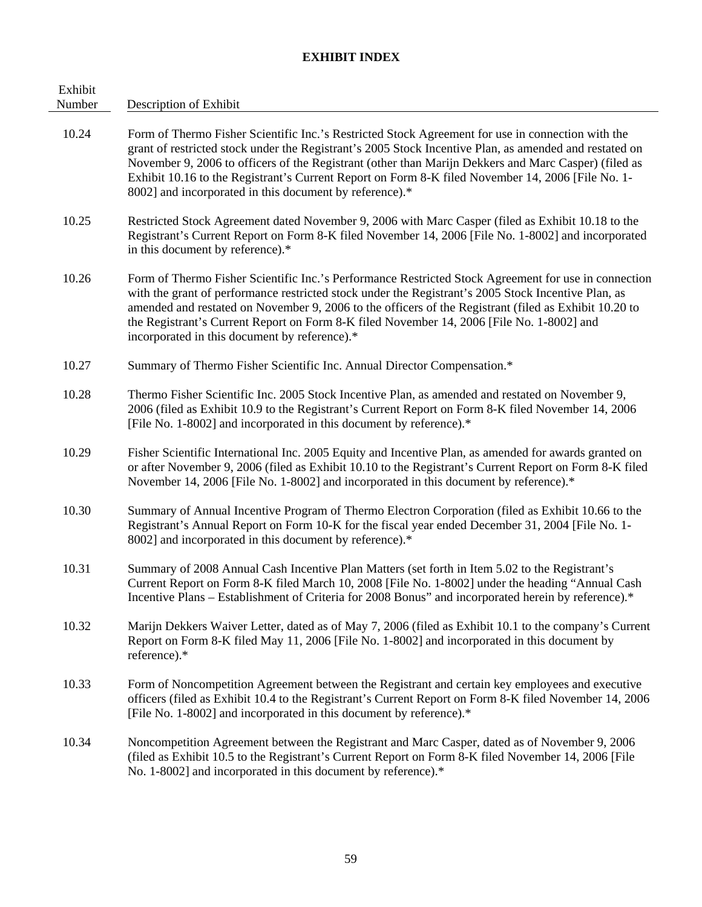# EXHIBIT INDEX

| Exhibit Number | Description of Exhibit |
|---|---|
| 10.24 | Form of Thermo Fisher Scientific Inc.'s Restricted Stock Agreement for use in connection with the grant of restricted stock under the Registrant's 2005 Stock Incentive Plan, as amended and restated on November 9, 2006 to officers of the Registrant (other than Marijn Dekkers and Marc Casper) (filed as Exhibit 10.16 to the Registrant's Current Report on Form 8-K filed November 14, 2006 [File No. 1-8002] and incorporated in this document by reference).* |
| 10.25 | Restricted Stock Agreement dated November 9, 2006 with Marc Casper (filed as Exhibit 10.18 to the Registrant's Current Report on Form 8-K filed November 14, 2006 [File No. 1-8002] and incorporated in this document by reference).* |
| 10.26 | Form of Thermo Fisher Scientific Inc.'s Performance Restricted Stock Agreement for use in connection with the grant of performance restricted stock under the Registrant's 2005 Stock Incentive Plan, as amended and restated on November 9, 2006 to the officers of the Registrant (filed as Exhibit 10.20 to the Registrant's Current Report on Form 8-K filed November 14, 2006 [File No. 1-8002] and incorporated in this document by reference).* |
| 10.27 | Summary of Thermo Fisher Scientific Inc. Annual Director Compensation.* |
| 10.28 | Thermo Fisher Scientific Inc. 2005 Stock Incentive Plan, as amended and restated on November 9, 2006 (filed as Exhibit 10.9 to the Registrant's Current Report on Form 8-K filed November 14, 2006 [File No. 1-8002] and incorporated in this document by reference).* |
| 10.29 | Fisher Scientific International Inc. 2005 Equity and Incentive Plan, as amended for awards granted on or after November 9, 2006 (filed as Exhibit 10.10 to the Registrant's Current Report on Form 8-K filed November 14, 2006 [File No. 1-8002] and incorporated in this document by reference).* |
| 10.30 | Summary of Annual Incentive Program of Thermo Electron Corporation (filed as Exhibit 10.66 to the Registrant's Annual Report on Form 10-K for the fiscal year ended December 31, 2004 [File No. 1-8002] and incorporated in this document by reference).* |
| 10.31 | Summary of 2008 Annual Cash Incentive Plan Matters (set forth in Item 5.02 to the Registrant's Current Report on Form 8-K filed March 10, 2008 [File No. 1-8002] under the heading "Annual Cash Incentive Plans – Establishment of Criteria for 2008 Bonus" and incorporated herein by reference).* |
| 10.32 | Marijn Dekkers Waiver Letter, dated as of May 7, 2006 (filed as Exhibit 10.1 to the company's Current Report on Form 8-K filed May 11, 2006 [File No. 1-8002] and incorporated in this document by reference).* |
| 10.33 | Form of Noncompetition Agreement between the Registrant and certain key employees and executive officers (filed as Exhibit 10.4 to the Registrant's Current Report on Form 8-K filed November 14, 2006 [File No. 1-8002] and incorporated in this document by reference).* |
| 10.34 | Noncompetition Agreement between the Registrant and Marc Casper, dated as of November 9, 2006 (filed as Exhibit 10.5 to the Registrant's Current Report on Form 8-K filed November 14, 2006 [File No. 1-8002] and incorporated in this document by reference).* |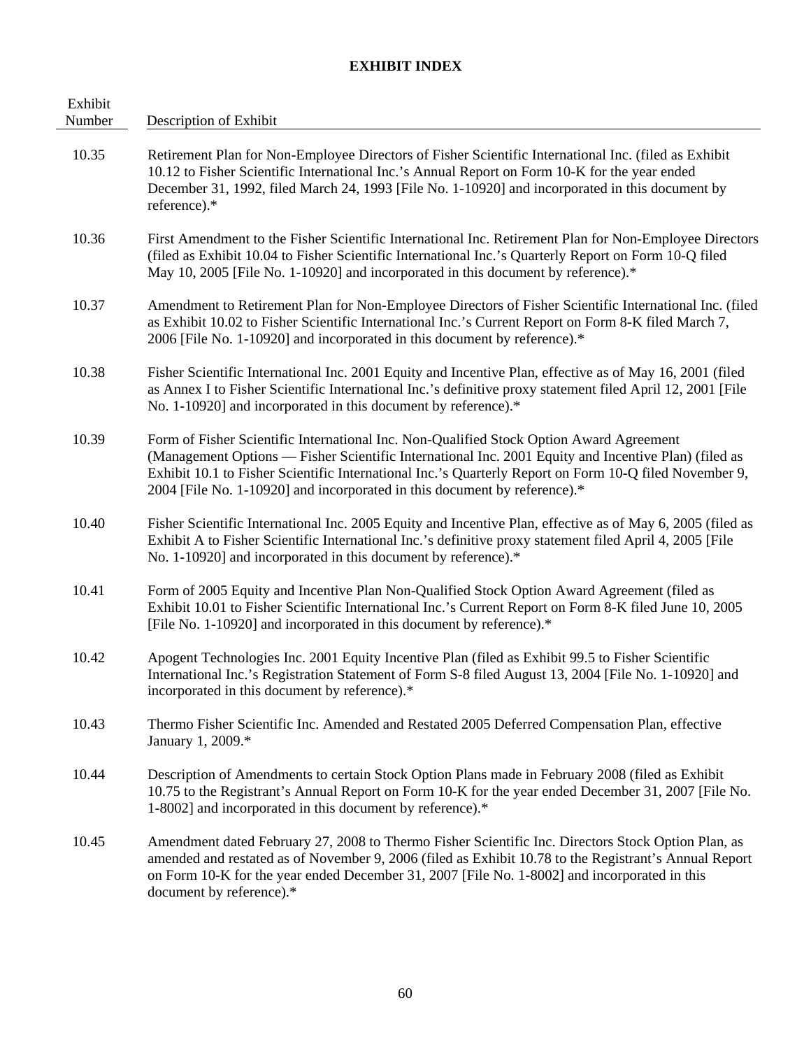**EXHIBIT INDEX**

| Exhibit Number | Description of Exhibit |
|---|---|
| 10.35 | Retirement Plan for Non-Employee Directors of Fisher Scientific International Inc. (filed as Exhibit 10.12 to Fisher Scientific International Inc.'s Annual Report on Form 10-K for the year ended December 31, 1992, filed March 24, 1993 [File No. 1-10920] and incorporated in this document by reference).* |
| 10.36 | First Amendment to the Fisher Scientific International Inc. Retirement Plan for Non-Employee Directors (filed as Exhibit 10.04 to Fisher Scientific International Inc.'s Quarterly Report on Form 10-Q filed May 10, 2005 [File No. 1-10920] and incorporated in this document by reference).* |
| 10.37 | Amendment to Retirement Plan for Non-Employee Directors of Fisher Scientific International Inc. (filed as Exhibit 10.02 to Fisher Scientific International Inc.'s Current Report on Form 8-K filed March 7, 2006 [File No. 1-10920] and incorporated in this document by reference).* |
| 10.38 | Fisher Scientific International Inc. 2001 Equity and Incentive Plan, effective as of May 16, 2001 (filed as Annex I to Fisher Scientific International Inc.'s definitive proxy statement filed April 12, 2001 [File No. 1-10920] and incorporated in this document by reference).* |
| 10.39 | Form of Fisher Scientific International Inc. Non-Qualified Stock Option Award Agreement (Management Options — Fisher Scientific International Inc. 2001 Equity and Incentive Plan) (filed as Exhibit 10.1 to Fisher Scientific International Inc.'s Quarterly Report on Form 10-Q filed November 9, 2004 [File No. 1-10920] and incorporated in this document by reference).* |
| 10.40 | Fisher Scientific International Inc. 2005 Equity and Incentive Plan, effective as of May 6, 2005 (filed as Exhibit A to Fisher Scientific International Inc.'s definitive proxy statement filed April 4, 2005 [File No. 1-10920] and incorporated in this document by reference).* |
| 10.41 | Form of 2005 Equity and Incentive Plan Non-Qualified Stock Option Award Agreement (filed as Exhibit 10.01 to Fisher Scientific International Inc.'s Current Report on Form 8-K filed June 10, 2005 [File No. 1-10920] and incorporated in this document by reference).* |
| 10.42 | Apogent Technologies Inc. 2001 Equity Incentive Plan (filed as Exhibit 99.5 to Fisher Scientific International Inc.'s Registration Statement of Form S-8 filed August 13, 2004 [File No. 1-10920] and incorporated in this document by reference).* |
| 10.43 | Thermo Fisher Scientific Inc. Amended and Restated 2005 Deferred Compensation Plan, effective January 1, 2009.* |
| 10.44 | Description of Amendments to certain Stock Option Plans made in February 2008 (filed as Exhibit 10.75 to the Registrant's Annual Report on Form 10-K for the year ended December 31, 2007 [File No. 1-8002] and incorporated in this document by reference).* |
| 10.45 | Amendment dated February 27, 2008 to Thermo Fisher Scientific Inc. Directors Stock Option Plan, as amended and restated as of November 9, 2006 (filed as Exhibit 10.78 to the Registrant's Annual Report on Form 10-K for the year ended December 31, 2007 [File No. 1-8002] and incorporated in this document by reference).* |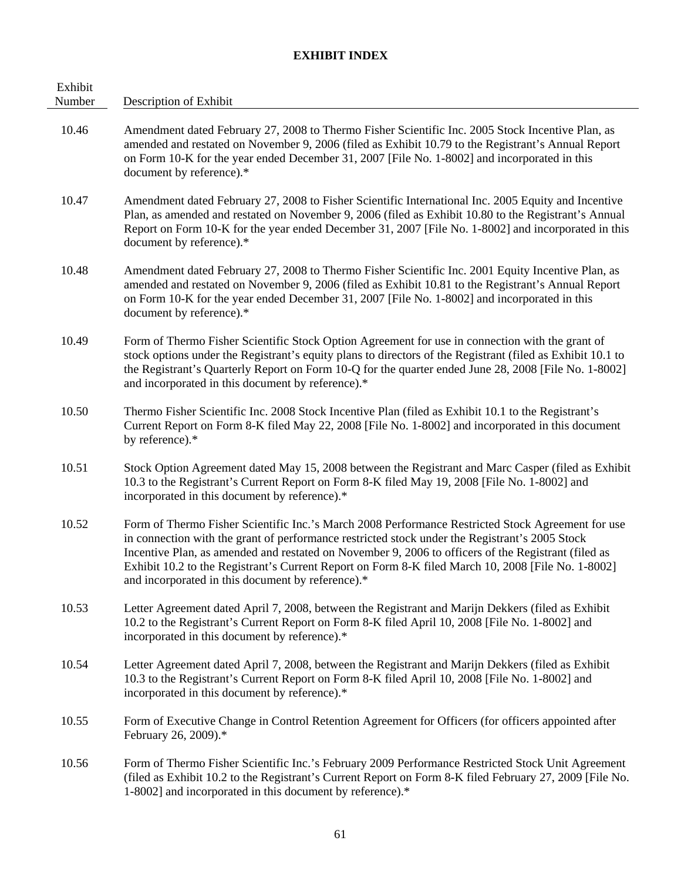## EXHIBIT INDEX

| Exhibit Number | Description of Exhibit |
|---|---|
| 10.46 | Amendment dated February 27, 2008 to Thermo Fisher Scientific Inc. 2005 Stock Incentive Plan, as amended and restated on November 9, 2006 (filed as Exhibit 10.79 to the Registrant's Annual Report on Form 10-K for the year ended December 31, 2007 [File No. 1-8002] and incorporated in this document by reference).* |
| 10.47 | Amendment dated February 27, 2008 to Fisher Scientific International Inc. 2005 Equity and Incentive Plan, as amended and restated on November 9, 2006 (filed as Exhibit 10.80 to the Registrant's Annual Report on Form 10-K for the year ended December 31, 2007 [File No. 1-8002] and incorporated in this document by reference).* |
| 10.48 | Amendment dated February 27, 2008 to Thermo Fisher Scientific Inc. 2001 Equity Incentive Plan, as amended and restated on November 9, 2006 (filed as Exhibit 10.81 to the Registrant's Annual Report on Form 10-K for the year ended December 31, 2007 [File No. 1-8002] and incorporated in this document by reference).* |
| 10.49 | Form of Thermo Fisher Scientific Stock Option Agreement for use in connection with the grant of stock options under the Registrant's equity plans to directors of the Registrant (filed as Exhibit 10.1 to the Registrant's Quarterly Report on Form 10-Q for the quarter ended June 28, 2008 [File No. 1-8002] and incorporated in this document by reference).* |
| 10.50 | Thermo Fisher Scientific Inc. 2008 Stock Incentive Plan (filed as Exhibit 10.1 to the Registrant's Current Report on Form 8-K filed May 22, 2008 [File No. 1-8002] and incorporated in this document by reference).* |
| 10.51 | Stock Option Agreement dated May 15, 2008 between the Registrant and Marc Casper (filed as Exhibit 10.3 to the Registrant's Current Report on Form 8-K filed May 19, 2008 [File No. 1-8002] and incorporated in this document by reference).* |
| 10.52 | Form of Thermo Fisher Scientific Inc.'s March 2008 Performance Restricted Stock Agreement for use in connection with the grant of performance restricted stock under the Registrant's 2005 Stock Incentive Plan, as amended and restated on November 9, 2006 to officers of the Registrant (filed as Exhibit 10.2 to the Registrant's Current Report on Form 8-K filed March 10, 2008 [File No. 1-8002] and incorporated in this document by reference).* |
| 10.53 | Letter Agreement dated April 7, 2008, between the Registrant and Marijn Dekkers (filed as Exhibit 10.2 to the Registrant's Current Report on Form 8-K filed April 10, 2008 [File No. 1-8002] and incorporated in this document by reference).* |
| 10.54 | Letter Agreement dated April 7, 2008, between the Registrant and Marijn Dekkers (filed as Exhibit 10.3 to the Registrant's Current Report on Form 8-K filed April 10, 2008 [File No. 1-8002] and incorporated in this document by reference).* |
| 10.55 | Form of Executive Change in Control Retention Agreement for Officers (for officers appointed after February 26, 2009).* |
| 10.56 | Form of Thermo Fisher Scientific Inc.'s February 2009 Performance Restricted Stock Unit Agreement (filed as Exhibit 10.2 to the Registrant's Current Report on Form 8-K filed February 27, 2009 [File No. 1-8002] and incorporated in this document by reference).* |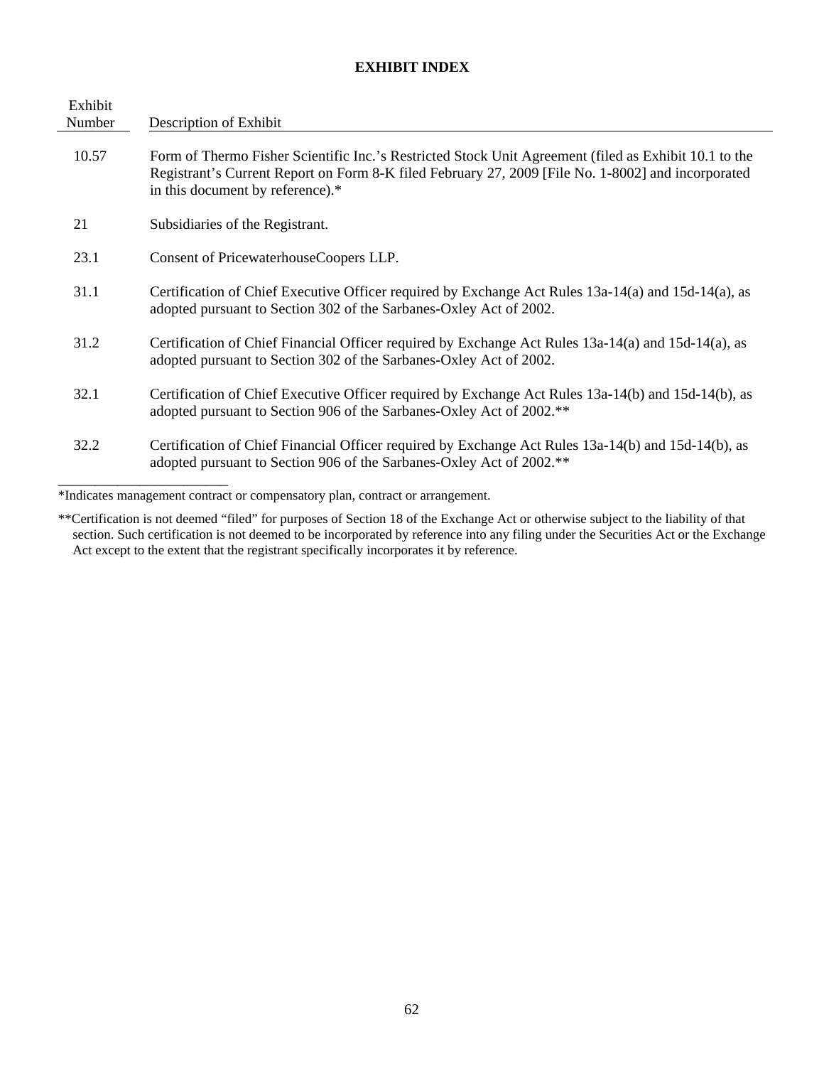**EXHIBIT INDEX**

| Exhibit Number | Description of Exhibit |
|---|---|
| 10.57 | Form of Thermo Fisher Scientific Inc.'s Restricted Stock Unit Agreement (filed as Exhibit 10.1 to the Registrant's Current Report on Form 8-K filed February 27, 2009 [File No. 1-8002] and incorporated in this document by reference).* |
| 21 | Subsidiaries of the Registrant. |
| 23.1 | Consent of PricewaterhouseCoopers LLP. |
| 31.1 | Certification of Chief Executive Officer required by Exchange Act Rules 13a-14(a) and 15d-14(a), as adopted pursuant to Section 302 of the Sarbanes-Oxley Act of 2002. |
| 31.2 | Certification of Chief Financial Officer required by Exchange Act Rules 13a-14(a) and 15d-14(a), as adopted pursuant to Section 302 of the Sarbanes-Oxley Act of 2002. |
| 32.1 | Certification of Chief Executive Officer required by Exchange Act Rules 13a-14(b) and 15d-14(b), as adopted pursuant to Section 906 of the Sarbanes-Oxley Act of 2002.** |
| 32.2 | Certification of Chief Financial Officer required by Exchange Act Rules 13a-14(b) and 15d-14(b), as adopted pursuant to Section 906 of the Sarbanes-Oxley Act of 2002.** |

*Indicates management contract or compensatory plan, contract or arrangement.

**Certification is not deemed "filed" for purposes of Section 18 of the Exchange Act or otherwise subject to the liability of that section. Such certification is not deemed to be incorporated by reference into any filing under the Securities Act or the Exchange Act except to the extent that the registrant specifically incorporates it by reference.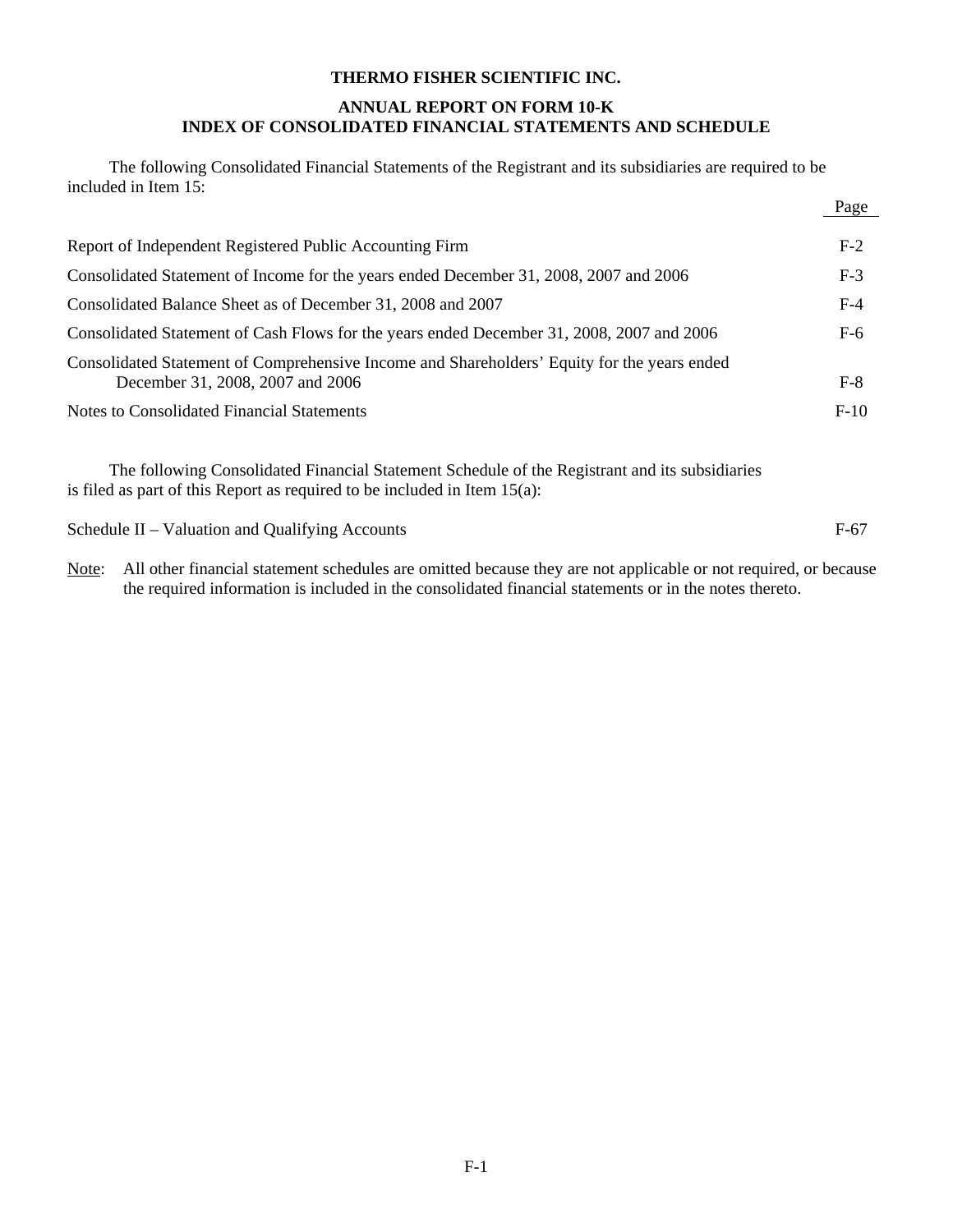# THERMO FISHER SCIENTIFIC INC.

## ANNUAL REPORT ON FORM 10-K
## INDEX OF CONSOLIDATED FINANCIAL STATEMENTS AND SCHEDULE

The following Consolidated Financial Statements of the Registrant and its subsidiaries are required to be included in Item 15:

| | Page |
|---|---|
| Report of Independent Registered Public Accounting Firm | F-2 |
| Consolidated Statement of Income for the years ended December 31, 2008, 2007 and 2006 | F-3 |
| Consolidated Balance Sheet as of December 31, 2008 and 2007 | F-4 |
| Consolidated Statement of Cash Flows for the years ended December 31, 2008, 2007 and 2006 | F-6 |
| Consolidated Statement of Comprehensive Income and Shareholders' Equity for the years ended December 31, 2008, 2007 and 2006 | F-8 |
| Notes to Consolidated Financial Statements | F-10 |

The following Consolidated Financial Statement Schedule of the Registrant and its subsidiaries is filed as part of this Report as required to be included in Item 15(a):

| | |
|---|---|
| Schedule II – Valuation and Qualifying Accounts | F-67 |

Note: All other financial statement schedules are omitted because they are not applicable or not required, or because the required information is included in the consolidated financial statements or in the notes thereto.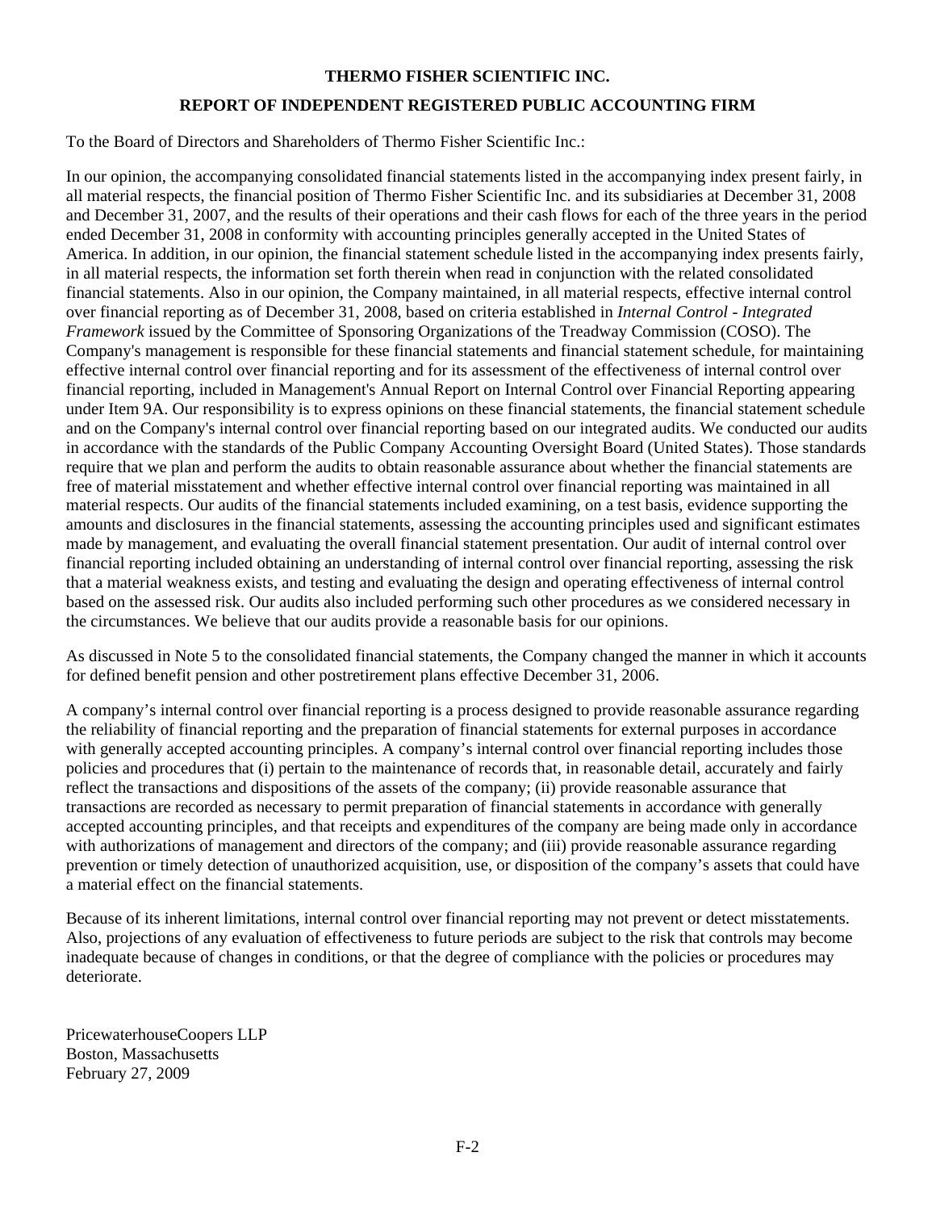**THERMO FISHER SCIENTIFIC INC.**

**REPORT OF INDEPENDENT REGISTERED PUBLIC ACCOUNTING FIRM**

To the Board of Directors and Shareholders of Thermo Fisher Scientific Inc.:

In our opinion, the accompanying consolidated financial statements listed in the accompanying index present fairly, in all material respects, the financial position of Thermo Fisher Scientific Inc. and its subsidiaries at December 31, 2008 and December 31, 2007, and the results of their operations and their cash flows for each of the three years in the period ended December 31, 2008 in conformity with accounting principles generally accepted in the United States of America. In addition, in our opinion, the financial statement schedule listed in the accompanying index presents fairly, in all material respects, the information set forth therein when read in conjunction with the related consolidated financial statements. Also in our opinion, the Company maintained, in all material respects, effective internal control over financial reporting as of December 31, 2008, based on criteria established in *Internal Control - Integrated Framework* issued by the Committee of Sponsoring Organizations of the Treadway Commission (COSO). The Company's management is responsible for these financial statements and financial statement schedule, for maintaining effective internal control over financial reporting and for its assessment of the effectiveness of internal control over financial reporting, included in Management's Annual Report on Internal Control over Financial Reporting appearing under Item 9A. Our responsibility is to express opinions on these financial statements, the financial statement schedule and on the Company's internal control over financial reporting based on our integrated audits. We conducted our audits in accordance with the standards of the Public Company Accounting Oversight Board (United States). Those standards require that we plan and perform the audits to obtain reasonable assurance about whether the financial statements are free of material misstatement and whether effective internal control over financial reporting was maintained in all material respects. Our audits of the financial statements included examining, on a test basis, evidence supporting the amounts and disclosures in the financial statements, assessing the accounting principles used and significant estimates made by management, and evaluating the overall financial statement presentation. Our audit of internal control over financial reporting included obtaining an understanding of internal control over financial reporting, assessing the risk that a material weakness exists, and testing and evaluating the design and operating effectiveness of internal control based on the assessed risk. Our audits also included performing such other procedures as we considered necessary in the circumstances. We believe that our audits provide a reasonable basis for our opinions.

As discussed in Note 5 to the consolidated financial statements, the Company changed the manner in which it accounts for defined benefit pension and other postretirement plans effective December 31, 2006.

A company's internal control over financial reporting is a process designed to provide reasonable assurance regarding the reliability of financial reporting and the preparation of financial statements for external purposes in accordance with generally accepted accounting principles. A company's internal control over financial reporting includes those policies and procedures that (i) pertain to the maintenance of records that, in reasonable detail, accurately and fairly reflect the transactions and dispositions of the assets of the company; (ii) provide reasonable assurance that transactions are recorded as necessary to permit preparation of financial statements in accordance with generally accepted accounting principles, and that receipts and expenditures of the company are being made only in accordance with authorizations of management and directors of the company; and (iii) provide reasonable assurance regarding prevention or timely detection of unauthorized acquisition, use, or disposition of the company's assets that could have a material effect on the financial statements.

Because of its inherent limitations, internal control over financial reporting may not prevent or detect misstatements. Also, projections of any evaluation of effectiveness to future periods are subject to the risk that controls may become inadequate because of changes in conditions, or that the degree of compliance with the policies or procedures may deteriorate.

PricewaterhouseCoopers LLP
Boston, Massachusetts
February 27, 2009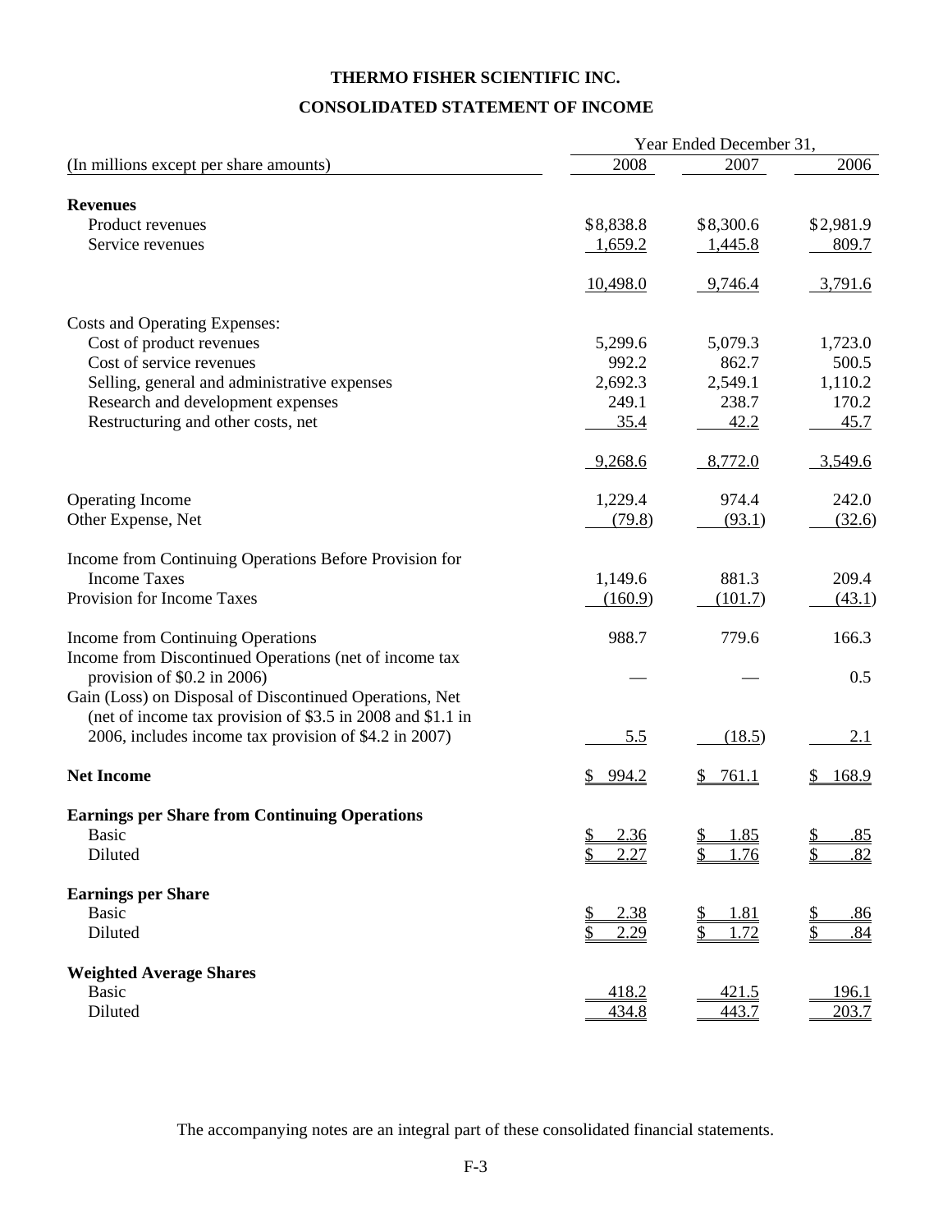# THERMO FISHER SCIENTIFIC INC.

## CONSOLIDATED STATEMENT OF INCOME

| (In millions except per share amounts) | Year Ended December 31, 2008 | 2007 | 2006 |
|---|---|---|---|
| **Revenues** | | | |
| Product revenues | $8,838.8 | $8,300.6 | $2,981.9 |
| Service revenues | 1,659.2 | 1,445.8 | 809.7 |
| | 10,498.0 | 9,746.4 | 3,791.6 |
| Costs and Operating Expenses: | | | |
| Cost of product revenues | 5,299.6 | 5,079.3 | 1,723.0 |
| Cost of service revenues | 992.2 | 862.7 | 500.5 |
| Selling, general and administrative expenses | 2,692.3 | 2,549.1 | 1,110.2 |
| Research and development expenses | 249.1 | 238.7 | 170.2 |
| Restructuring and other costs, net | 35.4 | 42.2 | 45.7 |
| | 9,268.6 | 8,772.0 | 3,549.6 |
| Operating Income | 1,229.4 | 974.4 | 242.0 |
| Other Expense, Net | (79.8) | (93.1) | (32.6) |
| Income from Continuing Operations Before Provision for Income Taxes | 1,149.6 | 881.3 | 209.4 |
| Provision for Income Taxes | (160.9) | (101.7) | (43.1) |
| Income from Continuing Operations | 988.7 | 779.6 | 166.3 |
| Income from Discontinued Operations (net of income tax provision of $0.2 in 2006) | — | — | 0.5 |
| Gain (Loss) on Disposal of Discontinued Operations, Net (net of income tax provision of $3.5 in 2008 and $1.1 in 2006, includes income tax provision of $4.2 in 2007) | 5.5 | (18.5) | 2.1 |
| **Net Income** | $ 994.2 | $ 761.1 | $ 168.9 |
| **Earnings per Share from Continuing Operations** | | | |
| Basic | $ 2.36 | $ 1.85 | $ .85 |
| Diluted | $ 2.27 | $ 1.76 | $ .82 |
| **Earnings per Share** | | | |
| Basic | $ 2.38 | $ 1.81 | $ .86 |
| Diluted | $ 2.29 | $ 1.72 | $ .84 |
| **Weighted Average Shares** | | | |
| Basic | 418.2 | 421.5 | 196.1 |
| Diluted | 434.8 | 443.7 | 203.7 |

The accompanying notes are an integral part of these consolidated financial statements.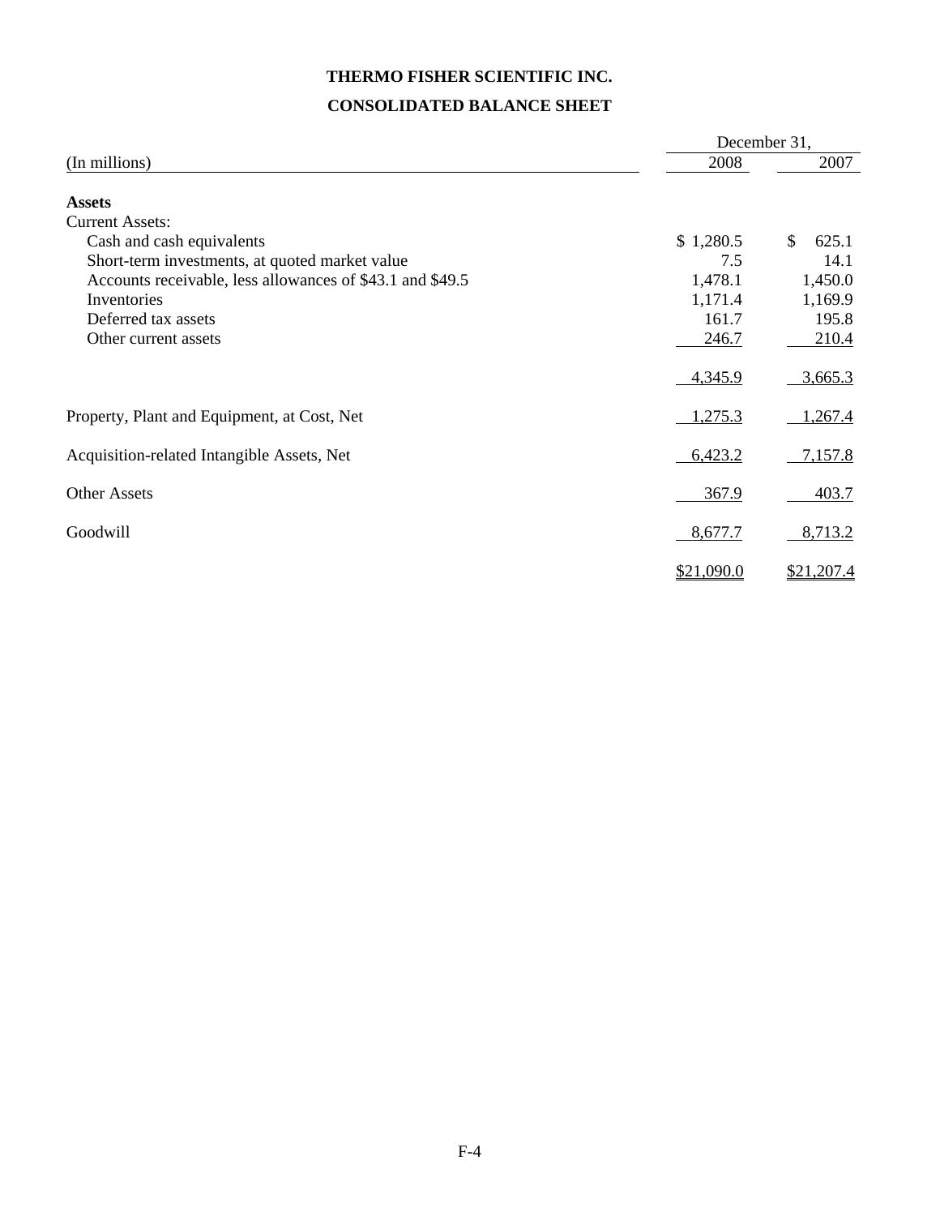# THERMO FISHER SCIENTIFIC INC.

## CONSOLIDATED BALANCE SHEET

| (In millions) | December 31, 2008 | December 31, 2007 |
|---|---|---|
| **Assets** | | |
| Current Assets: | | |
| Cash and cash equivalents | $ 1,280.5 | $ 625.1 |
| Short-term investments, at quoted market value | 7.5 | 14.1 |
| Accounts receivable, less allowances of $43.1 and $49.5 | 1,478.1 | 1,450.0 |
| Inventories | 1,171.4 | 1,169.9 |
| Deferred tax assets | 161.7 | 195.8 |
| Other current assets | 246.7 | 210.4 |
| | 4,345.9 | 3,665.3 |
| Property, Plant and Equipment, at Cost, Net | 1,275.3 | 1,267.4 |
| Acquisition-related Intangible Assets, Net | 6,423.2 | 7,157.8 |
| Other Assets | 367.9 | 403.7 |
| Goodwill | 8,677.7 | 8,713.2 |
| | $21,090.0 | $21,207.4 |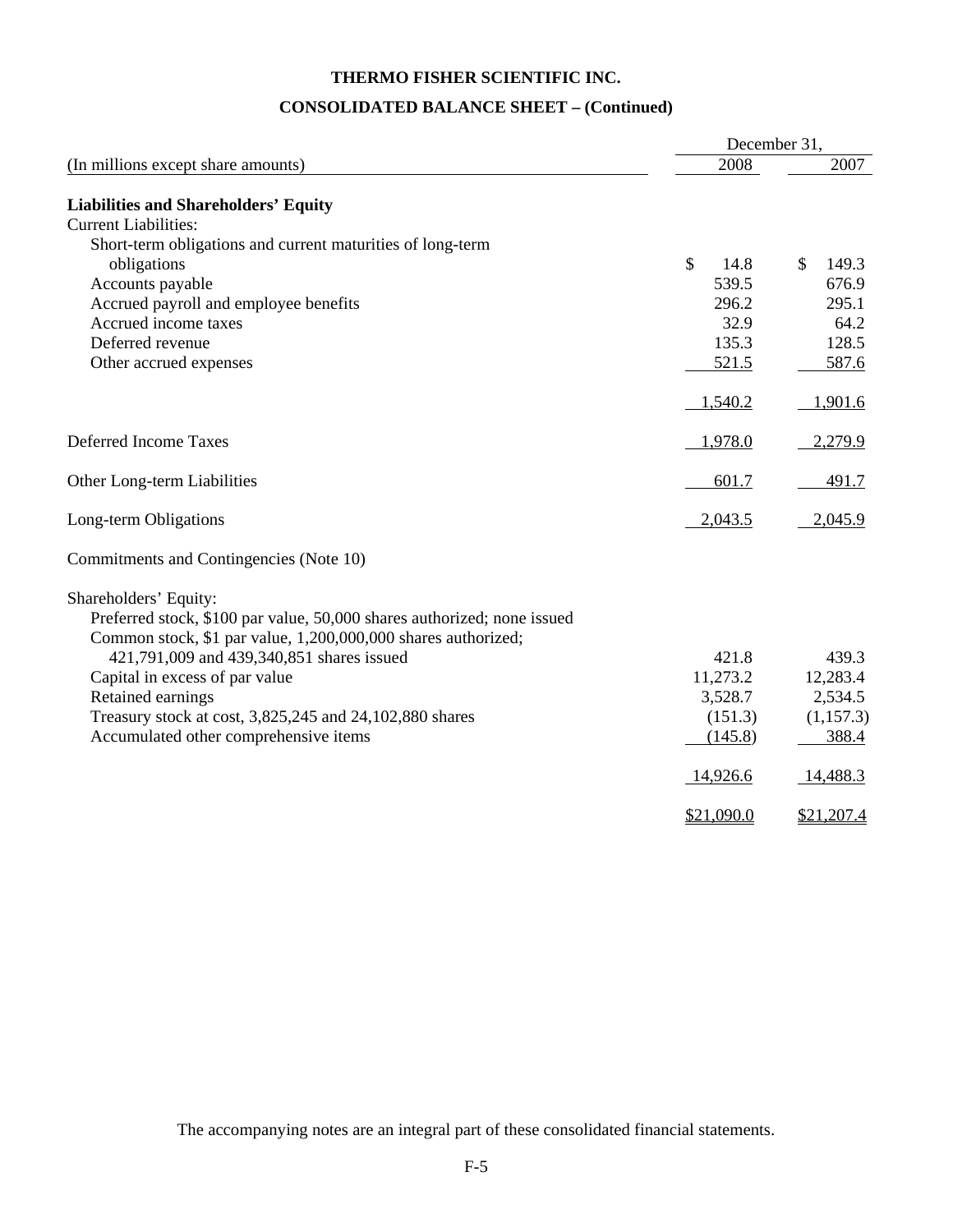# THERMO FISHER SCIENTIFIC INC.

## CONSOLIDATED BALANCE SHEET – (Continued)

| (In millions except share amounts) | December 31, 2008 | 2007 |
|---|---|---|
| **Liabilities and Shareholders' Equity** | | |
| Current Liabilities: | | |
| Short-term obligations and current maturities of long-term obligations | $ 14.8 | $ 149.3 |
| Accounts payable | 539.5 | 676.9 |
| Accrued payroll and employee benefits | 296.2 | 295.1 |
| Accrued income taxes | 32.9 | 64.2 |
| Deferred revenue | 135.3 | 128.5 |
| Other accrued expenses | 521.5 | 587.6 |
| | 1,540.2 | 1,901.6 |
| Deferred Income Taxes | 1,978.0 | 2,279.9 |
| Other Long-term Liabilities | 601.7 | 491.7 |
| Long-term Obligations | 2,043.5 | 2,045.9 |
| Commitments and Contingencies (Note 10) | | |
| Shareholders' Equity: | | |
| Preferred stock, $100 par value, 50,000 shares authorized; none issued | | |
| Common stock, $1 par value, 1,200,000,000 shares authorized; 421,791,009 and 439,340,851 shares issued | 421.8 | 439.3 |
| Capital in excess of par value | 11,273.2 | 12,283.4 |
| Retained earnings | 3,528.7 | 2,534.5 |
| Treasury stock at cost, 3,825,245 and 24,102,880 shares | (151.3) | (1,157.3) |
| Accumulated other comprehensive items | (145.8) | 388.4 |
| | 14,926.6 | 14,488.3 |
| | $21,090.0 | $21,207.4 |

The accompanying notes are an integral part of these consolidated financial statements.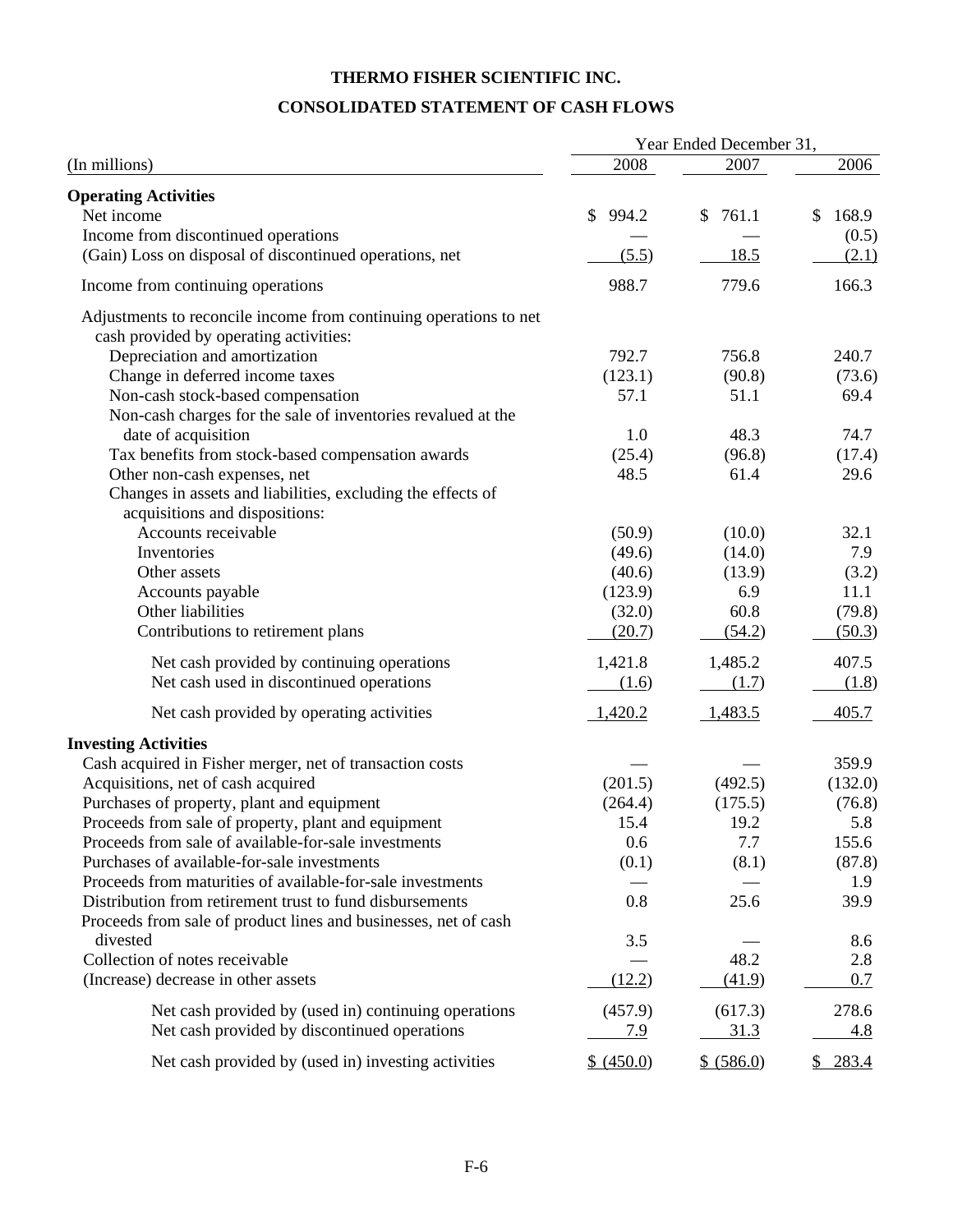**THERMO FISHER SCIENTIFIC INC.**

**CONSOLIDATED STATEMENT OF CASH FLOWS**

| (In millions) | Year Ended December 31, 2008 | 2007 | 2006 |
|---|---|---|---|
| **Operating Activities** | | | |
| Net income | $ 994.2 | $ 761.1 | $ 168.9 |
| Income from discontinued operations | — | — | (0.5) |
| (Gain) Loss on disposal of discontinued operations, net | (5.5) | 18.5 | (2.1) |
| Income from continuing operations | 988.7 | 779.6 | 166.3 |
| Adjustments to reconcile income from continuing operations to net cash provided by operating activities: | | | |
| Depreciation and amortization | 792.7 | 756.8 | 240.7 |
| Change in deferred income taxes | (123.1) | (90.8) | (73.6) |
| Non-cash stock-based compensation | 57.1 | 51.1 | 69.4 |
| Non-cash charges for the sale of inventories revalued at the date of acquisition | 1.0 | 48.3 | 74.7 |
| Tax benefits from stock-based compensation awards | (25.4) | (96.8) | (17.4) |
| Other non-cash expenses, net | 48.5 | 61.4 | 29.6 |
| Changes in assets and liabilities, excluding the effects of acquisitions and dispositions: | | | |
| Accounts receivable | (50.9) | (10.0) | 32.1 |
| Inventories | (49.6) | (14.0) | 7.9 |
| Other assets | (40.6) | (13.9) | (3.2) |
| Accounts payable | (123.9) | 6.9 | 11.1 |
| Other liabilities | (32.0) | 60.8 | (79.8) |
| Contributions to retirement plans | (20.7) | (54.2) | (50.3) |
| Net cash provided by continuing operations | 1,421.8 | 1,485.2 | 407.5 |
| Net cash used in discontinued operations | (1.6) | (1.7) | (1.8) |
| Net cash provided by operating activities | 1,420.2 | 1,483.5 | 405.7 |
| **Investing Activities** | | | |
| Cash acquired in Fisher merger, net of transaction costs | — | — | 359.9 |
| Acquisitions, net of cash acquired | (201.5) | (492.5) | (132.0) |
| Purchases of property, plant and equipment | (264.4) | (175.5) | (76.8) |
| Proceeds from sale of property, plant and equipment | 15.4 | 19.2 | 5.8 |
| Proceeds from sale of available-for-sale investments | 0.6 | 7.7 | 155.6 |
| Purchases of available-for-sale investments | (0.1) | (8.1) | (87.8) |
| Proceeds from maturities of available-for-sale investments | — | — | 1.9 |
| Distribution from retirement trust to fund disbursements | 0.8 | 25.6 | 39.9 |
| Proceeds from sale of product lines and businesses, net of cash divested | 3.5 | — | 8.6 |
| Collection of notes receivable | — | 48.2 | 2.8 |
| (Increase) decrease in other assets | (12.2) | (41.9) | 0.7 |
| Net cash provided by (used in) continuing operations | (457.9) | (617.3) | 278.6 |
| Net cash provided by discontinued operations | 7.9 | 31.3 | 4.8 |
| Net cash provided by (used in) investing activities | $ (450.0) | $ (586.0) | $ 283.4 |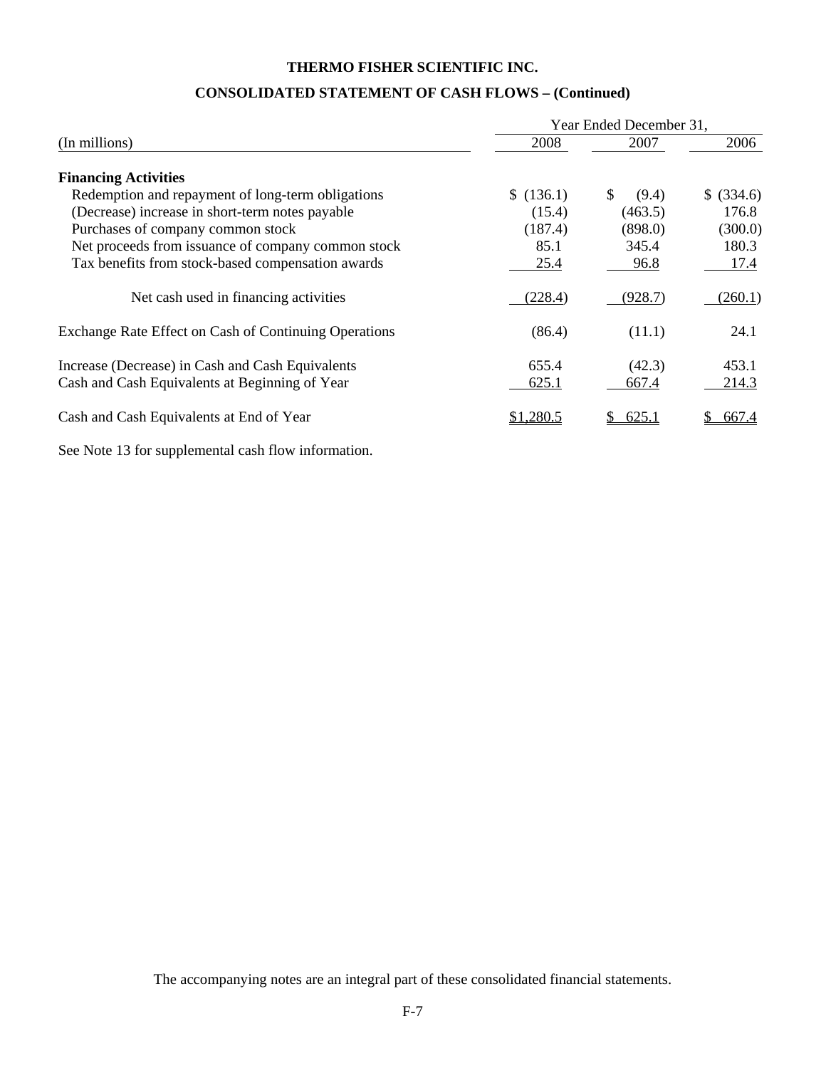**THERMO FISHER SCIENTIFIC INC.**

**CONSOLIDATED STATEMENT OF CASH FLOWS – (Continued)**

| (In millions) | Year Ended December 31, 2008 | 2007 | 2006 |
|---|---|---|---|
| **Financing Activities** | | | |
| Redemption and repayment of long-term obligations | $ (136.1) | $ (9.4) | $ (334.6) |
| (Decrease) increase in short-term notes payable | (15.4) | (463.5) | 176.8 |
| Purchases of company common stock | (187.4) | (898.0) | (300.0) |
| Net proceeds from issuance of company common stock | 85.1 | 345.4 | 180.3 |
| Tax benefits from stock-based compensation awards | 25.4 | 96.8 | 17.4 |
| Net cash used in financing activities | (228.4) | (928.7) | (260.1) |
| Exchange Rate Effect on Cash of Continuing Operations | (86.4) | (11.1) | 24.1 |
| Increase (Decrease) in Cash and Cash Equivalents | 655.4 | (42.3) | 453.1 |
| Cash and Cash Equivalents at Beginning of Year | 625.1 | 667.4 | 214.3 |
| Cash and Cash Equivalents at End of Year | $1,280.5 | $ 625.1 | $ 667.4 |

See Note 13 for supplemental cash flow information.

The accompanying notes are an integral part of these consolidated financial statements.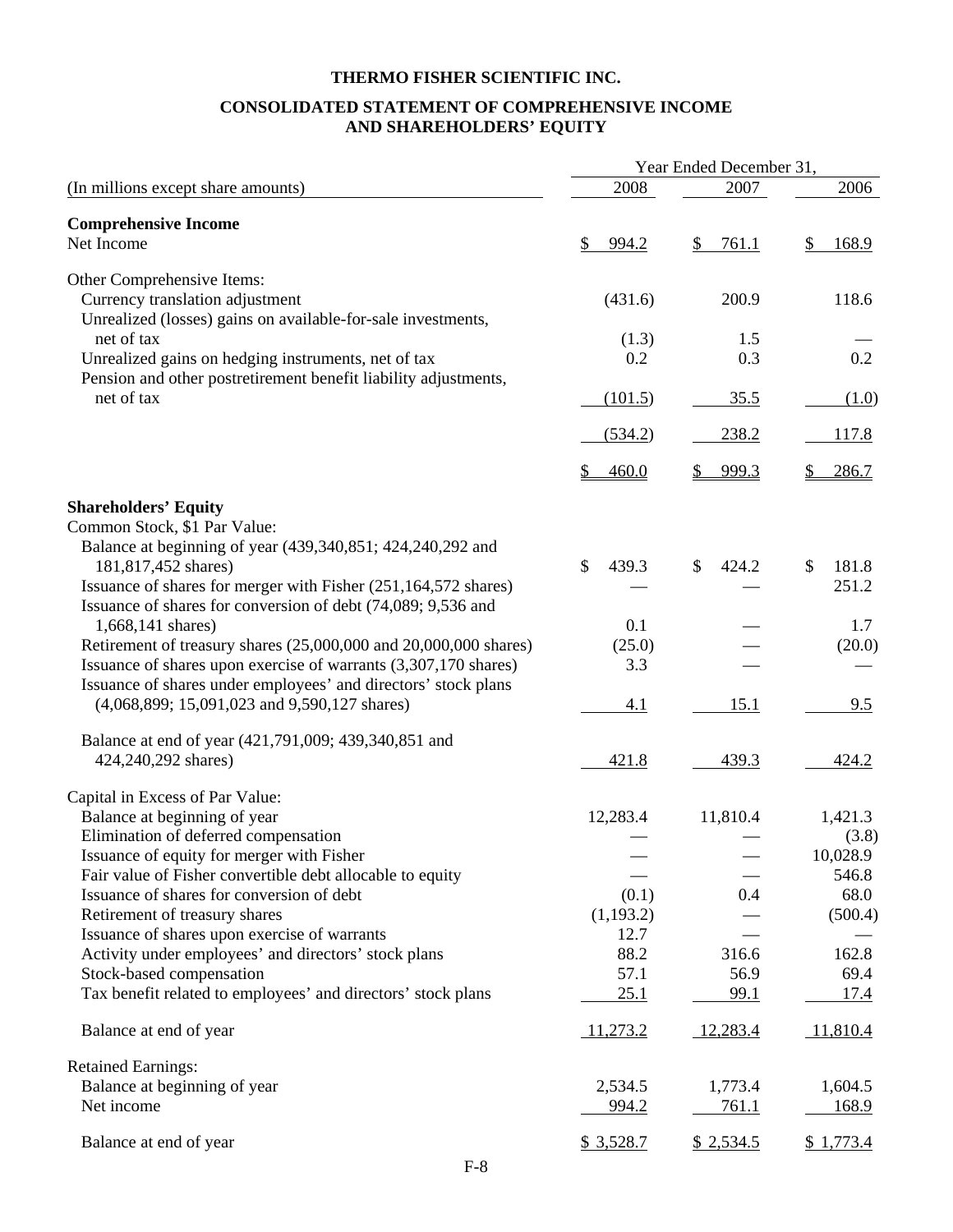# THERMO FISHER SCIENTIFIC INC.

## CONSOLIDATED STATEMENT OF COMPREHENSIVE INCOME AND SHAREHOLDERS' EQUITY

| (In millions except share amounts) | 2008 | 2007 | 2006 |
|---|---|---|---|
| | Year Ended December 31, | | |
| **Comprehensive Income** | | | |
| Net Income | $ 994.2 | $ 761.1 | $ 168.9 |
| Other Comprehensive Items: | | | |
| Currency translation adjustment | (431.6) | 200.9 | 118.6 |
| Unrealized (losses) gains on available-for-sale investments, net of tax | (1.3) | 1.5 | — |
| Unrealized gains on hedging instruments, net of tax | 0.2 | 0.3 | 0.2 |
| Pension and other postretirement benefit liability adjustments, net of tax | (101.5) | 35.5 | (1.0) |
| | (534.2) | 238.2 | 117.8 |
| | $ 460.0 | $ 999.3 | $ 286.7 |
| **Shareholders' Equity** | | | |
| Common Stock, $1 Par Value: | | | |
| Balance at beginning of year (439,340,851; 424,240,292 and 181,817,452 shares) | $ 439.3 | $ 424.2 | $ 181.8 |
| Issuance of shares for merger with Fisher (251,164,572 shares) | — | — | 251.2 |
| Issuance of shares for conversion of debt (74,089; 9,536 and 1,668,141 shares) | 0.1 | — | 1.7 |
| Retirement of treasury shares (25,000,000 and 20,000,000 shares) | (25.0) | — | (20.0) |
| Issuance of shares upon exercise of warrants (3,307,170 shares) | 3.3 | — | — |
| Issuance of shares under employees' and directors' stock plans (4,068,899; 15,091,023 and 9,590,127 shares) | 4.1 | 15.1 | 9.5 |
| Balance at end of year (421,791,009; 439,340,851 and 424,240,292 shares) | 421.8 | 439.3 | 424.2 |
| Capital in Excess of Par Value: | | | |
| Balance at beginning of year | 12,283.4 | 11,810.4 | 1,421.3 |
| Elimination of deferred compensation | — | — | (3.8) |
| Issuance of equity for merger with Fisher | — | — | 10,028.9 |
| Fair value of Fisher convertible debt allocable to equity | — | — | 546.8 |
| Issuance of shares for conversion of debt | (0.1) | 0.4 | 68.0 |
| Retirement of treasury shares | (1,193.2) | — | (500.4) |
| Issuance of shares upon exercise of warrants | 12.7 | — | — |
| Activity under employees' and directors' stock plans | 88.2 | 316.6 | 162.8 |
| Stock-based compensation | 57.1 | 56.9 | 69.4 |
| Tax benefit related to employees' and directors' stock plans | 25.1 | 99.1 | 17.4 |
| Balance at end of year | 11,273.2 | 12,283.4 | 11,810.4 |
| Retained Earnings: | | | |
| Balance at beginning of year | 2,534.5 | 1,773.4 | 1,604.5 |
| Net income | 994.2 | 761.1 | 168.9 |
| Balance at end of year | $ 3,528.7 | $ 2,534.5 | $ 1,773.4 |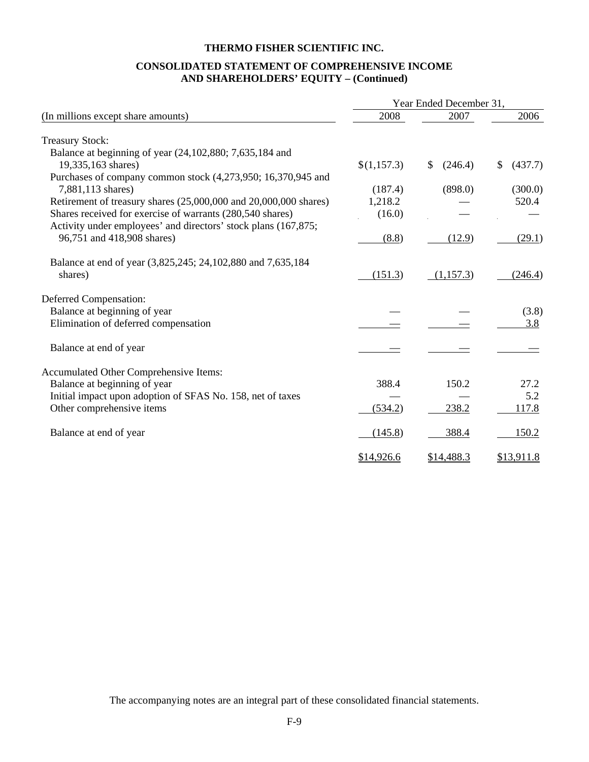**THERMO FISHER SCIENTIFIC INC.**

**CONSOLIDATED STATEMENT OF COMPREHENSIVE INCOME AND SHAREHOLDERS' EQUITY – (Continued)**

| (In millions except share amounts) | 2008 | 2007 | 2006 |
|---|---|---|---|
| | Year Ended December 31, | | |
| **Treasury Stock:** | | | |
| Balance at beginning of year (24,102,880; 7,635,184 and 19,335,163 shares) | $(1,157.3) | $ (246.4) | $ (437.7) |
| Purchases of company common stock (4,273,950; 16,370,945 and 7,881,113 shares) | (187.4) | (898.0) | (300.0) |
| Retirement of treasury shares (25,000,000 and 20,000,000 shares) | 1,218.2 | — | 520.4 |
| Shares received for exercise of warrants (280,540 shares) | (16.0) | — | — |
| Activity under employees' and directors' stock plans (167,875; 96,751 and 418,908 shares) | (8.8) | (12.9) | (29.1) |
| Balance at end of year (3,825,245; 24,102,880 and 7,635,184 shares) | (151.3) | (1,157.3) | (246.4) |
| **Deferred Compensation:** | | | |
| Balance at beginning of year | — | — | (3.8) |
| Elimination of deferred compensation | — | — | 3.8 |
| Balance at end of year | — | — | — |
| **Accumulated Other Comprehensive Items:** | | | |
| Balance at beginning of year | 388.4 | 150.2 | 27.2 |
| Initial impact upon adoption of SFAS No. 158, net of taxes | — | — | 5.2 |
| Other comprehensive items | (534.2) | 238.2 | 117.8 |
| Balance at end of year | (145.8) | 388.4 | 150.2 |
| | $14,926.6 | $14,488.3 | $13,911.8 |

The accompanying notes are an integral part of these consolidated financial statements.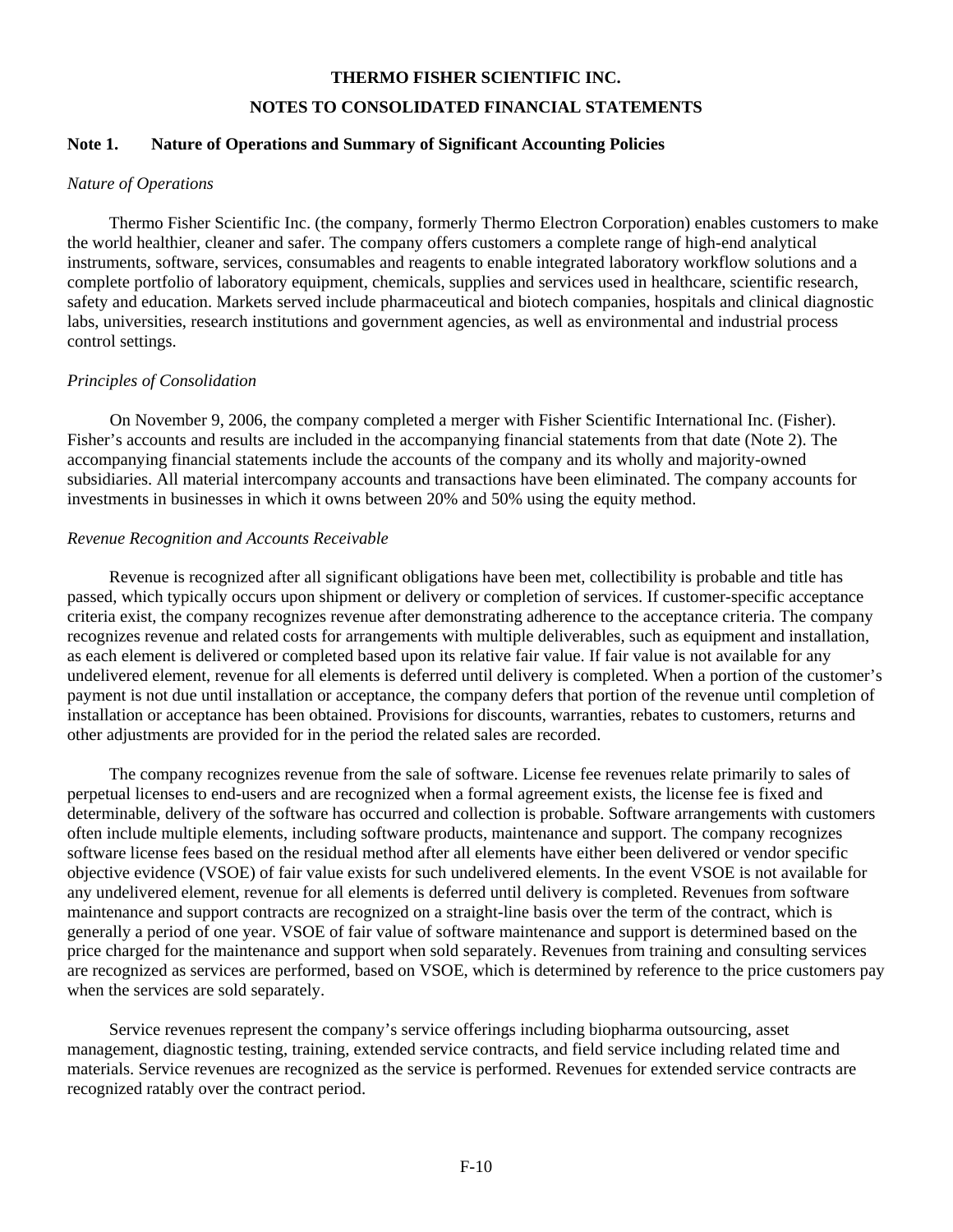**THERMO FISHER SCIENTIFIC INC.**

**NOTES TO CONSOLIDATED FINANCIAL STATEMENTS**

**Note 1. Nature of Operations and Summary of Significant Accounting Policies**

*Nature of Operations*

Thermo Fisher Scientific Inc. (the company, formerly Thermo Electron Corporation) enables customers to make the world healthier, cleaner and safer. The company offers customers a complete range of high-end analytical instruments, software, services, consumables and reagents to enable integrated laboratory workflow solutions and a complete portfolio of laboratory equipment, chemicals, supplies and services used in healthcare, scientific research, safety and education. Markets served include pharmaceutical and biotech companies, hospitals and clinical diagnostic labs, universities, research institutions and government agencies, as well as environmental and industrial process control settings.

*Principles of Consolidation*

On November 9, 2006, the company completed a merger with Fisher Scientific International Inc. (Fisher). Fisher's accounts and results are included in the accompanying financial statements from that date (Note 2). The accompanying financial statements include the accounts of the company and its wholly and majority-owned subsidiaries. All material intercompany accounts and transactions have been eliminated. The company accounts for investments in businesses in which it owns between 20% and 50% using the equity method.

*Revenue Recognition and Accounts Receivable*

Revenue is recognized after all significant obligations have been met, collectibility is probable and title has passed, which typically occurs upon shipment or delivery or completion of services. If customer-specific acceptance criteria exist, the company recognizes revenue after demonstrating adherence to the acceptance criteria. The company recognizes revenue and related costs for arrangements with multiple deliverables, such as equipment and installation, as each element is delivered or completed based upon its relative fair value. If fair value is not available for any undelivered element, revenue for all elements is deferred until delivery is completed. When a portion of the customer's payment is not due until installation or acceptance, the company defers that portion of the revenue until completion of installation or acceptance has been obtained. Provisions for discounts, warranties, rebates to customers, returns and other adjustments are provided for in the period the related sales are recorded.

The company recognizes revenue from the sale of software. License fee revenues relate primarily to sales of perpetual licenses to end-users and are recognized when a formal agreement exists, the license fee is fixed and determinable, delivery of the software has occurred and collection is probable. Software arrangements with customers often include multiple elements, including software products, maintenance and support. The company recognizes software license fees based on the residual method after all elements have either been delivered or vendor specific objective evidence (VSOE) of fair value exists for such undelivered elements. In the event VSOE is not available for any undelivered element, revenue for all elements is deferred until delivery is completed. Revenues from software maintenance and support contracts are recognized on a straight-line basis over the term of the contract, which is generally a period of one year. VSOE of fair value of software maintenance and support is determined based on the price charged for the maintenance and support when sold separately. Revenues from training and consulting services are recognized as services are performed, based on VSOE, which is determined by reference to the price customers pay when the services are sold separately.

Service revenues represent the company's service offerings including biopharma outsourcing, asset management, diagnostic testing, training, extended service contracts, and field service including related time and materials. Service revenues are recognized as the service is performed. Revenues for extended service contracts are recognized ratably over the contract period.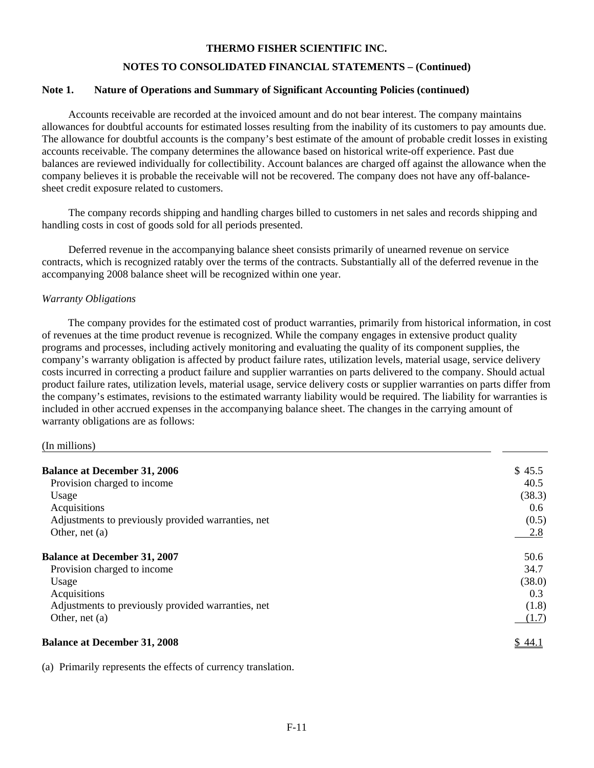**Note 1. Nature of Operations and Summary of Significant Accounting Policies (continued)**

Accounts receivable are recorded at the invoiced amount and do not bear interest. The company maintains allowances for doubtful accounts for estimated losses resulting from the inability of its customers to pay amounts due. The allowance for doubtful accounts is the company's best estimate of the amount of probable credit losses in existing accounts receivable. The company determines the allowance based on historical write-off experience. Past due balances are reviewed individually for collectibility. Account balances are charged off against the allowance when the company believes it is probable the receivable will not be recovered. The company does not have any off-balance-sheet credit exposure related to customers.

The company records shipping and handling charges billed to customers in net sales and records shipping and handling costs in cost of goods sold for all periods presented.

Deferred revenue in the accompanying balance sheet consists primarily of unearned revenue on service contracts, which is recognized ratably over the terms of the contracts. Substantially all of the deferred revenue in the accompanying 2008 balance sheet will be recognized within one year.

*Warranty Obligations*

The company provides for the estimated cost of product warranties, primarily from historical information, in cost of revenues at the time product revenue is recognized. While the company engages in extensive product quality programs and processes, including actively monitoring and evaluating the quality of its component supplies, the company's warranty obligation is affected by product failure rates, utilization levels, material usage, service delivery costs incurred in correcting a product failure and supplier warranties on parts delivered to the company. Should actual product failure rates, utilization levels, material usage, service delivery costs or supplier warranties on parts differ from the company's estimates, revisions to the estimated warranty liability would be required. The liability for warranties is included in other accrued expenses in the accompanying balance sheet. The changes in the carrying amount of warranty obligations are as follows:

| (In millions) | |
|---|---|
| **Balance at December 31, 2006** | $ 45.5 |
| Provision charged to income | 40.5 |
| Usage | (38.3) |
| Acquisitions | 0.6 |
| Adjustments to previously provided warranties, net | (0.5) |
| Other, net (a) | 2.8 |
| **Balance at December 31, 2007** | 50.6 |
| Provision charged to income | 34.7 |
| Usage | (38.0) |
| Acquisitions | 0.3 |
| Adjustments to previously provided warranties, net | (1.8) |
| Other, net (a) | (1.7) |
| **Balance at December 31, 2008** | $ 44.1 |

(a) Primarily represents the effects of currency translation.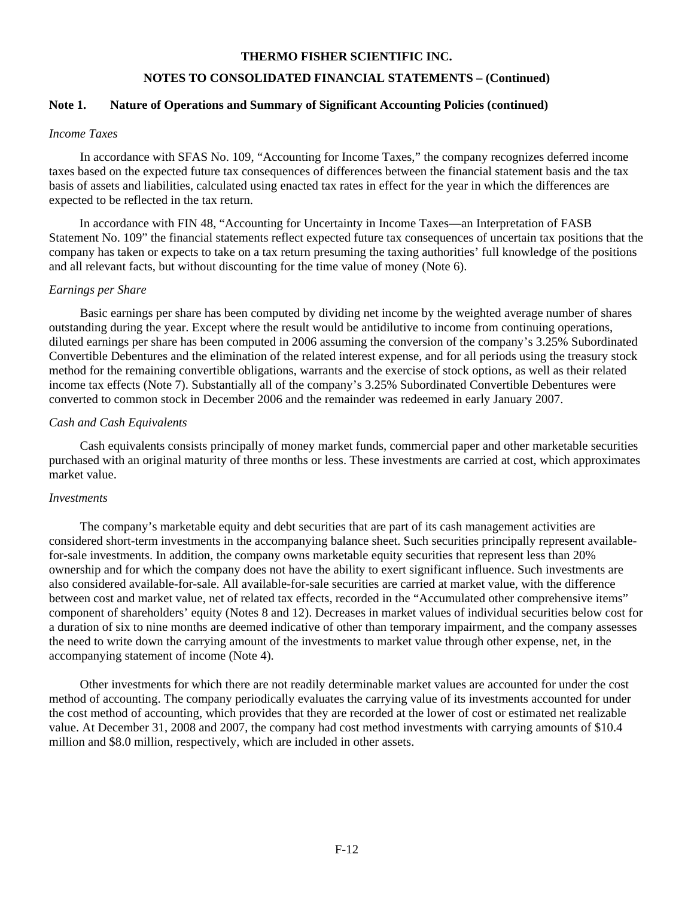**THERMO FISHER SCIENTIFIC INC.**

**NOTES TO CONSOLIDATED FINANCIAL STATEMENTS – (Continued)**

**Note 1. Nature of Operations and Summary of Significant Accounting Policies (continued)**

*Income Taxes*

In accordance with SFAS No. 109, "Accounting for Income Taxes," the company recognizes deferred income taxes based on the expected future tax consequences of differences between the financial statement basis and the tax basis of assets and liabilities, calculated using enacted tax rates in effect for the year in which the differences are expected to be reflected in the tax return.

In accordance with FIN 48, "Accounting for Uncertainty in Income Taxes—an Interpretation of FASB Statement No. 109" the financial statements reflect expected future tax consequences of uncertain tax positions that the company has taken or expects to take on a tax return presuming the taxing authorities' full knowledge of the positions and all relevant facts, but without discounting for the time value of money (Note 6).

*Earnings per Share*

Basic earnings per share has been computed by dividing net income by the weighted average number of shares outstanding during the year. Except where the result would be antidilutive to income from continuing operations, diluted earnings per share has been computed in 2006 assuming the conversion of the company's 3.25% Subordinated Convertible Debentures and the elimination of the related interest expense, and for all periods using the treasury stock method for the remaining convertible obligations, warrants and the exercise of stock options, as well as their related income tax effects (Note 7). Substantially all of the company's 3.25% Subordinated Convertible Debentures were converted to common stock in December 2006 and the remainder was redeemed in early January 2007.

*Cash and Cash Equivalents*

Cash equivalents consists principally of money market funds, commercial paper and other marketable securities purchased with an original maturity of three months or less. These investments are carried at cost, which approximates market value.

*Investments*

The company's marketable equity and debt securities that are part of its cash management activities are considered short-term investments in the accompanying balance sheet. Such securities principally represent available-for-sale investments. In addition, the company owns marketable equity securities that represent less than 20% ownership and for which the company does not have the ability to exert significant influence. Such investments are also considered available-for-sale. All available-for-sale securities are carried at market value, with the difference between cost and market value, net of related tax effects, recorded in the "Accumulated other comprehensive items" component of shareholders' equity (Notes 8 and 12). Decreases in market values of individual securities below cost for a duration of six to nine months are deemed indicative of other than temporary impairment, and the company assesses the need to write down the carrying amount of the investments to market value through other expense, net, in the accompanying statement of income (Note 4).

Other investments for which there are not readily determinable market values are accounted for under the cost method of accounting. The company periodically evaluates the carrying value of its investments accounted for under the cost method of accounting, which provides that they are recorded at the lower of cost or estimated net realizable value. At December 31, 2008 and 2007, the company had cost method investments with carrying amounts of $10.4 million and $8.0 million, respectively, which are included in other assets.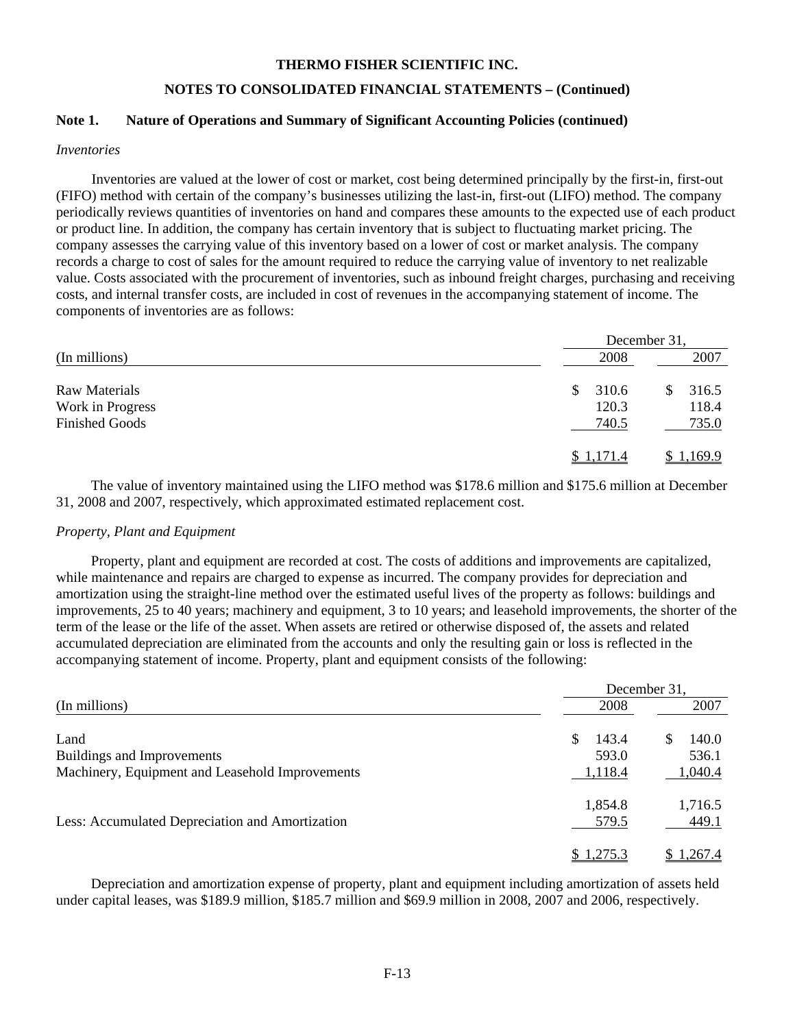**THERMO FISHER SCIENTIFIC INC.**

**NOTES TO CONSOLIDATED FINANCIAL STATEMENTS – (Continued)**

**Note 1. Nature of Operations and Summary of Significant Accounting Policies (continued)**

*Inventories*

Inventories are valued at the lower of cost or market, cost being determined principally by the first-in, first-out (FIFO) method with certain of the company's businesses utilizing the last-in, first-out (LIFO) method. The company periodically reviews quantities of inventories on hand and compares these amounts to the expected use of each product or product line. In addition, the company has certain inventory that is subject to fluctuating market pricing. The company assesses the carrying value of this inventory based on a lower of cost or market analysis. The company records a charge to cost of sales for the amount required to reduce the carrying value of inventory to net realizable value. Costs associated with the procurement of inventories, such as inbound freight charges, purchasing and receiving costs, and internal transfer costs, are included in cost of revenues in the accompanying statement of income. The components of inventories are as follows:

| (In millions) | December 31, 2008 | December 31, 2007 |
|---|---|---|
| Raw Materials | $ 310.6 | $ 316.5 |
| Work in Progress | 120.3 | 118.4 |
| Finished Goods | 740.5 | 735.0 |
| | $ 1,171.4 | $ 1,169.9 |

The value of inventory maintained using the LIFO method was $178.6 million and $175.6 million at December 31, 2008 and 2007, respectively, which approximated estimated replacement cost.

*Property, Plant and Equipment*

Property, plant and equipment are recorded at cost. The costs of additions and improvements are capitalized, while maintenance and repairs are charged to expense as incurred. The company provides for depreciation and amortization using the straight-line method over the estimated useful lives of the property as follows: buildings and improvements, 25 to 40 years; machinery and equipment, 3 to 10 years; and leasehold improvements, the shorter of the term of the lease or the life of the asset. When assets are retired or otherwise disposed of, the assets and related accumulated depreciation are eliminated from the accounts and only the resulting gain or loss is reflected in the accompanying statement of income. Property, plant and equipment consists of the following:

| (In millions) | December 31, 2008 | December 31, 2007 |
|---|---|---|
| Land | $ 143.4 | $ 140.0 |
| Buildings and Improvements | 593.0 | 536.1 |
| Machinery, Equipment and Leasehold Improvements | 1,118.4 | 1,040.4 |
| | 1,854.8 | 1,716.5 |
| Less: Accumulated Depreciation and Amortization | 579.5 | 449.1 |
| | $ 1,275.3 | $ 1,267.4 |

Depreciation and amortization expense of property, plant and equipment including amortization of assets held under capital leases, was $189.9 million, $185.7 million and $69.9 million in 2008, 2007 and 2006, respectively.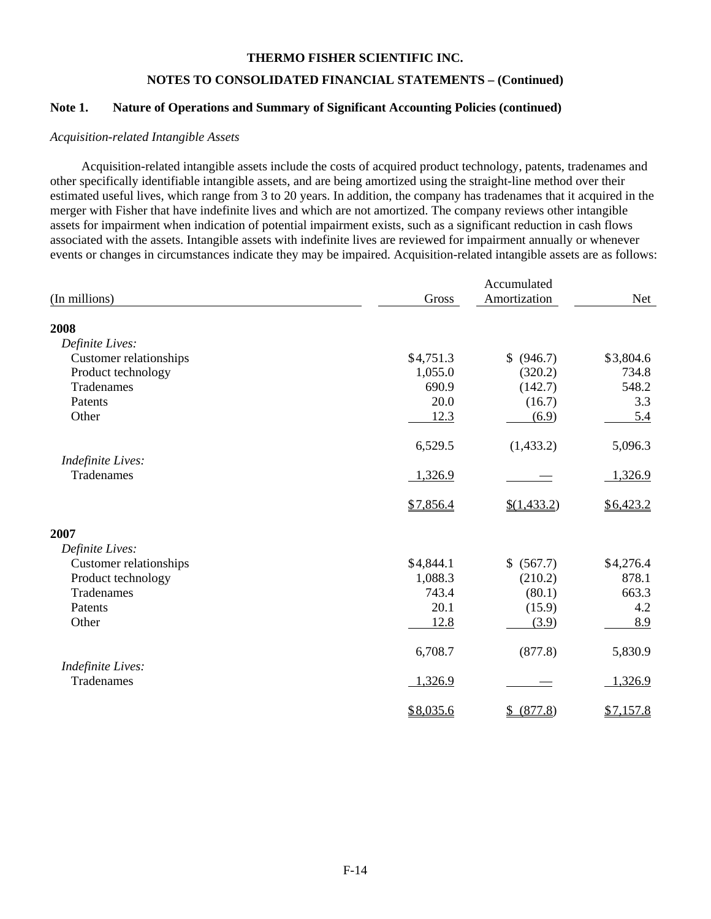**THERMO FISHER SCIENTIFIC INC.**

**NOTES TO CONSOLIDATED FINANCIAL STATEMENTS – (Continued)**

**Note 1. Nature of Operations and Summary of Significant Accounting Policies (continued)**

*Acquisition-related Intangible Assets*

Acquisition-related intangible assets include the costs of acquired product technology, patents, tradenames and other specifically identifiable intangible assets, and are being amortized using the straight-line method over their estimated useful lives, which range from 3 to 20 years. In addition, the company has tradenames that it acquired in the merger with Fisher that have indefinite lives and which are not amortized. The company reviews other intangible assets for impairment when indication of potential impairment exists, such as a significant reduction in cash flows associated with the assets. Intangible assets with indefinite lives are reviewed for impairment annually or whenever events or changes in circumstances indicate they may be impaired. Acquisition-related intangible assets are as follows:

| (In millions) | Gross | Accumulated Amortization | Net |
|---|---|---|---|
| **2008** | | | |
| *Definite Lives:* | | | |
| Customer relationships | $4,751.3 | $ (946.7) | $3,804.6 |
| Product technology | 1,055.0 | (320.2) | 734.8 |
| Tradenames | 690.9 | (142.7) | 548.2 |
| Patents | 20.0 | (16.7) | 3.3 |
| Other | 12.3 | (6.9) | 5.4 |
| | 6,529.5 | (1,433.2) | 5,096.3 |
| *Indefinite Lives:* | | | |
| Tradenames | 1,326.9 | — | 1,326.9 |
| | $7,856.4 | $(1,433.2) | $6,423.2 |
| **2007** | | | |
| *Definite Lives:* | | | |
| Customer relationships | $4,844.1 | $ (567.7) | $4,276.4 |
| Product technology | 1,088.3 | (210.2) | 878.1 |
| Tradenames | 743.4 | (80.1) | 663.3 |
| Patents | 20.1 | (15.9) | 4.2 |
| Other | 12.8 | (3.9) | 8.9 |
| | 6,708.7 | (877.8) | 5,830.9 |
| *Indefinite Lives:* | | | |
| Tradenames | 1,326.9 | — | 1,326.9 |
| | $8,035.6 | $ (877.8) | $7,157.8 |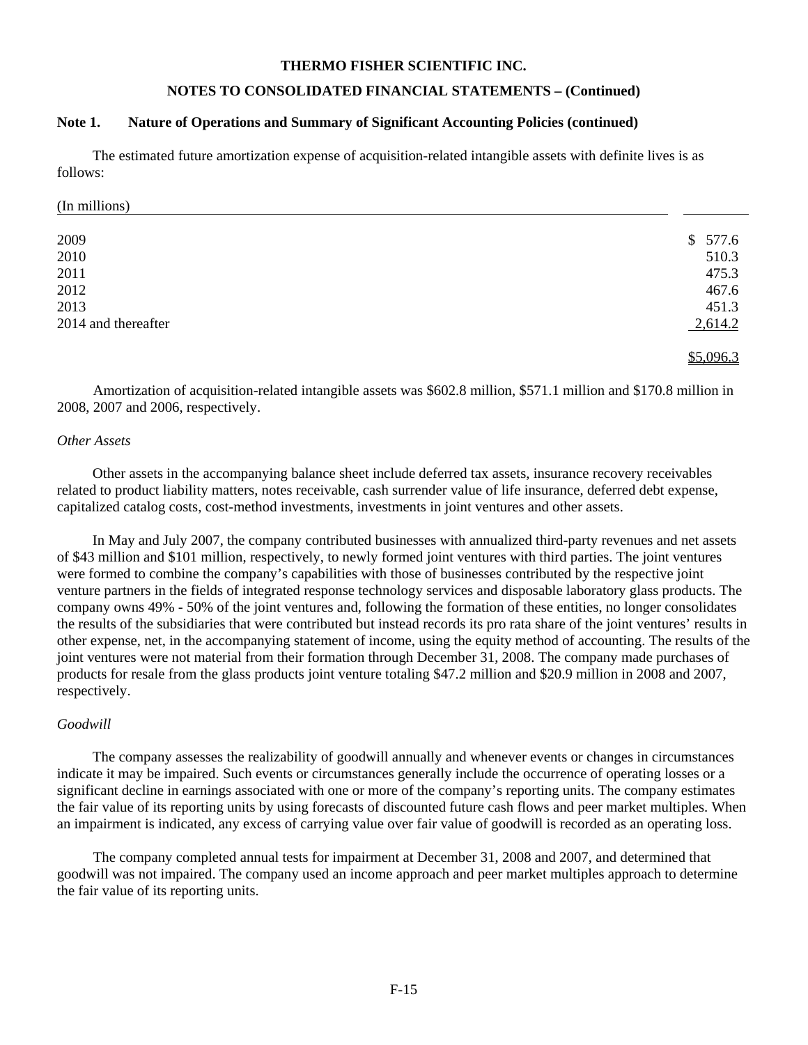**THERMO FISHER SCIENTIFIC INC.**

**NOTES TO CONSOLIDATED FINANCIAL STATEMENTS – (Continued)**

**Note 1. Nature of Operations and Summary of Significant Accounting Policies (continued)**

The estimated future amortization expense of acquisition-related intangible assets with definite lives is as follows:

| (In millions) | |
|---|---|
| 2009 | $ 577.6 |
| 2010 | 510.3 |
| 2011 | 475.3 |
| 2012 | 467.6 |
| 2013 | 451.3 |
| 2014 and thereafter | 2,614.2 |
| | $5,096.3 |

Amortization of acquisition-related intangible assets was $602.8 million, $571.1 million and $170.8 million in 2008, 2007 and 2006, respectively.

*Other Assets*

Other assets in the accompanying balance sheet include deferred tax assets, insurance recovery receivables related to product liability matters, notes receivable, cash surrender value of life insurance, deferred debt expense, capitalized catalog costs, cost-method investments, investments in joint ventures and other assets.

In May and July 2007, the company contributed businesses with annualized third-party revenues and net assets of $43 million and $101 million, respectively, to newly formed joint ventures with third parties. The joint ventures were formed to combine the company's capabilities with those of businesses contributed by the respective joint venture partners in the fields of integrated response technology services and disposable laboratory glass products. The company owns 49% - 50% of the joint ventures and, following the formation of these entities, no longer consolidates the results of the subsidiaries that were contributed but instead records its pro rata share of the joint ventures' results in other expense, net, in the accompanying statement of income, using the equity method of accounting. The results of the joint ventures were not material from their formation through December 31, 2008. The company made purchases of products for resale from the glass products joint venture totaling $47.2 million and $20.9 million in 2008 and 2007, respectively.

*Goodwill*

The company assesses the realizability of goodwill annually and whenever events or changes in circumstances indicate it may be impaired. Such events or circumstances generally include the occurrence of operating losses or a significant decline in earnings associated with one or more of the company's reporting units. The company estimates the fair value of its reporting units by using forecasts of discounted future cash flows and peer market multiples. When an impairment is indicated, any excess of carrying value over fair value of goodwill is recorded as an operating loss.

The company completed annual tests for impairment at December 31, 2008 and 2007, and determined that goodwill was not impaired. The company used an income approach and peer market multiples approach to determine the fair value of its reporting units.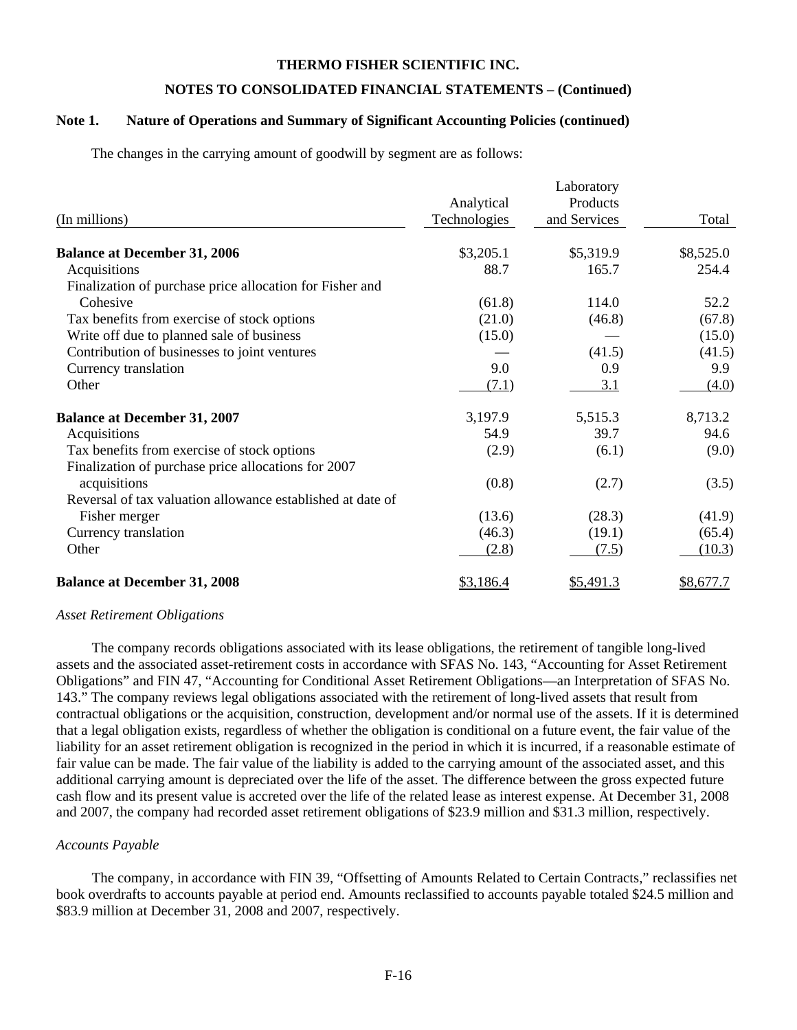**THERMO FISHER SCIENTIFIC INC.**

**NOTES TO CONSOLIDATED FINANCIAL STATEMENTS – (Continued)**

**Note 1. Nature of Operations and Summary of Significant Accounting Policies (continued)**

The changes in the carrying amount of goodwill by segment are as follows:

| (In millions) | Analytical Technologies | Laboratory Products and Services | Total |
|---|---|---|---|
| **Balance at December 31, 2006** | $3,205.1 | $5,319.9 | $8,525.0 |
| Acquisitions | 88.7 | 165.7 | 254.4 |
| Finalization of purchase price allocation for Fisher and Cohesive | (61.8) | 114.0 | 52.2 |
| Tax benefits from exercise of stock options | (21.0) | (46.8) | (67.8) |
| Write off due to planned sale of business | (15.0) | — | (15.0) |
| Contribution of businesses to joint ventures | — | (41.5) | (41.5) |
| Currency translation | 9.0 | 0.9 | 9.9 |
| Other | (7.1) | 3.1 | (4.0) |
| **Balance at December 31, 2007** | 3,197.9 | 5,515.3 | 8,713.2 |
| Acquisitions | 54.9 | 39.7 | 94.6 |
| Tax benefits from exercise of stock options | (2.9) | (6.1) | (9.0) |
| Finalization of purchase price allocations for 2007 acquisitions | (0.8) | (2.7) | (3.5) |
| Reversal of tax valuation allowance established at date of Fisher merger | (13.6) | (28.3) | (41.9) |
| Currency translation | (46.3) | (19.1) | (65.4) |
| Other | (2.8) | (7.5) | (10.3) |
| **Balance at December 31, 2008** | $3,186.4 | $5,491.3 | $8,677.7 |

*Asset Retirement Obligations*

The company records obligations associated with its lease obligations, the retirement of tangible long-lived assets and the associated asset-retirement costs in accordance with SFAS No. 143, "Accounting for Asset Retirement Obligations" and FIN 47, "Accounting for Conditional Asset Retirement Obligations—an Interpretation of SFAS No. 143." The company reviews legal obligations associated with the retirement of long-lived assets that result from contractual obligations or the acquisition, construction, development and/or normal use of the assets. If it is determined that a legal obligation exists, regardless of whether the obligation is conditional on a future event, the fair value of the liability for an asset retirement obligation is recognized in the period in which it is incurred, if a reasonable estimate of fair value can be made. The fair value of the liability is added to the carrying amount of the associated asset, and this additional carrying amount is depreciated over the life of the asset. The difference between the gross expected future cash flow and its present value is accreted over the life of the related lease as interest expense. At December 31, 2008 and 2007, the company had recorded asset retirement obligations of $23.9 million and $31.3 million, respectively.

*Accounts Payable*

The company, in accordance with FIN 39, "Offsetting of Amounts Related to Certain Contracts," reclassifies net book overdrafts to accounts payable at period end. Amounts reclassified to accounts payable totaled $24.5 million and $83.9 million at December 31, 2008 and 2007, respectively.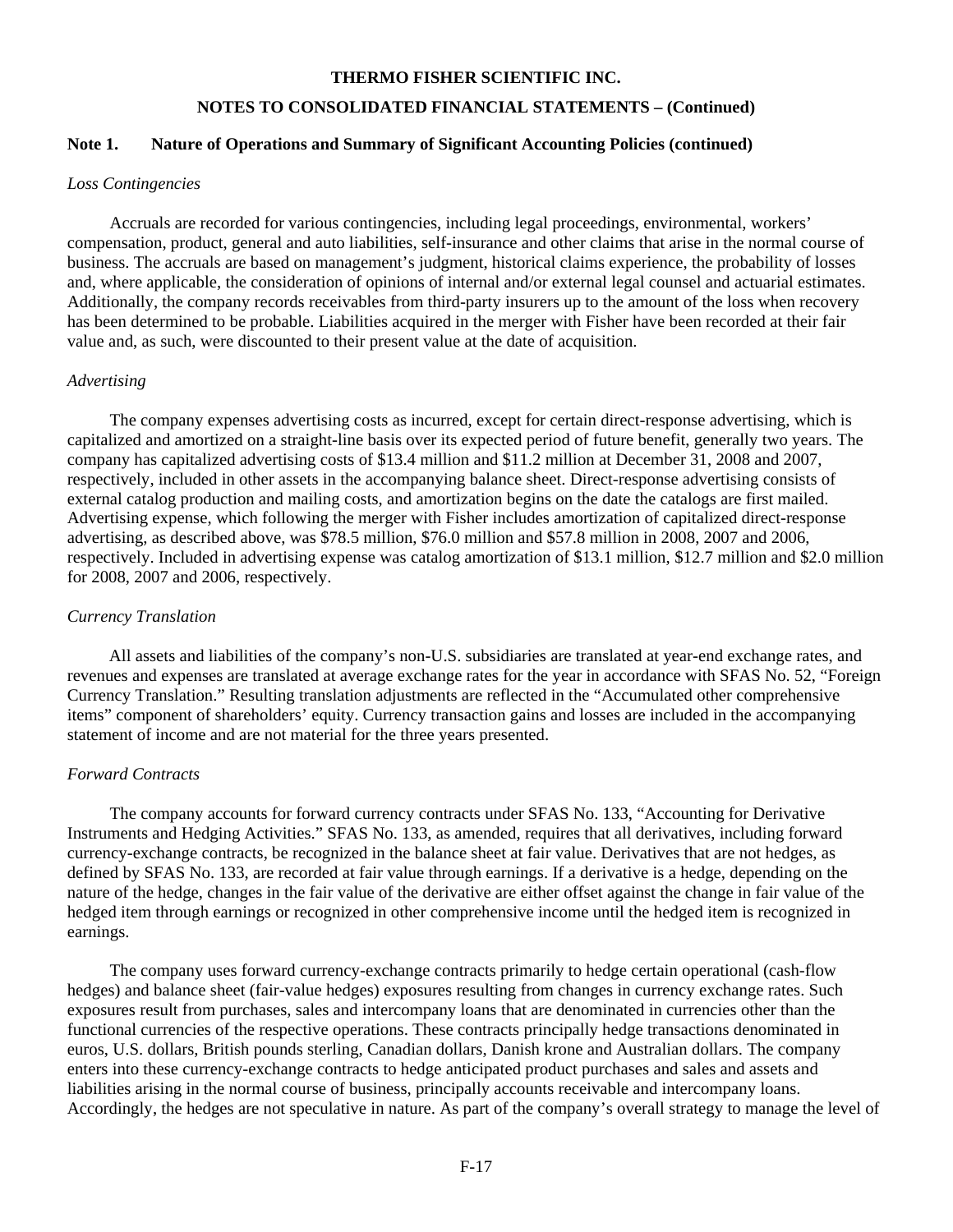### Note 1. Nature of Operations and Summary of Significant Accounting Policies (continued)

*Loss Contingencies*

Accruals are recorded for various contingencies, including legal proceedings, environmental, workers' compensation, product, general and auto liabilities, self-insurance and other claims that arise in the normal course of business. The accruals are based on management's judgment, historical claims experience, the probability of losses and, where applicable, the consideration of opinions of internal and/or external legal counsel and actuarial estimates. Additionally, the company records receivables from third-party insurers up to the amount of the loss when recovery has been determined to be probable. Liabilities acquired in the merger with Fisher have been recorded at their fair value and, as such, were discounted to their present value at the date of acquisition.

*Advertising*

The company expenses advertising costs as incurred, except for certain direct-response advertising, which is capitalized and amortized on a straight-line basis over its expected period of future benefit, generally two years. The company has capitalized advertising costs of $13.4 million and $11.2 million at December 31, 2008 and 2007, respectively, included in other assets in the accompanying balance sheet. Direct-response advertising consists of external catalog production and mailing costs, and amortization begins on the date the catalogs are first mailed. Advertising expense, which following the merger with Fisher includes amortization of capitalized direct-response advertising, as described above, was $78.5 million, $76.0 million and $57.8 million in 2008, 2007 and 2006, respectively. Included in advertising expense was catalog amortization of $13.1 million, $12.7 million and $2.0 million for 2008, 2007 and 2006, respectively.

*Currency Translation*

All assets and liabilities of the company's non-U.S. subsidiaries are translated at year-end exchange rates, and revenues and expenses are translated at average exchange rates for the year in accordance with SFAS No. 52, "Foreign Currency Translation." Resulting translation adjustments are reflected in the "Accumulated other comprehensive items" component of shareholders' equity. Currency transaction gains and losses are included in the accompanying statement of income and are not material for the three years presented.

*Forward Contracts*

The company accounts for forward currency contracts under SFAS No. 133, "Accounting for Derivative Instruments and Hedging Activities." SFAS No. 133, as amended, requires that all derivatives, including forward currency-exchange contracts, be recognized in the balance sheet at fair value. Derivatives that are not hedges, as defined by SFAS No. 133, are recorded at fair value through earnings. If a derivative is a hedge, depending on the nature of the hedge, changes in the fair value of the derivative are either offset against the change in fair value of the hedged item through earnings or recognized in other comprehensive income until the hedged item is recognized in earnings.

The company uses forward currency-exchange contracts primarily to hedge certain operational (cash-flow hedges) and balance sheet (fair-value hedges) exposures resulting from changes in currency exchange rates. Such exposures result from purchases, sales and intercompany loans that are denominated in currencies other than the functional currencies of the respective operations. These contracts principally hedge transactions denominated in euros, U.S. dollars, British pounds sterling, Canadian dollars, Danish krone and Australian dollars. The company enters into these currency-exchange contracts to hedge anticipated product purchases and sales and assets and liabilities arising in the normal course of business, principally accounts receivable and intercompany loans. Accordingly, the hedges are not speculative in nature. As part of the company's overall strategy to manage the level of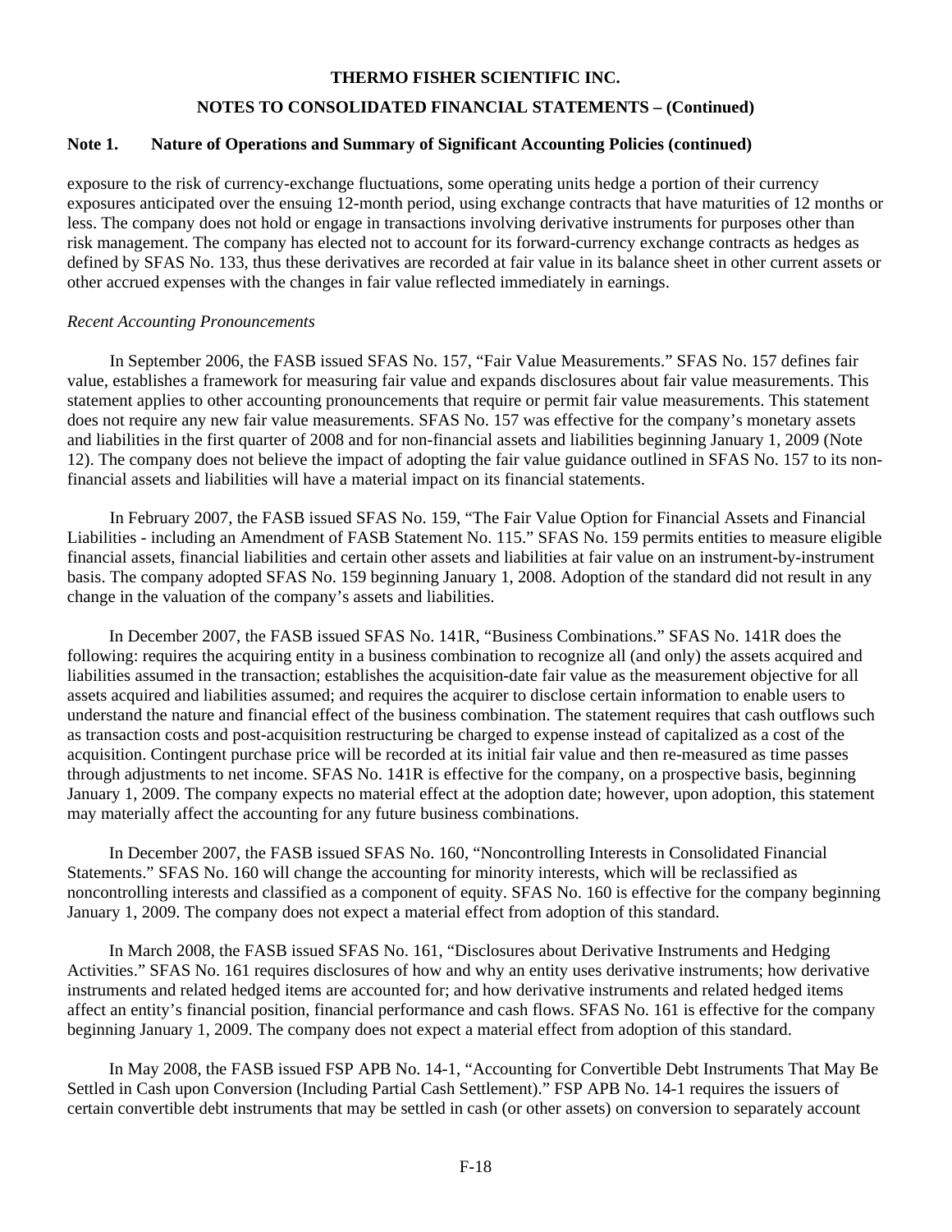**Note 1. Nature of Operations and Summary of Significant Accounting Policies (continued)**

exposure to the risk of currency-exchange fluctuations, some operating units hedge a portion of their currency exposures anticipated over the ensuing 12-month period, using exchange contracts that have maturities of 12 months or less. The company does not hold or engage in transactions involving derivative instruments for purposes other than risk management. The company has elected not to account for its forward-currency exchange contracts as hedges as defined by SFAS No. 133, thus these derivatives are recorded at fair value in its balance sheet in other current assets or other accrued expenses with the changes in fair value reflected immediately in earnings.

*Recent Accounting Pronouncements*

In September 2006, the FASB issued SFAS No. 157, "Fair Value Measurements." SFAS No. 157 defines fair value, establishes a framework for measuring fair value and expands disclosures about fair value measurements. This statement applies to other accounting pronouncements that require or permit fair value measurements. This statement does not require any new fair value measurements. SFAS No. 157 was effective for the company's monetary assets and liabilities in the first quarter of 2008 and for non-financial assets and liabilities beginning January 1, 2009 (Note 12). The company does not believe the impact of adopting the fair value guidance outlined in SFAS No. 157 to its non-financial assets and liabilities will have a material impact on its financial statements.

In February 2007, the FASB issued SFAS No. 159, "The Fair Value Option for Financial Assets and Financial Liabilities - including an Amendment of FASB Statement No. 115." SFAS No. 159 permits entities to measure eligible financial assets, financial liabilities and certain other assets and liabilities at fair value on an instrument-by-instrument basis. The company adopted SFAS No. 159 beginning January 1, 2008. Adoption of the standard did not result in any change in the valuation of the company's assets and liabilities.

In December 2007, the FASB issued SFAS No. 141R, "Business Combinations." SFAS No. 141R does the following: requires the acquiring entity in a business combination to recognize all (and only) the assets acquired and liabilities assumed in the transaction; establishes the acquisition-date fair value as the measurement objective for all assets acquired and liabilities assumed; and requires the acquirer to disclose certain information to enable users to understand the nature and financial effect of the business combination. The statement requires that cash outflows such as transaction costs and post-acquisition restructuring be charged to expense instead of capitalized as a cost of the acquisition. Contingent purchase price will be recorded at its initial fair value and then re-measured as time passes through adjustments to net income. SFAS No. 141R is effective for the company, on a prospective basis, beginning January 1, 2009. The company expects no material effect at the adoption date; however, upon adoption, this statement may materially affect the accounting for any future business combinations.

In December 2007, the FASB issued SFAS No. 160, "Noncontrolling Interests in Consolidated Financial Statements." SFAS No. 160 will change the accounting for minority interests, which will be reclassified as noncontrolling interests and classified as a component of equity. SFAS No. 160 is effective for the company beginning January 1, 2009. The company does not expect a material effect from adoption of this standard.

In March 2008, the FASB issued SFAS No. 161, "Disclosures about Derivative Instruments and Hedging Activities." SFAS No. 161 requires disclosures of how and why an entity uses derivative instruments; how derivative instruments and related hedged items are accounted for; and how derivative instruments and related hedged items affect an entity's financial position, financial performance and cash flows. SFAS No. 161 is effective for the company beginning January 1, 2009. The company does not expect a material effect from adoption of this standard.

In May 2008, the FASB issued FSP APB No. 14-1, "Accounting for Convertible Debt Instruments That May Be Settled in Cash upon Conversion (Including Partial Cash Settlement)." FSP APB No. 14-1 requires the issuers of certain convertible debt instruments that may be settled in cash (or other assets) on conversion to separately account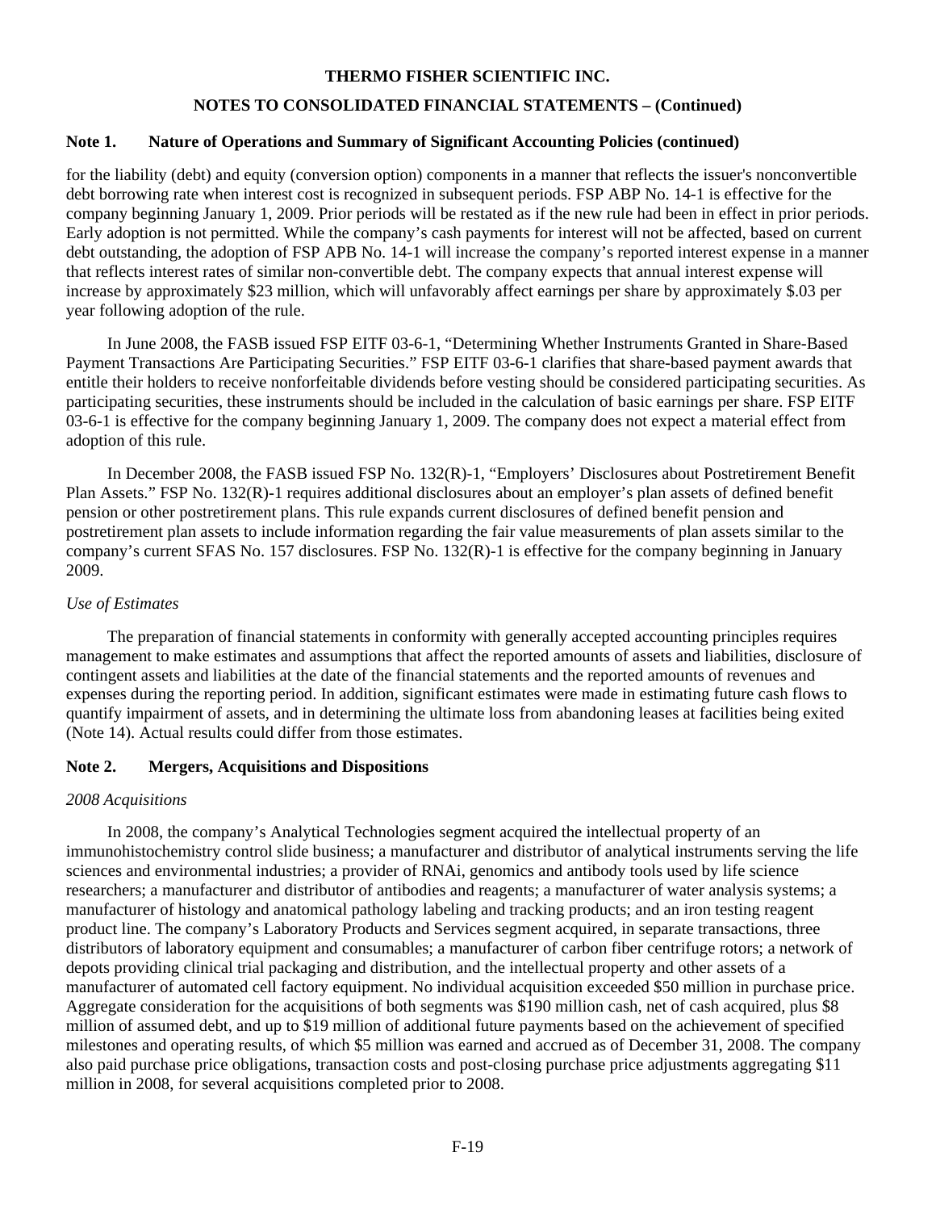## Note 1. Nature of Operations and Summary of Significant Accounting Policies (continued)

for the liability (debt) and equity (conversion option) components in a manner that reflects the issuer's nonconvertible debt borrowing rate when interest cost is recognized in subsequent periods. FSP ABP No. 14-1 is effective for the company beginning January 1, 2009. Prior periods will be restated as if the new rule had been in effect in prior periods. Early adoption is not permitted. While the company's cash payments for interest will not be affected, based on current debt outstanding, the adoption of FSP APB No. 14-1 will increase the company's reported interest expense in a manner that reflects interest rates of similar non-convertible debt. The company expects that annual interest expense will increase by approximately $23 million, which will unfavorably affect earnings per share by approximately $.03 per year following adoption of the rule.

In June 2008, the FASB issued FSP EITF 03-6-1, "Determining Whether Instruments Granted in Share-Based Payment Transactions Are Participating Securities." FSP EITF 03-6-1 clarifies that share-based payment awards that entitle their holders to receive nonforfeitable dividends before vesting should be considered participating securities. As participating securities, these instruments should be included in the calculation of basic earnings per share. FSP EITF 03-6-1 is effective for the company beginning January 1, 2009. The company does not expect a material effect from adoption of this rule.

In December 2008, the FASB issued FSP No. 132(R)-1, "Employers' Disclosures about Postretirement Benefit Plan Assets." FSP No. 132(R)-1 requires additional disclosures about an employer's plan assets of defined benefit pension or other postretirement plans. This rule expands current disclosures of defined benefit pension and postretirement plan assets to include information regarding the fair value measurements of plan assets similar to the company's current SFAS No. 157 disclosures. FSP No. 132(R)-1 is effective for the company beginning in January 2009.

*Use of Estimates*

The preparation of financial statements in conformity with generally accepted accounting principles requires management to make estimates and assumptions that affect the reported amounts of assets and liabilities, disclosure of contingent assets and liabilities at the date of the financial statements and the reported amounts of revenues and expenses during the reporting period. In addition, significant estimates were made in estimating future cash flows to quantify impairment of assets, and in determining the ultimate loss from abandoning leases at facilities being exited (Note 14). Actual results could differ from those estimates.

## Note 2. Mergers, Acquisitions and Dispositions

*2008 Acquisitions*

In 2008, the company's Analytical Technologies segment acquired the intellectual property of an immunohistochemistry control slide business; a manufacturer and distributor of analytical instruments serving the life sciences and environmental industries; a provider of RNAi, genomics and antibody tools used by life science researchers; a manufacturer and distributor of antibodies and reagents; a manufacturer of water analysis systems; a manufacturer of histology and anatomical pathology labeling and tracking products; and an iron testing reagent product line. The company's Laboratory Products and Services segment acquired, in separate transactions, three distributors of laboratory equipment and consumables; a manufacturer of carbon fiber centrifuge rotors; a network of depots providing clinical trial packaging and distribution, and the intellectual property and other assets of a manufacturer of automated cell factory equipment. No individual acquisition exceeded $50 million in purchase price. Aggregate consideration for the acquisitions of both segments was $190 million cash, net of cash acquired, plus $8 million of assumed debt, and up to $19 million of additional future payments based on the achievement of specified milestones and operating results, of which $5 million was earned and accrued as of December 31, 2008. The company also paid purchase price obligations, transaction costs and post-closing purchase price adjustments aggregating $11 million in 2008, for several acquisitions completed prior to 2008.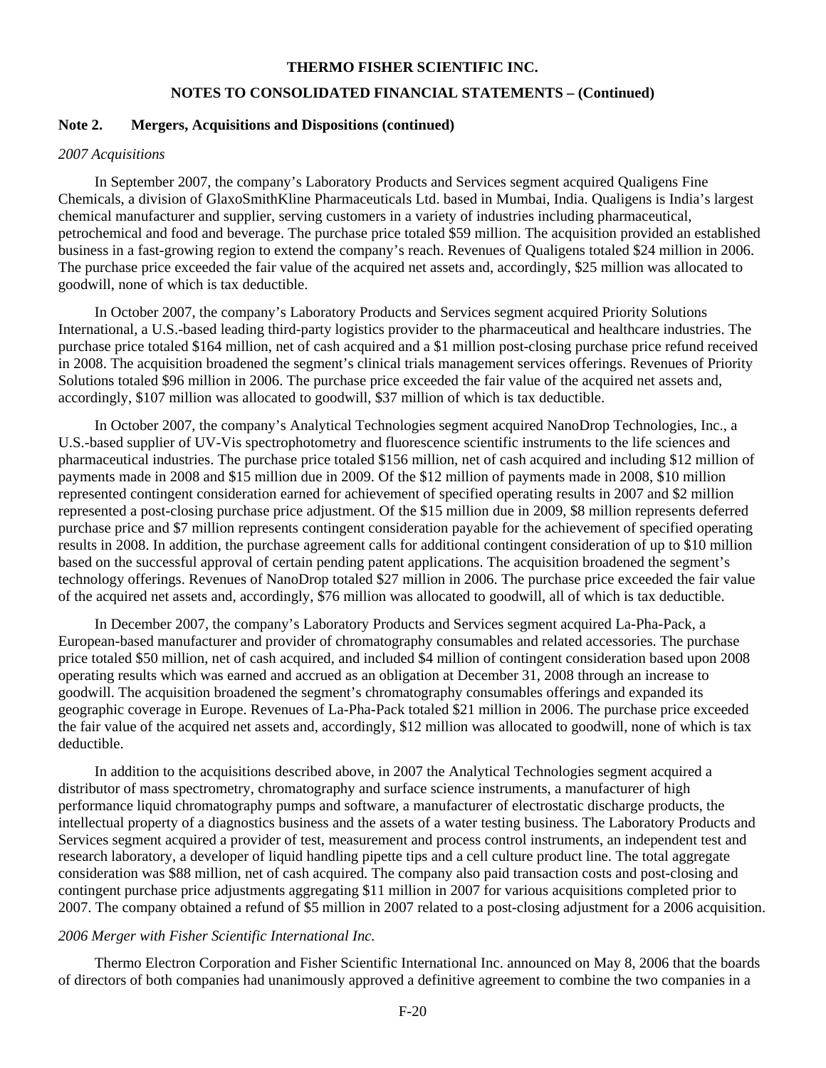## Note 2. Mergers, Acquisitions and Dispositions (continued)

*2007 Acquisitions*

In September 2007, the company's Laboratory Products and Services segment acquired Qualigens Fine Chemicals, a division of GlaxoSmithKline Pharmaceuticals Ltd. based in Mumbai, India. Qualigens is India's largest chemical manufacturer and supplier, serving customers in a variety of industries including pharmaceutical, petrochemical and food and beverage. The purchase price totaled $59 million. The acquisition provided an established business in a fast-growing region to extend the company's reach. Revenues of Qualigens totaled $24 million in 2006. The purchase price exceeded the fair value of the acquired net assets and, accordingly, $25 million was allocated to goodwill, none of which is tax deductible.

In October 2007, the company's Laboratory Products and Services segment acquired Priority Solutions International, a U.S.-based leading third-party logistics provider to the pharmaceutical and healthcare industries. The purchase price totaled $164 million, net of cash acquired and a $1 million post-closing purchase price refund received in 2008. The acquisition broadened the segment's clinical trials management services offerings. Revenues of Priority Solutions totaled $96 million in 2006. The purchase price exceeded the fair value of the acquired net assets and, accordingly, $107 million was allocated to goodwill, $37 million of which is tax deductible.

In October 2007, the company's Analytical Technologies segment acquired NanoDrop Technologies, Inc., a U.S.-based supplier of UV-Vis spectrophotometry and fluorescence scientific instruments to the life sciences and pharmaceutical industries. The purchase price totaled $156 million, net of cash acquired and including $12 million of payments made in 2008 and $15 million due in 2009. Of the $12 million of payments made in 2008, $10 million represented contingent consideration earned for achievement of specified operating results in 2007 and $2 million represented a post-closing purchase price adjustment. Of the $15 million due in 2009, $8 million represents deferred purchase price and $7 million represents contingent consideration payable for the achievement of specified operating results in 2008. In addition, the purchase agreement calls for additional contingent consideration of up to $10 million based on the successful approval of certain pending patent applications. The acquisition broadened the segment's technology offerings. Revenues of NanoDrop totaled $27 million in 2006. The purchase price exceeded the fair value of the acquired net assets and, accordingly, $76 million was allocated to goodwill, all of which is tax deductible.

In December 2007, the company's Laboratory Products and Services segment acquired La-Pha-Pack, a European-based manufacturer and provider of chromatography consumables and related accessories. The purchase price totaled $50 million, net of cash acquired, and included $4 million of contingent consideration based upon 2008 operating results which was earned and accrued as an obligation at December 31, 2008 through an increase to goodwill. The acquisition broadened the segment's chromatography consumables offerings and expanded its geographic coverage in Europe. Revenues of La-Pha-Pack totaled $21 million in 2006. The purchase price exceeded the fair value of the acquired net assets and, accordingly, $12 million was allocated to goodwill, none of which is tax deductible.

In addition to the acquisitions described above, in 2007 the Analytical Technologies segment acquired a distributor of mass spectrometry, chromatography and surface science instruments, a manufacturer of high performance liquid chromatography pumps and software, a manufacturer of electrostatic discharge products, the intellectual property of a diagnostics business and the assets of a water testing business. The Laboratory Products and Services segment acquired a provider of test, measurement and process control instruments, an independent test and research laboratory, a developer of liquid handling pipette tips and a cell culture product line. The total aggregate consideration was $88 million, net of cash acquired. The company also paid transaction costs and post-closing and contingent purchase price adjustments aggregating $11 million in 2007 for various acquisitions completed prior to 2007. The company obtained a refund of $5 million in 2007 related to a post-closing adjustment for a 2006 acquisition.

*2006 Merger with Fisher Scientific International Inc.*

Thermo Electron Corporation and Fisher Scientific International Inc. announced on May 8, 2006 that the boards of directors of both companies had unanimously approved a definitive agreement to combine the two companies in a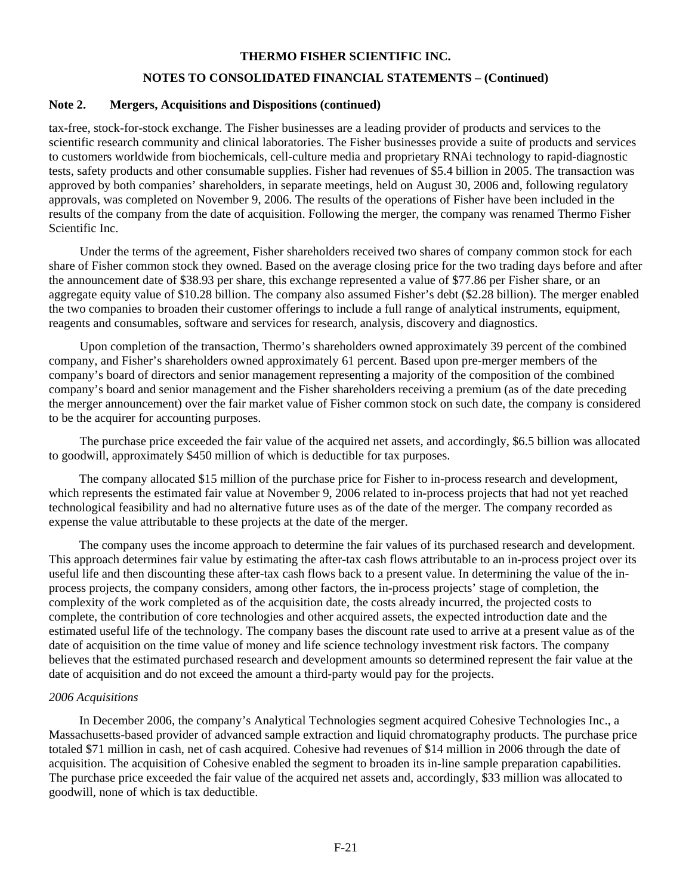**Note 2. Mergers, Acquisitions and Dispositions (continued)**

tax-free, stock-for-stock exchange. The Fisher businesses are a leading provider of products and services to the scientific research community and clinical laboratories. The Fisher businesses provide a suite of products and services to customers worldwide from biochemicals, cell-culture media and proprietary RNAi technology to rapid-diagnostic tests, safety products and other consumable supplies. Fisher had revenues of $5.4 billion in 2005. The transaction was approved by both companies' shareholders, in separate meetings, held on August 30, 2006 and, following regulatory approvals, was completed on November 9, 2006. The results of the operations of Fisher have been included in the results of the company from the date of acquisition. Following the merger, the company was renamed Thermo Fisher Scientific Inc.

Under the terms of the agreement, Fisher shareholders received two shares of company common stock for each share of Fisher common stock they owned. Based on the average closing price for the two trading days before and after the announcement date of $38.93 per share, this exchange represented a value of $77.86 per Fisher share, or an aggregate equity value of $10.28 billion. The company also assumed Fisher's debt ($2.28 billion). The merger enabled the two companies to broaden their customer offerings to include a full range of analytical instruments, equipment, reagents and consumables, software and services for research, analysis, discovery and diagnostics.

Upon completion of the transaction, Thermo's shareholders owned approximately 39 percent of the combined company, and Fisher's shareholders owned approximately 61 percent. Based upon pre-merger members of the company's board of directors and senior management representing a majority of the composition of the combined company's board and senior management and the Fisher shareholders receiving a premium (as of the date preceding the merger announcement) over the fair market value of Fisher common stock on such date, the company is considered to be the acquirer for accounting purposes.

The purchase price exceeded the fair value of the acquired net assets, and accordingly, $6.5 billion was allocated to goodwill, approximately $450 million of which is deductible for tax purposes.

The company allocated $15 million of the purchase price for Fisher to in-process research and development, which represents the estimated fair value at November 9, 2006 related to in-process projects that had not yet reached technological feasibility and had no alternative future uses as of the date of the merger. The company recorded as expense the value attributable to these projects at the date of the merger.

The company uses the income approach to determine the fair values of its purchased research and development. This approach determines fair value by estimating the after-tax cash flows attributable to an in-process project over its useful life and then discounting these after-tax cash flows back to a present value. In determining the value of the in-process projects, the company considers, among other factors, the in-process projects' stage of completion, the complexity of the work completed as of the acquisition date, the costs already incurred, the projected costs to complete, the contribution of core technologies and other acquired assets, the expected introduction date and the estimated useful life of the technology. The company bases the discount rate used to arrive at a present value as of the date of acquisition on the time value of money and life science technology investment risk factors. The company believes that the estimated purchased research and development amounts so determined represent the fair value at the date of acquisition and do not exceed the amount a third-party would pay for the projects.

*2006 Acquisitions*

In December 2006, the company's Analytical Technologies segment acquired Cohesive Technologies Inc., a Massachusetts-based provider of advanced sample extraction and liquid chromatography products. The purchase price totaled $71 million in cash, net of cash acquired. Cohesive had revenues of $14 million in 2006 through the date of acquisition. The acquisition of Cohesive enabled the segment to broaden its in-line sample preparation capabilities. The purchase price exceeded the fair value of the acquired net assets and, accordingly, $33 million was allocated to goodwill, none of which is tax deductible.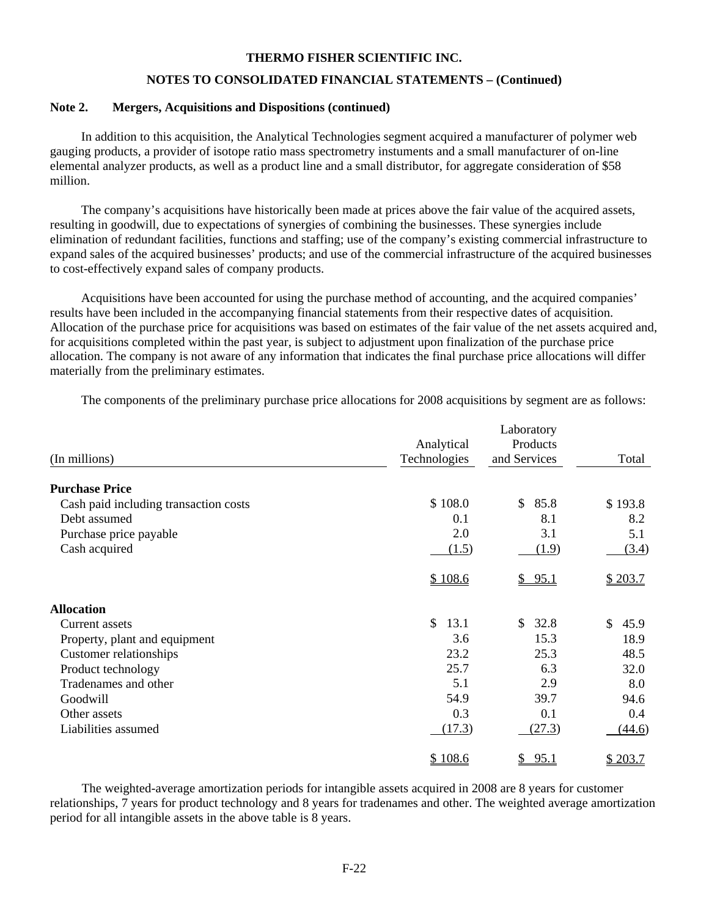**THERMO FISHER SCIENTIFIC INC.**

**NOTES TO CONSOLIDATED FINANCIAL STATEMENTS – (Continued)**

**Note 2. Mergers, Acquisitions and Dispositions (continued)**

In addition to this acquisition, the Analytical Technologies segment acquired a manufacturer of polymer web gauging products, a provider of isotope ratio mass spectrometry instuments and a small manufacturer of on-line elemental analyzer products, as well as a product line and a small distributor, for aggregate consideration of $58 million.

The company's acquisitions have historically been made at prices above the fair value of the acquired assets, resulting in goodwill, due to expectations of synergies of combining the businesses. These synergies include elimination of redundant facilities, functions and staffing; use of the company's existing commercial infrastructure to expand sales of the acquired businesses' products; and use of the commercial infrastructure of the acquired businesses to cost-effectively expand sales of company products.

Acquisitions have been accounted for using the purchase method of accounting, and the acquired companies' results have been included in the accompanying financial statements from their respective dates of acquisition. Allocation of the purchase price for acquisitions was based on estimates of the fair value of the net assets acquired and, for acquisitions completed within the past year, is subject to adjustment upon finalization of the purchase price allocation. The company is not aware of any information that indicates the final purchase price allocations will differ materially from the preliminary estimates.

The components of the preliminary purchase price allocations for 2008 acquisitions by segment are as follows:

| (In millions) | Analytical Technologies | Laboratory Products and Services | Total |
|---|---|---|---|
| **Purchase Price** | | | |
| Cash paid including transaction costs | $ 108.0 | $ 85.8 | $ 193.8 |
| Debt assumed | 0.1 | 8.1 | 8.2 |
| Purchase price payable | 2.0 | 3.1 | 5.1 |
| Cash acquired | (1.5) | (1.9) | (3.4) |
| | $ 108.6 | $ 95.1 | $ 203.7 |
| **Allocation** | | | |
| Current assets | $ 13.1 | $ 32.8 | $ 45.9 |
| Property, plant and equipment | 3.6 | 15.3 | 18.9 |
| Customer relationships | 23.2 | 25.3 | 48.5 |
| Product technology | 25.7 | 6.3 | 32.0 |
| Tradenames and other | 5.1 | 2.9 | 8.0 |
| Goodwill | 54.9 | 39.7 | 94.6 |
| Other assets | 0.3 | 0.1 | 0.4 |
| Liabilities assumed | (17.3) | (27.3) | (44.6) |
| | $ 108.6 | $ 95.1 | $ 203.7 |

The weighted-average amortization periods for intangible assets acquired in 2008 are 8 years for customer relationships, 7 years for product technology and 8 years for tradenames and other. The weighted average amortization period for all intangible assets in the above table is 8 years.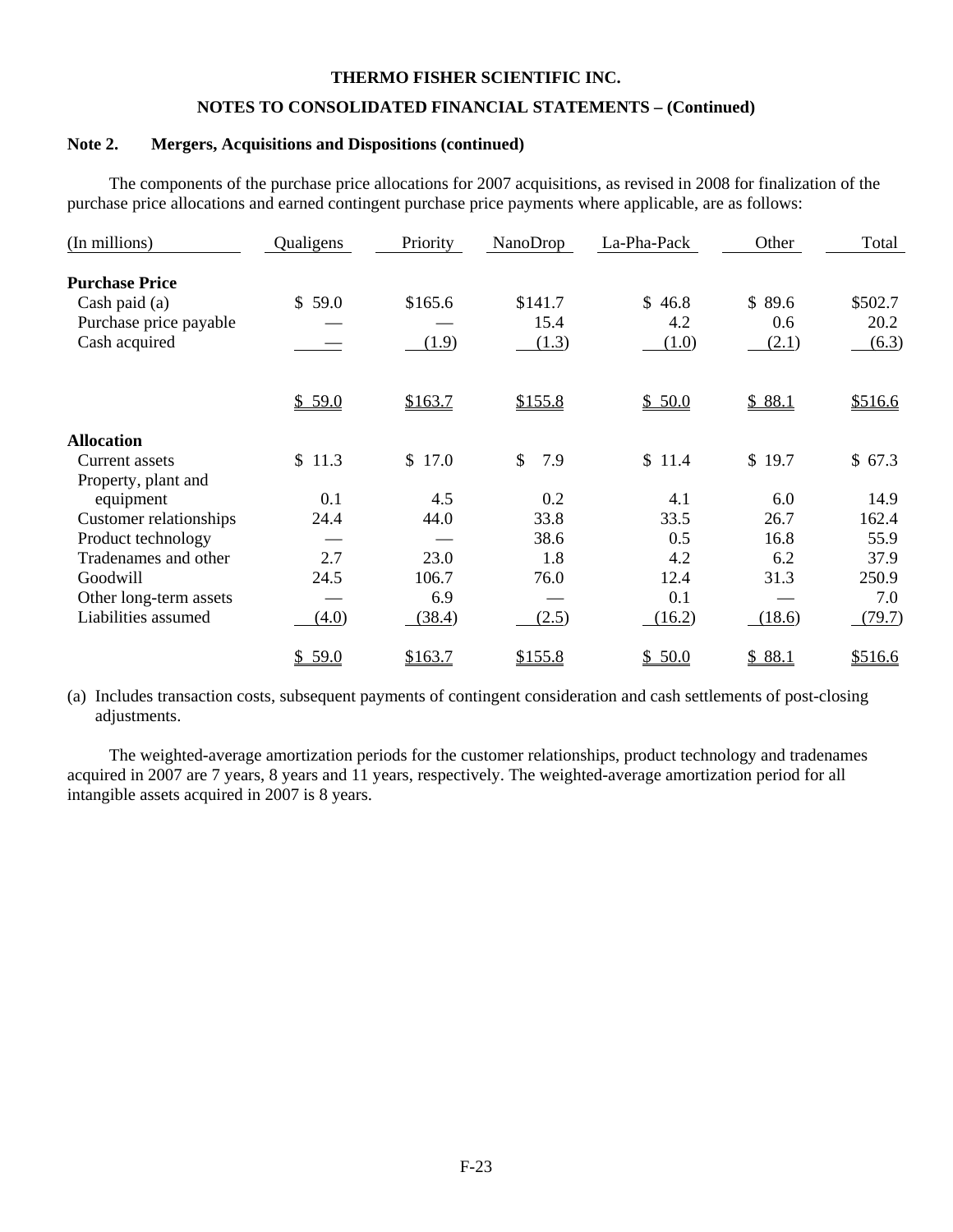**THERMO FISHER SCIENTIFIC INC.**

**NOTES TO CONSOLIDATED FINANCIAL STATEMENTS – (Continued)**

**Note 2. Mergers, Acquisitions and Dispositions (continued)**

The components of the purchase price allocations for 2007 acquisitions, as revised in 2008 for finalization of the purchase price allocations and earned contingent purchase price payments where applicable, are as follows:

| (In millions) | Qualigens | Priority | NanoDrop | La-Pha-Pack | Other | Total |
|---|---|---|---|---|---|---|
| **Purchase Price** | | | | | | |
| Cash paid (a) | $ 59.0 | $165.6 | $141.7 | $ 46.8 | $ 89.6 | $502.7 |
| Purchase price payable | — | — | 15.4 | 4.2 | 0.6 | 20.2 |
| Cash acquired | — | (1.9) | (1.3) | (1.0) | (2.1) | (6.3) |
| | $ 59.0 | $163.7 | $155.8 | $ 50.0 | $ 88.1 | $516.6 |
| **Allocation** | | | | | | |
| Current assets | $ 11.3 | $ 17.0 | $ 7.9 | $ 11.4 | $ 19.7 | $ 67.3 |
| Property, plant and equipment | 0.1 | 4.5 | 0.2 | 4.1 | 6.0 | 14.9 |
| Customer relationships | 24.4 | 44.0 | 33.8 | 33.5 | 26.7 | 162.4 |
| Product technology | — | — | 38.6 | 0.5 | 16.8 | 55.9 |
| Tradenames and other | 2.7 | 23.0 | 1.8 | 4.2 | 6.2 | 37.9 |
| Goodwill | 24.5 | 106.7 | 76.0 | 12.4 | 31.3 | 250.9 |
| Other long-term assets | — | 6.9 | — | 0.1 | — | 7.0 |
| Liabilities assumed | (4.0) | (38.4) | (2.5) | (16.2) | (18.6) | (79.7) |
| | $ 59.0 | $163.7 | $155.8 | $ 50.0 | $ 88.1 | $516.6 |

(a) Includes transaction costs, subsequent payments of contingent consideration and cash settlements of post-closing adjustments.

The weighted-average amortization periods for the customer relationships, product technology and tradenames acquired in 2007 are 7 years, 8 years and 11 years, respectively. The weighted-average amortization period for all intangible assets acquired in 2007 is 8 years.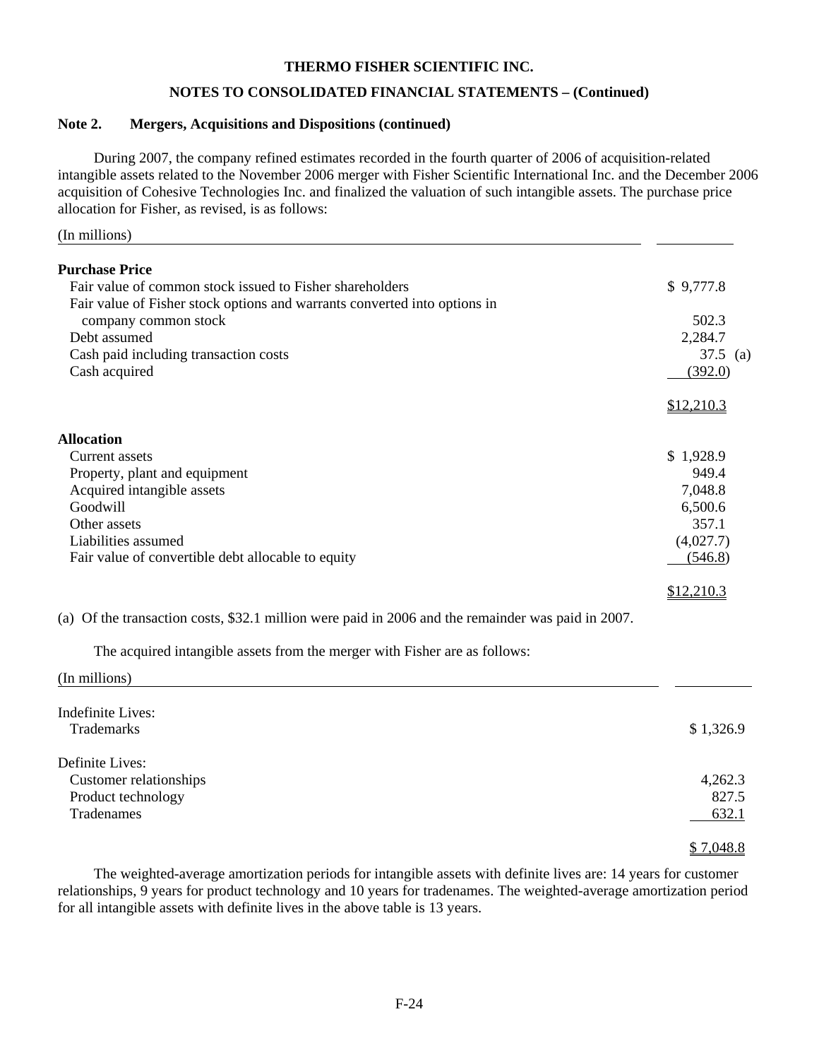**THERMO FISHER SCIENTIFIC INC.**

**NOTES TO CONSOLIDATED FINANCIAL STATEMENTS – (Continued)**

**Note 2. Mergers, Acquisitions and Dispositions (continued)**

During 2007, the company refined estimates recorded in the fourth quarter of 2006 of acquisition-related intangible assets related to the November 2006 merger with Fisher Scientific International Inc. and the December 2006 acquisition of Cohesive Technologies Inc. and finalized the valuation of such intangible assets. The purchase price allocation for Fisher, as revised, is as follows:

| (In millions) | |
|---|---|
| **Purchase Price** | |
| Fair value of common stock issued to Fisher shareholders | $ 9,777.8 |
| Fair value of Fisher stock options and warrants converted into options in company common stock | 502.3 |
| Debt assumed | 2,284.7 |
| Cash paid including transaction costs | 37.5 (a) |
| Cash acquired | (392.0) |
| | $12,210.3 |
| **Allocation** | |
| Current assets | $ 1,928.9 |
| Property, plant and equipment | 949.4 |
| Acquired intangible assets | 7,048.8 |
| Goodwill | 6,500.6 |
| Other assets | 357.1 |
| Liabilities assumed | (4,027.7) |
| Fair value of convertible debt allocable to equity | (546.8) |
| | $12,210.3 |

(a) Of the transaction costs, $32.1 million were paid in 2006 and the remainder was paid in 2007.

The acquired intangible assets from the merger with Fisher are as follows:

| (In millions) | |
|---|---|
| Indefinite Lives: | |
| Trademarks | $ 1,326.9 |
| Definite Lives: | |
| Customer relationships | 4,262.3 |
| Product technology | 827.5 |
| Tradenames | 632.1 |
| | $ 7,048.8 |

The weighted-average amortization periods for intangible assets with definite lives are: 14 years for customer relationships, 9 years for product technology and 10 years for tradenames. The weighted-average amortization period for all intangible assets with definite lives in the above table is 13 years.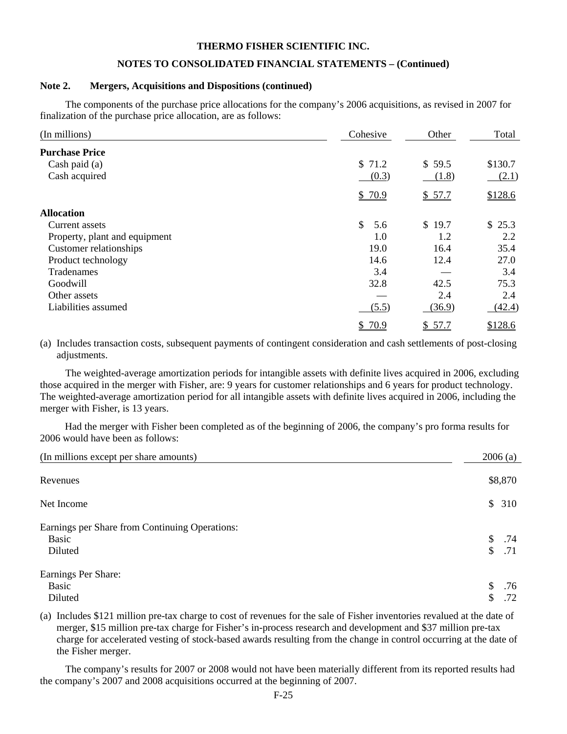# THERMO FISHER SCIENTIFIC INC.

## NOTES TO CONSOLIDATED FINANCIAL STATEMENTS – (Continued)

### Note 2. Mergers, Acquisitions and Dispositions (continued)

The components of the purchase price allocations for the company's 2006 acquisitions, as revised in 2007 for finalization of the purchase price allocation, are as follows:

| (In millions) | Cohesive | Other | Total |
|---|---|---|---|
| **Purchase Price** | | | |
| Cash paid (a) | $ 71.2 | $ 59.5 | $130.7 |
| Cash acquired | (0.3) | (1.8) | (2.1) |
| | $ 70.9 | $ 57.7 | $128.6 |
| **Allocation** | | | |
| Current assets | $ 5.6 | $ 19.7 | $ 25.3 |
| Property, plant and equipment | 1.0 | 1.2 | 2.2 |
| Customer relationships | 19.0 | 16.4 | 35.4 |
| Product technology | 14.6 | 12.4 | 27.0 |
| Tradenames | 3.4 | — | 3.4 |
| Goodwill | 32.8 | 42.5 | 75.3 |
| Other assets | — | 2.4 | 2.4 |
| Liabilities assumed | (5.5) | (36.9) | (42.4) |
| | $ 70.9 | $ 57.7 | $128.6 |

(a) Includes transaction costs, subsequent payments of contingent consideration and cash settlements of post-closing adjustments.

The weighted-average amortization periods for intangible assets with definite lives acquired in 2006, excluding those acquired in the merger with Fisher, are: 9 years for customer relationships and 6 years for product technology. The weighted-average amortization period for all intangible assets with definite lives acquired in 2006, including the merger with Fisher, is 13 years.

Had the merger with Fisher been completed as of the beginning of 2006, the company's pro forma results for 2006 would have been as follows:

| (In millions except per share amounts) | 2006 (a) |
|---|---|
| Revenues | $8,870 |
| Net Income | $ 310 |
| Earnings per Share from Continuing Operations: | |
| Basic | $ .74 |
| Diluted | $ .71 |
| Earnings Per Share: | |
| Basic | $ .76 |
| Diluted | $ .72 |

(a) Includes $121 million pre-tax charge to cost of revenues for the sale of Fisher inventories revalued at the date of merger, $15 million pre-tax charge for Fisher's in-process research and development and $37 million pre-tax charge for accelerated vesting of stock-based awards resulting from the change in control occurring at the date of the Fisher merger.

The company's results for 2007 or 2008 would not have been materially different from its reported results had the company's 2007 and 2008 acquisitions occurred at the beginning of 2007.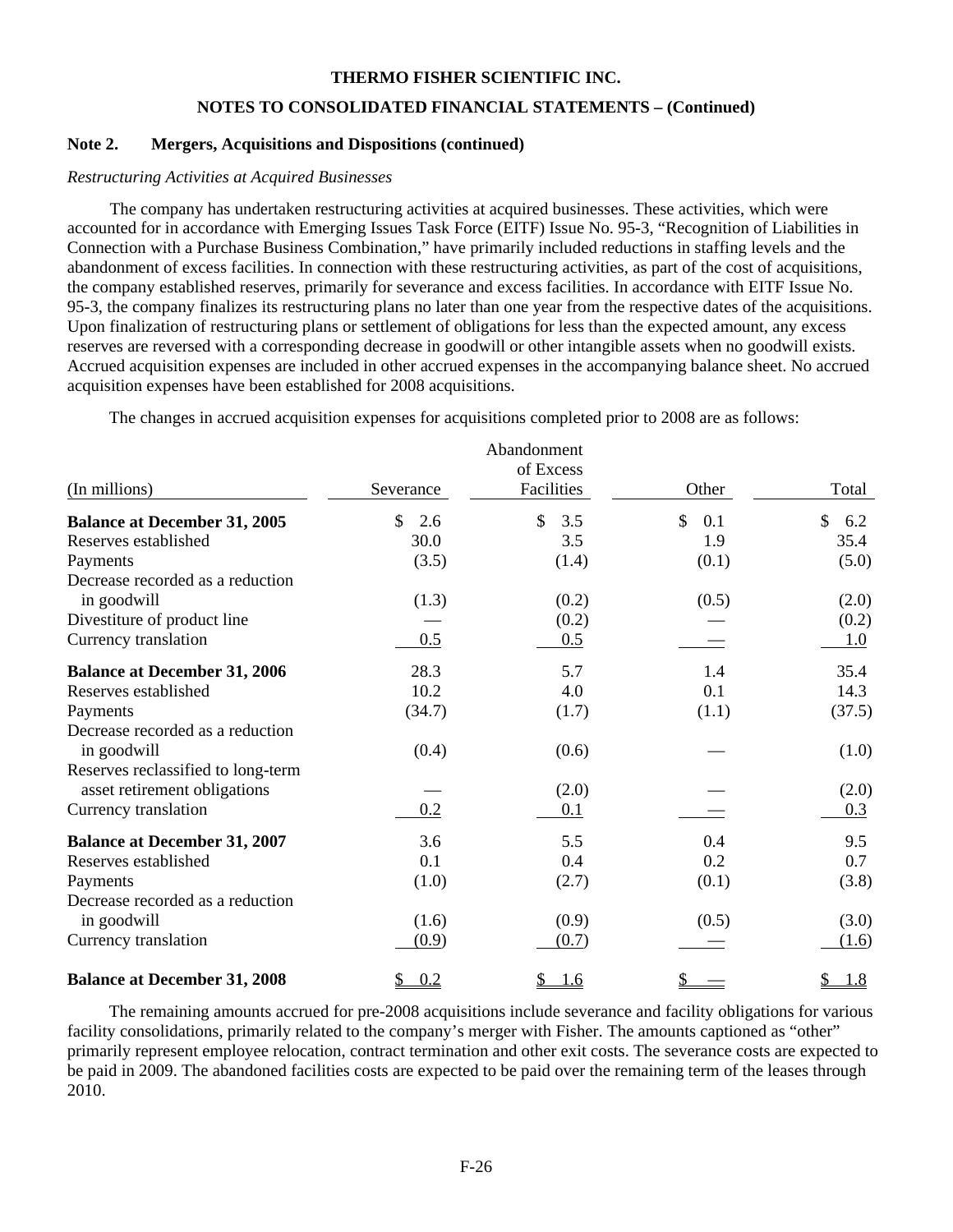**THERMO FISHER SCIENTIFIC INC.**

**NOTES TO CONSOLIDATED FINANCIAL STATEMENTS – (Continued)**

**Note 2. Mergers, Acquisitions and Dispositions (continued)**

*Restructuring Activities at Acquired Businesses*

The company has undertaken restructuring activities at acquired businesses. These activities, which were accounted for in accordance with Emerging Issues Task Force (EITF) Issue No. 95-3, "Recognition of Liabilities in Connection with a Purchase Business Combination," have primarily included reductions in staffing levels and the abandonment of excess facilities. In connection with these restructuring activities, as part of the cost of acquisitions, the company established reserves, primarily for severance and excess facilities. In accordance with EITF Issue No. 95-3, the company finalizes its restructuring plans no later than one year from the respective dates of the acquisitions. Upon finalization of restructuring plans or settlement of obligations for less than the expected amount, any excess reserves are reversed with a corresponding decrease in goodwill or other intangible assets when no goodwill exists. Accrued acquisition expenses are included in other accrued expenses in the accompanying balance sheet. No accrued acquisition expenses have been established for 2008 acquisitions.

The changes in accrued acquisition expenses for acquisitions completed prior to 2008 are as follows:

| (In millions) | Severance | Abandonment of Excess Facilities | Other | Total |
|---|---|---|---|---|
| **Balance at December 31, 2005** | $ 2.6 | $ 3.5 | $ 0.1 | $ 6.2 |
| Reserves established | 30.0 | 3.5 | 1.9 | 35.4 |
| Payments | (3.5) | (1.4) | (0.1) | (5.0) |
| Decrease recorded as a reduction in goodwill | (1.3) | (0.2) | (0.5) | (2.0) |
| Divestiture of product line | — | (0.2) | — | (0.2) |
| Currency translation | 0.5 | 0.5 | — | 1.0 |
| **Balance at December 31, 2006** | 28.3 | 5.7 | 1.4 | 35.4 |
| Reserves established | 10.2 | 4.0 | 0.1 | 14.3 |
| Payments | (34.7) | (1.7) | (1.1) | (37.5) |
| Decrease recorded as a reduction in goodwill | (0.4) | (0.6) | — | (1.0) |
| Reserves reclassified to long-term asset retirement obligations | — | (2.0) | — | (2.0) |
| Currency translation | 0.2 | 0.1 | — | 0.3 |
| **Balance at December 31, 2007** | 3.6 | 5.5 | 0.4 | 9.5 |
| Reserves established | 0.1 | 0.4 | 0.2 | 0.7 |
| Payments | (1.0) | (2.7) | (0.1) | (3.8) |
| Decrease recorded as a reduction in goodwill | (1.6) | (0.9) | (0.5) | (3.0) |
| Currency translation | (0.9) | (0.7) | — | (1.6) |
| **Balance at December 31, 2008** | $ 0.2 | $ 1.6 | $ — | $ 1.8 |

The remaining amounts accrued for pre-2008 acquisitions include severance and facility obligations for various facility consolidations, primarily related to the company's merger with Fisher. The amounts captioned as "other" primarily represent employee relocation, contract termination and other exit costs. The severance costs are expected to be paid in 2009. The abandoned facilities costs are expected to be paid over the remaining term of the leases through 2010.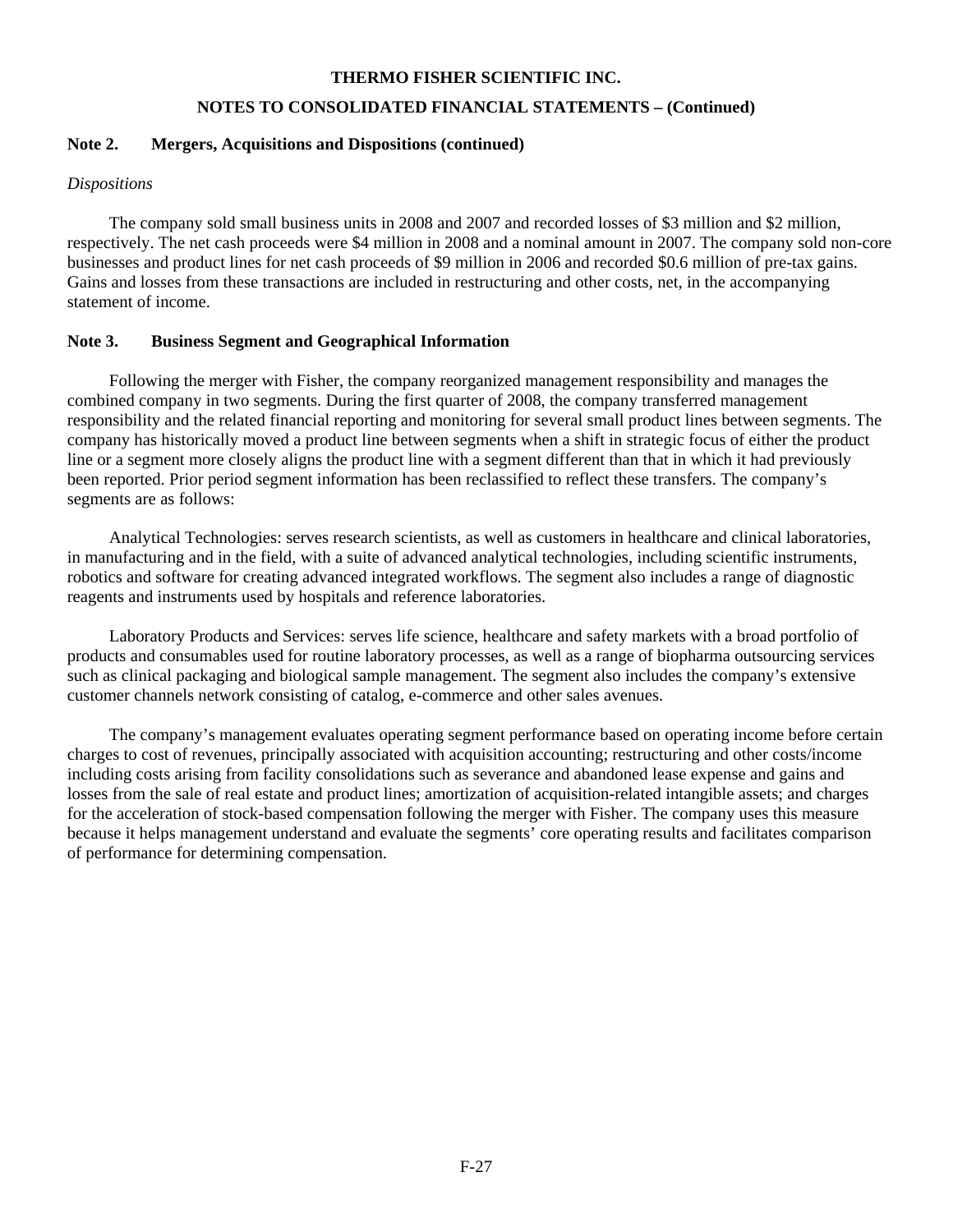**THERMO FISHER SCIENTIFIC INC.**

**NOTES TO CONSOLIDATED FINANCIAL STATEMENTS – (Continued)**

**Note 2. Mergers, Acquisitions and Dispositions (continued)**

*Dispositions*

The company sold small business units in 2008 and 2007 and recorded losses of $3 million and $2 million, respectively. The net cash proceeds were $4 million in 2008 and a nominal amount in 2007. The company sold non-core businesses and product lines for net cash proceeds of $9 million in 2006 and recorded $0.6 million of pre-tax gains. Gains and losses from these transactions are included in restructuring and other costs, net, in the accompanying statement of income.

**Note 3. Business Segment and Geographical Information**

Following the merger with Fisher, the company reorganized management responsibility and manages the combined company in two segments. During the first quarter of 2008, the company transferred management responsibility and the related financial reporting and monitoring for several small product lines between segments. The company has historically moved a product line between segments when a shift in strategic focus of either the product line or a segment more closely aligns the product line with a segment different than that in which it had previously been reported. Prior period segment information has been reclassified to reflect these transfers. The company's segments are as follows:

Analytical Technologies: serves research scientists, as well as customers in healthcare and clinical laboratories, in manufacturing and in the field, with a suite of advanced analytical technologies, including scientific instruments, robotics and software for creating advanced integrated workflows. The segment also includes a range of diagnostic reagents and instruments used by hospitals and reference laboratories.

Laboratory Products and Services: serves life science, healthcare and safety markets with a broad portfolio of products and consumables used for routine laboratory processes, as well as a range of biopharma outsourcing services such as clinical packaging and biological sample management. The segment also includes the company's extensive customer channels network consisting of catalog, e-commerce and other sales avenues.

The company's management evaluates operating segment performance based on operating income before certain charges to cost of revenues, principally associated with acquisition accounting; restructuring and other costs/income including costs arising from facility consolidations such as severance and abandoned lease expense and gains and losses from the sale of real estate and product lines; amortization of acquisition-related intangible assets; and charges for the acceleration of stock-based compensation following the merger with Fisher. The company uses this measure because it helps management understand and evaluate the segments' core operating results and facilitates comparison of performance for determining compensation.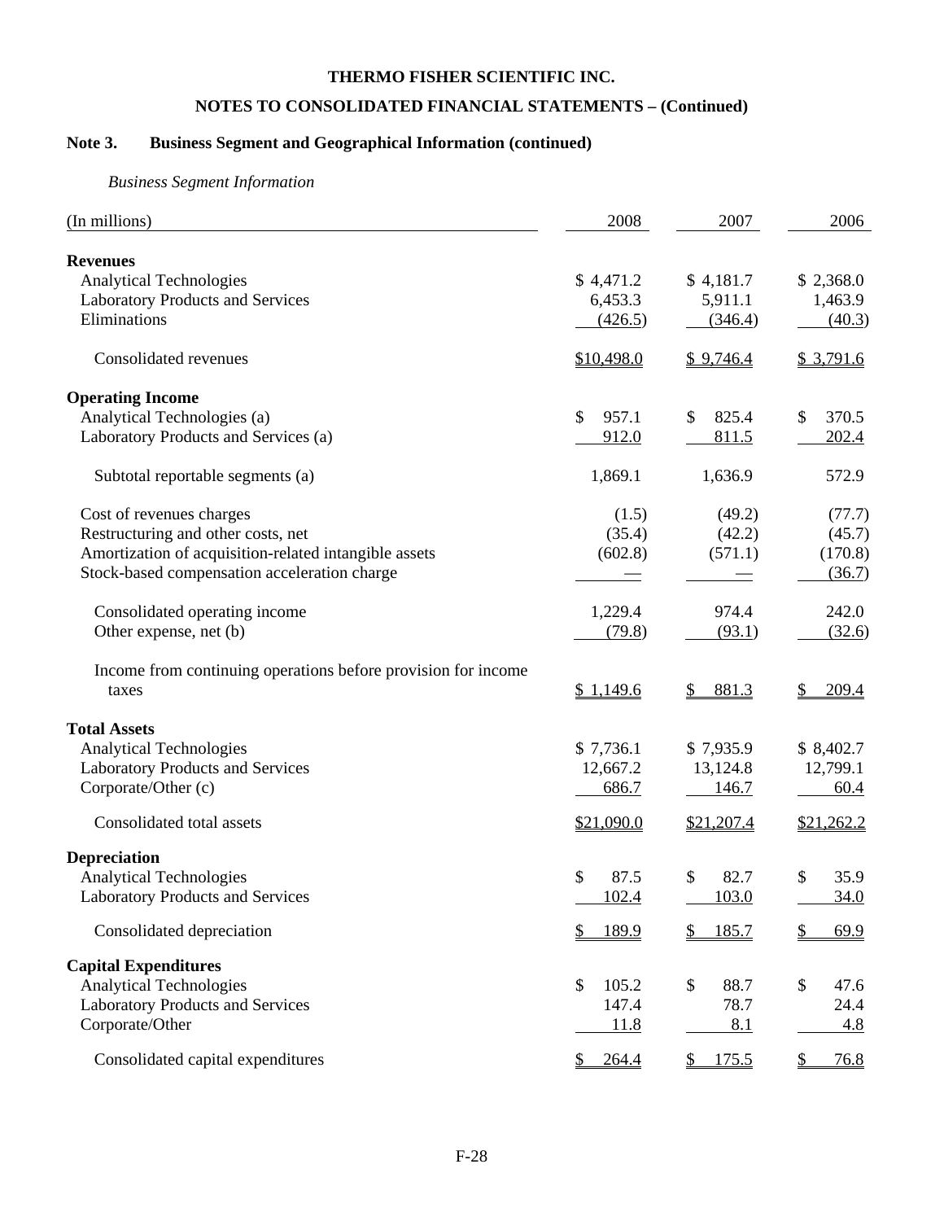**THERMO FISHER SCIENTIFIC INC.**

**NOTES TO CONSOLIDATED FINANCIAL STATEMENTS – (Continued)**

**Note 3. Business Segment and Geographical Information (continued)**

*Business Segment Information*

| (In millions) | 2008 | 2007 | 2006 |
|---|---|---|---|
| **Revenues** | | | |
| Analytical Technologies | $ 4,471.2 | $ 4,181.7 | $ 2,368.0 |
| Laboratory Products and Services | 6,453.3 | 5,911.1 | 1,463.9 |
| Eliminations | (426.5) | (346.4) | (40.3) |
| Consolidated revenues | $10,498.0 | $ 9,746.4 | $ 3,791.6 |
| **Operating Income** | | | |
| Analytical Technologies (a) | $ 957.1 | $ 825.4 | $ 370.5 |
| Laboratory Products and Services (a) | 912.0 | 811.5 | 202.4 |
| Subtotal reportable segments (a) | 1,869.1 | 1,636.9 | 572.9 |
| Cost of revenues charges | (1.5) | (49.2) | (77.7) |
| Restructuring and other costs, net | (35.4) | (42.2) | (45.7) |
| Amortization of acquisition-related intangible assets | (602.8) | (571.1) | (170.8) |
| Stock-based compensation acceleration charge | — | — | (36.7) |
| Consolidated operating income | 1,229.4 | 974.4 | 242.0 |
| Other expense, net (b) | (79.8) | (93.1) | (32.6) |
| Income from continuing operations before provision for income taxes | $ 1,149.6 | $ 881.3 | $ 209.4 |
| **Total Assets** | | | |
| Analytical Technologies | $ 7,736.1 | $ 7,935.9 | $ 8,402.7 |
| Laboratory Products and Services | 12,667.2 | 13,124.8 | 12,799.1 |
| Corporate/Other (c) | 686.7 | 146.7 | 60.4 |
| Consolidated total assets | $21,090.0 | $21,207.4 | $21,262.2 |
| **Depreciation** | | | |
| Analytical Technologies | $ 87.5 | $ 82.7 | $ 35.9 |
| Laboratory Products and Services | 102.4 | 103.0 | 34.0 |
| Consolidated depreciation | $ 189.9 | $ 185.7 | $ 69.9 |
| **Capital Expenditures** | | | |
| Analytical Technologies | $ 105.2 | $ 88.7 | $ 47.6 |
| Laboratory Products and Services | 147.4 | 78.7 | 24.4 |
| Corporate/Other | 11.8 | 8.1 | 4.8 |
| Consolidated capital expenditures | $ 264.4 | $ 175.5 | $ 76.8 |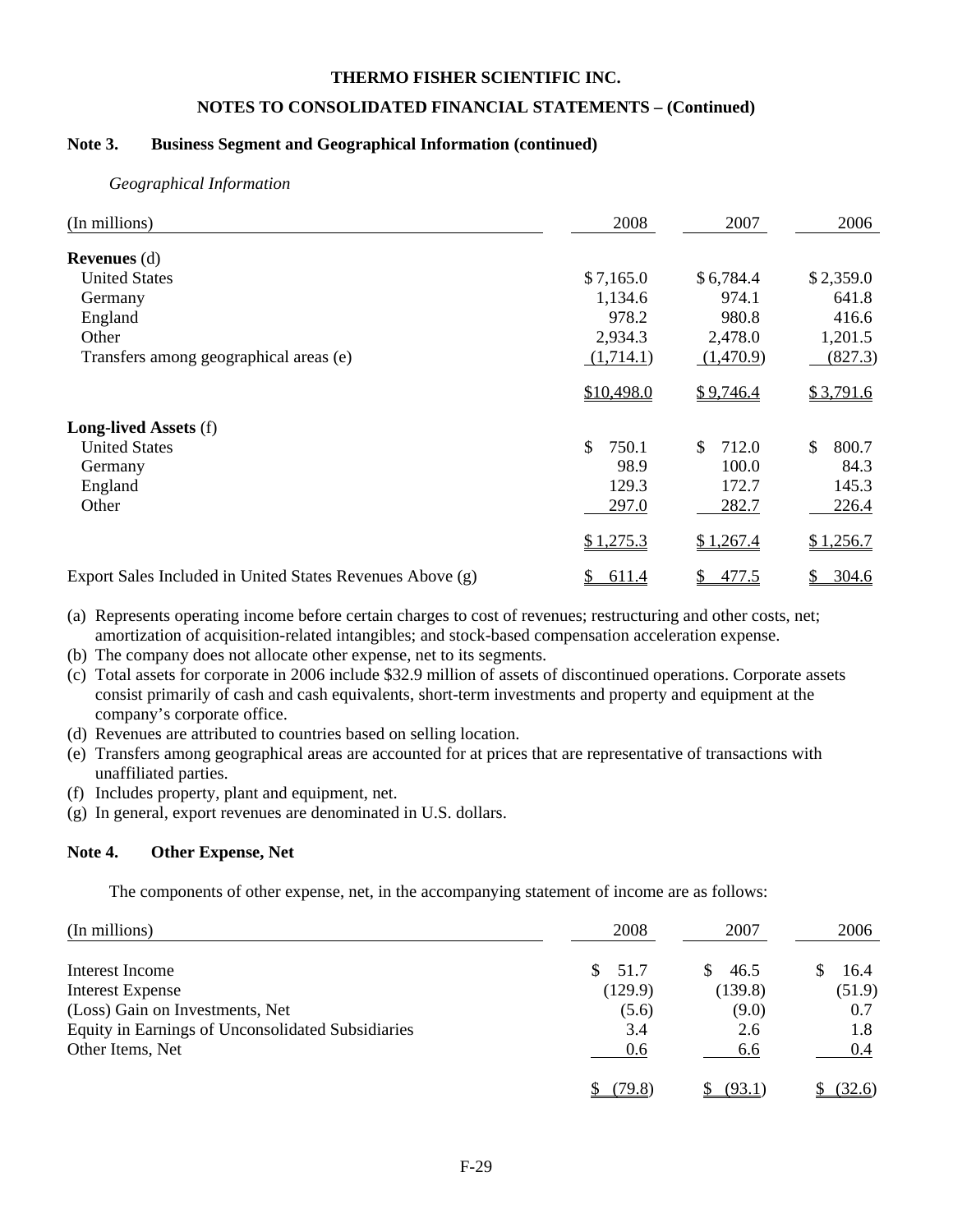**THERMO FISHER SCIENTIFIC INC.**

**NOTES TO CONSOLIDATED FINANCIAL STATEMENTS – (Continued)**

**Note 3. Business Segment and Geographical Information (continued)**

*Geographical Information*

| (In millions) | 2008 | 2007 | 2006 |
|---|---|---|---|
| **Revenues** (d) | | | |
| United States | $ 7,165.0 | $ 6,784.4 | $ 2,359.0 |
| Germany | 1,134.6 | 974.1 | 641.8 |
| England | 978.2 | 980.8 | 416.6 |
| Other | 2,934.3 | 2,478.0 | 1,201.5 |
| Transfers among geographical areas (e) | (1,714.1) | (1,470.9) | (827.3) |
| | $10,498.0 | $ 9,746.4 | $ 3,791.6 |
| **Long-lived Assets** (f) | | | |
| United States | $ 750.1 | $ 712.0 | $ 800.7 |
| Germany | 98.9 | 100.0 | 84.3 |
| England | 129.3 | 172.7 | 145.3 |
| Other | 297.0 | 282.7 | 226.4 |
| | $ 1,275.3 | $ 1,267.4 | $ 1,256.7 |
| Export Sales Included in United States Revenues Above (g) | $ 611.4 | $ 477.5 | $ 304.6 |

(a) Represents operating income before certain charges to cost of revenues; restructuring and other costs, net; amortization of acquisition-related intangibles; and stock-based compensation acceleration expense.
(b) The company does not allocate other expense, net to its segments.
(c) Total assets for corporate in 2006 include $32.9 million of assets of discontinued operations. Corporate assets consist primarily of cash and cash equivalents, short-term investments and property and equipment at the company's corporate office.
(d) Revenues are attributed to countries based on selling location.
(e) Transfers among geographical areas are accounted for at prices that are representative of transactions with unaffiliated parties.
(f) Includes property, plant and equipment, net.
(g) In general, export revenues are denominated in U.S. dollars.

**Note 4. Other Expense, Net**

The components of other expense, net, in the accompanying statement of income are as follows:

| (In millions) | 2008 | 2007 | 2006 |
|---|---|---|---|
| Interest Income | $ 51.7 | $ 46.5 | $ 16.4 |
| Interest Expense | (129.9) | (139.8) | (51.9) |
| (Loss) Gain on Investments, Net | (5.6) | (9.0) | 0.7 |
| Equity in Earnings of Unconsolidated Subsidiaries | 3.4 | 2.6 | 1.8 |
| Other Items, Net | 0.6 | 6.6 | 0.4 |
| | $ (79.8) | $ (93.1) | $ (32.6) |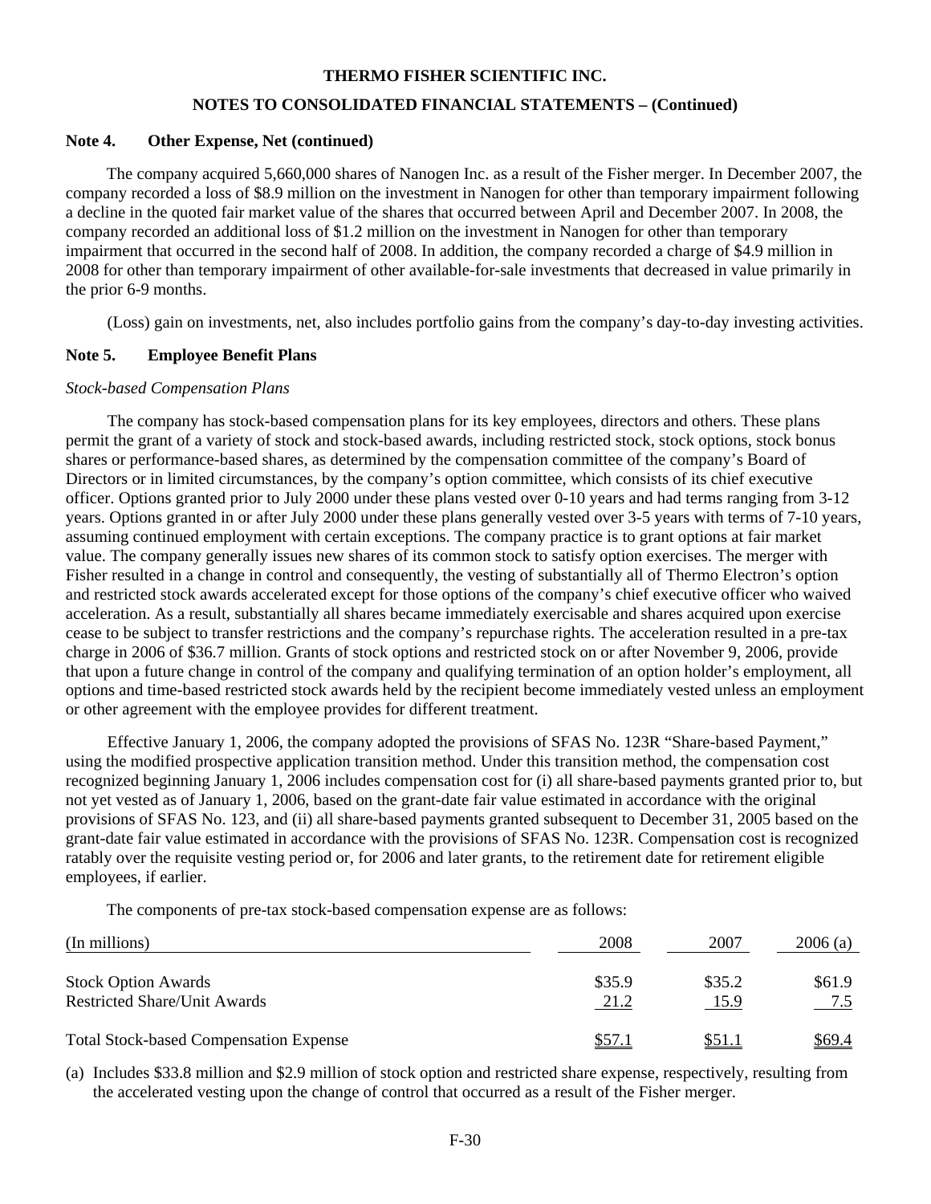THERMO FISHER SCIENTIFIC INC.

NOTES TO CONSOLIDATED FINANCIAL STATEMENTS – (Continued)

**Note 4. Other Expense, Net (continued)**

The company acquired 5,660,000 shares of Nanogen Inc. as a result of the Fisher merger. In December 2007, the company recorded a loss of $8.9 million on the investment in Nanogen for other than temporary impairment following a decline in the quoted fair market value of the shares that occurred between April and December 2007. In 2008, the company recorded an additional loss of $1.2 million on the investment in Nanogen for other than temporary impairment that occurred in the second half of 2008. In addition, the company recorded a charge of $4.9 million in 2008 for other than temporary impairment of other available-for-sale investments that decreased in value primarily in the prior 6-9 months.

(Loss) gain on investments, net, also includes portfolio gains from the company's day-to-day investing activities.

**Note 5. Employee Benefit Plans**

*Stock-based Compensation Plans*

The company has stock-based compensation plans for its key employees, directors and others. These plans permit the grant of a variety of stock and stock-based awards, including restricted stock, stock options, stock bonus shares or performance-based shares, as determined by the compensation committee of the company's Board of Directors or in limited circumstances, by the company's option committee, which consists of its chief executive officer. Options granted prior to July 2000 under these plans vested over 0-10 years and had terms ranging from 3-12 years. Options granted in or after July 2000 under these plans generally vested over 3-5 years with terms of 7-10 years, assuming continued employment with certain exceptions. The company practice is to grant options at fair market value. The company generally issues new shares of its common stock to satisfy option exercises. The merger with Fisher resulted in a change in control and consequently, the vesting of substantially all of Thermo Electron's option and restricted stock awards accelerated except for those options of the company's chief executive officer who waived acceleration. As a result, substantially all shares became immediately exercisable and shares acquired upon exercise cease to be subject to transfer restrictions and the company's repurchase rights. The acceleration resulted in a pre-tax charge in 2006 of $36.7 million. Grants of stock options and restricted stock on or after November 9, 2006, provide that upon a future change in control of the company and qualifying termination of an option holder's employment, all options and time-based restricted stock awards held by the recipient become immediately vested unless an employment or other agreement with the employee provides for different treatment.

Effective January 1, 2006, the company adopted the provisions of SFAS No. 123R "Share-based Payment," using the modified prospective application transition method. Under this transition method, the compensation cost recognized beginning January 1, 2006 includes compensation cost for (i) all share-based payments granted prior to, but not yet vested as of January 1, 2006, based on the grant-date fair value estimated in accordance with the original provisions of SFAS No. 123, and (ii) all share-based payments granted subsequent to December 31, 2005 based on the grant-date fair value estimated in accordance with the provisions of SFAS No. 123R. Compensation cost is recognized ratably over the requisite vesting period or, for 2006 and later grants, to the retirement date for retirement eligible employees, if earlier.

The components of pre-tax stock-based compensation expense are as follows:

| (In millions) | 2008 | 2007 | 2006 (a) |
|---|---|---|---|
| Stock Option Awards | $35.9 | $35.2 | $61.9 |
| Restricted Share/Unit Awards | 21.2 | 15.9 | 7.5 |
| Total Stock-based Compensation Expense | $57.1 | $51.1 | $69.4 |

(a) Includes $33.8 million and $2.9 million of stock option and restricted share expense, respectively, resulting from the accelerated vesting upon the change of control that occurred as a result of the Fisher merger.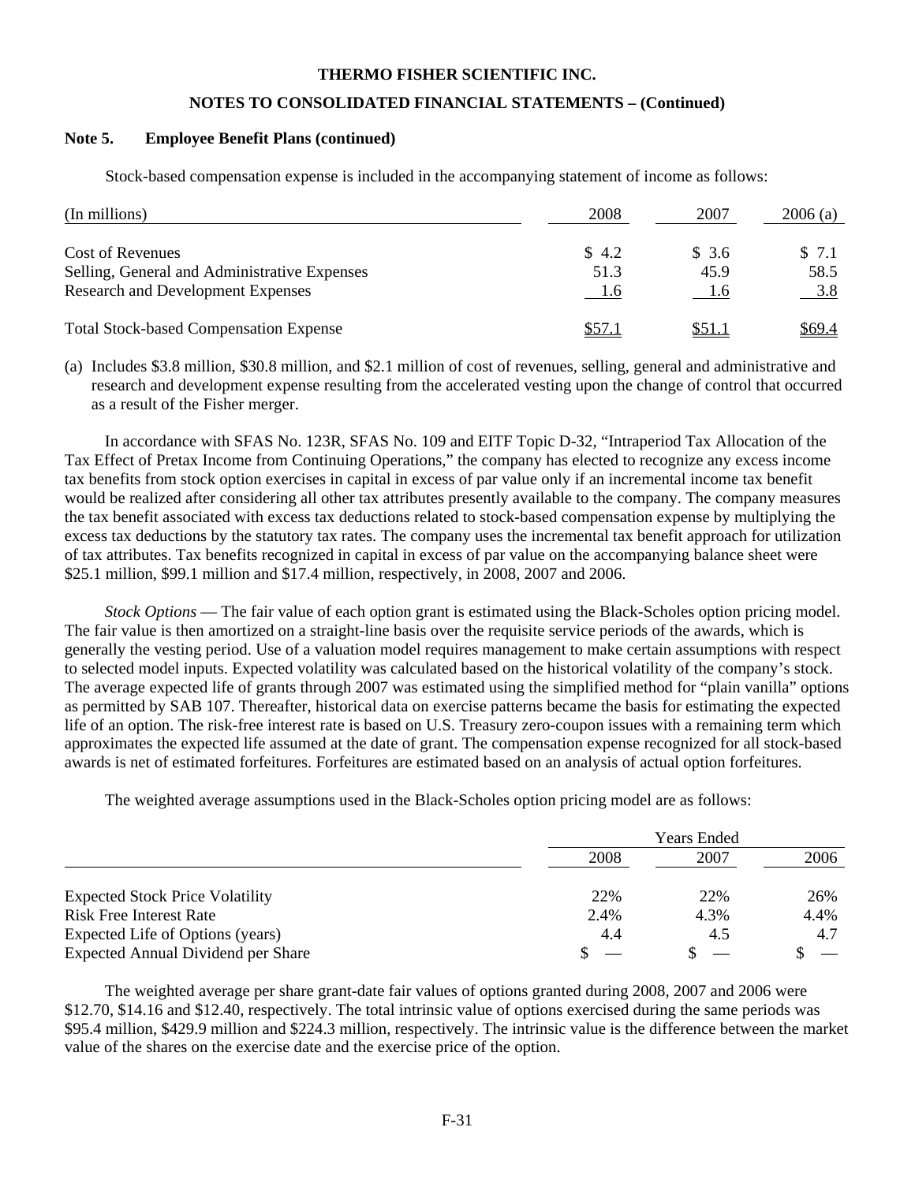**THERMO FISHER SCIENTIFIC INC.**

**NOTES TO CONSOLIDATED FINANCIAL STATEMENTS – (Continued)**

**Note 5. Employee Benefit Plans (continued)**

Stock-based compensation expense is included in the accompanying statement of income as follows:

| (In millions) | 2008 | 2007 | 2006 (a) |
|---|---|---|---|
| Cost of Revenues | $ 4.2 | $ 3.6 | $ 7.1 |
| Selling, General and Administrative Expenses | 51.3 | 45.9 | 58.5 |
| Research and Development Expenses | 1.6 | 1.6 | 3.8 |
| Total Stock-based Compensation Expense | $57.1 | $51.1 | $69.4 |

(a) Includes $3.8 million, $30.8 million, and $2.1 million of cost of revenues, selling, general and administrative and research and development expense resulting from the accelerated vesting upon the change of control that occurred as a result of the Fisher merger.

In accordance with SFAS No. 123R, SFAS No. 109 and EITF Topic D-32, "Intraperiod Tax Allocation of the Tax Effect of Pretax Income from Continuing Operations," the company has elected to recognize any excess income tax benefits from stock option exercises in capital in excess of par value only if an incremental income tax benefit would be realized after considering all other tax attributes presently available to the company. The company measures the tax benefit associated with excess tax deductions related to stock-based compensation expense by multiplying the excess tax deductions by the statutory tax rates. The company uses the incremental tax benefit approach for utilization of tax attributes. Tax benefits recognized in capital in excess of par value on the accompanying balance sheet were $25.1 million, $99.1 million and $17.4 million, respectively, in 2008, 2007 and 2006.

*Stock Options* — The fair value of each option grant is estimated using the Black-Scholes option pricing model. The fair value is then amortized on a straight-line basis over the requisite service periods of the awards, which is generally the vesting period. Use of a valuation model requires management to make certain assumptions with respect to selected model inputs. Expected volatility was calculated based on the historical volatility of the company's stock. The average expected life of grants through 2007 was estimated using the simplified method for "plain vanilla" options as permitted by SAB 107. Thereafter, historical data on exercise patterns became the basis for estimating the expected life of an option. The risk-free interest rate is based on U.S. Treasury zero-coupon issues with a remaining term which approximates the expected life assumed at the date of grant. The compensation expense recognized for all stock-based awards is net of estimated forfeitures. Forfeitures are estimated based on an analysis of actual option forfeitures.

The weighted average assumptions used in the Black-Scholes option pricing model are as follows:

| | Years Ended | | |
|---|---|---|---|
| | 2008 | 2007 | 2006 |
| Expected Stock Price Volatility | 22% | 22% | 26% |
| Risk Free Interest Rate | 2.4% | 4.3% | 4.4% |
| Expected Life of Options (years) | 4.4 | 4.5 | 4.7 |
| Expected Annual Dividend per Share | $ — | $ — | $ — |

The weighted average per share grant-date fair values of options granted during 2008, 2007 and 2006 were $12.70, $14.16 and $12.40, respectively. The total intrinsic value of options exercised during the same periods was $95.4 million, $429.9 million and $224.3 million, respectively. The intrinsic value is the difference between the market value of the shares on the exercise date and the exercise price of the option.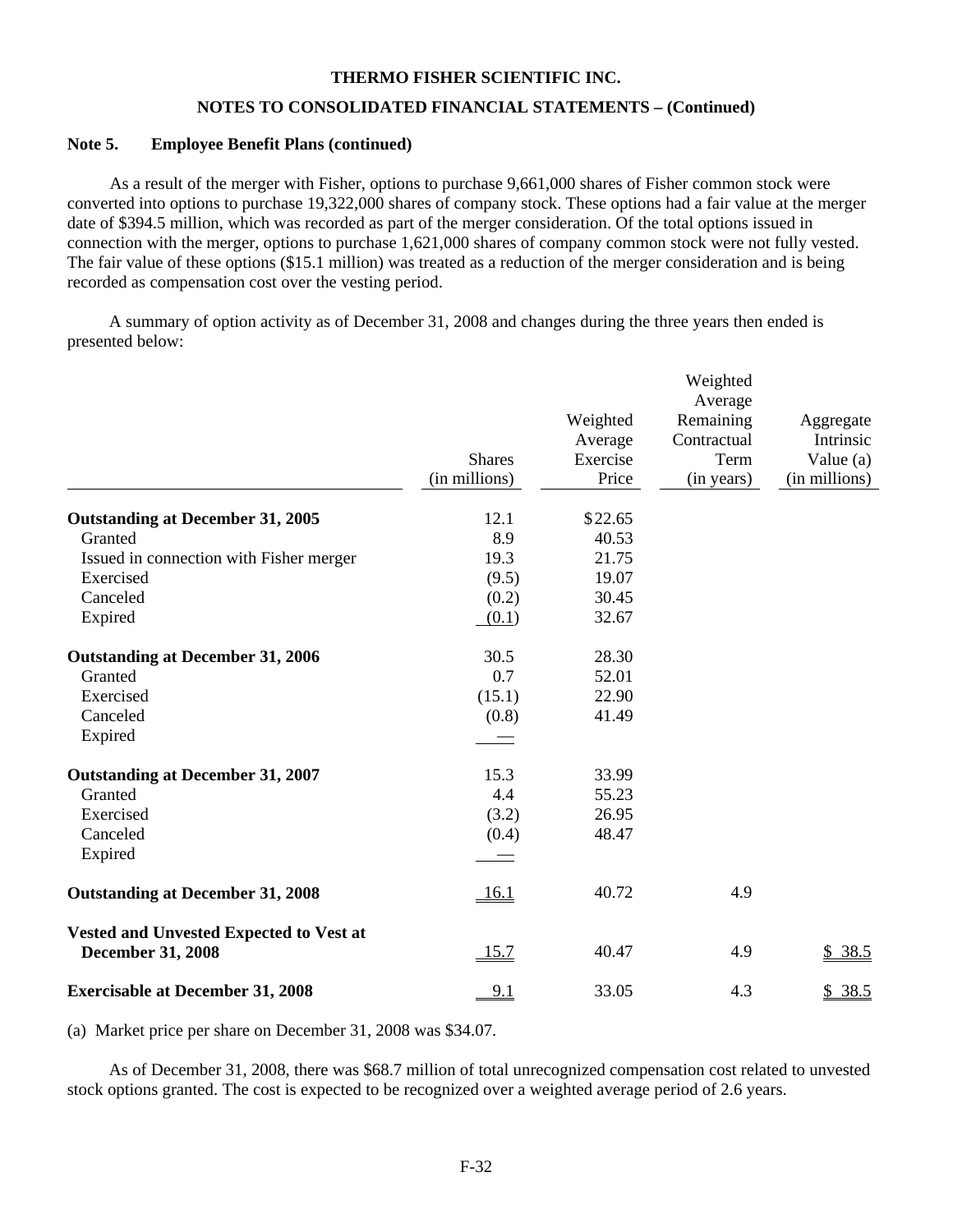**Note 5. Employee Benefit Plans (continued)**

As a result of the merger with Fisher, options to purchase 9,661,000 shares of Fisher common stock were converted into options to purchase 19,322,000 shares of company stock. These options had a fair value at the merger date of $394.5 million, which was recorded as part of the merger consideration. Of the total options issued in connection with the merger, options to purchase 1,621,000 shares of company common stock were not fully vested. The fair value of these options ($15.1 million) was treated as a reduction of the merger consideration and is being recorded as compensation cost over the vesting period.

A summary of option activity as of December 31, 2008 and changes during the three years then ended is presented below:

| | Shares (in millions) | Weighted Average Exercise Price | Weighted Average Remaining Contractual Term (in years) | Aggregate Intrinsic Value (a) (in millions) |
|---|---|---|---|---|
| **Outstanding at December 31, 2005** | 12.1 | $22.65 | | |
| Granted | 8.9 | 40.53 | | |
| Issued in connection with Fisher merger | 19.3 | 21.75 | | |
| Exercised | (9.5) | 19.07 | | |
| Canceled | (0.2) | 30.45 | | |
| Expired | (0.1) | 32.67 | | |
| **Outstanding at December 31, 2006** | 30.5 | 28.30 | | |
| Granted | 0.7 | 52.01 | | |
| Exercised | (15.1) | 22.90 | | |
| Canceled | (0.8) | 41.49 | | |
| Expired | — | | | |
| **Outstanding at December 31, 2007** | 15.3 | 33.99 | | |
| Granted | 4.4 | 55.23 | | |
| Exercised | (3.2) | 26.95 | | |
| Canceled | (0.4) | 48.47 | | |
| Expired | — | | | |
| **Outstanding at December 31, 2008** | 16.1 | 40.72 | 4.9 | |
| **Vested and Unvested Expected to Vest at December 31, 2008** | 15.7 | 40.47 | 4.9 | $ 38.5 |
| **Exercisable at December 31, 2008** | 9.1 | 33.05 | 4.3 | $ 38.5 |

(a) Market price per share on December 31, 2008 was $34.07.

As of December 31, 2008, there was $68.7 million of total unrecognized compensation cost related to unvested stock options granted. The cost is expected to be recognized over a weighted average period of 2.6 years.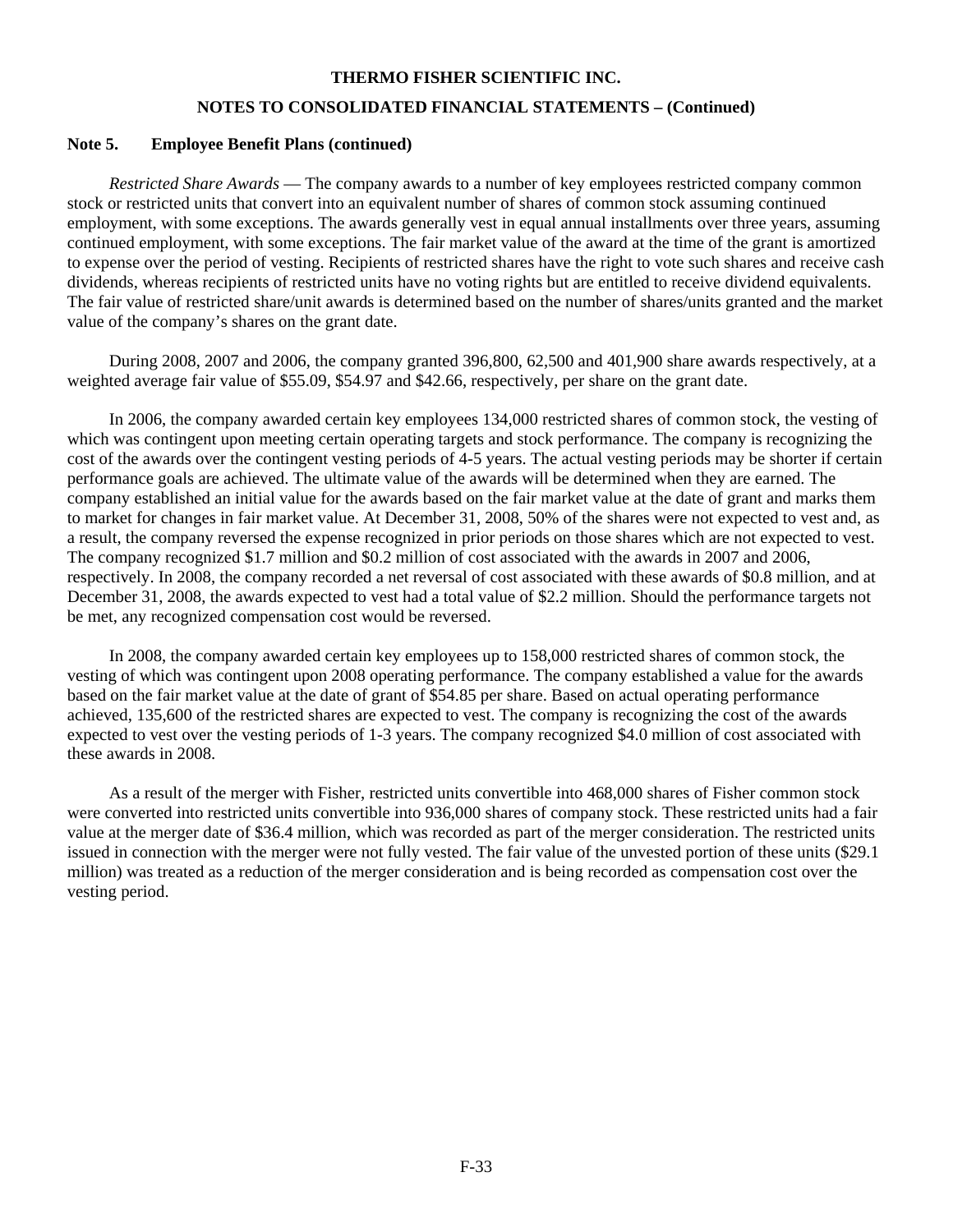**Note 5. Employee Benefit Plans (continued)**

*Restricted Share Awards* — The company awards to a number of key employees restricted company common stock or restricted units that convert into an equivalent number of shares of common stock assuming continued employment, with some exceptions. The awards generally vest in equal annual installments over three years, assuming continued employment, with some exceptions. The fair market value of the award at the time of the grant is amortized to expense over the period of vesting. Recipients of restricted shares have the right to vote such shares and receive cash dividends, whereas recipients of restricted units have no voting rights but are entitled to receive dividend equivalents. The fair value of restricted share/unit awards is determined based on the number of shares/units granted and the market value of the company's shares on the grant date.

During 2008, 2007 and 2006, the company granted 396,800, 62,500 and 401,900 share awards respectively, at a weighted average fair value of $55.09, $54.97 and $42.66, respectively, per share on the grant date.

In 2006, the company awarded certain key employees 134,000 restricted shares of common stock, the vesting of which was contingent upon meeting certain operating targets and stock performance. The company is recognizing the cost of the awards over the contingent vesting periods of 4-5 years. The actual vesting periods may be shorter if certain performance goals are achieved. The ultimate value of the awards will be determined when they are earned. The company established an initial value for the awards based on the fair market value at the date of grant and marks them to market for changes in fair market value. At December 31, 2008, 50% of the shares were not expected to vest and, as a result, the company reversed the expense recognized in prior periods on those shares which are not expected to vest. The company recognized $1.7 million and $0.2 million of cost associated with the awards in 2007 and 2006, respectively. In 2008, the company recorded a net reversal of cost associated with these awards of $0.8 million, and at December 31, 2008, the awards expected to vest had a total value of $2.2 million. Should the performance targets not be met, any recognized compensation cost would be reversed.

In 2008, the company awarded certain key employees up to 158,000 restricted shares of common stock, the vesting of which was contingent upon 2008 operating performance. The company established a value for the awards based on the fair market value at the date of grant of $54.85 per share. Based on actual operating performance achieved, 135,600 of the restricted shares are expected to vest. The company is recognizing the cost of the awards expected to vest over the vesting periods of 1-3 years. The company recognized $4.0 million of cost associated with these awards in 2008.

As a result of the merger with Fisher, restricted units convertible into 468,000 shares of Fisher common stock were converted into restricted units convertible into 936,000 shares of company stock. These restricted units had a fair value at the merger date of $36.4 million, which was recorded as part of the merger consideration. The restricted units issued in connection with the merger were not fully vested. The fair value of the unvested portion of these units ($29.1 million) was treated as a reduction of the merger consideration and is being recorded as compensation cost over the vesting period.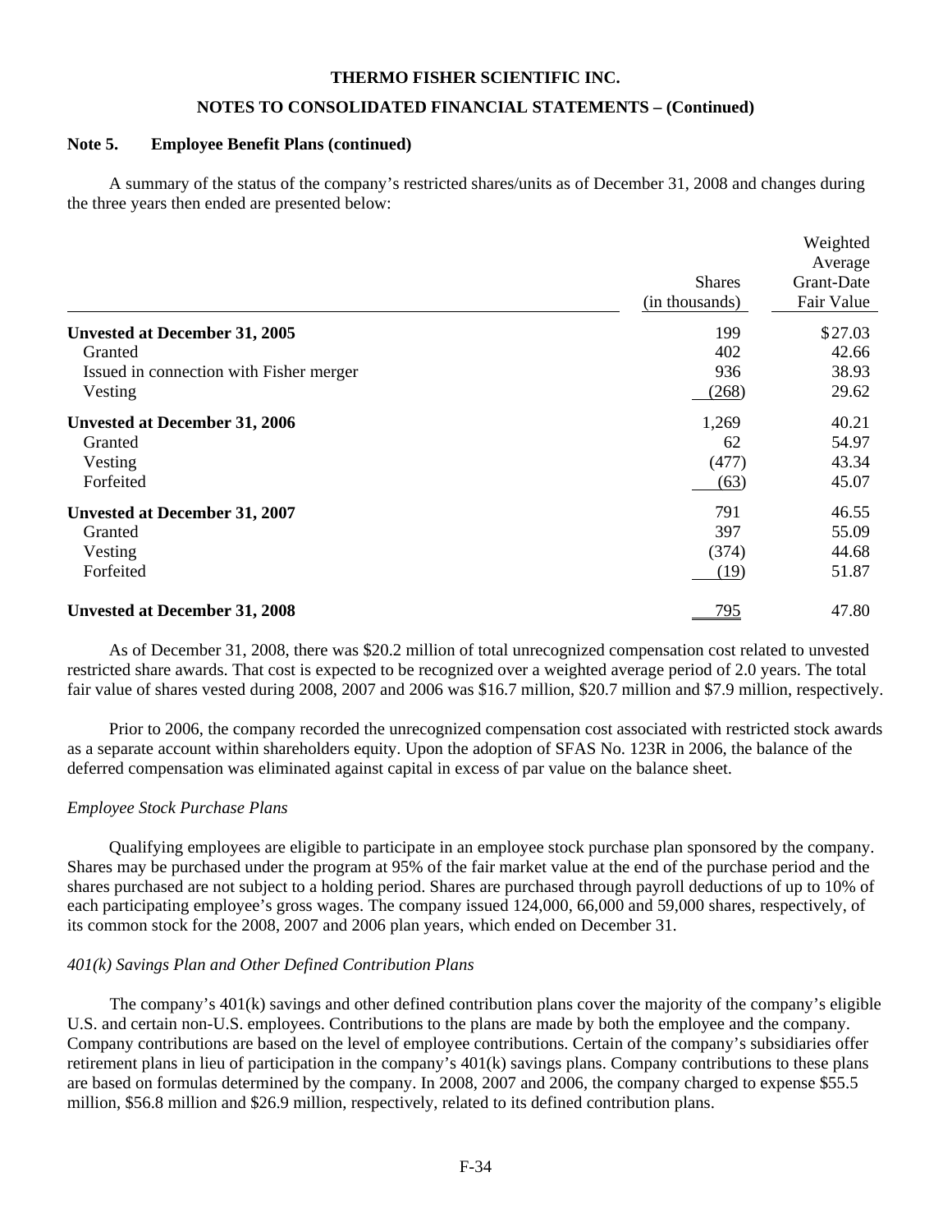**THERMO FISHER SCIENTIFIC INC.**

**NOTES TO CONSOLIDATED FINANCIAL STATEMENTS – (Continued)**

**Note 5. Employee Benefit Plans (continued)**

A summary of the status of the company's restricted shares/units as of December 31, 2008 and changes during the three years then ended are presented below:

| | Shares (in thousands) | Weighted Average Grant-Date Fair Value |
|---|---|---|
| **Unvested at December 31, 2005** | 199 | $27.03 |
| Granted | 402 | 42.66 |
| Issued in connection with Fisher merger | 936 | 38.93 |
| Vesting | (268) | 29.62 |
| **Unvested at December 31, 2006** | 1,269 | 40.21 |
| Granted | 62 | 54.97 |
| Vesting | (477) | 43.34 |
| Forfeited | (63) | 45.07 |
| **Unvested at December 31, 2007** | 791 | 46.55 |
| Granted | 397 | 55.09 |
| Vesting | (374) | 44.68 |
| Forfeited | (19) | 51.87 |
| **Unvested at December 31, 2008** | 795 | 47.80 |

As of December 31, 2008, there was $20.2 million of total unrecognized compensation cost related to unvested restricted share awards. That cost is expected to be recognized over a weighted average period of 2.0 years. The total fair value of shares vested during 2008, 2007 and 2006 was $16.7 million, $20.7 million and $7.9 million, respectively.

Prior to 2006, the company recorded the unrecognized compensation cost associated with restricted stock awards as a separate account within shareholders equity. Upon the adoption of SFAS No. 123R in 2006, the balance of the deferred compensation was eliminated against capital in excess of par value on the balance sheet.

*Employee Stock Purchase Plans*

Qualifying employees are eligible to participate in an employee stock purchase plan sponsored by the company. Shares may be purchased under the program at 95% of the fair market value at the end of the purchase period and the shares purchased are not subject to a holding period. Shares are purchased through payroll deductions of up to 10% of each participating employee's gross wages. The company issued 124,000, 66,000 and 59,000 shares, respectively, of its common stock for the 2008, 2007 and 2006 plan years, which ended on December 31.

*401(k) Savings Plan and Other Defined Contribution Plans*

The company's 401(k) savings and other defined contribution plans cover the majority of the company's eligible U.S. and certain non-U.S. employees. Contributions to the plans are made by both the employee and the company. Company contributions are based on the level of employee contributions. Certain of the company's subsidiaries offer retirement plans in lieu of participation in the company's 401(k) savings plans. Company contributions to these plans are based on formulas determined by the company. In 2008, 2007 and 2006, the company charged to expense $55.5 million, $56.8 million and $26.9 million, respectively, related to its defined contribution plans.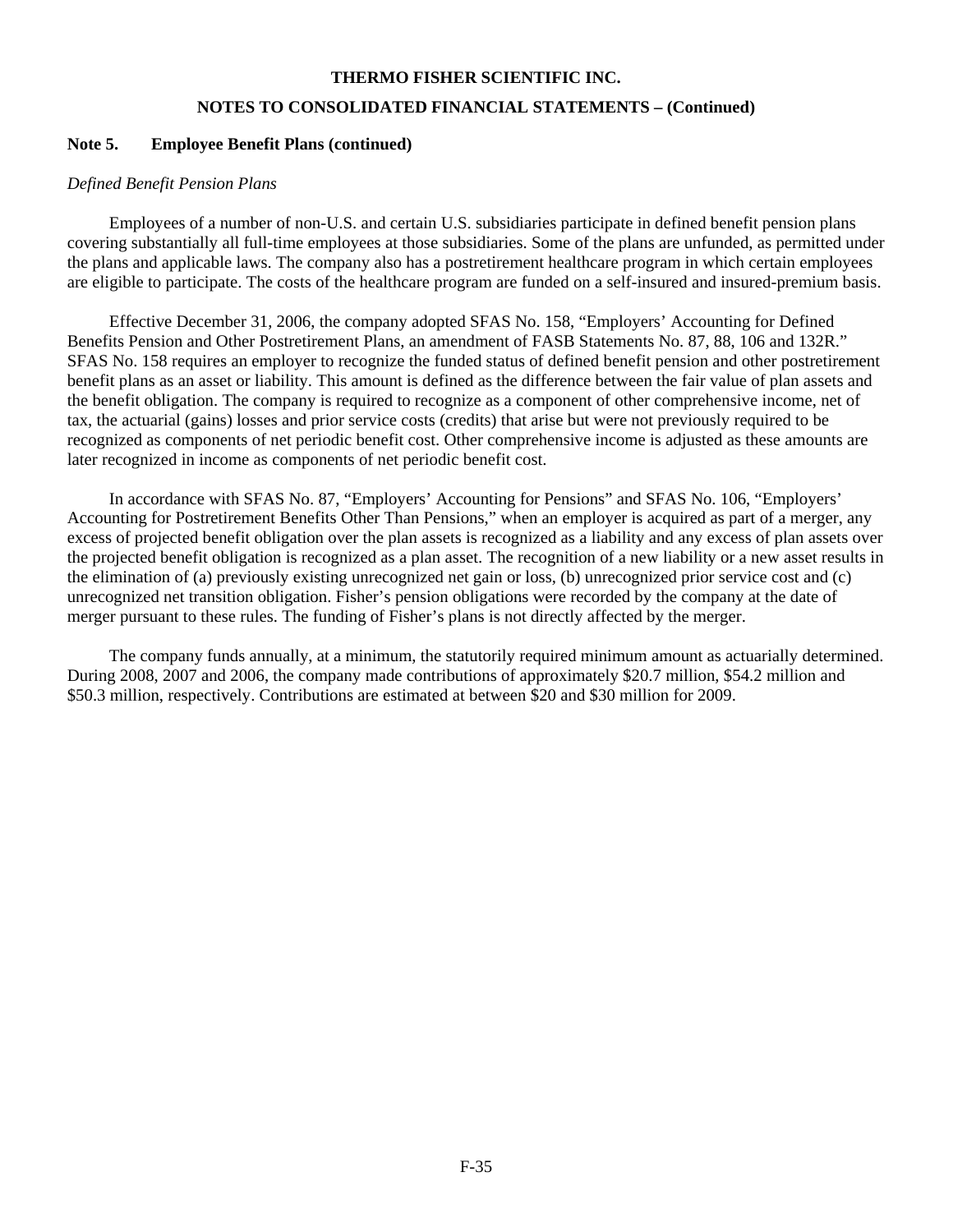## Note 5. Employee Benefit Plans (continued)

*Defined Benefit Pension Plans*

Employees of a number of non-U.S. and certain U.S. subsidiaries participate in defined benefit pension plans covering substantially all full-time employees at those subsidiaries. Some of the plans are unfunded, as permitted under the plans and applicable laws. The company also has a postretirement healthcare program in which certain employees are eligible to participate. The costs of the healthcare program are funded on a self-insured and insured-premium basis.

Effective December 31, 2006, the company adopted SFAS No. 158, "Employers' Accounting for Defined Benefits Pension and Other Postretirement Plans, an amendment of FASB Statements No. 87, 88, 106 and 132R." SFAS No. 158 requires an employer to recognize the funded status of defined benefit pension and other postretirement benefit plans as an asset or liability. This amount is defined as the difference between the fair value of plan assets and the benefit obligation. The company is required to recognize as a component of other comprehensive income, net of tax, the actuarial (gains) losses and prior service costs (credits) that arise but were not previously required to be recognized as components of net periodic benefit cost. Other comprehensive income is adjusted as these amounts are later recognized in income as components of net periodic benefit cost.

In accordance with SFAS No. 87, "Employers' Accounting for Pensions" and SFAS No. 106, "Employers' Accounting for Postretirement Benefits Other Than Pensions," when an employer is acquired as part of a merger, any excess of projected benefit obligation over the plan assets is recognized as a liability and any excess of plan assets over the projected benefit obligation is recognized as a plan asset. The recognition of a new liability or a new asset results in the elimination of (a) previously existing unrecognized net gain or loss, (b) unrecognized prior service cost and (c) unrecognized net transition obligation. Fisher's pension obligations were recorded by the company at the date of merger pursuant to these rules. The funding of Fisher's plans is not directly affected by the merger.

The company funds annually, at a minimum, the statutorily required minimum amount as actuarially determined. During 2008, 2007 and 2006, the company made contributions of approximately $20.7 million, $54.2 million and $50.3 million, respectively. Contributions are estimated at between $20 and $30 million for 2009.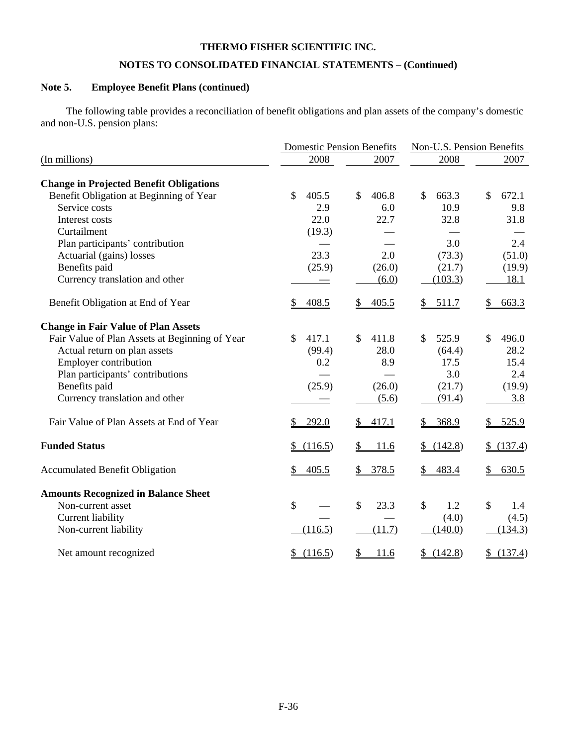THERMO FISHER SCIENTIFIC INC.

NOTES TO CONSOLIDATED FINANCIAL STATEMENTS – (Continued)

**Note 5. Employee Benefit Plans (continued)**

The following table provides a reconciliation of benefit obligations and plan assets of the company's domestic and non-U.S. pension plans:

| | Domestic Pension Benefits | | Non-U.S. Pension Benefits | |
|---|---|---|---|---|
| (In millions) | 2008 | 2007 | 2008 | 2007 |
| **Change in Projected Benefit Obligations** | | | | |
| Benefit Obligation at Beginning of Year | $ 405.5 | $ 406.8 | $ 663.3 | $ 672.1 |
| Service costs | 2.9 | 6.0 | 10.9 | 9.8 |
| Interest costs | 22.0 | 22.7 | 32.8 | 31.8 |
| Curtailment | (19.3) | — | — | — |
| Plan participants' contribution | — | — | 3.0 | 2.4 |
| Actuarial (gains) losses | 23.3 | 2.0 | (73.3) | (51.0) |
| Benefits paid | (25.9) | (26.0) | (21.7) | (19.9) |
| Currency translation and other | — | (6.0) | (103.3) | 18.1 |
| Benefit Obligation at End of Year | $ 408.5 | $ 405.5 | $ 511.7 | $ 663.3 |
| **Change in Fair Value of Plan Assets** | | | | |
| Fair Value of Plan Assets at Beginning of Year | $ 417.1 | $ 411.8 | $ 525.9 | $ 496.0 |
| Actual return on plan assets | (99.4) | 28.0 | (64.4) | 28.2 |
| Employer contribution | 0.2 | 8.9 | 17.5 | 15.4 |
| Plan participants' contributions | — | — | 3.0 | 2.4 |
| Benefits paid | (25.9) | (26.0) | (21.7) | (19.9) |
| Currency translation and other | — | (5.6) | (91.4) | 3.8 |
| Fair Value of Plan Assets at End of Year | $ 292.0 | $ 417.1 | $ 368.9 | $ 525.9 |
| **Funded Status** | $ (116.5) | $ 11.6 | $ (142.8) | $ (137.4) |
| Accumulated Benefit Obligation | $ 405.5 | $ 378.5 | $ 483.4 | $ 630.5 |
| **Amounts Recognized in Balance Sheet** | | | | |
| Non-current asset | $ — | $ 23.3 | $ 1.2 | $ 1.4 |
| Current liability | — | — | (4.0) | (4.5) |
| Non-current liability | (116.5) | (11.7) | (140.0) | (134.3) |
| Net amount recognized | $ (116.5) | $ 11.6 | $ (142.8) | $ (137.4) |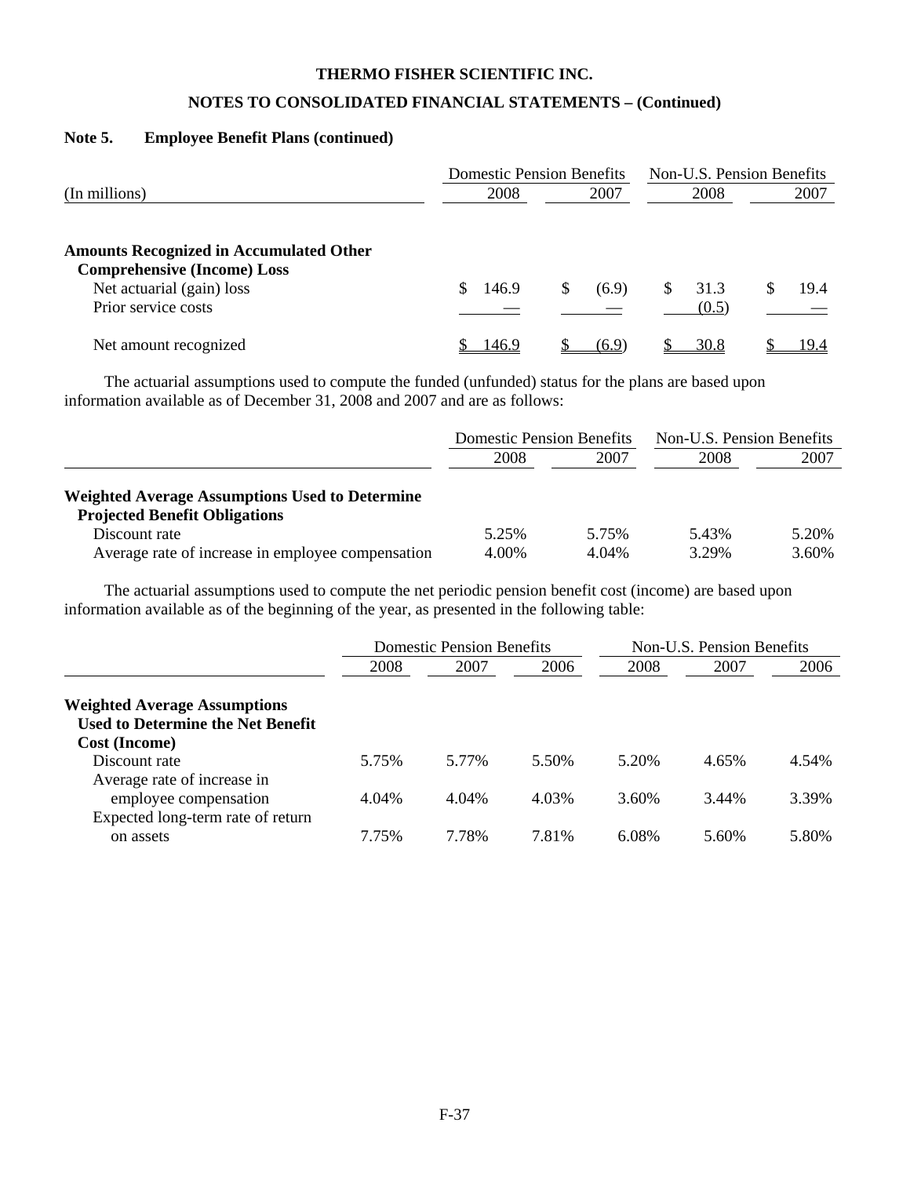**THERMO FISHER SCIENTIFIC INC.**

**NOTES TO CONSOLIDATED FINANCIAL STATEMENTS – (Continued)**

**Note 5. Employee Benefit Plans (continued)**

| | Domestic Pension Benefits | | Non-U.S. Pension Benefits | |
|---|---|---|---|---|
| (In millions) | 2008 | 2007 | 2008 | 2007 |
| **Amounts Recognized in Accumulated Other Comprehensive (Income) Loss** | | | | |
| Net actuarial (gain) loss | $ 146.9 | $ (6.9) | $ 31.3 | $ 19.4 |
| Prior service costs | — | — | (0.5) | — |
| Net amount recognized | $ 146.9 | $ (6.9) | $ 30.8 | $ 19.4 |

The actuarial assumptions used to compute the funded (unfunded) status for the plans are based upon information available as of December 31, 2008 and 2007 and are as follows:

| | Domestic Pension Benefits | | Non-U.S. Pension Benefits | |
|---|---|---|---|---|
| | 2008 | 2007 | 2008 | 2007 |
| **Weighted Average Assumptions Used to Determine Projected Benefit Obligations** | | | | |
| Discount rate | 5.25% | 5.75% | 5.43% | 5.20% |
| Average rate of increase in employee compensation | 4.00% | 4.04% | 3.29% | 3.60% |

The actuarial assumptions used to compute the net periodic pension benefit cost (income) are based upon information available as of the beginning of the year, as presented in the following table:

| | Domestic Pension Benefits | | | Non-U.S. Pension Benefits | | |
|---|---|---|---|---|---|---|
| | 2008 | 2007 | 2006 | 2008 | 2007 | 2006 |
| **Weighted Average Assumptions Used to Determine the Net Benefit Cost (Income)** | | | | | | |
| Discount rate | 5.75% | 5.77% | 5.50% | 5.20% | 4.65% | 4.54% |
| Average rate of increase in employee compensation | 4.04% | 4.04% | 4.03% | 3.60% | 3.44% | 3.39% |
| Expected long-term rate of return on assets | 7.75% | 7.78% | 7.81% | 6.08% | 5.60% | 5.80% |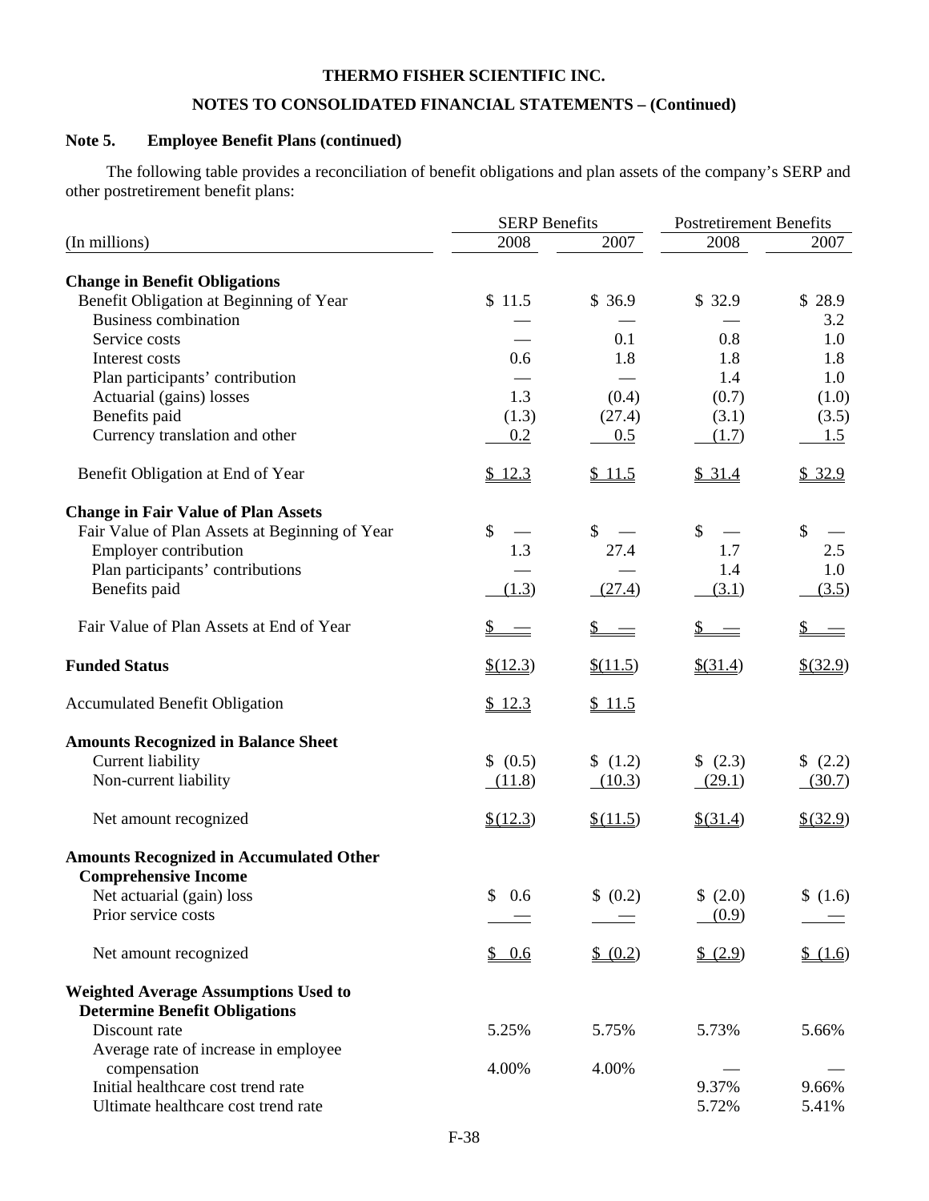**THERMO FISHER SCIENTIFIC INC.**

**NOTES TO CONSOLIDATED FINANCIAL STATEMENTS – (Continued)**

**Note 5. Employee Benefit Plans (continued)**

The following table provides a reconciliation of benefit obligations and plan assets of the company's SERP and other postretirement benefit plans:

| (In millions) | SERP Benefits 2008 | SERP Benefits 2007 | Postretirement Benefits 2008 | Postretirement Benefits 2007 |
|---|---|---|---|---|
| **Change in Benefit Obligations** | | | | |
| Benefit Obligation at Beginning of Year | $ 11.5 | $ 36.9 | $ 32.9 | $ 28.9 |
| Business combination | — | — | — | 3.2 |
| Service costs | — | 0.1 | 0.8 | 1.0 |
| Interest costs | 0.6 | 1.8 | 1.8 | 1.8 |
| Plan participants' contribution | — | — | 1.4 | 1.0 |
| Actuarial (gains) losses | 1.3 | (0.4) | (0.7) | (1.0) |
| Benefits paid | (1.3) | (27.4) | (3.1) | (3.5) |
| Currency translation and other | 0.2 | 0.5 | (1.7) | 1.5 |
| Benefit Obligation at End of Year | $ 12.3 | $ 11.5 | $ 31.4 | $ 32.9 |
| **Change in Fair Value of Plan Assets** | | | | |
| Fair Value of Plan Assets at Beginning of Year | $ — | $ — | $ — | $ — |
| Employer contribution | 1.3 | 27.4 | 1.7 | 2.5 |
| Plan participants' contributions | — | — | 1.4 | 1.0 |
| Benefits paid | (1.3) | (27.4) | (3.1) | (3.5) |
| Fair Value of Plan Assets at End of Year | $ — | $ — | $ — | $ — |
| **Funded Status** | $(12.3) | $(11.5) | $(31.4) | $(32.9) |
| Accumulated Benefit Obligation | $ 12.3 | $ 11.5 | | |
| **Amounts Recognized in Balance Sheet** | | | | |
| Current liability | $ (0.5) | $ (1.2) | $ (2.3) | $ (2.2) |
| Non-current liability | (11.8) | (10.3) | (29.1) | (30.7) |
| Net amount recognized | $(12.3) | $(11.5) | $(31.4) | $(32.9) |
| **Amounts Recognized in Accumulated Other Comprehensive Income** | | | | |
| Net actuarial (gain) loss | $ 0.6 | $ (0.2) | $ (2.0) | $ (1.6) |
| Prior service costs | — | — | (0.9) | — |
| Net amount recognized | $ 0.6 | $ (0.2) | $ (2.9) | $ (1.6) |
| **Weighted Average Assumptions Used to Determine Benefit Obligations** | | | | |
| Discount rate | 5.25% | 5.75% | 5.73% | 5.66% |
| Average rate of increase in employee compensation | 4.00% | 4.00% | — | — |
| Initial healthcare cost trend rate | | | 9.37% | 9.66% |
| Ultimate healthcare cost trend rate | | | 5.72% | 5.41% |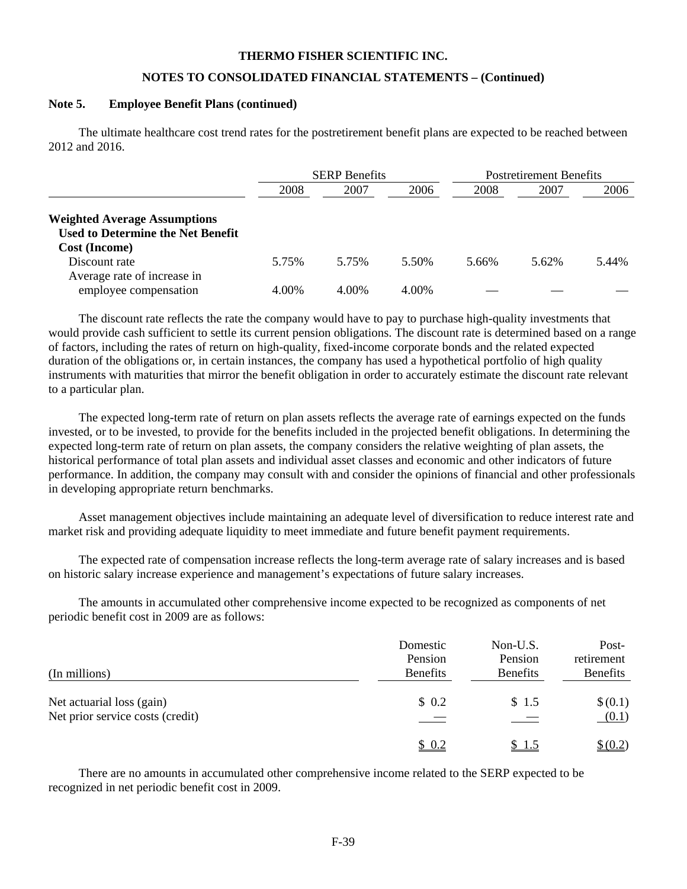**THERMO FISHER SCIENTIFIC INC.**

**NOTES TO CONSOLIDATED FINANCIAL STATEMENTS – (Continued)**

**Note 5. Employee Benefit Plans (continued)**

The ultimate healthcare cost trend rates for the postretirement benefit plans are expected to be reached between 2012 and 2016.

| | SERP Benefits | | | Postretirement Benefits | | |
|---|---|---|---|---|---|---|
| | 2008 | 2007 | 2006 | 2008 | 2007 | 2006 |
| **Weighted Average Assumptions Used to Determine the Net Benefit Cost (Income)** | | | | | | |
| Discount rate | 5.75% | 5.75% | 5.50% | 5.66% | 5.62% | 5.44% |
| Average rate of increase in employee compensation | 4.00% | 4.00% | 4.00% | — | — | — |

The discount rate reflects the rate the company would have to pay to purchase high-quality investments that would provide cash sufficient to settle its current pension obligations. The discount rate is determined based on a range of factors, including the rates of return on high-quality, fixed-income corporate bonds and the related expected duration of the obligations or, in certain instances, the company has used a hypothetical portfolio of high quality instruments with maturities that mirror the benefit obligation in order to accurately estimate the discount rate relevant to a particular plan.

The expected long-term rate of return on plan assets reflects the average rate of earnings expected on the funds invested, or to be invested, to provide for the benefits included in the projected benefit obligations. In determining the expected long-term rate of return on plan assets, the company considers the relative weighting of plan assets, the historical performance of total plan assets and individual asset classes and economic and other indicators of future performance. In addition, the company may consult with and consider the opinions of financial and other professionals in developing appropriate return benchmarks.

Asset management objectives include maintaining an adequate level of diversification to reduce interest rate and market risk and providing adequate liquidity to meet immediate and future benefit payment requirements.

The expected rate of compensation increase reflects the long-term average rate of salary increases and is based on historic salary increase experience and management's expectations of future salary increases.

The amounts in accumulated other comprehensive income expected to be recognized as components of net periodic benefit cost in 2009 are as follows:

| (In millions) | Domestic Pension Benefits | Non-U.S. Pension Benefits | Post-retirement Benefits |
|---|---|---|---|
| Net actuarial loss (gain) | $ 0.2 | $ 1.5 | $ (0.1) |
| Net prior service costs (credit) | — | — | (0.1) |
| | $ 0.2 | $ 1.5 | $ (0.2) |

There are no amounts in accumulated other comprehensive income related to the SERP expected to be recognized in net periodic benefit cost in 2009.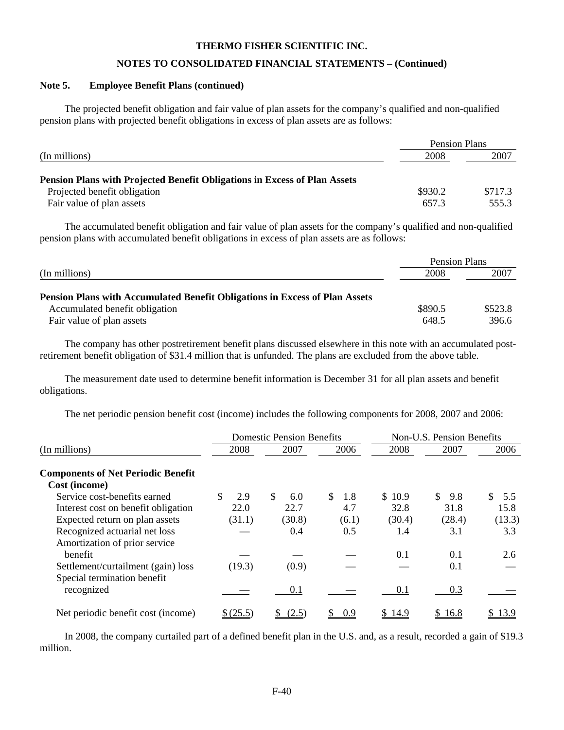THERMO FISHER SCIENTIFIC INC.

NOTES TO CONSOLIDATED FINANCIAL STATEMENTS – (Continued)

**Note 5. Employee Benefit Plans (continued)**

The projected benefit obligation and fair value of plan assets for the company's qualified and non-qualified pension plans with projected benefit obligations in excess of plan assets are as follows:

| | Pension Plans | |
|---|---|---|
| (In millions) | 2008 | 2007 |
| **Pension Plans with Projected Benefit Obligations in Excess of Plan Assets** | | |
| Projected benefit obligation | $930.2 | $717.3 |
| Fair value of plan assets | 657.3 | 555.3 |

The accumulated benefit obligation and fair value of plan assets for the company's qualified and non-qualified pension plans with accumulated benefit obligations in excess of plan assets are as follows:

| | Pension Plans | |
|---|---|---|
| (In millions) | 2008 | 2007 |
| **Pension Plans with Accumulated Benefit Obligations in Excess of Plan Assets** | | |
| Accumulated benefit obligation | $890.5 | $523.8 |
| Fair value of plan assets | 648.5 | 396.6 |

The company has other postretirement benefit plans discussed elsewhere in this note with an accumulated post-retirement benefit obligation of $31.4 million that is unfunded. The plans are excluded from the above table.

The measurement date used to determine benefit information is December 31 for all plan assets and benefit obligations.

The net periodic pension benefit cost (income) includes the following components for 2008, 2007 and 2006:

| | Domestic Pension Benefits | | | Non-U.S. Pension Benefits | | |
|---|---|---|---|---|---|---|
| (In millions) | 2008 | 2007 | 2006 | 2008 | 2007 | 2006 |
| **Components of Net Periodic Benefit Cost (income)** | | | | | | |
| Service cost-benefits earned | $ 2.9 | $ 6.0 | $ 1.8 | $ 10.9 | $ 9.8 | $ 5.5 |
| Interest cost on benefit obligation | 22.0 | 22.7 | 4.7 | 32.8 | 31.8 | 15.8 |
| Expected return on plan assets | (31.1) | (30.8) | (6.1) | (30.4) | (28.4) | (13.3) |
| Recognized actuarial net loss | — | 0.4 | 0.5 | 1.4 | 3.1 | 3.3 |
| Amortization of prior service benefit | — | — | — | 0.1 | 0.1 | 2.6 |
| Settlement/curtailment (gain) loss | (19.3) | (0.9) | — | — | 0.1 | — |
| Special termination benefit recognized | — | 0.1 | — | 0.1 | 0.3 | — |
| Net periodic benefit cost (income) | $ (25.5) | $ (2.5) | $ 0.9 | $ 14.9 | $ 16.8 | $ 13.9 |

In 2008, the company curtailed part of a defined benefit plan in the U.S. and, as a result, recorded a gain of $19.3 million.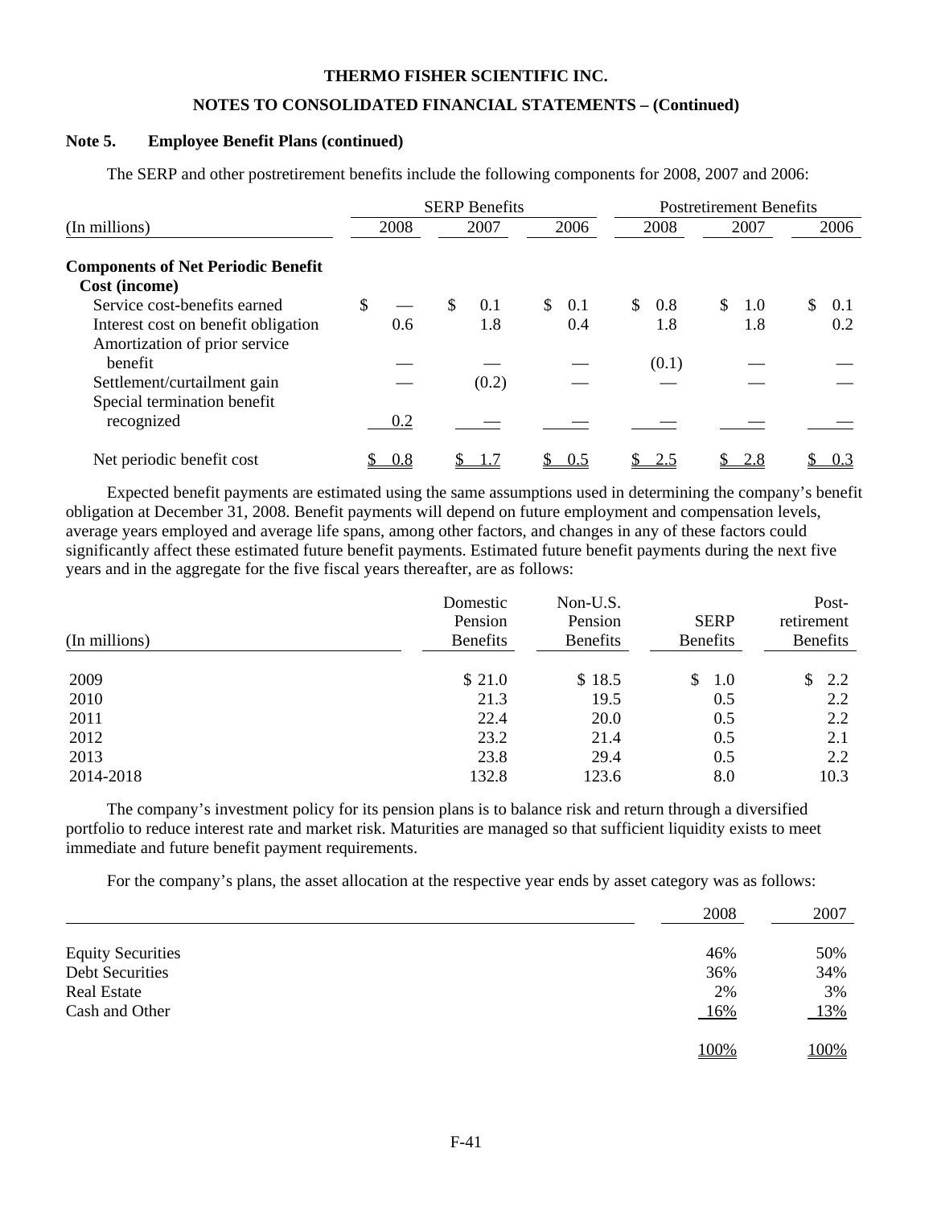**Note 5. Employee Benefit Plans (continued)**

The SERP and other postretirement benefits include the following components for 2008, 2007 and 2006:

| | SERP Benefits | | | Postretirement Benefits | | |
|---|---|---|---|---|---|---|
| (In millions) | 2008 | 2007 | 2006 | 2008 | 2007 | 2006 |
| **Components of Net Periodic Benefit Cost (income)** | | | | | | |
| Service cost-benefits earned | $ — | $ 0.1 | $ 0.1 | $ 0.8 | $ 1.0 | $ 0.1 |
| Interest cost on benefit obligation | 0.6 | 1.8 | 0.4 | 1.8 | 1.8 | 0.2 |
| Amortization of prior service benefit | — | — | — | (0.1) | — | — |
| Settlement/curtailment gain | — | (0.2) | — | — | — | — |
| Special termination benefit recognized | 0.2 | — | — | — | — | — |
| Net periodic benefit cost | $ 0.8 | $ 1.7 | $ 0.5 | $ 2.5 | $ 2.8 | $ 0.3 |

Expected benefit payments are estimated using the same assumptions used in determining the company's benefit obligation at December 31, 2008. Benefit payments will depend on future employment and compensation levels, average years employed and average life spans, among other factors, and changes in any of these factors could significantly affect these estimated future benefit payments. Estimated future benefit payments during the next five years and in the aggregate for the five fiscal years thereafter, are as follows:

| (In millions) | Domestic Pension Benefits | Non-U.S. Pension Benefits | SERP Benefits | Post-retirement Benefits |
|---|---|---|---|---|
| 2009 | $ 21.0 | $ 18.5 | $ 1.0 | $ 2.2 |
| 2010 | 21.3 | 19.5 | 0.5 | 2.2 |
| 2011 | 22.4 | 20.0 | 0.5 | 2.2 |
| 2012 | 23.2 | 21.4 | 0.5 | 2.1 |
| 2013 | 23.8 | 29.4 | 0.5 | 2.2 |
| 2014-2018 | 132.8 | 123.6 | 8.0 | 10.3 |

The company's investment policy for its pension plans is to balance risk and return through a diversified portfolio to reduce interest rate and market risk. Maturities are managed so that sufficient liquidity exists to meet immediate and future benefit payment requirements.

For the company's plans, the asset allocation at the respective year ends by asset category was as follows:

| | 2008 | 2007 |
|---|---|---|
| Equity Securities | 46% | 50% |
| Debt Securities | 36% | 34% |
| Real Estate | 2% | 3% |
| Cash and Other | 16% | 13% |
| | 100% | 100% |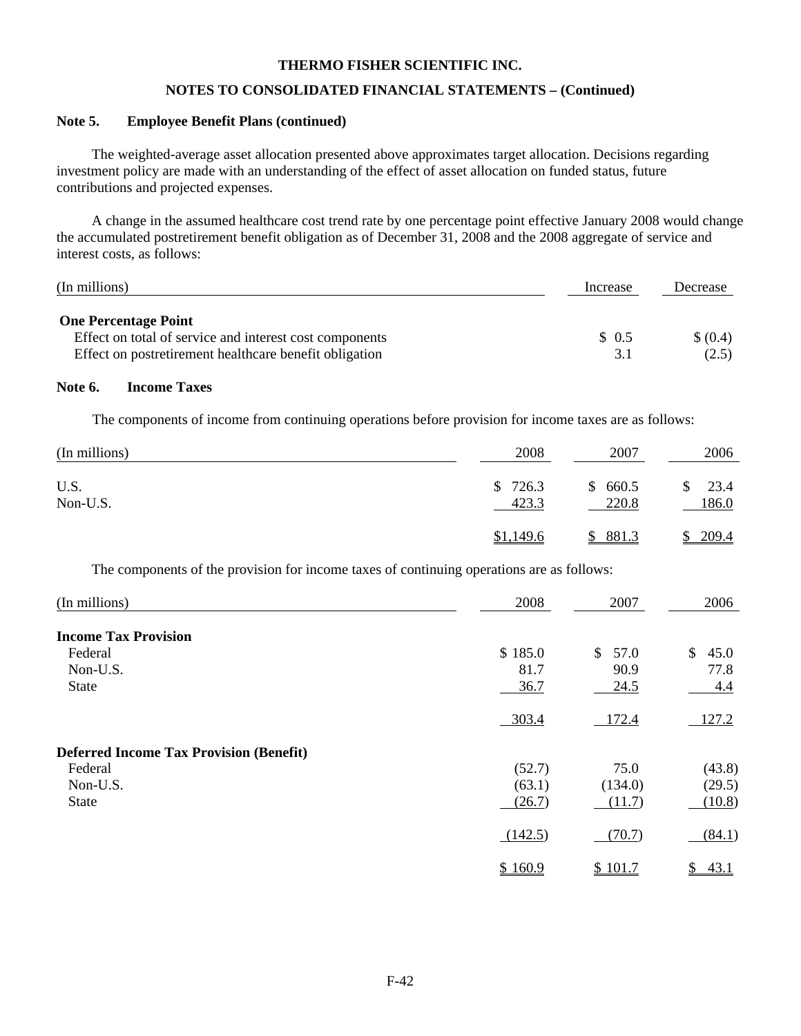### Note 5. Employee Benefit Plans (continued)

The weighted-average asset allocation presented above approximates target allocation. Decisions regarding investment policy are made with an understanding of the effect of asset allocation on funded status, future contributions and projected expenses.

A change in the assumed healthcare cost trend rate by one percentage point effective January 2008 would change the accumulated postretirement benefit obligation as of December 31, 2008 and the 2008 aggregate of service and interest costs, as follows:

| (In millions) | Increase | Decrease |
|---|---|---|
| **One Percentage Point** | | |
| Effect on total of service and interest cost components | $ 0.5 | $ (0.4) |
| Effect on postretirement healthcare benefit obligation | 3.1 | (2.5) |

### Note 6. Income Taxes

The components of income from continuing operations before provision for income taxes are as follows:

| (In millions) | 2008 | 2007 | 2006 |
|---|---|---|---|
| U.S. | $ 726.3 | $ 660.5 | $ 23.4 |
| Non-U.S. | 423.3 | 220.8 | 186.0 |
| | $1,149.6 | $ 881.3 | $ 209.4 |

The components of the provision for income taxes of continuing operations are as follows:

| (In millions) | 2008 | 2007 | 2006 |
|---|---|---|---|
| **Income Tax Provision** | | | |
| Federal | $ 185.0 | $ 57.0 | $ 45.0 |
| Non-U.S. | 81.7 | 90.9 | 77.8 |
| State | 36.7 | 24.5 | 4.4 |
| | 303.4 | 172.4 | 127.2 |
| **Deferred Income Tax Provision (Benefit)** | | | |
| Federal | (52.7) | 75.0 | (43.8) |
| Non-U.S. | (63.1) | (134.0) | (29.5) |
| State | (26.7) | (11.7) | (10.8) |
| | (142.5) | (70.7) | (84.1) |
| | $ 160.9 | $ 101.7 | $ 43.1 |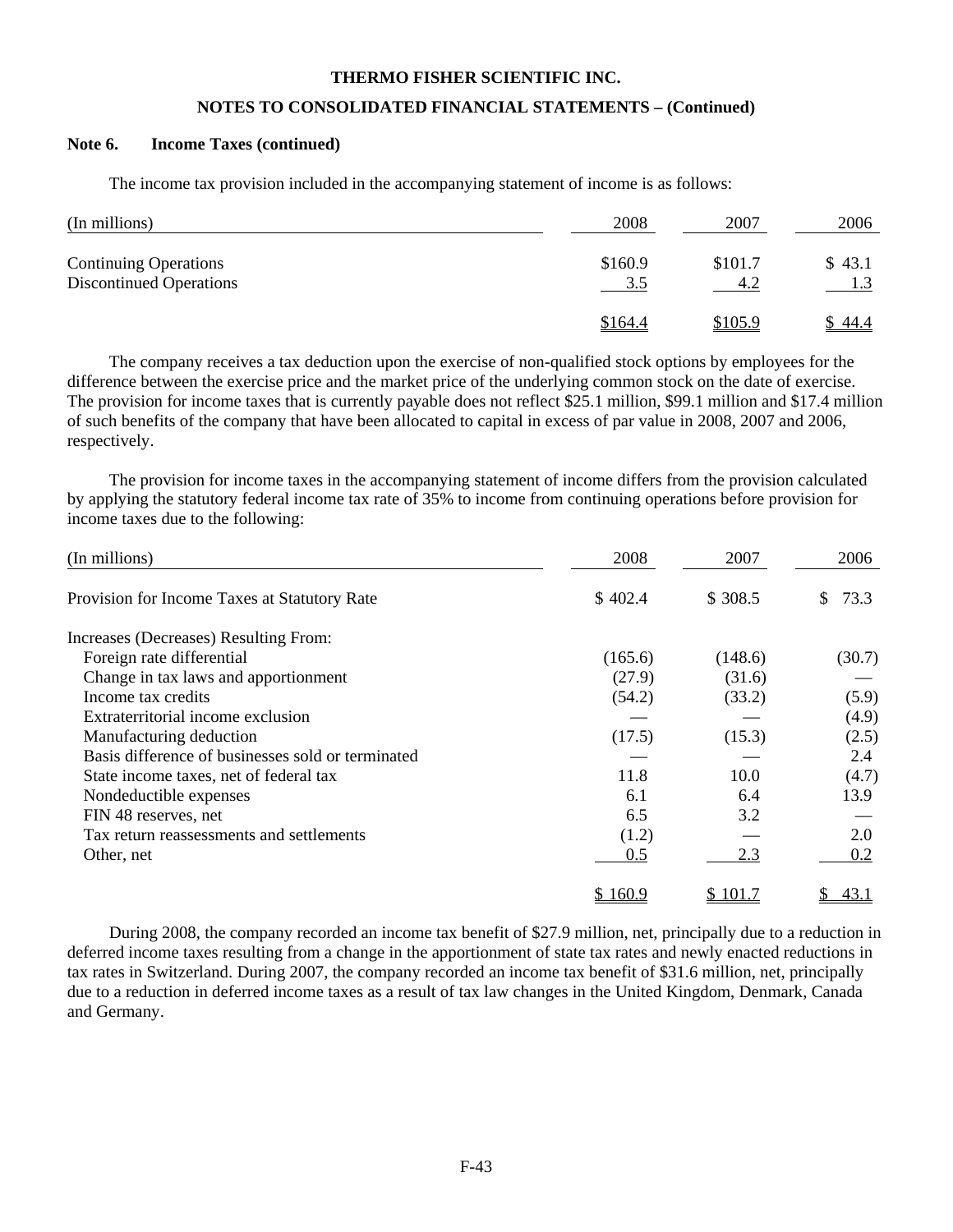THERMO FISHER SCIENTIFIC INC.

NOTES TO CONSOLIDATED FINANCIAL STATEMENTS – (Continued)

**Note 6. Income Taxes (continued)**

The income tax provision included in the accompanying statement of income is as follows:

| (In millions) | 2008 | 2007 | 2006 |
|---|---|---|---|
| Continuing Operations | $160.9 | $101.7 | $ 43.1 |
| Discontinued Operations | 3.5 | 4.2 | 1.3 |
| | $164.4 | $105.9 | $ 44.4 |

The company receives a tax deduction upon the exercise of non-qualified stock options by employees for the difference between the exercise price and the market price of the underlying common stock on the date of exercise. The provision for income taxes that is currently payable does not reflect $25.1 million, $99.1 million and $17.4 million of such benefits of the company that have been allocated to capital in excess of par value in 2008, 2007 and 2006, respectively.

The provision for income taxes in the accompanying statement of income differs from the provision calculated by applying the statutory federal income tax rate of 35% to income from continuing operations before provision for income taxes due to the following:

| (In millions) | 2008 | 2007 | 2006 |
|---|---|---|---|
| Provision for Income Taxes at Statutory Rate | $ 402.4 | $ 308.5 | $ 73.3 |
| Increases (Decreases) Resulting From: | | | |
| Foreign rate differential | (165.6) | (148.6) | (30.7) |
| Change in tax laws and apportionment | (27.9) | (31.6) | — |
| Income tax credits | (54.2) | (33.2) | (5.9) |
| Extraterritorial income exclusion | — | — | (4.9) |
| Manufacturing deduction | (17.5) | (15.3) | (2.5) |
| Basis difference of businesses sold or terminated | — | — | 2.4 |
| State income taxes, net of federal tax | 11.8 | 10.0 | (4.7) |
| Nondeductible expenses | 6.1 | 6.4 | 13.9 |
| FIN 48 reserves, net | 6.5 | 3.2 | — |
| Tax return reassessments and settlements | (1.2) | — | 2.0 |
| Other, net | 0.5 | 2.3 | 0.2 |
| | $ 160.9 | $ 101.7 | $ 43.1 |

During 2008, the company recorded an income tax benefit of $27.9 million, net, principally due to a reduction in deferred income taxes resulting from a change in the apportionment of state tax rates and newly enacted reductions in tax rates in Switzerland. During 2007, the company recorded an income tax benefit of $31.6 million, net, principally due to a reduction in deferred income taxes as a result of tax law changes in the United Kingdom, Denmark, Canada and Germany.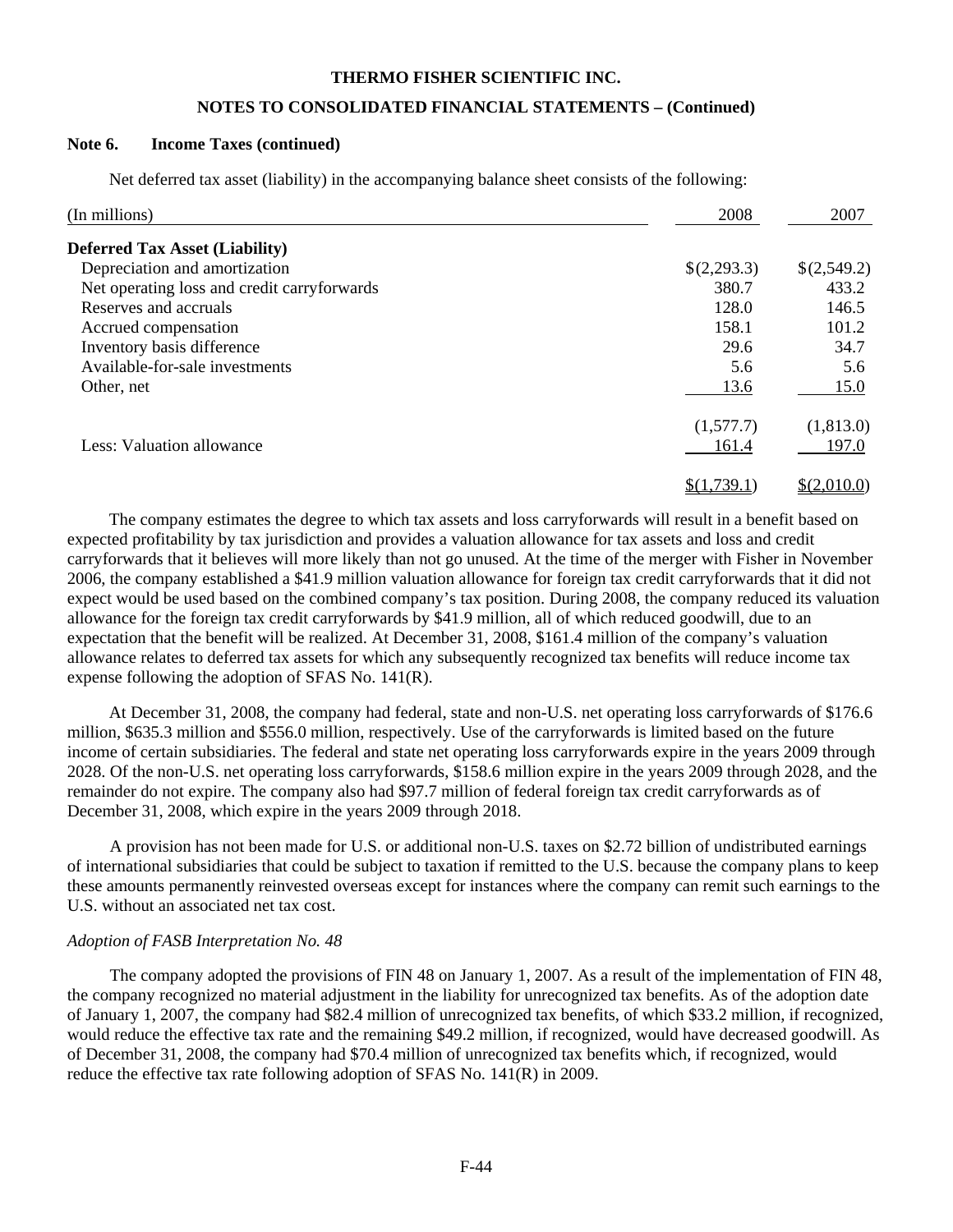**Note 6. Income Taxes (continued)**

Net deferred tax asset (liability) in the accompanying balance sheet consists of the following:

| (In millions) | 2008 | 2007 |
|---|---|---|
| **Deferred Tax Asset (Liability)** | | |
| Depreciation and amortization | $(2,293.3) | $(2,549.2) |
| Net operating loss and credit carryforwards | 380.7 | 433.2 |
| Reserves and accruals | 128.0 | 146.5 |
| Accrued compensation | 158.1 | 101.2 |
| Inventory basis difference | 29.6 | 34.7 |
| Available-for-sale investments | 5.6 | 5.6 |
| Other, net | 13.6 | 15.0 |
| | (1,577.7) | (1,813.0) |
| Less: Valuation allowance | 161.4 | 197.0 |
| | $(1,739.1) | $(2,010.0) |

The company estimates the degree to which tax assets and loss carryforwards will result in a benefit based on expected profitability by tax jurisdiction and provides a valuation allowance for tax assets and loss and credit carryforwards that it believes will more likely than not go unused. At the time of the merger with Fisher in November 2006, the company established a $41.9 million valuation allowance for foreign tax credit carryforwards that it did not expect would be used based on the combined company's tax position. During 2008, the company reduced its valuation allowance for the foreign tax credit carryforwards by $41.9 million, all of which reduced goodwill, due to an expectation that the benefit will be realized. At December 31, 2008, $161.4 million of the company's valuation allowance relates to deferred tax assets for which any subsequently recognized tax benefits will reduce income tax expense following the adoption of SFAS No. 141(R).

At December 31, 2008, the company had federal, state and non-U.S. net operating loss carryforwards of $176.6 million, $635.3 million and $556.0 million, respectively. Use of the carryforwards is limited based on the future income of certain subsidiaries. The federal and state net operating loss carryforwards expire in the years 2009 through 2028. Of the non-U.S. net operating loss carryforwards, $158.6 million expire in the years 2009 through 2028, and the remainder do not expire. The company also had $97.7 million of federal foreign tax credit carryforwards as of December 31, 2008, which expire in the years 2009 through 2018.

A provision has not been made for U.S. or additional non-U.S. taxes on $2.72 billion of undistributed earnings of international subsidiaries that could be subject to taxation if remitted to the U.S. because the company plans to keep these amounts permanently reinvested overseas except for instances where the company can remit such earnings to the U.S. without an associated net tax cost.

*Adoption of FASB Interpretation No. 48*

The company adopted the provisions of FIN 48 on January 1, 2007. As a result of the implementation of FIN 48, the company recognized no material adjustment in the liability for unrecognized tax benefits. As of the adoption date of January 1, 2007, the company had $82.4 million of unrecognized tax benefits, of which $33.2 million, if recognized, would reduce the effective tax rate and the remaining $49.2 million, if recognized, would have decreased goodwill. As of December 31, 2008, the company had $70.4 million of unrecognized tax benefits which, if recognized, would reduce the effective tax rate following adoption of SFAS No. 141(R) in 2009.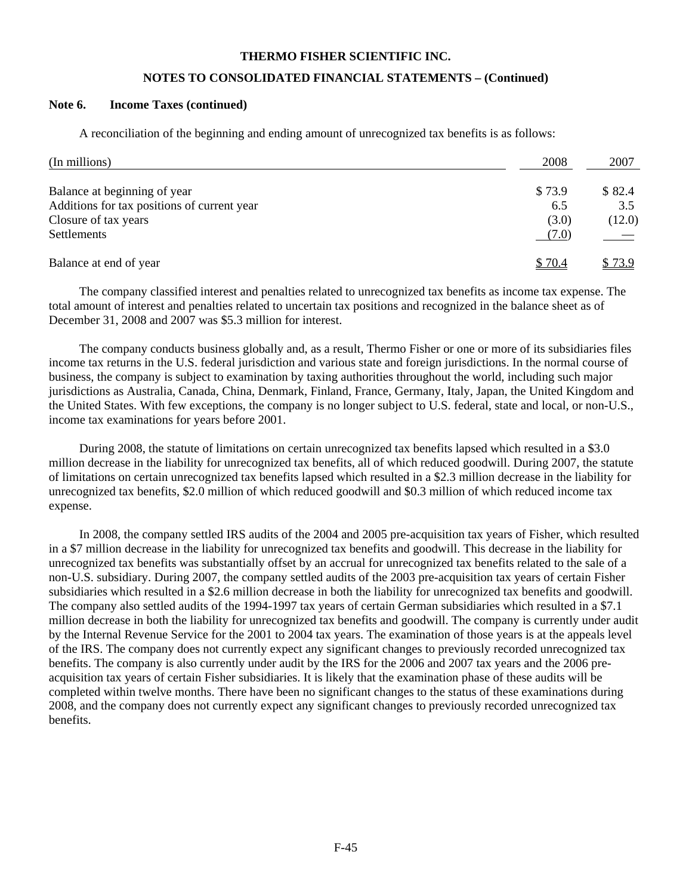**THERMO FISHER SCIENTIFIC INC.**

**NOTES TO CONSOLIDATED FINANCIAL STATEMENTS – (Continued)**

**Note 6. Income Taxes (continued)**

A reconciliation of the beginning and ending amount of unrecognized tax benefits is as follows:

| (In millions) | 2008 | 2007 |
|---|---|---|
| Balance at beginning of year | $ 73.9 | $ 82.4 |
| Additions for tax positions of current year | 6.5 | 3.5 |
| Closure of tax years | (3.0) | (12.0) |
| Settlements | (7.0) | — |
| Balance at end of year | $ 70.4 | $ 73.9 |

The company classified interest and penalties related to unrecognized tax benefits as income tax expense. The total amount of interest and penalties related to uncertain tax positions and recognized in the balance sheet as of December 31, 2008 and 2007 was $5.3 million for interest.

The company conducts business globally and, as a result, Thermo Fisher or one or more of its subsidiaries files income tax returns in the U.S. federal jurisdiction and various state and foreign jurisdictions. In the normal course of business, the company is subject to examination by taxing authorities throughout the world, including such major jurisdictions as Australia, Canada, China, Denmark, Finland, France, Germany, Italy, Japan, the United Kingdom and the United States. With few exceptions, the company is no longer subject to U.S. federal, state and local, or non-U.S., income tax examinations for years before 2001.

During 2008, the statute of limitations on certain unrecognized tax benefits lapsed which resulted in a $3.0 million decrease in the liability for unrecognized tax benefits, all of which reduced goodwill. During 2007, the statute of limitations on certain unrecognized tax benefits lapsed which resulted in a $2.3 million decrease in the liability for unrecognized tax benefits, $2.0 million of which reduced goodwill and $0.3 million of which reduced income tax expense.

In 2008, the company settled IRS audits of the 2004 and 2005 pre-acquisition tax years of Fisher, which resulted in a $7 million decrease in the liability for unrecognized tax benefits and goodwill. This decrease in the liability for unrecognized tax benefits was substantially offset by an accrual for unrecognized tax benefits related to the sale of a non-U.S. subsidiary. During 2007, the company settled audits of the 2003 pre-acquisition tax years of certain Fisher subsidiaries which resulted in a $2.6 million decrease in both the liability for unrecognized tax benefits and goodwill. The company also settled audits of the 1994-1997 tax years of certain German subsidiaries which resulted in a $7.1 million decrease in both the liability for unrecognized tax benefits and goodwill. The company is currently under audit by the Internal Revenue Service for the 2001 to 2004 tax years. The examination of those years is at the appeals level of the IRS. The company does not currently expect any significant changes to previously recorded unrecognized tax benefits. The company is also currently under audit by the IRS for the 2006 and 2007 tax years and the 2006 pre-acquisition tax years of certain Fisher subsidiaries. It is likely that the examination phase of these audits will be completed within twelve months. There have been no significant changes to the status of these examinations during 2008, and the company does not currently expect any significant changes to previously recorded unrecognized tax benefits.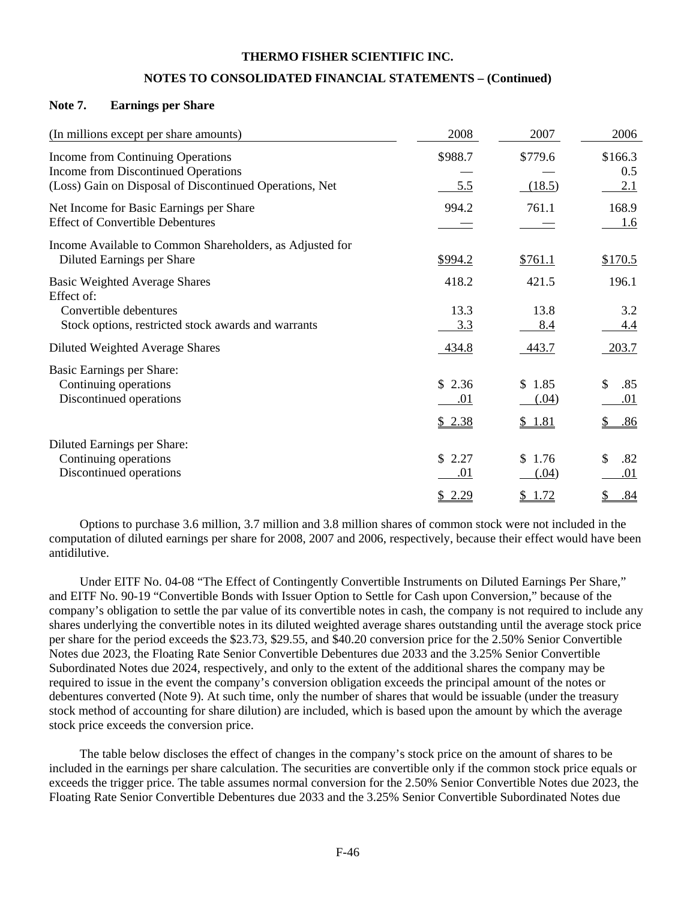**THERMO FISHER SCIENTIFIC INC.**

**NOTES TO CONSOLIDATED FINANCIAL STATEMENTS – (Continued)**

**Note 7. Earnings per Share**

| (In millions except per share amounts) | 2008 | 2007 | 2006 |
|---|---|---|---|
| Income from Continuing Operations | $988.7 | $779.6 | $166.3 |
| Income from Discontinued Operations | — | — | 0.5 |
| (Loss) Gain on Disposal of Discontinued Operations, Net | 5.5 | (18.5) | 2.1 |
| Net Income for Basic Earnings per Share | 994.2 | 761.1 | 168.9 |
| Effect of Convertible Debentures | — | — | 1.6 |
| Income Available to Common Shareholders, as Adjusted for Diluted Earnings per Share | $994.2 | $761.1 | $170.5 |
| Basic Weighted Average Shares | 418.2 | 421.5 | 196.1 |
| Effect of: | | | |
| Convertible debentures | 13.3 | 13.8 | 3.2 |
| Stock options, restricted stock awards and warrants | 3.3 | 8.4 | 4.4 |
| Diluted Weighted Average Shares | 434.8 | 443.7 | 203.7 |
| Basic Earnings per Share: | | | |
| Continuing operations | $ 2.36 | $ 1.85 | $ .85 |
| Discontinued operations | .01 | (.04) | .01 |
| | $ 2.38 | $ 1.81 | $ .86 |
| Diluted Earnings per Share: | | | |
| Continuing operations | $ 2.27 | $ 1.76 | $ .82 |
| Discontinued operations | .01 | (.04) | .01 |
| | $ 2.29 | $ 1.72 | $ .84 |

Options to purchase 3.6 million, 3.7 million and 3.8 million shares of common stock were not included in the computation of diluted earnings per share for 2008, 2007 and 2006, respectively, because their effect would have been antidilutive.

Under EITF No. 04-08 "The Effect of Contingently Convertible Instruments on Diluted Earnings Per Share," and EITF No. 90-19 "Convertible Bonds with Issuer Option to Settle for Cash upon Conversion," because of the company's obligation to settle the par value of its convertible notes in cash, the company is not required to include any shares underlying the convertible notes in its diluted weighted average shares outstanding until the average stock price per share for the period exceeds the $23.73, $29.55, and $40.20 conversion price for the 2.50% Senior Convertible Notes due 2023, the Floating Rate Senior Convertible Debentures due 2033 and the 3.25% Senior Convertible Subordinated Notes due 2024, respectively, and only to the extent of the additional shares the company may be required to issue in the event the company's conversion obligation exceeds the principal amount of the notes or debentures converted (Note 9). At such time, only the number of shares that would be issuable (under the treasury stock method of accounting for share dilution) are included, which is based upon the amount by which the average stock price exceeds the conversion price.

The table below discloses the effect of changes in the company's stock price on the amount of shares to be included in the earnings per share calculation. The securities are convertible only if the common stock price equals or exceeds the trigger price. The table assumes normal conversion for the 2.50% Senior Convertible Notes due 2023, the Floating Rate Senior Convertible Debentures due 2033 and the 3.25% Senior Convertible Subordinated Notes due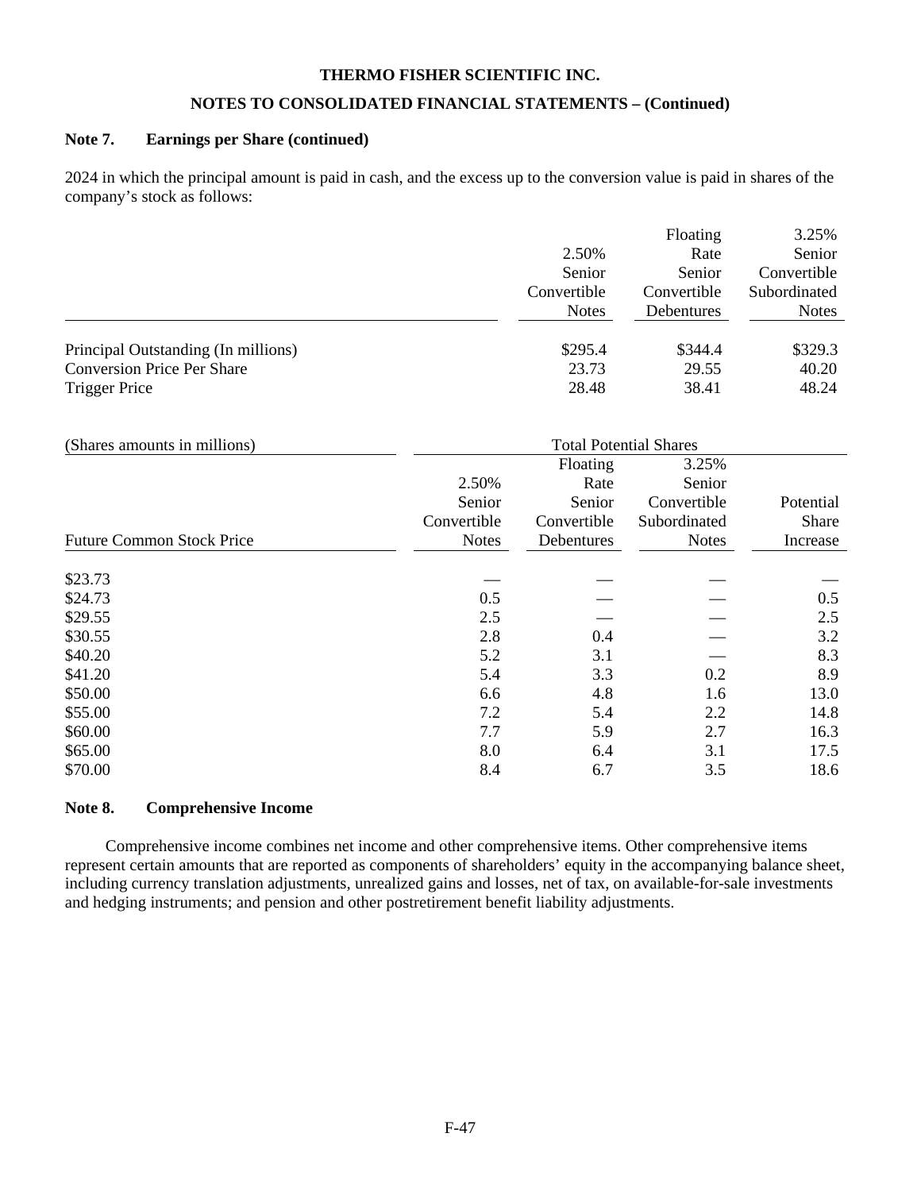**Note 7. Earnings per Share (continued)**

2024 in which the principal amount is paid in cash, and the excess up to the conversion value is paid in shares of the company's stock as follows:

| | 2.50% Senior Convertible Notes | Floating Rate Senior Convertible Debentures | 3.25% Senior Convertible Subordinated Notes |
|---|---|---|---|
| Principal Outstanding (In millions) | $295.4 | $344.4 | $329.3 |
| Conversion Price Per Share | 23.73 | 29.55 | 40.20 |
| Trigger Price | 28.48 | 38.41 | 48.24 |

| (Shares amounts in millions) | Total Potential Shares | | | |
|---|---|---|---|---|
| Future Common Stock Price | 2.50% Senior Convertible Notes | Floating Rate Senior Convertible Debentures | 3.25% Senior Convertible Subordinated Notes | Potential Share Increase |
| $23.73 | — | — | — | — |
| $24.73 | 0.5 | — | — | 0.5 |
| $29.55 | 2.5 | — | — | 2.5 |
| $30.55 | 2.8 | 0.4 | — | 3.2 |
| $40.20 | 5.2 | 3.1 | — | 8.3 |
| $41.20 | 5.4 | 3.3 | 0.2 | 8.9 |
| $50.00 | 6.6 | 4.8 | 1.6 | 13.0 |
| $55.00 | 7.2 | 5.4 | 2.2 | 14.8 |
| $60.00 | 7.7 | 5.9 | 2.7 | 16.3 |
| $65.00 | 8.0 | 6.4 | 3.1 | 17.5 |
| $70.00 | 8.4 | 6.7 | 3.5 | 18.6 |

**Note 8. Comprehensive Income**

Comprehensive income combines net income and other comprehensive items. Other comprehensive items represent certain amounts that are reported as components of shareholders' equity in the accompanying balance sheet, including currency translation adjustments, unrealized gains and losses, net of tax, on available-for-sale investments and hedging instruments; and pension and other postretirement benefit liability adjustments.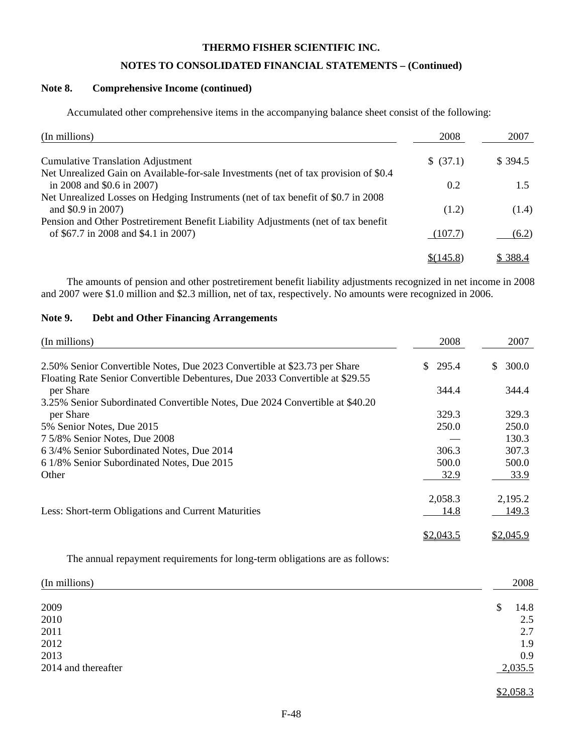**THERMO FISHER SCIENTIFIC INC.**

**NOTES TO CONSOLIDATED FINANCIAL STATEMENTS – (Continued)**

**Note 8. Comprehensive Income (continued)**

Accumulated other comprehensive items in the accompanying balance sheet consist of the following:

| (In millions) | 2008 | 2007 |
|---|---|---|
| Cumulative Translation Adjustment | $ (37.1) | $ 394.5 |
| Net Unrealized Gain on Available-for-sale Investments (net of tax provision of $0.4 in 2008 and $0.6 in 2007) | 0.2 | 1.5 |
| Net Unrealized Losses on Hedging Instruments (net of tax benefit of $0.7 in 2008 and $0.9 in 2007) | (1.2) | (1.4) |
| Pension and Other Postretirement Benefit Liability Adjustments (net of tax benefit of $67.7 in 2008 and $4.1 in 2007) | (107.7) | (6.2) |
| | $(145.8) | $ 388.4 |

The amounts of pension and other postretirement benefit liability adjustments recognized in net income in 2008 and 2007 were $1.0 million and $2.3 million, net of tax, respectively. No amounts were recognized in 2006.

**Note 9. Debt and Other Financing Arrangements**

| (In millions) | 2008 | 2007 |
|---|---|---|
| 2.50% Senior Convertible Notes, Due 2023 Convertible at $23.73 per Share | $ 295.4 | $ 300.0 |
| Floating Rate Senior Convertible Debentures, Due 2033 Convertible at $29.55 per Share | 344.4 | 344.4 |
| 3.25% Senior Subordinated Convertible Notes, Due 2024 Convertible at $40.20 per Share | 329.3 | 329.3 |
| 5% Senior Notes, Due 2015 | 250.0 | 250.0 |
| 7 5/8% Senior Notes, Due 2008 | — | 130.3 |
| 6 3/4% Senior Subordinated Notes, Due 2014 | 306.3 | 307.3 |
| 6 1/8% Senior Subordinated Notes, Due 2015 | 500.0 | 500.0 |
| Other | 32.9 | 33.9 |
| | 2,058.3 | 2,195.2 |
| Less: Short-term Obligations and Current Maturities | 14.8 | 149.3 |
| | $2,043.5 | $2,045.9 |

The annual repayment requirements for long-term obligations are as follows:

| (In millions) | 2008 |
|---|---|
| 2009 | $ 14.8 |
| 2010 | 2.5 |
| 2011 | 2.7 |
| 2012 | 1.9 |
| 2013 | 0.9 |
| 2014 and thereafter | 2,035.5 |
| | $2,058.3 |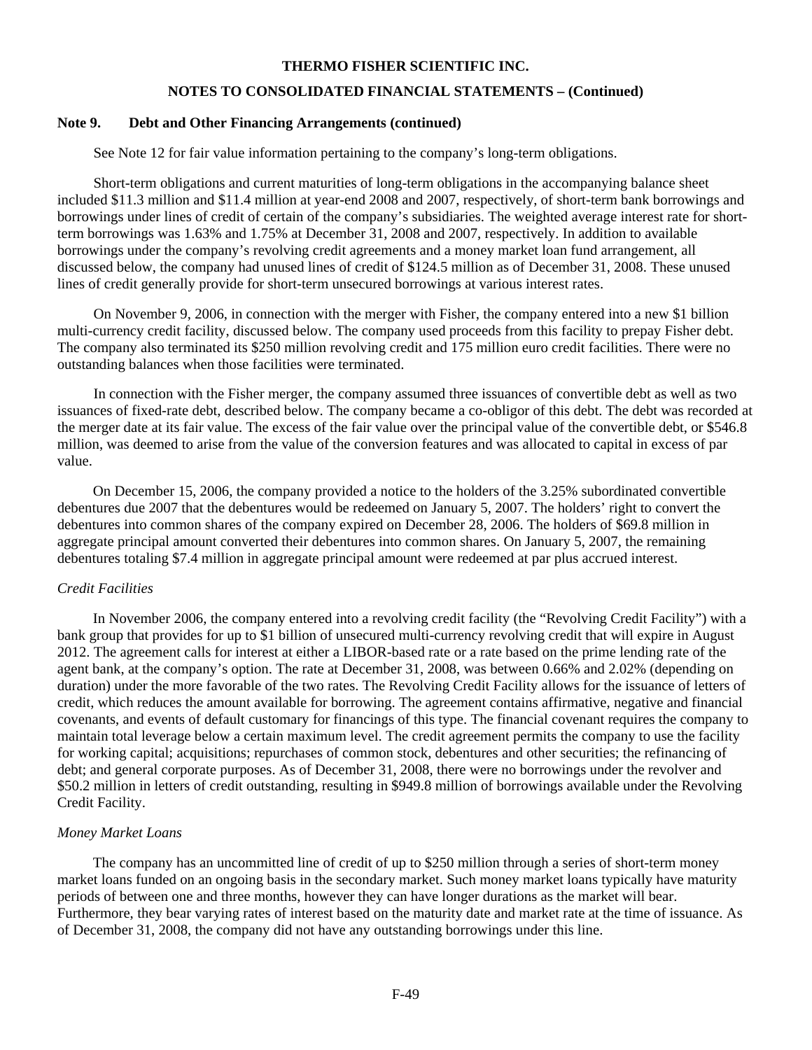**THERMO FISHER SCIENTIFIC INC.**

**NOTES TO CONSOLIDATED FINANCIAL STATEMENTS – (Continued)**

**Note 9. Debt and Other Financing Arrangements (continued)**

See Note 12 for fair value information pertaining to the company's long-term obligations.

Short-term obligations and current maturities of long-term obligations in the accompanying balance sheet included $11.3 million and $11.4 million at year-end 2008 and 2007, respectively, of short-term bank borrowings and borrowings under lines of credit of certain of the company's subsidiaries. The weighted average interest rate for short-term borrowings was 1.63% and 1.75% at December 31, 2008 and 2007, respectively. In addition to available borrowings under the company's revolving credit agreements and a money market loan fund arrangement, all discussed below, the company had unused lines of credit of $124.5 million as of December 31, 2008. These unused lines of credit generally provide for short-term unsecured borrowings at various interest rates.

On November 9, 2006, in connection with the merger with Fisher, the company entered into a new $1 billion multi-currency credit facility, discussed below. The company used proceeds from this facility to prepay Fisher debt. The company also terminated its $250 million revolving credit and 175 million euro credit facilities. There were no outstanding balances when those facilities were terminated.

In connection with the Fisher merger, the company assumed three issuances of convertible debt as well as two issuances of fixed-rate debt, described below. The company became a co-obligor of this debt. The debt was recorded at the merger date at its fair value. The excess of the fair value over the principal value of the convertible debt, or $546.8 million, was deemed to arise from the value of the conversion features and was allocated to capital in excess of par value.

On December 15, 2006, the company provided a notice to the holders of the 3.25% subordinated convertible debentures due 2007 that the debentures would be redeemed on January 5, 2007. The holders' right to convert the debentures into common shares of the company expired on December 28, 2006. The holders of $69.8 million in aggregate principal amount converted their debentures into common shares. On January 5, 2007, the remaining debentures totaling $7.4 million in aggregate principal amount were redeemed at par plus accrued interest.

*Credit Facilities*

In November 2006, the company entered into a revolving credit facility (the "Revolving Credit Facility") with a bank group that provides for up to $1 billion of unsecured multi-currency revolving credit that will expire in August 2012. The agreement calls for interest at either a LIBOR-based rate or a rate based on the prime lending rate of the agent bank, at the company's option. The rate at December 31, 2008, was between 0.66% and 2.02% (depending on duration) under the more favorable of the two rates. The Revolving Credit Facility allows for the issuance of letters of credit, which reduces the amount available for borrowing. The agreement contains affirmative, negative and financial covenants, and events of default customary for financings of this type. The financial covenant requires the company to maintain total leverage below a certain maximum level. The credit agreement permits the company to use the facility for working capital; acquisitions; repurchases of common stock, debentures and other securities; the refinancing of debt; and general corporate purposes. As of December 31, 2008, there were no borrowings under the revolver and $50.2 million in letters of credit outstanding, resulting in $949.8 million of borrowings available under the Revolving Credit Facility.

*Money Market Loans*

The company has an uncommitted line of credit of up to $250 million through a series of short-term money market loans funded on an ongoing basis in the secondary market. Such money market loans typically have maturity periods of between one and three months, however they can have longer durations as the market will bear. Furthermore, they bear varying rates of interest based on the maturity date and market rate at the time of issuance. As of December 31, 2008, the company did not have any outstanding borrowings under this line.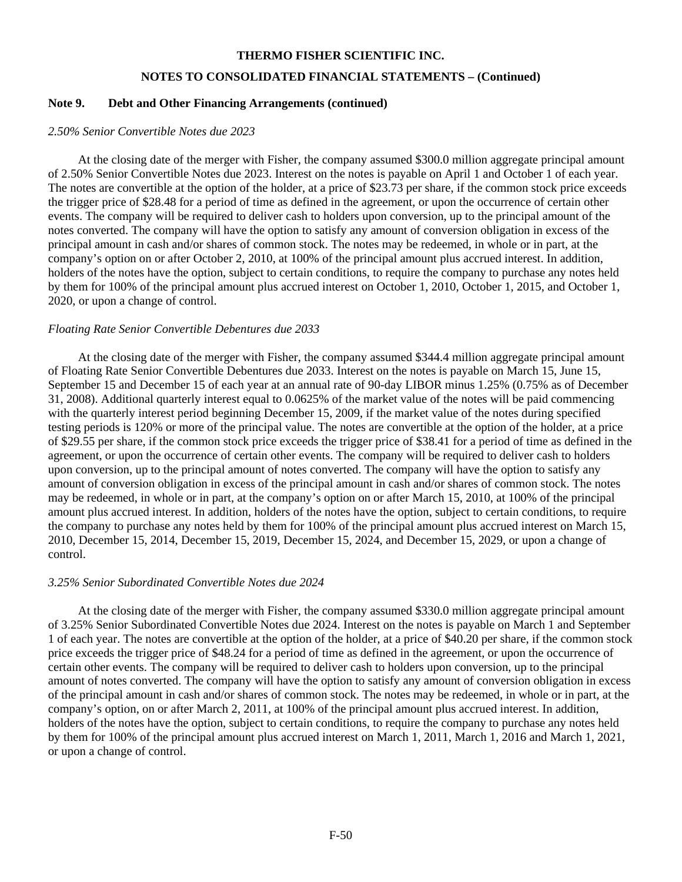**Note 9. Debt and Other Financing Arrangements (continued)**

*2.50% Senior Convertible Notes due 2023*

At the closing date of the merger with Fisher, the company assumed $300.0 million aggregate principal amount of 2.50% Senior Convertible Notes due 2023. Interest on the notes is payable on April 1 and October 1 of each year. The notes are convertible at the option of the holder, at a price of $23.73 per share, if the common stock price exceeds the trigger price of $28.48 for a period of time as defined in the agreement, or upon the occurrence of certain other events. The company will be required to deliver cash to holders upon conversion, up to the principal amount of the notes converted. The company will have the option to satisfy any amount of conversion obligation in excess of the principal amount in cash and/or shares of common stock. The notes may be redeemed, in whole or in part, at the company's option on or after October 2, 2010, at 100% of the principal amount plus accrued interest. In addition, holders of the notes have the option, subject to certain conditions, to require the company to purchase any notes held by them for 100% of the principal amount plus accrued interest on October 1, 2010, October 1, 2015, and October 1, 2020, or upon a change of control.

*Floating Rate Senior Convertible Debentures due 2033*

At the closing date of the merger with Fisher, the company assumed $344.4 million aggregate principal amount of Floating Rate Senior Convertible Debentures due 2033. Interest on the notes is payable on March 15, June 15, September 15 and December 15 of each year at an annual rate of 90-day LIBOR minus 1.25% (0.75% as of December 31, 2008). Additional quarterly interest equal to 0.0625% of the market value of the notes will be paid commencing with the quarterly interest period beginning December 15, 2009, if the market value of the notes during specified testing periods is 120% or more of the principal value. The notes are convertible at the option of the holder, at a price of $29.55 per share, if the common stock price exceeds the trigger price of $38.41 for a period of time as defined in the agreement, or upon the occurrence of certain other events. The company will be required to deliver cash to holders upon conversion, up to the principal amount of notes converted. The company will have the option to satisfy any amount of conversion obligation in excess of the principal amount in cash and/or shares of common stock. The notes may be redeemed, in whole or in part, at the company's option on or after March 15, 2010, at 100% of the principal amount plus accrued interest. In addition, holders of the notes have the option, subject to certain conditions, to require the company to purchase any notes held by them for 100% of the principal amount plus accrued interest on March 15, 2010, December 15, 2014, December 15, 2019, December 15, 2024, and December 15, 2029, or upon a change of control.

*3.25% Senior Subordinated Convertible Notes due 2024*

At the closing date of the merger with Fisher, the company assumed $330.0 million aggregate principal amount of 3.25% Senior Subordinated Convertible Notes due 2024. Interest on the notes is payable on March 1 and September 1 of each year. The notes are convertible at the option of the holder, at a price of $40.20 per share, if the common stock price exceeds the trigger price of $48.24 for a period of time as defined in the agreement, or upon the occurrence of certain other events. The company will be required to deliver cash to holders upon conversion, up to the principal amount of notes converted. The company will have the option to satisfy any amount of conversion obligation in excess of the principal amount in cash and/or shares of common stock. The notes may be redeemed, in whole or in part, at the company's option, on or after March 2, 2011, at 100% of the principal amount plus accrued interest. In addition, holders of the notes have the option, subject to certain conditions, to require the company to purchase any notes held by them for 100% of the principal amount plus accrued interest on March 1, 2011, March 1, 2016 and March 1, 2021, or upon a change of control.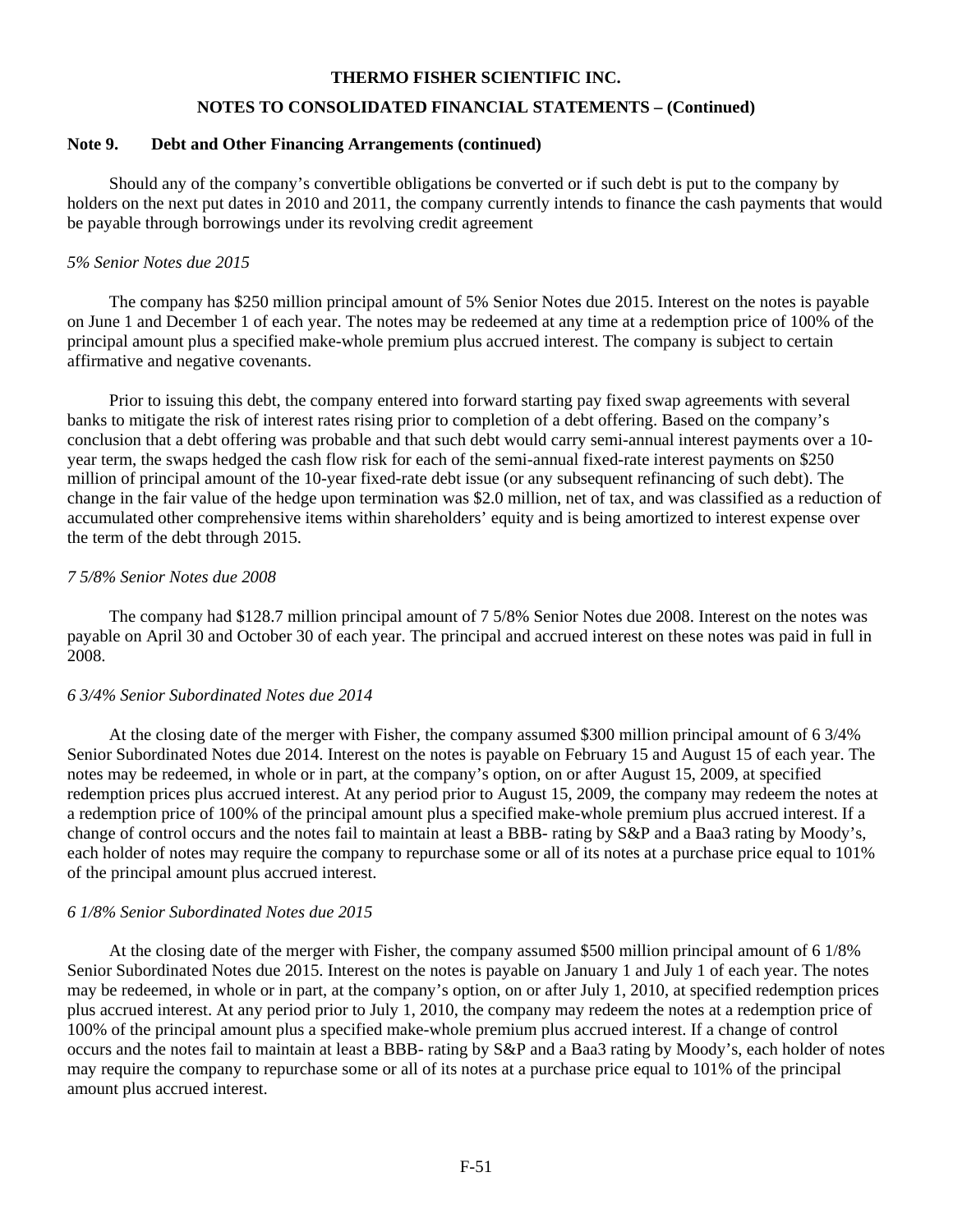### Note 9. Debt and Other Financing Arrangements (continued)

Should any of the company's convertible obligations be converted or if such debt is put to the company by holders on the next put dates in 2010 and 2011, the company currently intends to finance the cash payments that would be payable through borrowings under its revolving credit agreement

*5% Senior Notes due 2015*

The company has $250 million principal amount of 5% Senior Notes due 2015. Interest on the notes is payable on June 1 and December 1 of each year. The notes may be redeemed at any time at a redemption price of 100% of the principal amount plus a specified make-whole premium plus accrued interest. The company is subject to certain affirmative and negative covenants.

Prior to issuing this debt, the company entered into forward starting pay fixed swap agreements with several banks to mitigate the risk of interest rates rising prior to completion of a debt offering. Based on the company's conclusion that a debt offering was probable and that such debt would carry semi-annual interest payments over a 10-year term, the swaps hedged the cash flow risk for each of the semi-annual fixed-rate interest payments on $250 million of principal amount of the 10-year fixed-rate debt issue (or any subsequent refinancing of such debt). The change in the fair value of the hedge upon termination was $2.0 million, net of tax, and was classified as a reduction of accumulated other comprehensive items within shareholders' equity and is being amortized to interest expense over the term of the debt through 2015.

*7 5/8% Senior Notes due 2008*

The company had $128.7 million principal amount of 7 5/8% Senior Notes due 2008. Interest on the notes was payable on April 30 and October 30 of each year. The principal and accrued interest on these notes was paid in full in 2008.

*6 3/4% Senior Subordinated Notes due 2014*

At the closing date of the merger with Fisher, the company assumed $300 million principal amount of 6 3/4% Senior Subordinated Notes due 2014. Interest on the notes is payable on February 15 and August 15 of each year. The notes may be redeemed, in whole or in part, at the company's option, on or after August 15, 2009, at specified redemption prices plus accrued interest. At any period prior to August 15, 2009, the company may redeem the notes at a redemption price of 100% of the principal amount plus a specified make-whole premium plus accrued interest. If a change of control occurs and the notes fail to maintain at least a BBB- rating by S&P and a Baa3 rating by Moody's, each holder of notes may require the company to repurchase some or all of its notes at a purchase price equal to 101% of the principal amount plus accrued interest.

*6 1/8% Senior Subordinated Notes due 2015*

At the closing date of the merger with Fisher, the company assumed $500 million principal amount of 6 1/8% Senior Subordinated Notes due 2015. Interest on the notes is payable on January 1 and July 1 of each year. The notes may be redeemed, in whole or in part, at the company's option, on or after July 1, 2010, at specified redemption prices plus accrued interest. At any period prior to July 1, 2010, the company may redeem the notes at a redemption price of 100% of the principal amount plus a specified make-whole premium plus accrued interest. If a change of control occurs and the notes fail to maintain at least a BBB- rating by S&P and a Baa3 rating by Moody's, each holder of notes may require the company to repurchase some or all of its notes at a purchase price equal to 101% of the principal amount plus accrued interest.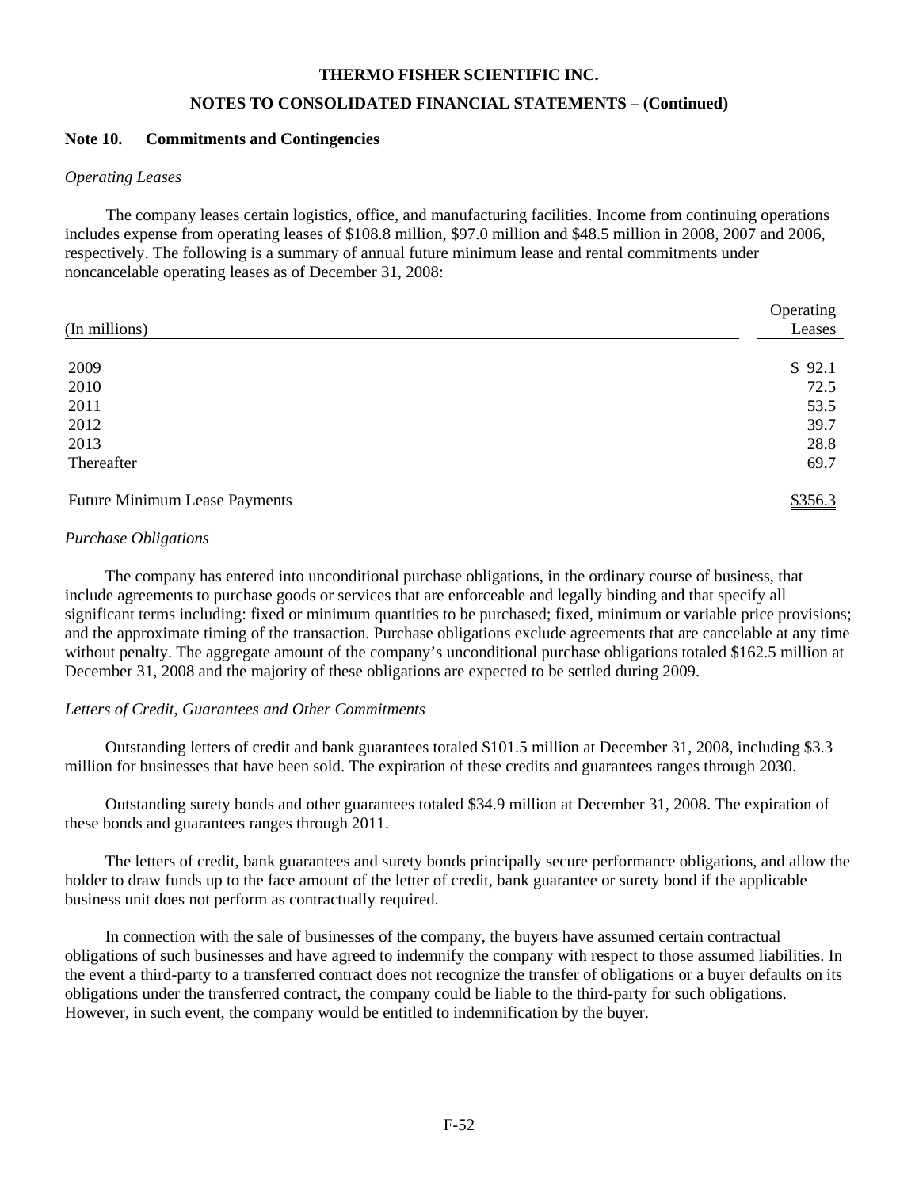## Note 10. Commitments and Contingencies

*Operating Leases*

The company leases certain logistics, office, and manufacturing facilities. Income from continuing operations includes expense from operating leases of $108.8 million, $97.0 million and $48.5 million in 2008, 2007 and 2006, respectively. The following is a summary of annual future minimum lease and rental commitments under noncancelable operating leases as of December 31, 2008:

| (In millions) | Operating Leases |
| --- | --- |
| 2009 | $ 92.1 |
| 2010 | 72.5 |
| 2011 | 53.5 |
| 2012 | 39.7 |
| 2013 | 28.8 |
| Thereafter | 69.7 |
| Future Minimum Lease Payments | $356.3 |

*Purchase Obligations*

The company has entered into unconditional purchase obligations, in the ordinary course of business, that include agreements to purchase goods or services that are enforceable and legally binding and that specify all significant terms including: fixed or minimum quantities to be purchased; fixed, minimum or variable price provisions; and the approximate timing of the transaction. Purchase obligations exclude agreements that are cancelable at any time without penalty. The aggregate amount of the company's unconditional purchase obligations totaled $162.5 million at December 31, 2008 and the majority of these obligations are expected to be settled during 2009.

*Letters of Credit, Guarantees and Other Commitments*

Outstanding letters of credit and bank guarantees totaled $101.5 million at December 31, 2008, including $3.3 million for businesses that have been sold. The expiration of these credits and guarantees ranges through 2030.

Outstanding surety bonds and other guarantees totaled $34.9 million at December 31, 2008. The expiration of these bonds and guarantees ranges through 2011.

The letters of credit, bank guarantees and surety bonds principally secure performance obligations, and allow the holder to draw funds up to the face amount of the letter of credit, bank guarantee or surety bond if the applicable business unit does not perform as contractually required.

In connection with the sale of businesses of the company, the buyers have assumed certain contractual obligations of such businesses and have agreed to indemnify the company with respect to those assumed liabilities. In the event a third-party to a transferred contract does not recognize the transfer of obligations or a buyer defaults on its obligations under the transferred contract, the company could be liable to the third-party for such obligations. However, in such event, the company would be entitled to indemnification by the buyer.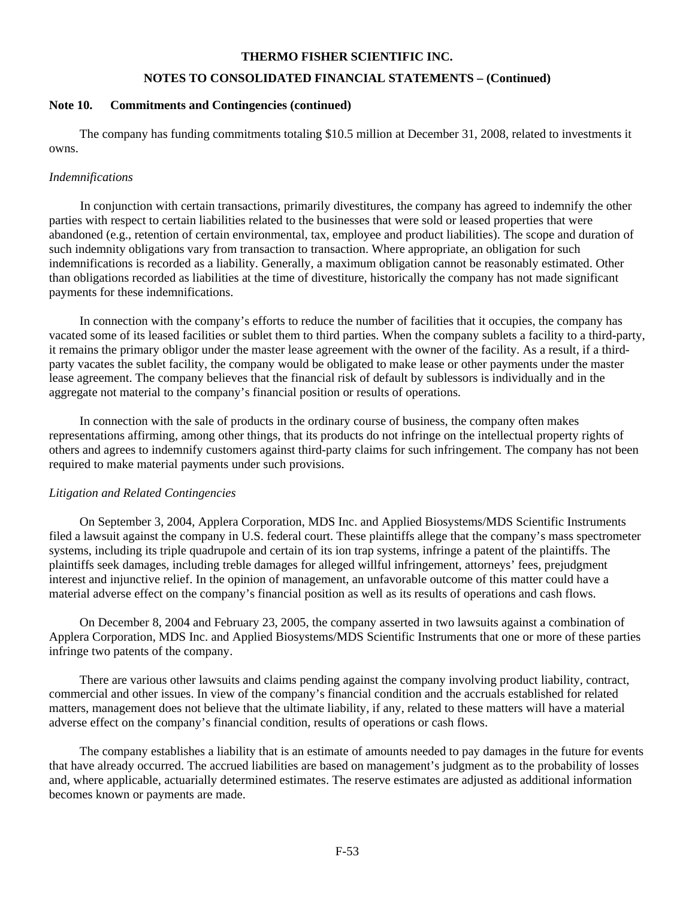### Note 10. Commitments and Contingencies (continued)

The company has funding commitments totaling $10.5 million at December 31, 2008, related to investments it owns.

*Indemnifications*

In conjunction with certain transactions, primarily divestitures, the company has agreed to indemnify the other parties with respect to certain liabilities related to the businesses that were sold or leased properties that were abandoned (e.g., retention of certain environmental, tax, employee and product liabilities). The scope and duration of such indemnity obligations vary from transaction to transaction. Where appropriate, an obligation for such indemnifications is recorded as a liability. Generally, a maximum obligation cannot be reasonably estimated. Other than obligations recorded as liabilities at the time of divestiture, historically the company has not made significant payments for these indemnifications.

In connection with the company's efforts to reduce the number of facilities that it occupies, the company has vacated some of its leased facilities or sublet them to third parties. When the company sublets a facility to a third-party, it remains the primary obligor under the master lease agreement with the owner of the facility. As a result, if a third-party vacates the sublet facility, the company would be obligated to make lease or other payments under the master lease agreement. The company believes that the financial risk of default by sublessors is individually and in the aggregate not material to the company's financial position or results of operations.

In connection with the sale of products in the ordinary course of business, the company often makes representations affirming, among other things, that its products do not infringe on the intellectual property rights of others and agrees to indemnify customers against third-party claims for such infringement. The company has not been required to make material payments under such provisions.

*Litigation and Related Contingencies*

On September 3, 2004, Applera Corporation, MDS Inc. and Applied Biosystems/MDS Scientific Instruments filed a lawsuit against the company in U.S. federal court. These plaintiffs allege that the company's mass spectrometer systems, including its triple quadrupole and certain of its ion trap systems, infringe a patent of the plaintiffs. The plaintiffs seek damages, including treble damages for alleged willful infringement, attorneys' fees, prejudgment interest and injunctive relief. In the opinion of management, an unfavorable outcome of this matter could have a material adverse effect on the company's financial position as well as its results of operations and cash flows.

On December 8, 2004 and February 23, 2005, the company asserted in two lawsuits against a combination of Applera Corporation, MDS Inc. and Applied Biosystems/MDS Scientific Instruments that one or more of these parties infringe two patents of the company.

There are various other lawsuits and claims pending against the company involving product liability, contract, commercial and other issues. In view of the company's financial condition and the accruals established for related matters, management does not believe that the ultimate liability, if any, related to these matters will have a material adverse effect on the company's financial condition, results of operations or cash flows.

The company establishes a liability that is an estimate of amounts needed to pay damages in the future for events that have already occurred. The accrued liabilities are based on management's judgment as to the probability of losses and, where applicable, actuarially determined estimates. The reserve estimates are adjusted as additional information becomes known or payments are made.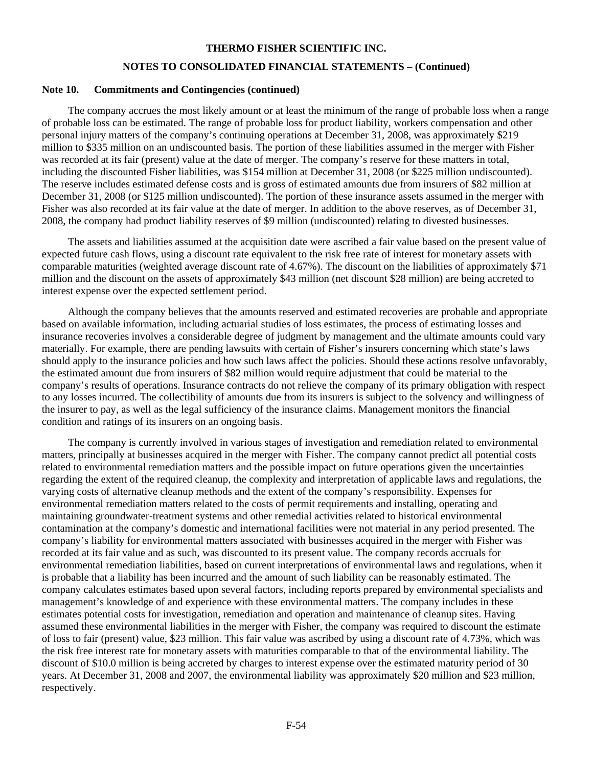THERMO FISHER SCIENTIFIC INC.

NOTES TO CONSOLIDATED FINANCIAL STATEMENTS – (Continued)

**Note 10. Commitments and Contingencies (continued)**

The company accrues the most likely amount or at least the minimum of the range of probable loss when a range of probable loss can be estimated. The range of probable loss for product liability, workers compensation and other personal injury matters of the company's continuing operations at December 31, 2008, was approximately $219 million to $335 million on an undiscounted basis. The portion of these liabilities assumed in the merger with Fisher was recorded at its fair (present) value at the date of merger. The company's reserve for these matters in total, including the discounted Fisher liabilities, was $154 million at December 31, 2008 (or $225 million undiscounted). The reserve includes estimated defense costs and is gross of estimated amounts due from insurers of $82 million at December 31, 2008 (or $125 million undiscounted). The portion of these insurance assets assumed in the merger with Fisher was also recorded at its fair value at the date of merger. In addition to the above reserves, as of December 31, 2008, the company had product liability reserves of $9 million (undiscounted) relating to divested businesses.

The assets and liabilities assumed at the acquisition date were ascribed a fair value based on the present value of expected future cash flows, using a discount rate equivalent to the risk free rate of interest for monetary assets with comparable maturities (weighted average discount rate of 4.67%). The discount on the liabilities of approximately $71 million and the discount on the assets of approximately $43 million (net discount $28 million) are being accreted to interest expense over the expected settlement period.

Although the company believes that the amounts reserved and estimated recoveries are probable and appropriate based on available information, including actuarial studies of loss estimates, the process of estimating losses and insurance recoveries involves a considerable degree of judgment by management and the ultimate amounts could vary materially. For example, there are pending lawsuits with certain of Fisher's insurers concerning which state's laws should apply to the insurance policies and how such laws affect the policies. Should these actions resolve unfavorably, the estimated amount due from insurers of $82 million would require adjustment that could be material to the company's results of operations. Insurance contracts do not relieve the company of its primary obligation with respect to any losses incurred. The collectibility of amounts due from its insurers is subject to the solvency and willingness of the insurer to pay, as well as the legal sufficiency of the insurance claims. Management monitors the financial condition and ratings of its insurers on an ongoing basis.

The company is currently involved in various stages of investigation and remediation related to environmental matters, principally at businesses acquired in the merger with Fisher. The company cannot predict all potential costs related to environmental remediation matters and the possible impact on future operations given the uncertainties regarding the extent of the required cleanup, the complexity and interpretation of applicable laws and regulations, the varying costs of alternative cleanup methods and the extent of the company's responsibility. Expenses for environmental remediation matters related to the costs of permit requirements and installing, operating and maintaining groundwater-treatment systems and other remedial activities related to historical environmental contamination at the company's domestic and international facilities were not material in any period presented. The company's liability for environmental matters associated with businesses acquired in the merger with Fisher was recorded at its fair value and as such, was discounted to its present value. The company records accruals for environmental remediation liabilities, based on current interpretations of environmental laws and regulations, when it is probable that a liability has been incurred and the amount of such liability can be reasonably estimated. The company calculates estimates based upon several factors, including reports prepared by environmental specialists and management's knowledge of and experience with these environmental matters. The company includes in these estimates potential costs for investigation, remediation and operation and maintenance of cleanup sites. Having assumed these environmental liabilities in the merger with Fisher, the company was required to discount the estimate of loss to fair (present) value, $23 million. This fair value was ascribed by using a discount rate of 4.73%, which was the risk free interest rate for monetary assets with maturities comparable to that of the environmental liability. The discount of $10.0 million is being accreted by charges to interest expense over the estimated maturity period of 30 years. At December 31, 2008 and 2007, the environmental liability was approximately $20 million and $23 million, respectively.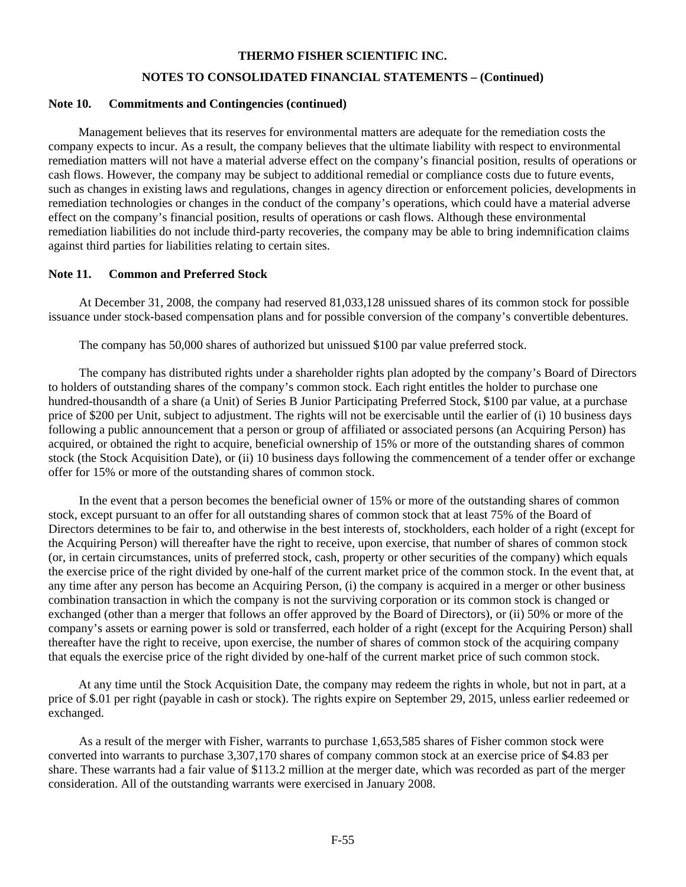**Note 10. Commitments and Contingencies (continued)**

Management believes that its reserves for environmental matters are adequate for the remediation costs the company expects to incur. As a result, the company believes that the ultimate liability with respect to environmental remediation matters will not have a material adverse effect on the company's financial position, results of operations or cash flows. However, the company may be subject to additional remedial or compliance costs due to future events, such as changes in existing laws and regulations, changes in agency direction or enforcement policies, developments in remediation technologies or changes in the conduct of the company's operations, which could have a material adverse effect on the company's financial position, results of operations or cash flows. Although these environmental remediation liabilities do not include third-party recoveries, the company may be able to bring indemnification claims against third parties for liabilities relating to certain sites.

**Note 11. Common and Preferred Stock**

At December 31, 2008, the company had reserved 81,033,128 unissued shares of its common stock for possible issuance under stock-based compensation plans and for possible conversion of the company's convertible debentures.

The company has 50,000 shares of authorized but unissued $100 par value preferred stock.

The company has distributed rights under a shareholder rights plan adopted by the company's Board of Directors to holders of outstanding shares of the company's common stock. Each right entitles the holder to purchase one hundred-thousandth of a share (a Unit) of Series B Junior Participating Preferred Stock, $100 par value, at a purchase price of $200 per Unit, subject to adjustment. The rights will not be exercisable until the earlier of (i) 10 business days following a public announcement that a person or group of affiliated or associated persons (an Acquiring Person) has acquired, or obtained the right to acquire, beneficial ownership of 15% or more of the outstanding shares of common stock (the Stock Acquisition Date), or (ii) 10 business days following the commencement of a tender offer or exchange offer for 15% or more of the outstanding shares of common stock.

In the event that a person becomes the beneficial owner of 15% or more of the outstanding shares of common stock, except pursuant to an offer for all outstanding shares of common stock that at least 75% of the Board of Directors determines to be fair to, and otherwise in the best interests of, stockholders, each holder of a right (except for the Acquiring Person) will thereafter have the right to receive, upon exercise, that number of shares of common stock (or, in certain circumstances, units of preferred stock, cash, property or other securities of the company) which equals the exercise price of the right divided by one-half of the current market price of the common stock. In the event that, at any time after any person has become an Acquiring Person, (i) the company is acquired in a merger or other business combination transaction in which the company is not the surviving corporation or its common stock is changed or exchanged (other than a merger that follows an offer approved by the Board of Directors), or (ii) 50% or more of the company's assets or earning power is sold or transferred, each holder of a right (except for the Acquiring Person) shall thereafter have the right to receive, upon exercise, the number of shares of common stock of the acquiring company that equals the exercise price of the right divided by one-half of the current market price of such common stock.

At any time until the Stock Acquisition Date, the company may redeem the rights in whole, but not in part, at a price of $.01 per right (payable in cash or stock). The rights expire on September 29, 2015, unless earlier redeemed or exchanged.

As a result of the merger with Fisher, warrants to purchase 1,653,585 shares of Fisher common stock were converted into warrants to purchase 3,307,170 shares of company common stock at an exercise price of $4.83 per share. These warrants had a fair value of $113.2 million at the merger date, which was recorded as part of the merger consideration. All of the outstanding warrants were exercised in January 2008.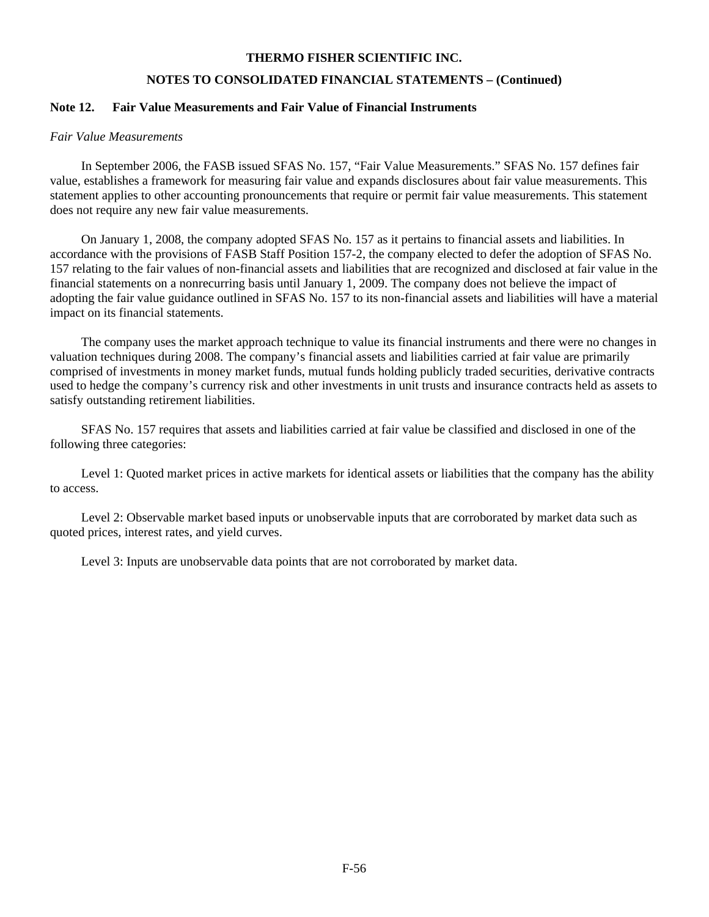## Note 12. Fair Value Measurements and Fair Value of Financial Instruments

*Fair Value Measurements*

In September 2006, the FASB issued SFAS No. 157, "Fair Value Measurements." SFAS No. 157 defines fair value, establishes a framework for measuring fair value and expands disclosures about fair value measurements. This statement applies to other accounting pronouncements that require or permit fair value measurements. This statement does not require any new fair value measurements.

On January 1, 2008, the company adopted SFAS No. 157 as it pertains to financial assets and liabilities. In accordance with the provisions of FASB Staff Position 157-2, the company elected to defer the adoption of SFAS No. 157 relating to the fair values of non-financial assets and liabilities that are recognized and disclosed at fair value in the financial statements on a nonrecurring basis until January 1, 2009. The company does not believe the impact of adopting the fair value guidance outlined in SFAS No. 157 to its non-financial assets and liabilities will have a material impact on its financial statements.

The company uses the market approach technique to value its financial instruments and there were no changes in valuation techniques during 2008. The company's financial assets and liabilities carried at fair value are primarily comprised of investments in money market funds, mutual funds holding publicly traded securities, derivative contracts used to hedge the company's currency risk and other investments in unit trusts and insurance contracts held as assets to satisfy outstanding retirement liabilities.

SFAS No. 157 requires that assets and liabilities carried at fair value be classified and disclosed in one of the following three categories:

Level 1: Quoted market prices in active markets for identical assets or liabilities that the company has the ability to access.

Level 2: Observable market based inputs or unobservable inputs that are corroborated by market data such as quoted prices, interest rates, and yield curves.

Level 3: Inputs are unobservable data points that are not corroborated by market data.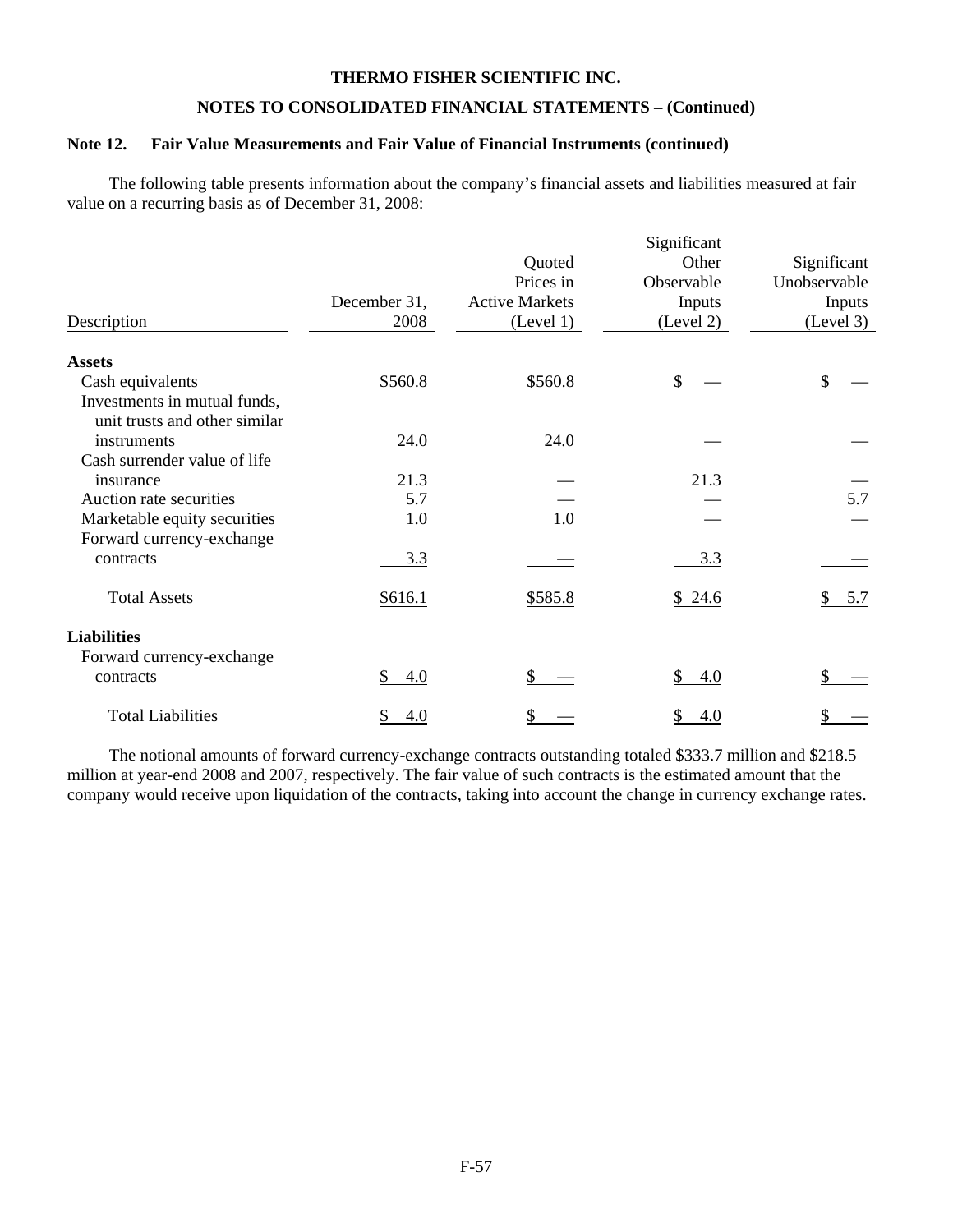**THERMO FISHER SCIENTIFIC INC.**

**NOTES TO CONSOLIDATED FINANCIAL STATEMENTS – (Continued)**

**Note 12. Fair Value Measurements and Fair Value of Financial Instruments (continued)**

The following table presents information about the company's financial assets and liabilities measured at fair value on a recurring basis as of December 31, 2008:

| Description | December 31, 2008 | Quoted Prices in Active Markets (Level 1) | Significant Other Observable Inputs (Level 2) | Significant Unobservable Inputs (Level 3) |
|---|---|---|---|---|
| **Assets** | | | | |
| Cash equivalents | $560.8 | $560.8 | $ — | $ — |
| Investments in mutual funds, unit trusts and other similar instruments | 24.0 | 24.0 | — | — |
| Cash surrender value of life insurance | 21.3 | — | 21.3 | — |
| Auction rate securities | 5.7 | — | — | 5.7 |
| Marketable equity securities | 1.0 | 1.0 | — | — |
| Forward currency-exchange contracts | 3.3 | — | 3.3 | — |
| Total Assets | $616.1 | $585.8 | $ 24.6 | $ 5.7 |
| **Liabilities** | | | | |
| Forward currency-exchange contracts | $ 4.0 | $ — | $ 4.0 | $ — |
| Total Liabilities | $ 4.0 | $ — | $ 4.0 | $ — |

The notional amounts of forward currency-exchange contracts outstanding totaled $333.7 million and $218.5 million at year-end 2008 and 2007, respectively. The fair value of such contracts is the estimated amount that the company would receive upon liquidation of the contracts, taking into account the change in currency exchange rates.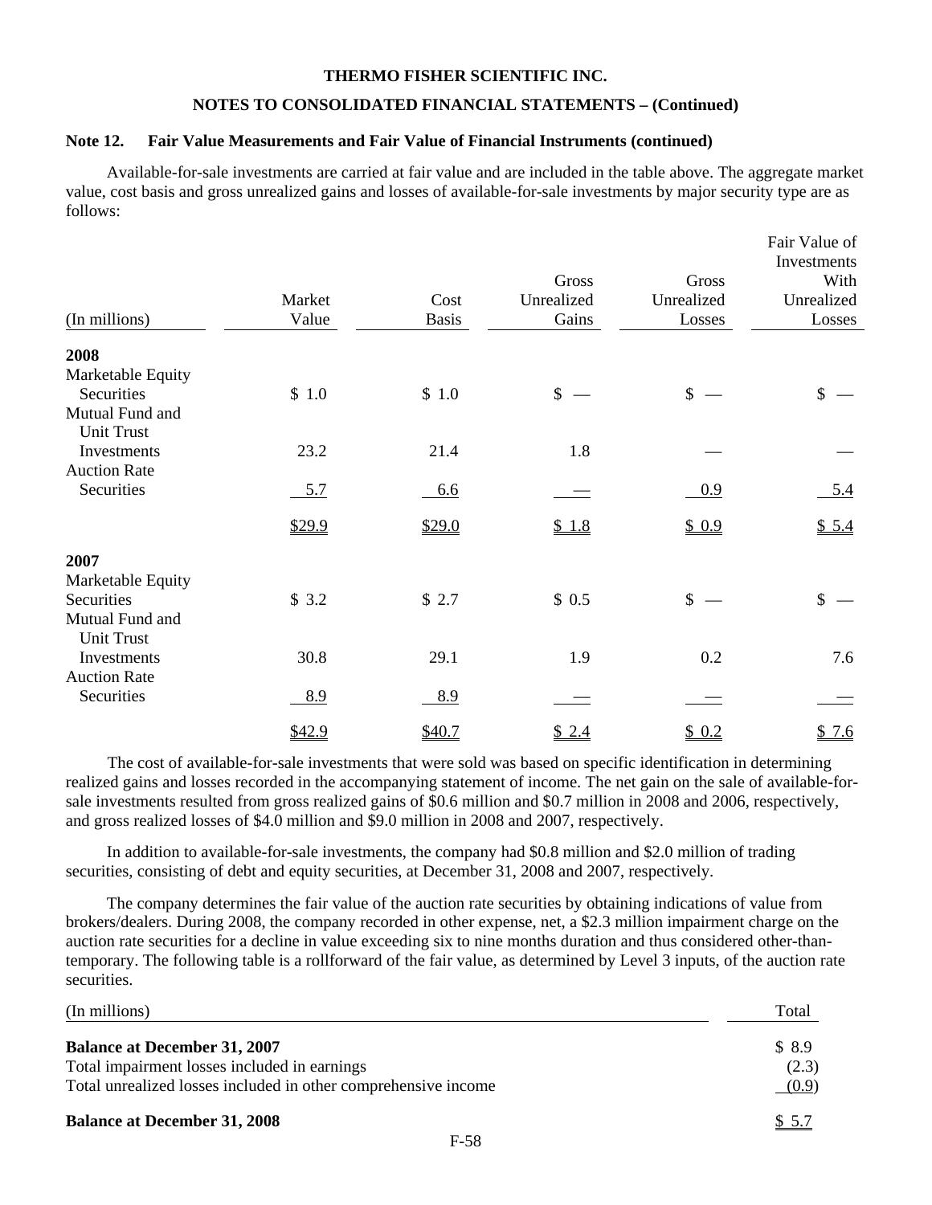**Note 12. Fair Value Measurements and Fair Value of Financial Instruments (continued)**

Available-for-sale investments are carried at fair value and are included in the table above. The aggregate market value, cost basis and gross unrealized gains and losses of available-for-sale investments by major security type are as follows:

| (In millions) | Market Value | Cost Basis | Gross Unrealized Gains | Gross Unrealized Losses | Fair Value of Investments With Unrealized Losses |
|---|---|---|---|---|---|
| **2008** | | | | | |
| Marketable Equity Securities | $ 1.0 | $ 1.0 | $ — | $ — | $ — |
| Mutual Fund and Unit Trust Investments | 23.2 | 21.4 | 1.8 | — | — |
| Auction Rate Securities | 5.7 | 6.6 | — | 0.9 | 5.4 |
| | $29.9 | $29.0 | $ 1.8 | $ 0.9 | $ 5.4 |
| **2007** | | | | | |
| Marketable Equity Securities | $ 3.2 | $ 2.7 | $ 0.5 | $ — | $ — |
| Mutual Fund and Unit Trust Investments | 30.8 | 29.1 | 1.9 | 0.2 | 7.6 |
| Auction Rate Securities | 8.9 | 8.9 | — | — | — |
| | $42.9 | $40.7 | $ 2.4 | $ 0.2 | $ 7.6 |

The cost of available-for-sale investments that were sold was based on specific identification in determining realized gains and losses recorded in the accompanying statement of income. The net gain on the sale of available-for-sale investments resulted from gross realized gains of $0.6 million and $0.7 million in 2008 and 2006, respectively, and gross realized losses of $4.0 million and $9.0 million in 2008 and 2007, respectively.

In addition to available-for-sale investments, the company had $0.8 million and $2.0 million of trading securities, consisting of debt and equity securities, at December 31, 2008 and 2007, respectively.

The company determines the fair value of the auction rate securities by obtaining indications of value from brokers/dealers. During 2008, the company recorded in other expense, net, a $2.3 million impairment charge on the auction rate securities for a decline in value exceeding six to nine months duration and thus considered other-than-temporary. The following table is a rollforward of the fair value, as determined by Level 3 inputs, of the auction rate securities.

| (In millions) | Total |
|---|---|
| **Balance at December 31, 2007** | $ 8.9 |
| Total impairment losses included in earnings | (2.3) |
| Total unrealized losses included in other comprehensive income | (0.9) |
| **Balance at December 31, 2008** | $ 5.7 |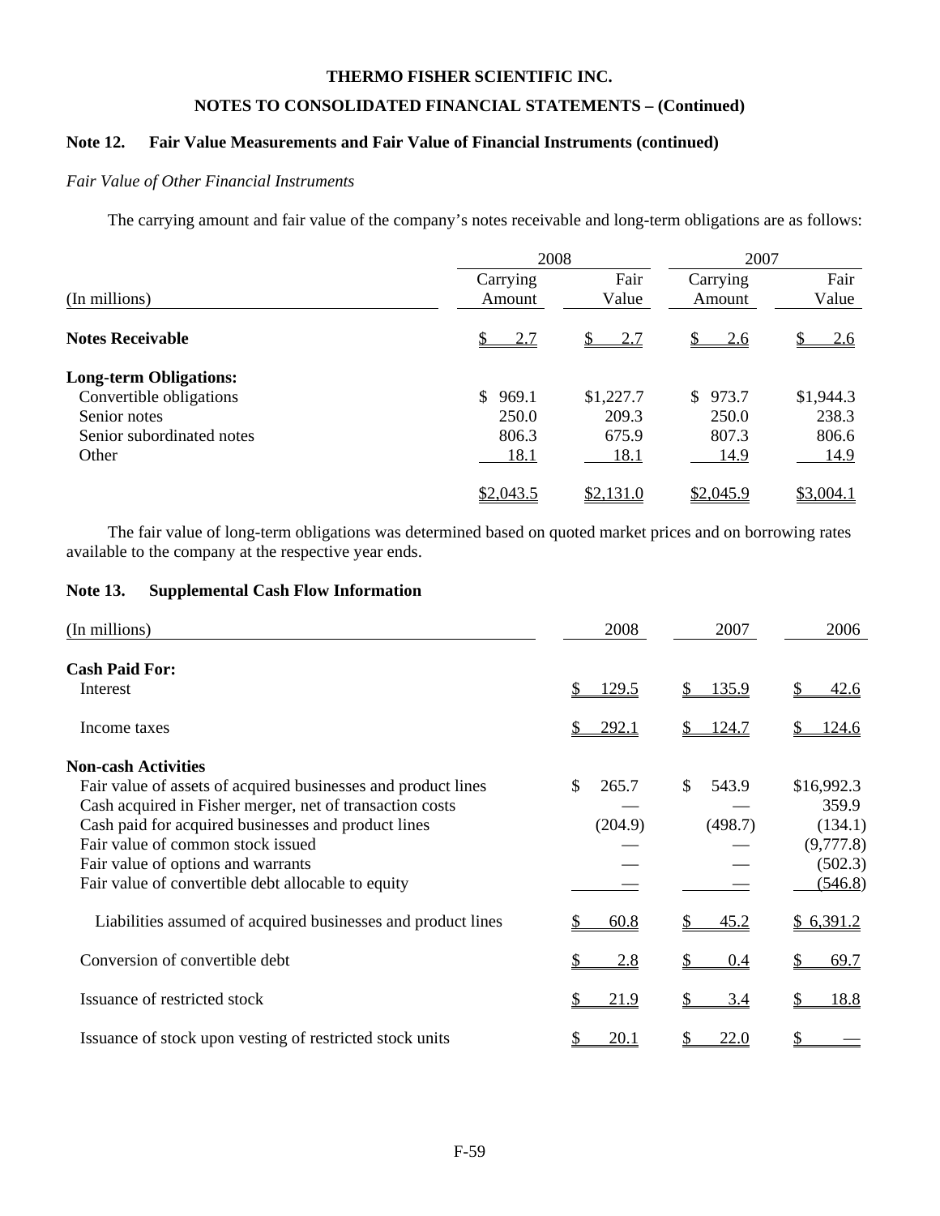## THERMO FISHER SCIENTIFIC INC.

## NOTES TO CONSOLIDATED FINANCIAL STATEMENTS – (Continued)

### Note 12. Fair Value Measurements and Fair Value of Financial Instruments (continued)

*Fair Value of Other Financial Instruments*

The carrying amount and fair value of the company's notes receivable and long-term obligations are as follows:

| | 2008 | | 2007 | |
|---|---|---|---|---|
| (In millions) | Carrying Amount | Fair Value | Carrying Amount | Fair Value |
| **Notes Receivable** | $ 2.7 | $ 2.7 | $ 2.6 | $ 2.6 |
| **Long-term Obligations:** | | | | |
| Convertible obligations | $ 969.1 | $1,227.7 | $ 973.7 | $1,944.3 |
| Senior notes | 250.0 | 209.3 | 250.0 | 238.3 |
| Senior subordinated notes | 806.3 | 675.9 | 807.3 | 806.6 |
| Other | 18.1 | 18.1 | 14.9 | 14.9 |
| | $2,043.5 | $2,131.0 | $2,045.9 | $3,004.1 |

The fair value of long-term obligations was determined based on quoted market prices and on borrowing rates available to the company at the respective year ends.

### Note 13. Supplemental Cash Flow Information

| (In millions) | 2008 | 2007 | 2006 |
|---|---|---|---|
| **Cash Paid For:** | | | |
| Interest | $ 129.5 | $ 135.9 | $ 42.6 |
| Income taxes | $ 292.1 | $ 124.7 | $ 124.6 |
| **Non-cash Activities** | | | |
| Fair value of assets of acquired businesses and product lines | $ 265.7 | $ 543.9 | $16,992.3 |
| Cash acquired in Fisher merger, net of transaction costs | — | — | 359.9 |
| Cash paid for acquired businesses and product lines | (204.9) | (498.7) | (134.1) |
| Fair value of common stock issued | — | — | (9,777.8) |
| Fair value of options and warrants | — | — | (502.3) |
| Fair value of convertible debt allocable to equity | — | — | (546.8) |
| Liabilities assumed of acquired businesses and product lines | $ 60.8 | $ 45.2 | $ 6,391.2 |
| Conversion of convertible debt | $ 2.8 | $ 0.4 | $ 69.7 |
| Issuance of restricted stock | $ 21.9 | $ 3.4 | $ 18.8 |
| Issuance of stock upon vesting of restricted stock units | $ 20.1 | $ 22.0 | $ — |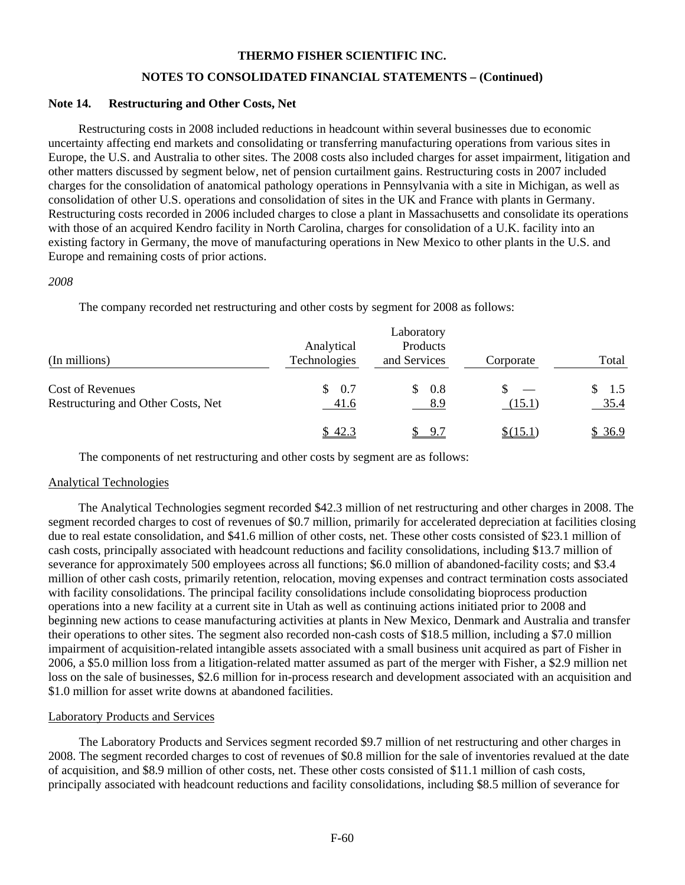### Note 14. Restructuring and Other Costs, Net

Restructuring costs in 2008 included reductions in headcount within several businesses due to economic uncertainty affecting end markets and consolidating or transferring manufacturing operations from various sites in Europe, the U.S. and Australia to other sites. The 2008 costs also included charges for asset impairment, litigation and other matters discussed by segment below, net of pension curtailment gains. Restructuring costs in 2007 included charges for the consolidation of anatomical pathology operations in Pennsylvania with a site in Michigan, as well as consolidation of other U.S. operations and consolidation of sites in the UK and France with plants in Germany. Restructuring costs recorded in 2006 included charges to close a plant in Massachusetts and consolidate its operations with those of an acquired Kendro facility in North Carolina, charges for consolidation of a U.K. facility into an existing factory in Germany, the move of manufacturing operations in New Mexico to other plants in the U.S. and Europe and remaining costs of prior actions.

*2008*

The company recorded net restructuring and other costs by segment for 2008 as follows:

| (In millions) | Analytical Technologies | Laboratory Products and Services | Corporate | Total |
|---|---|---|---|---|
| Cost of Revenues | $ 0.7 | $ 0.8 | $ — | $ 1.5 |
| Restructuring and Other Costs, Net | 41.6 | 8.9 | (15.1) | 35.4 |
| | $ 42.3 | $ 9.7 | $(15.1) | $ 36.9 |

The components of net restructuring and other costs by segment are as follows:

Analytical Technologies

The Analytical Technologies segment recorded $42.3 million of net restructuring and other charges in 2008. The segment recorded charges to cost of revenues of $0.7 million, primarily for accelerated depreciation at facilities closing due to real estate consolidation, and $41.6 million of other costs, net. These other costs consisted of $23.1 million of cash costs, principally associated with headcount reductions and facility consolidations, including $13.7 million of severance for approximately 500 employees across all functions; $6.0 million of abandoned-facility costs; and $3.4 million of other cash costs, primarily retention, relocation, moving expenses and contract termination costs associated with facility consolidations. The principal facility consolidations include consolidating bioprocess production operations into a new facility at a current site in Utah as well as continuing actions initiated prior to 2008 and beginning new actions to cease manufacturing activities at plants in New Mexico, Denmark and Australia and transfer their operations to other sites. The segment also recorded non-cash costs of $18.5 million, including a $7.0 million impairment of acquisition-related intangible assets associated with a small business unit acquired as part of Fisher in 2006, a $5.0 million loss from a litigation-related matter assumed as part of the merger with Fisher, a $2.9 million net loss on the sale of businesses, $2.6 million for in-process research and development associated with an acquisition and $1.0 million for asset write downs at abandoned facilities.

Laboratory Products and Services

The Laboratory Products and Services segment recorded $9.7 million of net restructuring and other charges in 2008. The segment recorded charges to cost of revenues of $0.8 million for the sale of inventories revalued at the date of acquisition, and $8.9 million of other costs, net. These other costs consisted of $11.1 million of cash costs, principally associated with headcount reductions and facility consolidations, including $8.5 million of severance for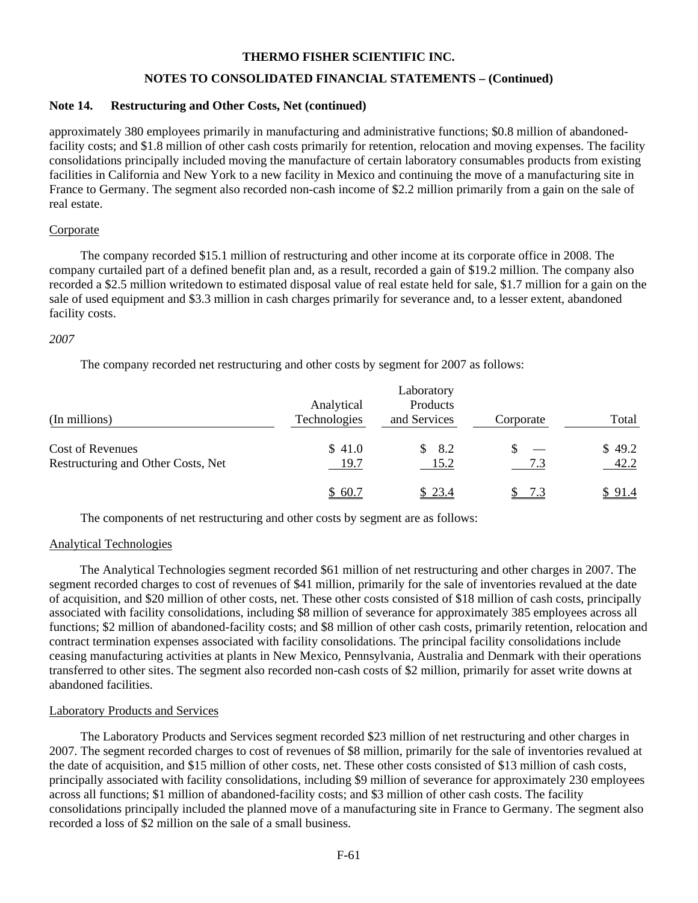**Note 14. Restructuring and Other Costs, Net (continued)**

approximately 380 employees primarily in manufacturing and administrative functions; $0.8 million of abandoned-facility costs; and $1.8 million of other cash costs primarily for retention, relocation and moving expenses. The facility consolidations principally included moving the manufacture of certain laboratory consumables products from existing facilities in California and New York to a new facility in Mexico and continuing the move of a manufacturing site in France to Germany. The segment also recorded non-cash income of $2.2 million primarily from a gain on the sale of real estate.

Corporate

The company recorded $15.1 million of restructuring and other income at its corporate office in 2008. The company curtailed part of a defined benefit plan and, as a result, recorded a gain of $19.2 million. The company also recorded a $2.5 million writedown to estimated disposal value of real estate held for sale, $1.7 million for a gain on the sale of used equipment and $3.3 million in cash charges primarily for severance and, to a lesser extent, abandoned facility costs.

*2007*

The company recorded net restructuring and other costs by segment for 2007 as follows:

| (In millions) | Analytical Technologies | Laboratory Products and Services | Corporate | Total |
|---|---|---|---|---|
| Cost of Revenues | $ 41.0 | $ 8.2 | $ — | $ 49.2 |
| Restructuring and Other Costs, Net | 19.7 | 15.2 | 7.3 | 42.2 |
| | $ 60.7 | $ 23.4 | $ 7.3 | $ 91.4 |

The components of net restructuring and other costs by segment are as follows:

Analytical Technologies

The Analytical Technologies segment recorded $61 million of net restructuring and other charges in 2007. The segment recorded charges to cost of revenues of $41 million, primarily for the sale of inventories revalued at the date of acquisition, and $20 million of other costs, net. These other costs consisted of $18 million of cash costs, principally associated with facility consolidations, including $8 million of severance for approximately 385 employees across all functions; $2 million of abandoned-facility costs; and $8 million of other cash costs, primarily retention, relocation and contract termination expenses associated with facility consolidations. The principal facility consolidations include ceasing manufacturing activities at plants in New Mexico, Pennsylvania, Australia and Denmark with their operations transferred to other sites. The segment also recorded non-cash costs of $2 million, primarily for asset write downs at abandoned facilities.

Laboratory Products and Services

The Laboratory Products and Services segment recorded $23 million of net restructuring and other charges in 2007. The segment recorded charges to cost of revenues of $8 million, primarily for the sale of inventories revalued at the date of acquisition, and $15 million of other costs, net. These other costs consisted of $13 million of cash costs, principally associated with facility consolidations, including $9 million of severance for approximately 230 employees across all functions; $1 million of abandoned-facility costs; and $3 million of other cash costs. The facility consolidations principally included the planned move of a manufacturing site in France to Germany. The segment also recorded a loss of $2 million on the sale of a small business.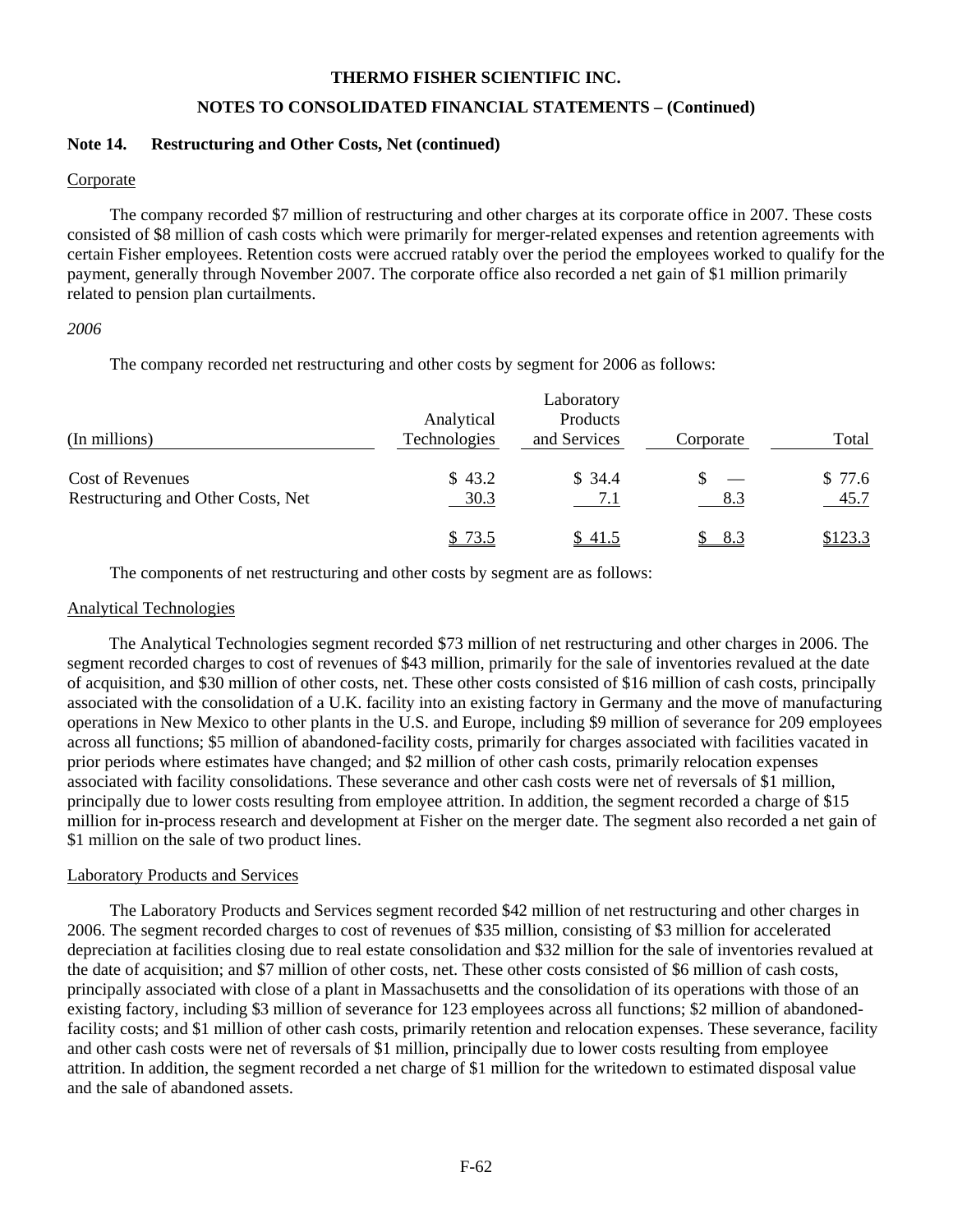**THERMO FISHER SCIENTIFIC INC.**

**NOTES TO CONSOLIDATED FINANCIAL STATEMENTS – (Continued)**

**Note 14. Restructuring and Other Costs, Net (continued)**

Corporate

The company recorded $7 million of restructuring and other charges at its corporate office in 2007. These costs consisted of $8 million of cash costs which were primarily for merger-related expenses and retention agreements with certain Fisher employees. Retention costs were accrued ratably over the period the employees worked to qualify for the payment, generally through November 2007. The corporate office also recorded a net gain of $1 million primarily related to pension plan curtailments.

*2006*

The company recorded net restructuring and other costs by segment for 2006 as follows:

| (In millions) | Analytical Technologies | Laboratory Products and Services | Corporate | Total |
|---|---|---|---|---|
| Cost of Revenues | $ 43.2 | $ 34.4 | $ — | $ 77.6 |
| Restructuring and Other Costs, Net | 30.3 | 7.1 | 8.3 | 45.7 |
| | $ 73.5 | $ 41.5 | $ 8.3 | $123.3 |

The components of net restructuring and other costs by segment are as follows:

Analytical Technologies

The Analytical Technologies segment recorded $73 million of net restructuring and other charges in 2006. The segment recorded charges to cost of revenues of $43 million, primarily for the sale of inventories revalued at the date of acquisition, and $30 million of other costs, net. These other costs consisted of $16 million of cash costs, principally associated with the consolidation of a U.K. facility into an existing factory in Germany and the move of manufacturing operations in New Mexico to other plants in the U.S. and Europe, including $9 million of severance for 209 employees across all functions; $5 million of abandoned-facility costs, primarily for charges associated with facilities vacated in prior periods where estimates have changed; and $2 million of other cash costs, primarily relocation expenses associated with facility consolidations. These severance and other cash costs were net of reversals of $1 million, principally due to lower costs resulting from employee attrition. In addition, the segment recorded a charge of $15 million for in-process research and development at Fisher on the merger date. The segment also recorded a net gain of $1 million on the sale of two product lines.

Laboratory Products and Services

The Laboratory Products and Services segment recorded $42 million of net restructuring and other charges in 2006. The segment recorded charges to cost of revenues of $35 million, consisting of $3 million for accelerated depreciation at facilities closing due to real estate consolidation and $32 million for the sale of inventories revalued at the date of acquisition; and $7 million of other costs, net. These other costs consisted of $6 million of cash costs, principally associated with close of a plant in Massachusetts and the consolidation of its operations with those of an existing factory, including $3 million of severance for 123 employees across all functions; $2 million of abandoned-facility costs; and $1 million of other cash costs, primarily retention and relocation expenses. These severance, facility and other cash costs were net of reversals of $1 million, principally due to lower costs resulting from employee attrition. In addition, the segment recorded a net charge of $1 million for the writedown to estimated disposal value and the sale of abandoned assets.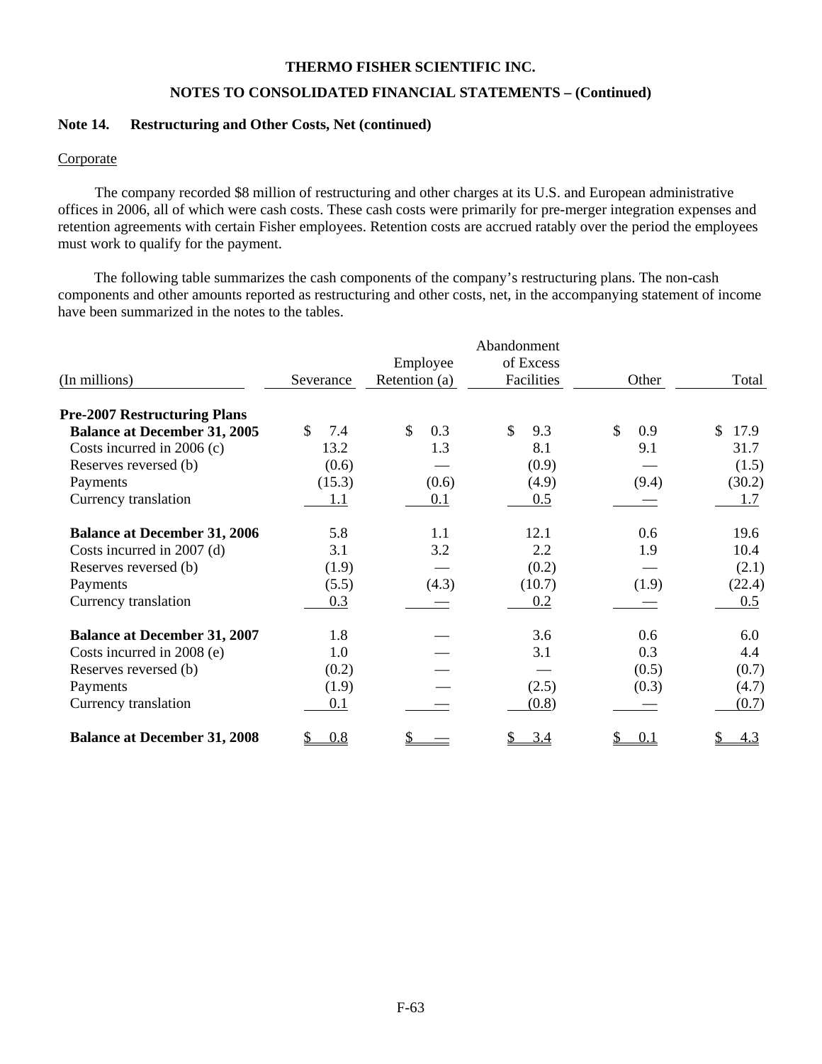**THERMO FISHER SCIENTIFIC INC.**

**NOTES TO CONSOLIDATED FINANCIAL STATEMENTS – (Continued)**

**Note 14. Restructuring and Other Costs, Net (continued)**

Corporate

The company recorded $8 million of restructuring and other charges at its U.S. and European administrative offices in 2006, all of which were cash costs. These cash costs were primarily for pre-merger integration expenses and retention agreements with certain Fisher employees. Retention costs are accrued ratably over the period the employees must work to qualify for the payment.

The following table summarizes the cash components of the company's restructuring plans. The non-cash components and other amounts reported as restructuring and other costs, net, in the accompanying statement of income have been summarized in the notes to the tables.

| (In millions) | Severance | Employee Retention (a) | Abandonment of Excess Facilities | Other | Total |
|---|---|---|---|---|---|
| **Pre-2007 Restructuring Plans** | | | | | |
| **Balance at December 31, 2005** | $ 7.4 | $ 0.3 | $ 9.3 | $ 0.9 | $ 17.9 |
| Costs incurred in 2006 (c) | 13.2 | 1.3 | 8.1 | 9.1 | 31.7 |
| Reserves reversed (b) | (0.6) | — | (0.9) | — | (1.5) |
| Payments | (15.3) | (0.6) | (4.9) | (9.4) | (30.2) |
| Currency translation | 1.1 | 0.1 | 0.5 | — | 1.7 |
| **Balance at December 31, 2006** | 5.8 | 1.1 | 12.1 | 0.6 | 19.6 |
| Costs incurred in 2007 (d) | 3.1 | 3.2 | 2.2 | 1.9 | 10.4 |
| Reserves reversed (b) | (1.9) | — | (0.2) | — | (2.1) |
| Payments | (5.5) | (4.3) | (10.7) | (1.9) | (22.4) |
| Currency translation | 0.3 | — | 0.2 | — | 0.5 |
| **Balance at December 31, 2007** | 1.8 | — | 3.6 | 0.6 | 6.0 |
| Costs incurred in 2008 (e) | 1.0 | — | 3.1 | 0.3 | 4.4 |
| Reserves reversed (b) | (0.2) | — | — | (0.5) | (0.7) |
| Payments | (1.9) | — | (2.5) | (0.3) | (4.7) |
| Currency translation | 0.1 | — | (0.8) | — | (0.7) |
| **Balance at December 31, 2008** | $ 0.8 | $ — | $ 3.4 | $ 0.1 | $ 4.3 |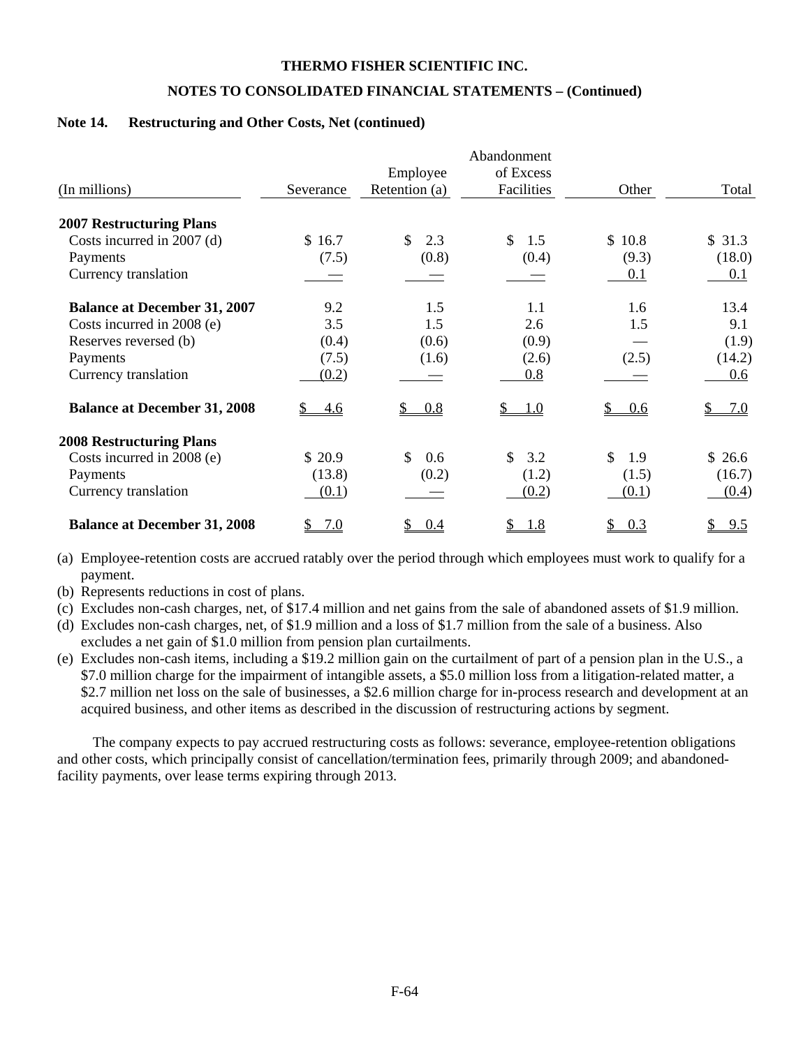**THERMO FISHER SCIENTIFIC INC.**

**NOTES TO CONSOLIDATED FINANCIAL STATEMENTS – (Continued)**

**Note 14. Restructuring and Other Costs, Net (continued)**

| (In millions) | Severance | Employee Retention (a) | Abandonment of Excess Facilities | Other | Total |
|---|---|---|---|---|---|
| **2007 Restructuring Plans** | | | | | |
| Costs incurred in 2007 (d) | $ 16.7 | $ 2.3 | $ 1.5 | $ 10.8 | $ 31.3 |
| Payments | (7.5) | (0.8) | (0.4) | (9.3) | (18.0) |
| Currency translation | — | — | — | 0.1 | 0.1 |
| **Balance at December 31, 2007** | 9.2 | 1.5 | 1.1 | 1.6 | 13.4 |
| Costs incurred in 2008 (e) | 3.5 | 1.5 | 2.6 | 1.5 | 9.1 |
| Reserves reversed (b) | (0.4) | (0.6) | (0.9) | — | (1.9) |
| Payments | (7.5) | (1.6) | (2.6) | (2.5) | (14.2) |
| Currency translation | (0.2) | — | 0.8 | — | 0.6 |
| **Balance at December 31, 2008** | $ 4.6 | $ 0.8 | $ 1.0 | $ 0.6 | $ 7.0 |
| **2008 Restructuring Plans** | | | | | |
| Costs incurred in 2008 (e) | $ 20.9 | $ 0.6 | $ 3.2 | $ 1.9 | $ 26.6 |
| Payments | (13.8) | (0.2) | (1.2) | (1.5) | (16.7) |
| Currency translation | (0.1) | — | (0.2) | (0.1) | (0.4) |
| **Balance at December 31, 2008** | $ 7.0 | $ 0.4 | $ 1.8 | $ 0.3 | $ 9.5 |

(a) Employee-retention costs are accrued ratably over the period through which employees must work to qualify for a payment.

(b) Represents reductions in cost of plans.

(c) Excludes non-cash charges, net, of $17.4 million and net gains from the sale of abandoned assets of $1.9 million.

(d) Excludes non-cash charges, net, of $1.9 million and a loss of $1.7 million from the sale of a business. Also excludes a net gain of $1.0 million from pension plan curtailments.

(e) Excludes non-cash items, including a $19.2 million gain on the curtailment of part of a pension plan in the U.S., a $7.0 million charge for the impairment of intangible assets, a $5.0 million loss from a litigation-related matter, a $2.7 million net loss on the sale of businesses, a $2.6 million charge for in-process research and development at an acquired business, and other items as described in the discussion of restructuring actions by segment.

The company expects to pay accrued restructuring costs as follows: severance, employee-retention obligations and other costs, which principally consist of cancellation/termination fees, primarily through 2009; and abandoned-facility payments, over lease terms expiring through 2013.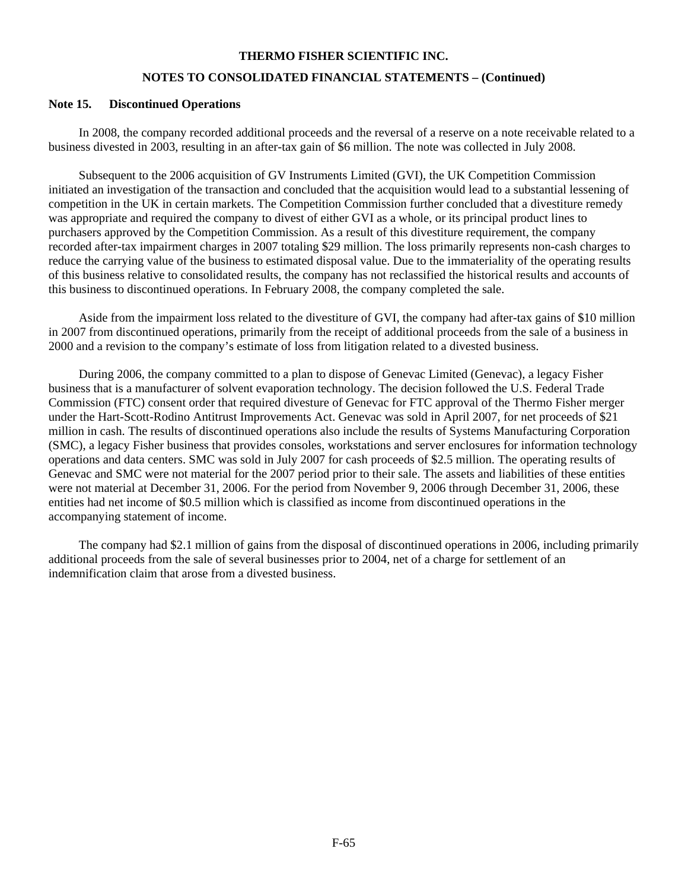**THERMO FISHER SCIENTIFIC INC.**

**NOTES TO CONSOLIDATED FINANCIAL STATEMENTS – (Continued)**

## Note 15. Discontinued Operations

In 2008, the company recorded additional proceeds and the reversal of a reserve on a note receivable related to a business divested in 2003, resulting in an after-tax gain of $6 million. The note was collected in July 2008.

Subsequent to the 2006 acquisition of GV Instruments Limited (GVI), the UK Competition Commission initiated an investigation of the transaction and concluded that the acquisition would lead to a substantial lessening of competition in the UK in certain markets. The Competition Commission further concluded that a divestiture remedy was appropriate and required the company to divest of either GVI as a whole, or its principal product lines to purchasers approved by the Competition Commission. As a result of this divestiture requirement, the company recorded after-tax impairment charges in 2007 totaling $29 million. The loss primarily represents non-cash charges to reduce the carrying value of the business to estimated disposal value. Due to the immateriality of the operating results of this business relative to consolidated results, the company has not reclassified the historical results and accounts of this business to discontinued operations. In February 2008, the company completed the sale.

Aside from the impairment loss related to the divestiture of GVI, the company had after-tax gains of $10 million in 2007 from discontinued operations, primarily from the receipt of additional proceeds from the sale of a business in 2000 and a revision to the company's estimate of loss from litigation related to a divested business.

During 2006, the company committed to a plan to dispose of Genevac Limited (Genevac), a legacy Fisher business that is a manufacturer of solvent evaporation technology. The decision followed the U.S. Federal Trade Commission (FTC) consent order that required divesture of Genevac for FTC approval of the Thermo Fisher merger under the Hart-Scott-Rodino Antitrust Improvements Act. Genevac was sold in April 2007, for net proceeds of $21 million in cash. The results of discontinued operations also include the results of Systems Manufacturing Corporation (SMC), a legacy Fisher business that provides consoles, workstations and server enclosures for information technology operations and data centers. SMC was sold in July 2007 for cash proceeds of $2.5 million. The operating results of Genevac and SMC were not material for the 2007 period prior to their sale. The assets and liabilities of these entities were not material at December 31, 2006. For the period from November 9, 2006 through December 31, 2006, these entities had net income of $0.5 million which is classified as income from discontinued operations in the accompanying statement of income.

The company had $2.1 million of gains from the disposal of discontinued operations in 2006, including primarily additional proceeds from the sale of several businesses prior to 2004, net of a charge for settlement of an indemnification claim that arose from a divested business.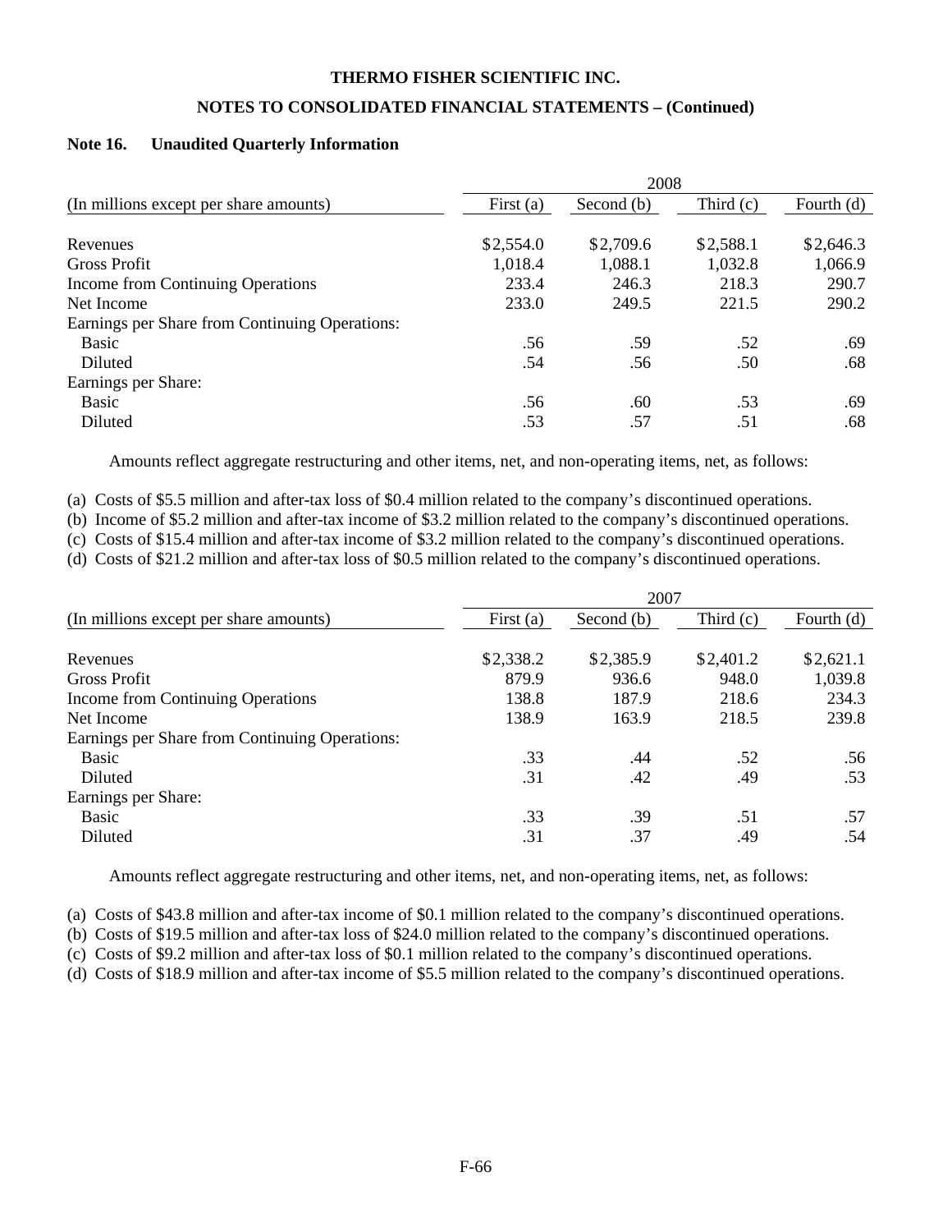**THERMO FISHER SCIENTIFIC INC.**

**NOTES TO CONSOLIDATED FINANCIAL STATEMENTS – (Continued)**

## Note 16. Unaudited Quarterly Information

| | 2008 | | | |
|---|---|---|---|---|
| (In millions except per share amounts) | First (a) | Second (b) | Third (c) | Fourth (d) |
| Revenues | $2,554.0 | $2,709.6 | $2,588.1 | $2,646.3 |
| Gross Profit | 1,018.4 | 1,088.1 | 1,032.8 | 1,066.9 |
| Income from Continuing Operations | 233.4 | 246.3 | 218.3 | 290.7 |
| Net Income | 233.0 | 249.5 | 221.5 | 290.2 |
| Earnings per Share from Continuing Operations: | | | | |
| Basic | .56 | .59 | .52 | .69 |
| Diluted | .54 | .56 | .50 | .68 |
| Earnings per Share: | | | | |
| Basic | .56 | .60 | .53 | .69 |
| Diluted | .53 | .57 | .51 | .68 |

Amounts reflect aggregate restructuring and other items, net, and non-operating items, net, as follows:

(a) Costs of $5.5 million and after-tax loss of $0.4 million related to the company's discontinued operations.
(b) Income of $5.2 million and after-tax income of $3.2 million related to the company's discontinued operations.
(c) Costs of $15.4 million and after-tax income of $3.2 million related to the company's discontinued operations.
(d) Costs of $21.2 million and after-tax loss of $0.5 million related to the company's discontinued operations.

| | 2007 | | | |
|---|---|---|---|---|
| (In millions except per share amounts) | First (a) | Second (b) | Third (c) | Fourth (d) |
| Revenues | $2,338.2 | $2,385.9 | $2,401.2 | $2,621.1 |
| Gross Profit | 879.9 | 936.6 | 948.0 | 1,039.8 |
| Income from Continuing Operations | 138.8 | 187.9 | 218.6 | 234.3 |
| Net Income | 138.9 | 163.9 | 218.5 | 239.8 |
| Earnings per Share from Continuing Operations: | | | | |
| Basic | .33 | .44 | .52 | .56 |
| Diluted | .31 | .42 | .49 | .53 |
| Earnings per Share: | | | | |
| Basic | .33 | .39 | .51 | .57 |
| Diluted | .31 | .37 | .49 | .54 |

Amounts reflect aggregate restructuring and other items, net, and non-operating items, net, as follows:

(a) Costs of $43.8 million and after-tax income of $0.1 million related to the company's discontinued operations.
(b) Costs of $19.5 million and after-tax loss of $24.0 million related to the company's discontinued operations.
(c) Costs of $9.2 million and after-tax loss of $0.1 million related to the company's discontinued operations.
(d) Costs of $18.9 million and after-tax income of $5.5 million related to the company's discontinued operations.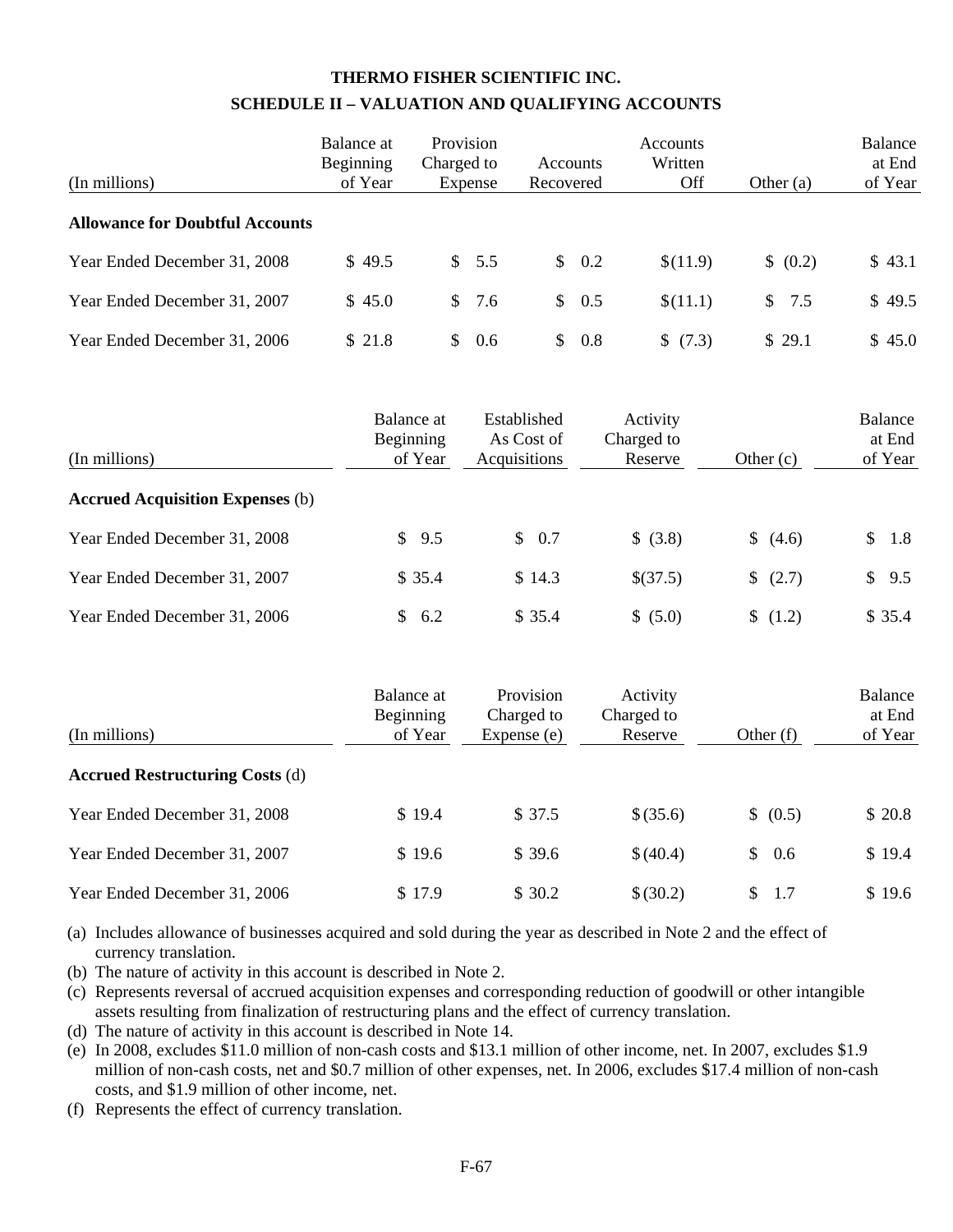**THERMO FISHER SCIENTIFIC INC.**

**SCHEDULE II – VALUATION AND QUALIFYING ACCOUNTS**

| (In millions) | Balance at Beginning of Year | Provision Charged to Expense | Accounts Recovered | Accounts Written Off | Other (a) | Balance at End of Year |
|---|---|---|---|---|---|---|
| **Allowance for Doubtful Accounts** | | | | | | |
| Year Ended December 31, 2008 | $ 49.5 | $ 5.5 | $ 0.2 | $(11.9) | $ (0.2) | $ 43.1 |
| Year Ended December 31, 2007 | $ 45.0 | $ 7.6 | $ 0.5 | $(11.1) | $ 7.5 | $ 49.5 |
| Year Ended December 31, 2006 | $ 21.8 | $ 0.6 | $ 0.8 | $ (7.3) | $ 29.1 | $ 45.0 |

| (In millions) | Balance at Beginning of Year | Established As Cost of Acquisitions | Activity Charged to Reserve | Other (c) | Balance at End of Year |
|---|---|---|---|---|---|
| **Accrued Acquisition Expenses** (b) | | | | | |
| Year Ended December 31, 2008 | $ 9.5 | $ 0.7 | $ (3.8) | $ (4.6) | $ 1.8 |
| Year Ended December 31, 2007 | $ 35.4 | $ 14.3 | $(37.5) | $ (2.7) | $ 9.5 |
| Year Ended December 31, 2006 | $ 6.2 | $ 35.4 | $ (5.0) | $ (1.2) | $ 35.4 |

| (In millions) | Balance at Beginning of Year | Provision Charged to Expense (e) | Activity Charged to Reserve | Other (f) | Balance at End of Year |
|---|---|---|---|---|---|
| **Accrued Restructuring Costs** (d) | | | | | |
| Year Ended December 31, 2008 | $ 19.4 | $ 37.5 | $ (35.6) | $ (0.5) | $ 20.8 |
| Year Ended December 31, 2007 | $ 19.6 | $ 39.6 | $ (40.4) | $ 0.6 | $ 19.4 |
| Year Ended December 31, 2006 | $ 17.9 | $ 30.2 | $ (30.2) | $ 1.7 | $ 19.6 |

(a) Includes allowance of businesses acquired and sold during the year as described in Note 2 and the effect of currency translation.

(b) The nature of activity in this account is described in Note 2.

(c) Represents reversal of accrued acquisition expenses and corresponding reduction of goodwill or other intangible assets resulting from finalization of restructuring plans and the effect of currency translation.

(d) The nature of activity in this account is described in Note 14.

(e) In 2008, excludes $11.0 million of non-cash costs and $13.1 million of other income, net. In 2007, excludes $1.9 million of non-cash costs, net and $0.7 million of other expenses, net. In 2006, excludes $17.4 million of non-cash costs, and $1.9 million of other income, net.

(f) Represents the effect of currency translation.